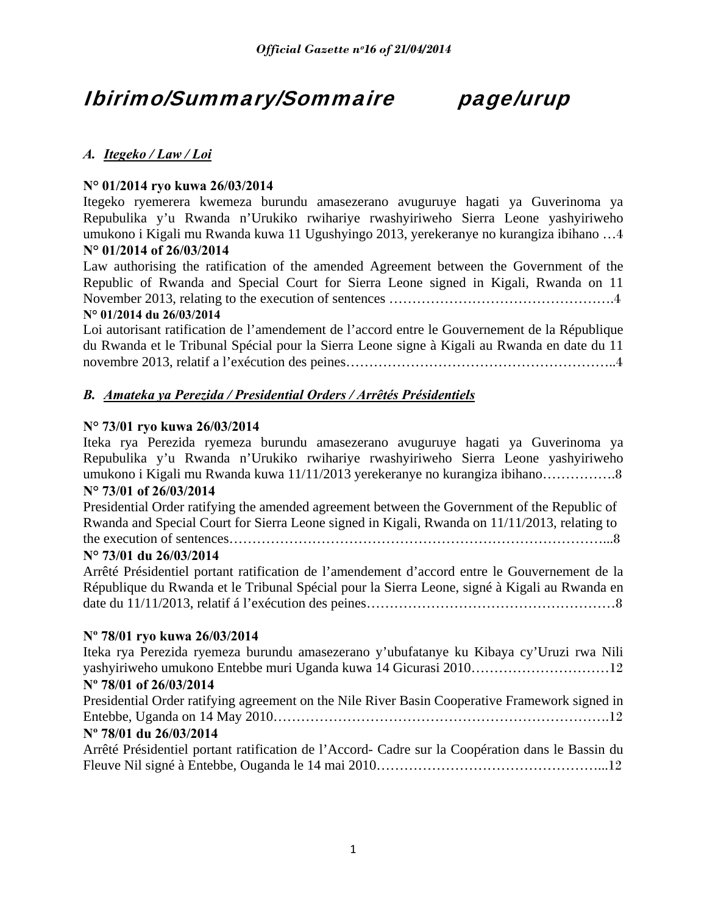# Ibirimo/Summary/Sommaire page/urup

### *A. Itegeko / Law / Loi*

**N° 01/2014 ryo kuwa 26/03/2014**

Itegeko ryemerera kwemeza burundu amasezerano avuguruye hagati ya Guverinoma ya Repubulika y'u Rwanda n'Urukiko rwihariye rwashyiriweho Sierra Leone yashyiriweho umukono i Kigali mu Rwanda kuwa 11 Ugushyingo 2013, yerekeranye no kurangiza ibihano …4

**N° 01/2014 of 26/03/2014**

Law authorising the ratification of the amended Agreement between the Government of the Republic of Rwanda and Special Court for Sierra Leone signed in Kigali, Rwanda on 11 November 2013, relating to the execution of sentences ………………………………………….4

**N° 01/2014 du 26/03/2014**

Loi autorisant ratification de l'amendement de l'accord entre le Gouvernement de la République du Rwanda et le Tribunal Spécial pour la Sierra Leone signe à Kigali au Rwanda en date du 11 novembre 2013, relatif a l'exécution des peines…………………………………………………..4

### *B. Amateka ya Perezida / Presidential Orders / Arrêtés Présidentiels*

**N° 73/01 ryo kuwa 26/03/2014**

Iteka rya Perezida ryemeza burundu amasezerano avuguruye hagati ya Guverinoma ya Repubulika y'u Rwanda n'Urukiko rwihariye rwashyiriweho Sierra Leone yashyiriweho umukono i Kigali mu Rwanda kuwa 11/11/2013 yerekeranye no kurangiza ibihano…………….8

**N° 73/01 of 26/03/2014**

Presidential Order ratifying the amended agreement between the Government of the Republic of Rwanda and Special Court for Sierra Leone signed in Kigali, Rwanda on 11/11/2013, relating to the execution of sentences………………………………………………………………………...8

**N° 73/01 du 26/03/2014**

Arrêté Présidentiel portant ratification de l'amendement d'accord entre le Gouvernement de la République du Rwanda et le Tribunal Spécial pour la Sierra Leone, signé à Kigali au Rwanda en date du 11/11/2013, relatif á l'exécution des peines………………………………………………8

**Nº 78/01 ryo kuwa 26/03/2014**

Iteka rya Perezida ryemeza burundu amasezerano y'ubufatanye ku Kibaya cy'Uruzi rwa Nili yashyiriweho umukono Entebbe muri Uganda kuwa 14 Gicurasi 2010…………………………12

**Nº 78/01 of 26/03/2014**

Presidential Order ratifying agreement on the Nile River Basin Cooperative Framework signed in Entebbe, Uganda on 14 May 2010……………………………………………………………….12

**Nº 78/01 du 26/03/2014**

Arrêté Présidentiel portant ratification de l'Accord- Cadre sur la Coopération dans le Bassin du Fleuve Nil signé à Entebbe, Ouganda le 14 mai 2010…………………………………………...12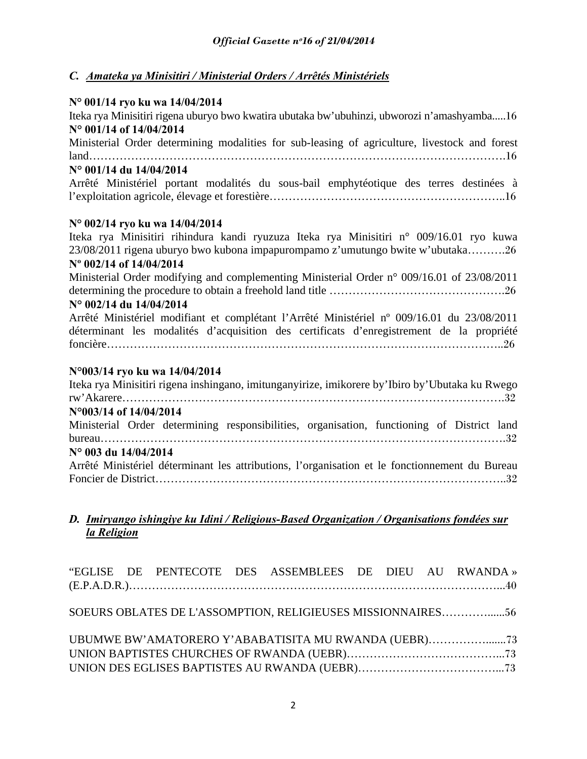## *C. Amateka ya Minisitiri / Ministerial Orders / Arrêtés Ministériels*

**N° 001/14 ryo ku wa 14/04/2014**

Iteka rya Minisitiri rigena uburyo bwo kwatira ubutaka bw'ubuhinzi, ubworozi n'amashyamba.....16

**N° 001/14 of 14/04/2014**

Ministerial Order determining modalities for sub-leasing of agriculture, livestock and forest land……………………………………………………………………………………………….16

**N° 001/14 du 14/04/2014**

Arrêté Ministériel portant modalités du sous-bail emphytéotique des terres destinées à l'exploitation agricole, élevage et forestière……………………………………………………..16

**N° 002/14 ryo ku wa 14/04/2014**

Iteka rya Minisitiri rihindura kandi ryuzuza Iteka rya Minisitiri n° 009/16.01 ryo kuwa 23/08/2011 rigena uburyo bwo kubona impapurompamo z'umutungo bwite w'ubutaka……….26

**Nº 002/14 of 14/04/2014**

Ministerial Order modifying and complementing Ministerial Order n° 009/16.01 of 23/08/2011 determining the procedure to obtain a freehold land title ……………………………………….26

**N° 002/14 du 14/04/2014**

Arrêté Ministériel modifiant et complétant l'Arrêté Ministériel nº 009/16.01 du 23/08/2011 déterminant les modalités d'acquisition des certificats d'enregistrement de la propriété foncière…………………………………………………………………………………………..26

**N°003/14 ryo ku wa 14/04/2014**

Iteka rya Minisitiri rigena inshingano, imitunganyirize, imikorere by'Ibiro by'Ubutaka ku Rwego rw'Akarere…………………………………………………………………………………….32

**N°003/14 of 14/04/2014**

Ministerial Order determining responsibilities, organisation, functioning of District land bureau…………………………………………………………………………………………….32

**N° 003 du 14/04/2014**

Arrêté Ministériel déterminant les attributions, l'organisation et le fonctionnement du Bureau Foncier de District……………………………………………………………………………..32

## *D. Imiryango ishingiye ku Idini / Religious-Based Organization / Organisations fondées sur la Religion*

"EGLISE DE PENTECOTE DES ASSEMBLEES DE DIEU AU RWANDA » (E.P.A.D.R.)…………………………………………………………………………………...40

SOEURS OBLATES DE L'ASSOMPTION, RELIGIEUSES MISSIONNAIRES…………......56

UBUMWE BW'AMATORERO Y'ABABATISITA MU RWANDA (UEBR)……………......73
UNION BAPTISTES CHURCHES OF RWANDA (UEBR)…………………………………...73
UNION DES EGLISES BAPTISTES AU RWANDA (UEBR)………………………………...73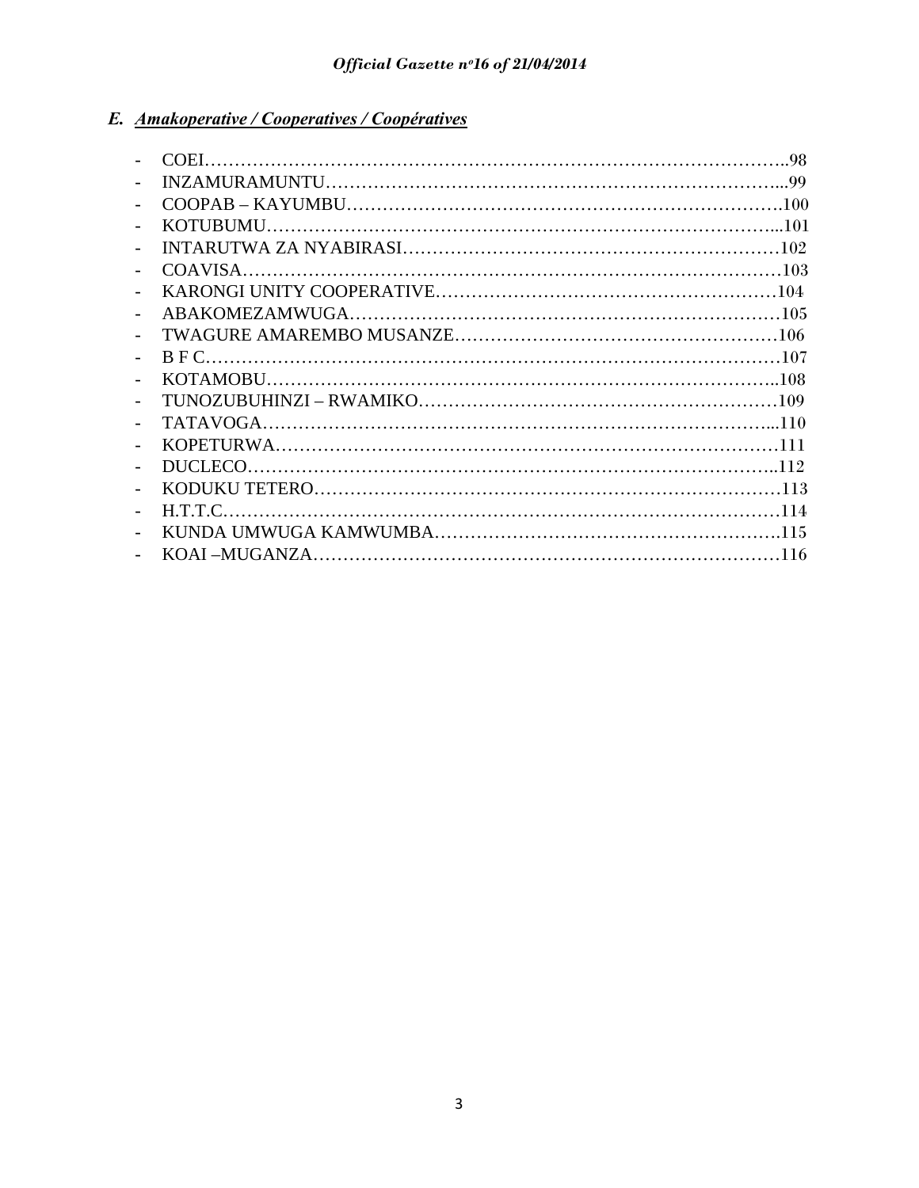### E. *Amakoperative / Cooperatives / Coopératives*

- COEI……………………………………………………………………………………..98
- INZAMURAMUNTU…………………………………………………………………...99
- COOPAB – KAYUMBU……………………………………………………………….100
- KOTUBUMU…………………………………………………………………………...101
- INTARUTWA ZA NYABIRASI………………………………………………………102
- COAVISA………………………………………………………………………………103
- KARONGI UNITY COOPERATIVE…………………………………………………104
- ABAKOMEZAMWUGA………………………………………………………………105
- TWAGURE AMAREMBO MUSANZE………………………………………………106
- B F C…………………………………………………………………………………...107
- KOTAMOBU…………………………………………………………………………..108
- TUNOZUBUHINZI – RWAMIKO……………………………………………………109
- TATAVOGA…………………………………………………………………………...110
- KOPETURWA…………………………………………………………………………111
- DUCLECO……………………………………………………………………………..112
- KODUKU TETERO……………………………………………………………………113
- H.T.T.C…………………………………………………………………………………114
- KUNDA UMWUGA KAMWUMBA………………………………………………….115
- KOAI –MUGANZA…………………………………………………………………….116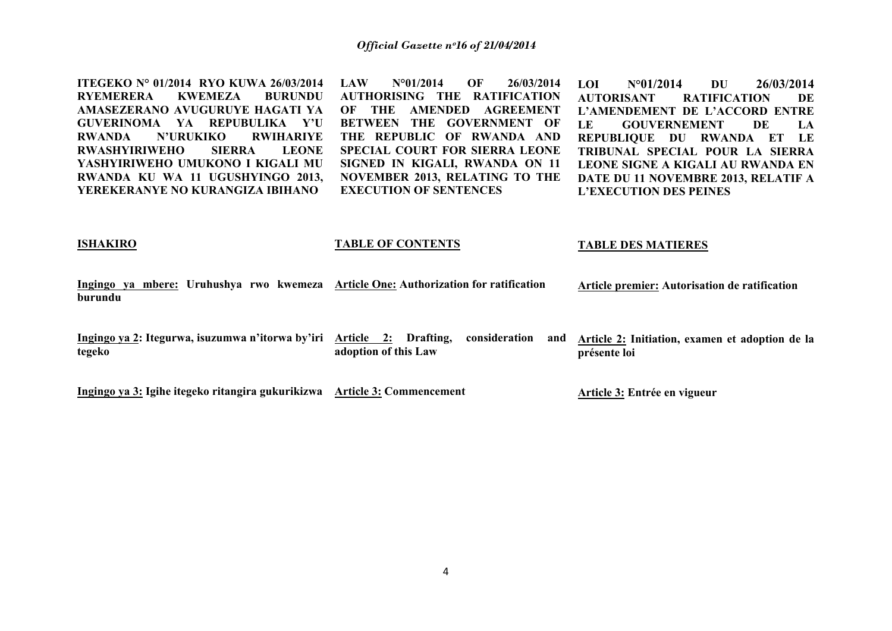**ITEGEKO N° 01/2014 RYO KUWA 26/03/2014 RYEMERERA KWEMEZA BURUNDU AMASEZERANO AVUGURUYE HAGATI YA GUVERINOMA YA REPUBULIKA Y'U RWANDA N'URUKIKO RWIHARIYE RWASHYIRIWEHO SIERRA LEONE YASHYIRIWEHO UMUKONO I KIGALI MU RWANDA KU WA 11 UGUSHYINGO 2013, YEREKERANYE NO KURANGIZA IBIHANO**

**ISHAKIRO**

**<u>Ingingo ya mbere:</u> Uruhushya rwo kwemeza burundu**

**<u>Ingingo ya 2</u>: Itegurwa, isuzumwa n'itorwa by'iri tegeko**

**<u>Ingingo ya 3:</u> Igihe itegeko ritangira gukurikizwa**

**LAW N°01/2014 OF 26/03/2014 AUTHORISING THE RATIFICATION OF THE AMENDED AGREEMENT BETWEEN THE GOVERNMENT OF THE REPUBLIC OF RWANDA AND SPECIAL COURT FOR SIERRA LEONE SIGNED IN KIGALI, RWANDA ON 11 NOVEMBER 2013, RELATING TO THE EXECUTION OF SENTENCES**

**TABLE OF CONTENTS**

**<u>Article One:</u> Authorization for ratification**

**<u>Article 2:</u> Drafting, consideration and adoption of this Law**

**<u>Article 3:</u> Commencement**

**LOI N°01/2014 DU 26/03/2014 AUTORISANT RATIFICATION DE L'AMENDEMENT DE L'ACCORD ENTRE LE GOUVERNEMENT DE LA REPUBLIQUE DU RWANDA ET LE TRIBUNAL SPECIAL POUR LA SIERRA LEONE SIGNE A KIGALI AU RWANDA EN DATE DU 11 NOVEMBRE 2013, RELATIF A L'EXECUTION DES PEINES**

**TABLE DES MATIERES**

**<u>Article premier:</u> Autorisation de ratification**

**<u>Article 2:</u> Initiation, examen et adoption de la présente loi**

**<u>Article 3:</u> Entrée en vigueur**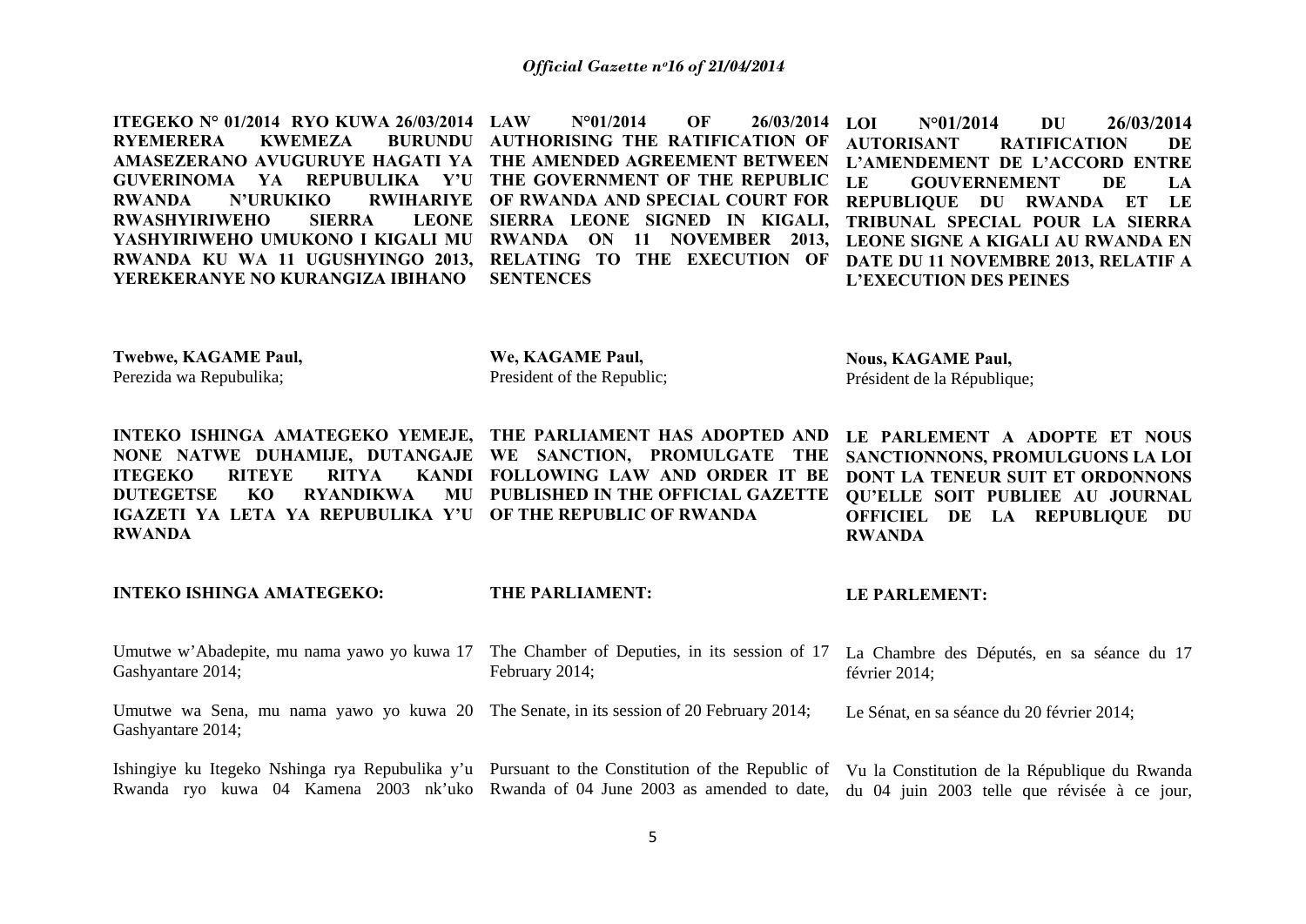**ITEGEKO N° 01/2014 RYO KUWA 26/03/2014 RYEMERERA KWEMEZA BURUNDU AMASEZERANO AVUGURUYE HAGATI YA GUVERINOMA YA REPUBULIKA Y'U RWANDA N'URUKIKO RWIHARIYE RWASHYIRIWEHO SIERRA LEONE YASHYIRIWEHO UMUKONO I KIGALI MU RWANDA KU WA 11 UGUSHYINGO 2013, YEREKERANYE NO KURANGIZA IBIHANO**

**Twebwe, KAGAME Paul,**
Perezida wa Repubulika;

**INTEKO ISHINGA AMATEGEKO YEMEJE, NONE NATWE DUHAMIJE, DUTANGAJE ITEGEKO RITEYE RITYA KANDI DUTEGETSE KO RYANDIKWA MU IGAZETI YA LETA YA REPUBULIKA Y'U RWANDA**

**INTEKO ISHINGA AMATEGEKO:**

Umutwe w'Abadepite, mu nama yawo yo kuwa 17 Gashyantare 2014;

Umutwe wa Sena, mu nama yawo yo kuwa 20 Gashyantare 2014;

Ishingiye ku Itegeko Nshinga rya Repubulika y'u Rwanda ryo kuwa 04 Kamena 2003 nk'uko

**LAW N°01/2014 OF 26/03/2014 AUTHORISING THE RATIFICATION OF THE AMENDED AGREEMENT BETWEEN THE GOVERNMENT OF THE REPUBLIC OF RWANDA AND SPECIAL COURT FOR SIERRA LEONE SIGNED IN KIGALI, RWANDA ON 11 NOVEMBER 2013, RELATING TO THE EXECUTION OF SENTENCES**

**We, KAGAME Paul,**
President of the Republic;

**THE PARLIAMENT HAS ADOPTED AND WE SANCTION, PROMULGATE THE FOLLOWING LAW AND ORDER IT BE PUBLISHED IN THE OFFICIAL GAZETTE OF THE REPUBLIC OF RWANDA**

**THE PARLIAMENT:**

The Chamber of Deputies, in its session of 17 February 2014;

The Senate, in its session of 20 February 2014;

Pursuant to the Constitution of the Republic of Rwanda of 04 June 2003 as amended to date,

**LOI N°01/2014 DU 26/03/2014 AUTORISANT RATIFICATION DE L'AMENDEMENT DE L'ACCORD ENTRE LE GOUVERNEMENT DE LA REPUBLIQUE DU RWANDA ET LE TRIBUNAL SPECIAL POUR LA SIERRA LEONE SIGNE A KIGALI AU RWANDA EN DATE DU 11 NOVEMBRE 2013, RELATIF A L'EXECUTION DES PEINES**

**Nous, KAGAME Paul,**
Président de la République;

**LE PARLEMENT A ADOPTE ET NOUS SANCTIONNONS, PROMULGUONS LA LOI DONT LA TENEUR SUIT ET ORDONNONS QU'ELLE SOIT PUBLIEE AU JOURNAL OFFICIEL DE LA REPUBLIQUE DU RWANDA**

**LE PARLEMENT:**

La Chambre des Députés, en sa séance du 17 février 2014;

Le Sénat, en sa séance du 20 février 2014;

Vu la Constitution de la République du Rwanda du 04 juin 2003 telle que révisée à ce jour,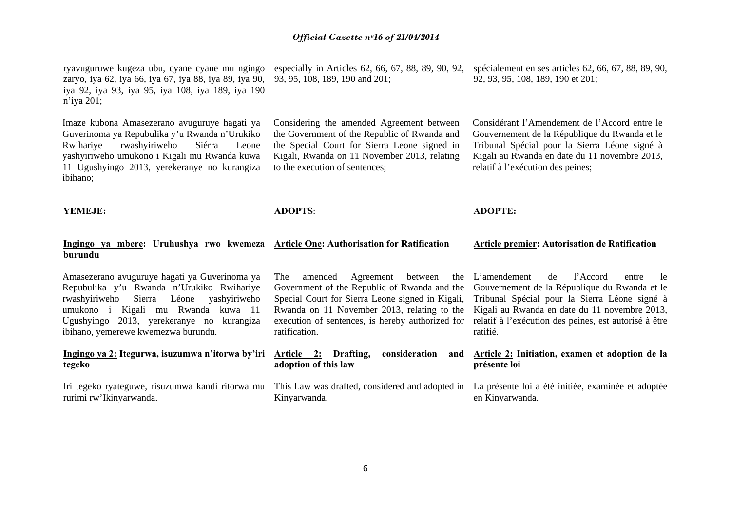ryavuguruwe kugeza ubu, cyane cyane mu ngingo zaryo, iya 62, iya 66, iya 67, iya 88, iya 89, iya 90, iya 92, iya 93, iya 95, iya 108, iya 189, iya 190 n'iya 201;

Imaze kubona Amasezerano avuguruye hagati ya Guverinoma ya Repubulika y'u Rwanda n'Urukiko Rwihariye rwashyiriweho Siérra Leone yashyiriweho umukono i Kigali mu Rwanda kuwa 11 Ugushyingo 2013, yerekeranye no kurangiza ibihano;

**YEMEJE:**

**Ingingo ya mbere: Uruhushya rwo kwemeza burundu**

Amasezerano avuguruye hagati ya Guverinoma ya Repubulika y'u Rwanda n'Urukiko Rwihariye rwashyiriweho Sierra Léone yashyiriweho umukono i Kigali mu Rwanda kuwa 11 Ugushyingo 2013, yerekeranye no kurangiza ibihano, yemerewe kwemezwa burundu.

**Ingingo ya 2: Itegurwa, isuzumwa n'itorwa by'iri tegeko**

Iri tegeko ryateguwe, risuzumwa kandi ritorwa mu rurimi rw'Ikinyarwanda.

especially in Articles 62, 66, 67, 88, 89, 90, 92, 93, 95, 108, 189, 190 and 201;

Considering the amended Agreement between the Government of the Republic of Rwanda and the Special Court for Sierra Leone signed in Kigali, Rwanda on 11 November 2013, relating to the execution of sentences;

**ADOPTS**:

**Article One: Authorisation for Ratification**

The amended Agreement between the Government of the Republic of Rwanda and the Special Court for Sierra Leone signed in Kigali, Rwanda on 11 November 2013, relating to the execution of sentences, is hereby authorized for ratification.

**Article 2: Drafting, consideration and adoption of this law**

This Law was drafted, considered and adopted in Kinyarwanda.

spécialement en ses articles 62, 66, 67, 88, 89, 90, 92, 93, 95, 108, 189, 190 et 201;

Considérant l'Amendement de l'Accord entre le Gouvernement de la République du Rwanda et le Tribunal Spécial pour la Sierra Léone signé à Kigali au Rwanda en date du 11 novembre 2013, relatif à l'exécution des peines;

**ADOPTE:**

**Article premier: Autorisation de Ratification**

L'amendement de l'Accord entre le Gouvernement de la République du Rwanda et le Tribunal Spécial pour la Sierra Léone signé à Kigali au Rwanda en date du 11 novembre 2013, relatif à l'exécution des peines, est autorisé à être ratifié.

**Article 2: Initiation, examen et adoption de la présente loi**

La présente loi a été initiée, examinée et adoptée en Kinyarwanda.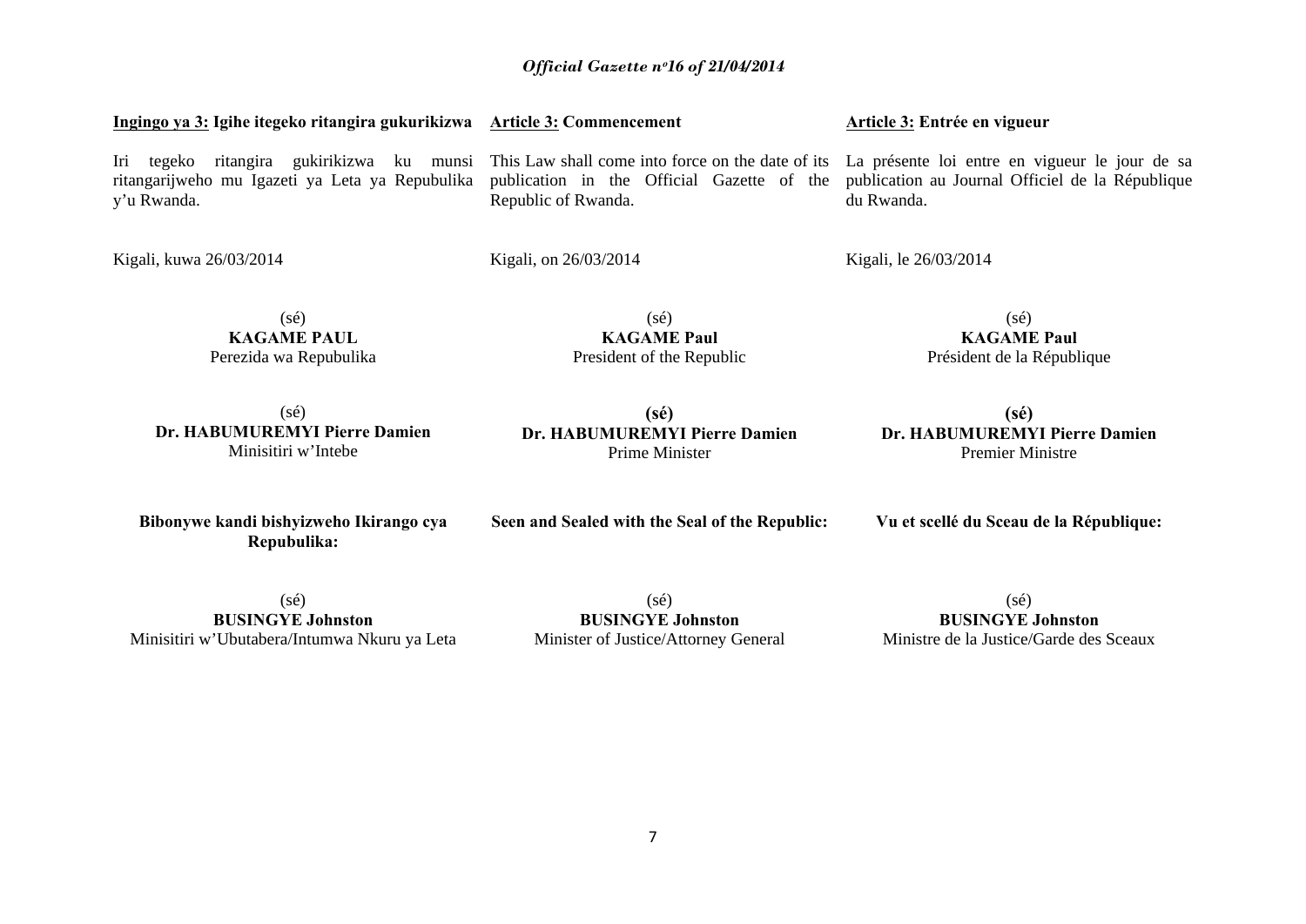**Ingingo ya 3: Igihe itegeko ritangira gukurikizwa**

Iri tegeko ritangira gukirikizwa ku munsi ritangarijweho mu Igazeti ya Leta ya Repubulika y'u Rwanda.

Kigali, kuwa 26/03/2014

(sé)
**KAGAME PAUL**
Perezida wa Repubulika

(sé)
**Dr. HABUMUREMYI Pierre Damien**
Minisitiri w'Intebe

**Bibonywe kandi bishyizweho Ikirango cya Repubulika:**

(sé)
**BUSINGYE Johnston**
Minisitiri w'Ubutabera/Intumwa Nkuru ya Leta

**Article 3: Commencement**

This Law shall come into force on the date of its publication in the Official Gazette of the Republic of Rwanda.

Kigali, on 26/03/2014

(sé)
**KAGAME Paul**
President of the Republic

**(sé)**
**Dr. HABUMUREMYI Pierre Damien**
Prime Minister

**Seen and Sealed with the Seal of the Republic:**

(sé)
**BUSINGYE Johnston**
Minister of Justice/Attorney General

**Article 3: Entrée en vigueur**

La présente loi entre en vigueur le jour de sa publication au Journal Officiel de la République du Rwanda.

Kigali, le 26/03/2014

(sé)
**KAGAME Paul**
Président de la République

**(sé)**
**Dr. HABUMUREMYI Pierre Damien**
Premier Ministre

**Vu et scellé du Sceau de la République:**

(sé)
**BUSINGYE Johnston**
Ministre de la Justice/Garde des Sceaux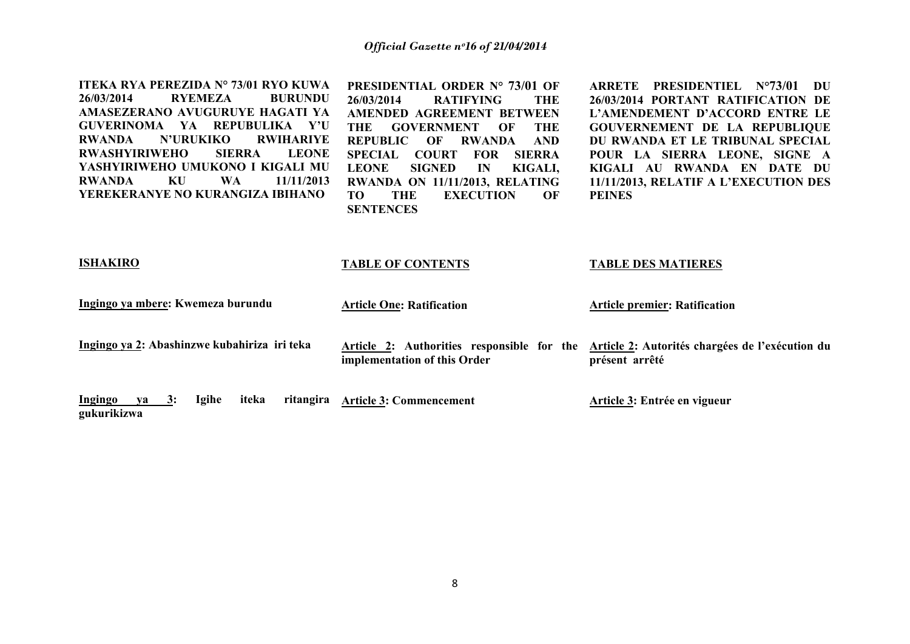**ITEKA RYA PEREZIDA N° 73/01 RYO KUWA 26/03/2014 RYEMEZA BURUNDU AMASEZERANO AVUGURUYE HAGATI YA GUVERINOMA YA REPUBULIKA Y'U RWANDA N'URUKIKO RWIHARIYE RWASHYIRIWEHO SIERRA LEONE YASHYIRIWEHO UMUKONO I KIGALI MU RWANDA KU WA 11/11/2013 YEREKERANYE NO KURANGIZA IBIHANO**

**ISHAKIRO**

**Ingingo ya mbere: Kwemeza burundu**

**Ingingo ya 2: Abashinzwe kubahiriza iri teka**

**Ingingo ya 3: Igihe iteka ritangira gukurikizwa**

**PRESIDENTIAL ORDER N° 73/01 OF 26/03/2014 RATIFYING THE AMENDED AGREEMENT BETWEEN THE GOVERNMENT OF THE REPUBLIC OF RWANDA AND SPECIAL COURT FOR SIERRA LEONE SIGNED IN KIGALI, RWANDA ON 11/11/2013, RELATING TO THE EXECUTION OF SENTENCES**

**TABLE OF CONTENTS**

**Article One: Ratification**

**Article 2: Authorities responsible for the implementation of this Order**

**Article 3: Commencement**

**ARRETE PRESIDENTIEL N°73/01 DU 26/03/2014 PORTANT RATIFICATION DE L'AMENDEMENT D'ACCORD ENTRE LE GOUVERNEMENT DE LA REPUBLIQUE DU RWANDA ET LE TRIBUNAL SPECIAL POUR LA SIERRA LEONE, SIGNE A KIGALI AU RWANDA EN DATE DU 11/11/2013, RELATIF A L'EXECUTION DES PEINES**

**TABLE DES MATIERES**

**Article premier: Ratification**

**Article 2: Autorités chargées de l'exécution du présent arrêté**

**Article 3: Entrée en vigueur**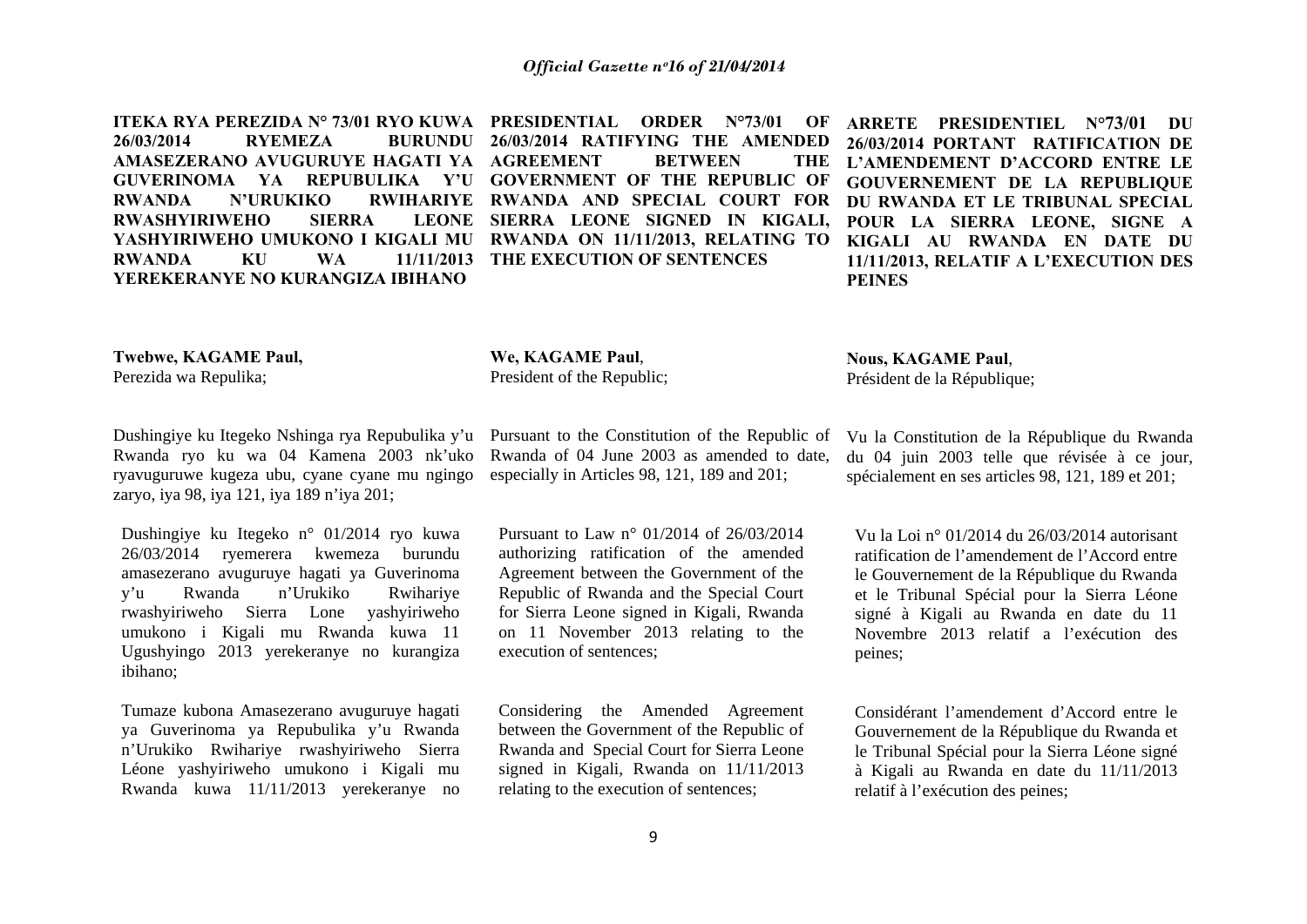**ITEKA RYA PEREZIDA N° 73/01 RYO KUWA 26/03/2014 RYEMEZA BURUNDU AMASEZERANO AVUGURUYE HAGATI YA GUVERINOMA YA REPUBULIKA Y'U RWANDA N'URUKIKO RWIHARIYE RWASHYIRIWEHO SIERRA LEONE YASHYIRIWEHO UMUKONO I KIGALI MU RWANDA KU WA 11/11/2013 YEREKERANYE NO KURANGIZA IBIHANO**

**Twebwe, KAGAME Paul,**
Perezida wa Repulika;

Dushingiye ku Itegeko Nshinga rya Repubulika y'u Rwanda ryo ku wa 04 Kamena 2003 nk'uko ryavuguruwe kugeza ubu, cyane cyane mu ngingo zaryo, iya 98, iya 121, iya 189 n'iya 201;

Dushingiye ku Itegeko n° 01/2014 ryo kuwa 26/03/2014 ryemerera kwemeza burundu amasezerano avuguruye hagati ya Guverinoma y'u Rwanda n'Urukiko Rwihariye rwashyiriweho Sierra Lone yashyiriweho umukono i Kigali mu Rwanda kuwa 11 Ugushyingo 2013 yerekeranye no kurangiza ibihano;

Tumaze kubona Amasezerano avuguruye hagati ya Guverinoma ya Repubulika y'u Rwanda n'Urukiko Rwihariye rwashyiriweho Sierra Léone yashyiriweho umukono i Kigali mu Rwanda kuwa 11/11/2013 yerekeranye no

**PRESIDENTIAL ORDER N°73/01 OF 26/03/2014 RATIFYING THE AMENDED AGREEMENT BETWEEN THE GOVERNMENT OF THE REPUBLIC OF RWANDA AND SPECIAL COURT FOR SIERRA LEONE SIGNED IN KIGALI, RWANDA ON 11/11/2013, RELATING TO THE EXECUTION OF SENTENCES**

**We, KAGAME Paul**,
President of the Republic;

Pursuant to the Constitution of the Republic of Rwanda of 04 June 2003 as amended to date, especially in Articles 98, 121, 189 and 201;

Pursuant to Law n° 01/2014 of 26/03/2014 authorizing ratification of the amended Agreement between the Government of the Republic of Rwanda and the Special Court for Sierra Leone signed in Kigali, Rwanda on 11 November 2013 relating to the execution of sentences;

Considering the Amended Agreement between the Government of the Republic of Rwanda and Special Court for Sierra Leone signed in Kigali, Rwanda on 11/11/2013 relating to the execution of sentences;

**ARRETE PRESIDENTIEL N°73/01 DU 26/03/2014 PORTANT RATIFICATION DE L'AMENDEMENT D'ACCORD ENTRE LE GOUVERNEMENT DE LA REPUBLIQUE DU RWANDA ET LE TRIBUNAL SPECIAL POUR LA SIERRA LEONE, SIGNE A KIGALI AU RWANDA EN DATE DU 11/11/2013, RELATIF A L'EXECUTION DES PEINES**

**Nous, KAGAME Paul**,
Président de la République;

Vu la Constitution de la République du Rwanda du 04 juin 2003 telle que révisée à ce jour, spécialement en ses articles 98, 121, 189 et 201;

Vu la Loi n° 01/2014 du 26/03/2014 autorisant ratification de l'amendement de l'Accord entre le Gouvernement de la République du Rwanda et le Tribunal Spécial pour la Sierra Léone signé à Kigali au Rwanda en date du 11 Novembre 2013 relatif a l'exécution des peines;

Considérant l'amendement d'Accord entre le Gouvernement de la République du Rwanda et le Tribunal Spécial pour la Sierra Léone signé à Kigali au Rwanda en date du 11/11/2013 relatif à l'exécution des peines;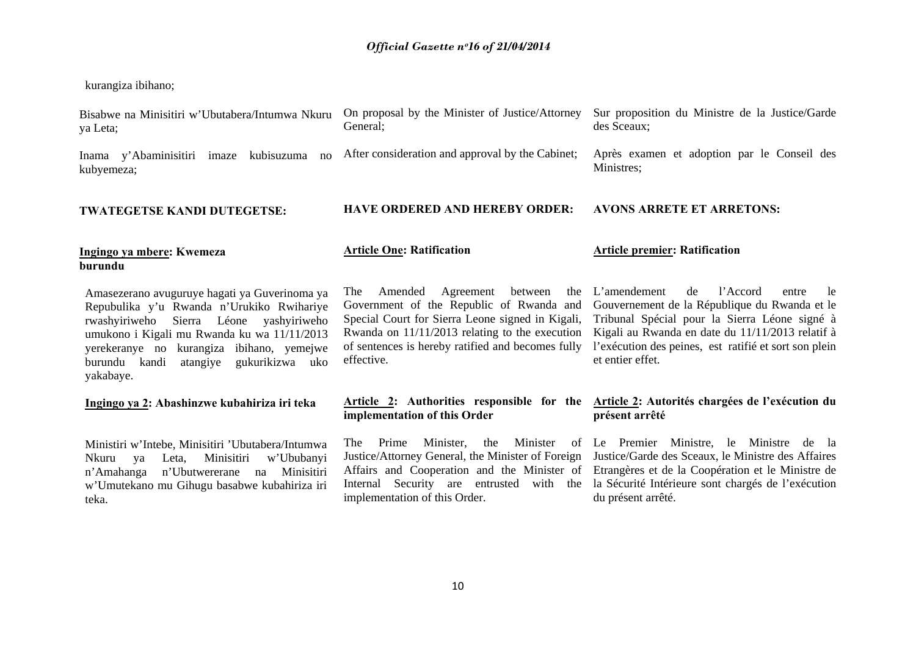kurangiza ibihano;

Bisabwe na Minisitiri w'Ubutabera/Intumwa Nkuru ya Leta;

Inama y'Abaminisitiri imaze kubisuzuma no kubyemeza;

**TWATEGETSE KANDI DUTEGETSE:**

**Ingingo ya mbere: Kwemeza burundu**

Amasezerano avuguruye hagati ya Guverinoma ya Repubulika y'u Rwanda n'Urukiko Rwihariye rwashyiriweho Sierra Léone yashyiriweho umukono i Kigali mu Rwanda ku wa 11/11/2013 yerekeranye no kurangiza ibihano, yemejwe burundu kandi atangiye gukurikizwa uko yakabaye.

**Ingingo ya 2: Abashinzwe kubahiriza iri teka**

Ministiri w'Intebe, Minisitiri 'Ubutabera/Intumwa Nkuru ya Leta, Minisitiri w'Ububanyi n'Amahanga n'Ubutwererane na Minisitiri w'Umutekano mu Gihugu basabwe kubahiriza iri teka.

On proposal by the Minister of Justice/Attorney General;

After consideration and approval by the Cabinet;

**HAVE ORDERED AND HEREBY ORDER:**

**Article One: Ratification**

The Amended Agreement between the Government of the Republic of Rwanda and Special Court for Sierra Leone signed in Kigali, Rwanda on 11/11/2013 relating to the execution of sentences is hereby ratified and becomes fully effective.

**Article 2: Authorities responsible for the implementation of this Order**

The Prime Minister, the Minister of Justice/Attorney General, the Minister of Foreign Affairs and Cooperation and the Minister of Internal Security are entrusted with the implementation of this Order.

Sur proposition du Ministre de la Justice/Garde des Sceaux;

Après examen et adoption par le Conseil des Ministres;

**AVONS ARRETE ET ARRETONS:**

**Article premier: Ratification**

L'amendement de l'Accord entre le Gouvernement de la République du Rwanda et le Tribunal Spécial pour la Sierra Léone signé à Kigali au Rwanda en date du 11/11/2013 relatif à l'exécution des peines, est ratifié et sort son plein et entier effet.

**Article 2: Autorités chargées de l'exécution du présent arrêté**

Le Premier Ministre, le Ministre de la Justice/Garde des Sceaux, le Ministre des Affaires Etrangères et de la Coopération et le Ministre de la Sécurité Intérieure sont chargés de l'exécution du présent arrêté.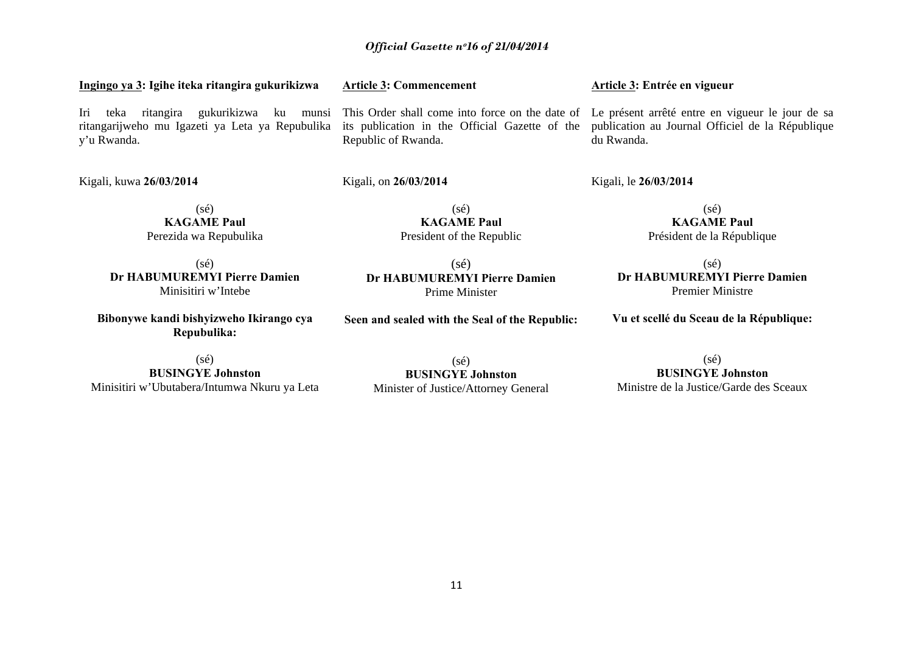**Ingingo ya 3: Igihe iteka ritangira gukurikizwa**

Iri teka ritangira gukurikizwa ku munsi ritangarijweho mu Igazeti ya Leta ya Repubulika y'u Rwanda.

Kigali, kuwa **26/03/2014**

(sé)
**KAGAME Paul**
Perezida wa Repubulika

(sé)
**Dr HABUMUREMYI Pierre Damien**
Minisitiri w'Intebe

**Bibonywe kandi bishyizweho Ikirango cya Repubulika:**

(sé)
**BUSINGYE Johnston**
Minisitiri w'Ubutabera/Intumwa Nkuru ya Leta

**Article 3: Commencement**

This Order shall come into force on the date of its publication in the Official Gazette of the Republic of Rwanda.

Kigali, on **26/03/2014**

(sé)
**KAGAME Paul**
President of the Republic

(sé)
**Dr HABUMUREMYI Pierre Damien**
Prime Minister

**Seen and sealed with the Seal of the Republic:**

(sé)
**BUSINGYE Johnston**
Minister of Justice/Attorney General

**Article 3: Entrée en vigueur**

Le présent arrêté entre en vigueur le jour de sa publication au Journal Officiel de la République du Rwanda.

Kigali, le **26/03/2014**

(sé)
**KAGAME Paul**
Président de la République

(sé)
**Dr HABUMUREMYI Pierre Damien**
Premier Ministre

**Vu et scellé du Sceau de la République:**

(sé)
**BUSINGYE Johnston**
Ministre de la Justice/Garde des Sceaux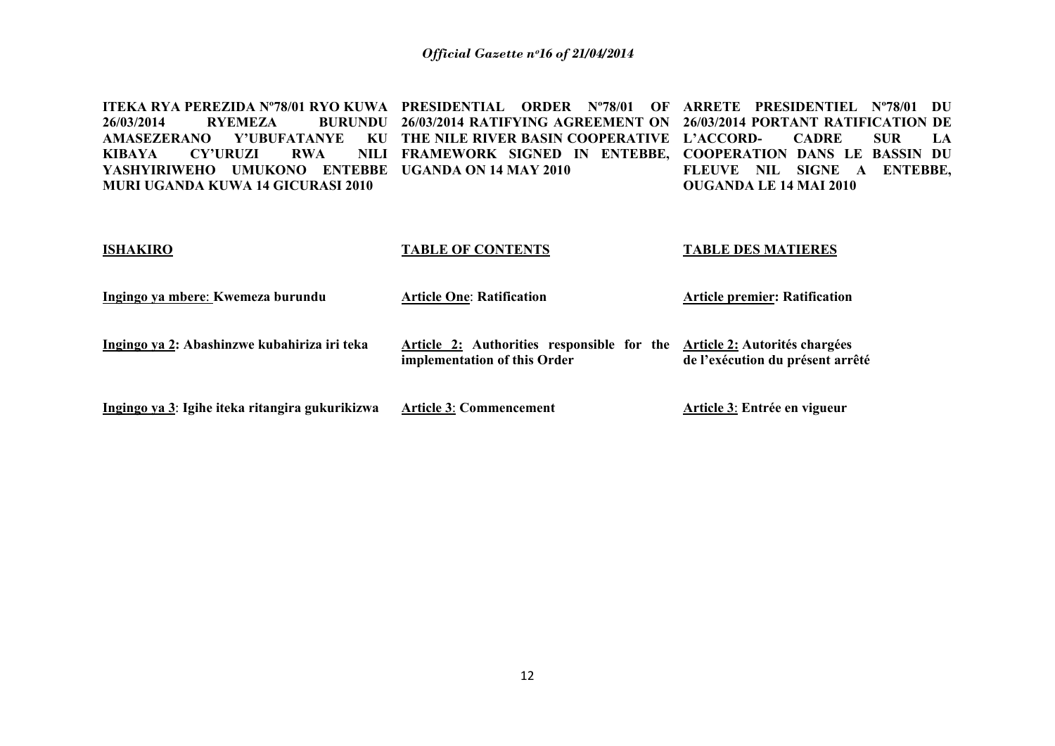**ITEKA RYA PEREZIDA Nº78/01 RYO KUWA 26/03/2014 RYEMEZA BURUNDU AMASEZERANO Y'UBUFATANYE KU KIBAYA CY'URUZI RWA NILI YASHYIRIWEHO UMUKONO ENTEBBE MURI UGANDA KUWA 14 GICURASI 2010**

**PRESIDENTIAL ORDER Nº78/01 OF 26/03/2014 RATIFYING AGREEMENT ON THE NILE RIVER BASIN COOPERATIVE FRAMEWORK SIGNED IN ENTEBBE, UGANDA ON 14 MAY 2010**

**ARRETE PRESIDENTIEL Nº78/01 DU 26/03/2014 PORTANT RATIFICATION DE L'ACCORD- CADRE SUR LA COOPERATION DANS LE BASSIN DU FLEUVE NIL SIGNE A ENTEBBE, OUGANDA LE 14 MAI 2010**

**ISHAKIRO**

**Ingingo ya mbere: Kwemeza burundu**

**Ingingo ya 2: Abashinzwe kubahiriza iri teka**

**Ingingo ya 3: Igihe iteka ritangira gukurikizwa**

**TABLE OF CONTENTS**

**Article One: Ratification**

**Article 2: Authorities responsible for the implementation of this Order**

**Article 3: Commencement**

**TABLE DES MATIERES**

**Article premier: Ratification**

**Article 2: Autorités chargées de l'exécution du présent arrêté**

**Article 3: Entrée en vigueur**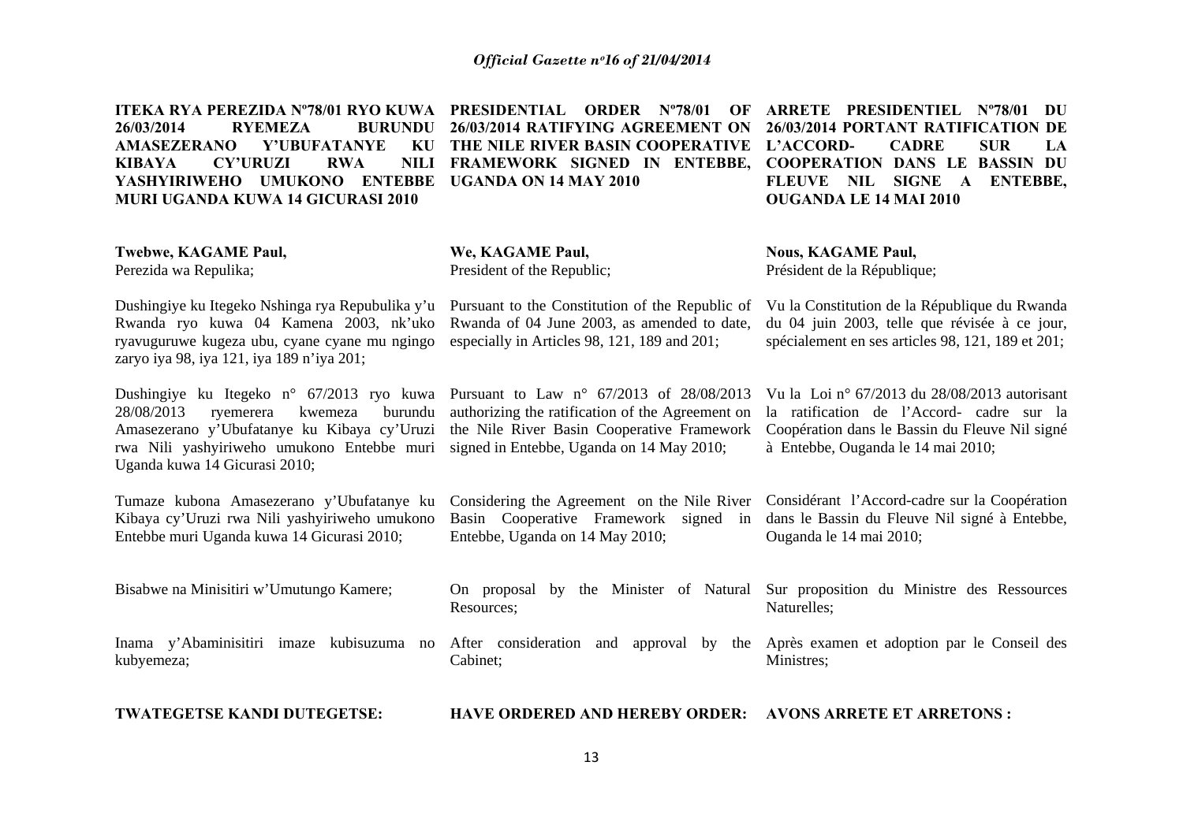**ITEKA RYA PEREZIDA Nº78/01 RYO KUWA 26/03/2014 RYEMEZA BURUNDU AMASEZERANO Y'UBUFATANYE KU KIBAYA CY'URUZI RWA NILI YASHYIRIWEHO UMUKONO ENTEBBE MURI UGANDA KUWA 14 GICURASI 2010**

**Twebwe, KAGAME Paul,**
Perezida wa Repulika;

Dushingiye ku Itegeko Nshinga rya Repubulika y'u Rwanda ryo kuwa 04 Kamena 2003, nk'uko ryavuguruwe kugeza ubu, cyane cyane mu ngingo zaryo iya 98, iya 121, iya 189 n'iya 201;

Dushingiye ku Itegeko n° 67/2013 ryo kuwa 28/08/2013 ryemerera kwemeza burundu Amasezerano y'Ubufatanye ku Kibaya cy'Uruzi rwa Nili yashyiriweho umukono Entebbe muri Uganda kuwa 14 Gicurasi 2010;

Tumaze kubona Amasezerano y'Ubufatanye ku Kibaya cy'Uruzi rwa Nili yashyiriweho umukono Entebbe muri Uganda kuwa 14 Gicurasi 2010;

Bisabwe na Minisitiri w'Umutungo Kamere;

Inama y'Abaminisitiri imaze kubisuzuma no kubyemeza;

**TWATEGETSE KANDI DUTEGETSE:**

**PRESIDENTIAL ORDER Nº78/01 OF 26/03/2014 RATIFYING AGREEMENT ON THE NILE RIVER BASIN COOPERATIVE FRAMEWORK SIGNED IN ENTEBBE, UGANDA ON 14 MAY 2010**

**We, KAGAME Paul,**
President of the Republic;

Pursuant to the Constitution of the Republic of Rwanda of 04 June 2003, as amended to date, especially in Articles 98, 121, 189 and 201;

Pursuant to Law n° 67/2013 of 28/08/2013 authorizing the ratification of the Agreement on the Nile River Basin Cooperative Framework signed in Entebbe, Uganda on 14 May 2010;

Considering the Agreement on the Nile River Basin Cooperative Framework signed in Entebbe, Uganda on 14 May 2010;

On proposal by the Minister of Natural Resources;

After consideration and approval by the Cabinet;

**HAVE ORDERED AND HEREBY ORDER:**

**ARRETE PRESIDENTIEL Nº78/01 DU 26/03/2014 PORTANT RATIFICATION DE L'ACCORD- CADRE SUR LA COOPERATION DANS LE BASSIN DU FLEUVE NIL SIGNE A ENTEBBE, OUGANDA LE 14 MAI 2010**

**Nous, KAGAME Paul,**
Président de la République;

Vu la Constitution de la République du Rwanda du 04 juin 2003, telle que révisée à ce jour, spécialement en ses articles 98, 121, 189 et 201;

Vu la Loi n° 67/2013 du 28/08/2013 autorisant la ratification de l'Accord- cadre sur la Coopération dans le Bassin du Fleuve Nil signé à Entebbe, Ouganda le 14 mai 2010;

Considérant l'Accord-cadre sur la Coopération dans le Bassin du Fleuve Nil signé à Entebbe, Ouganda le 14 mai 2010;

Sur proposition du Ministre des Ressources Naturelles;

Après examen et adoption par le Conseil des Ministres;

**AVONS ARRETE ET ARRETONS :**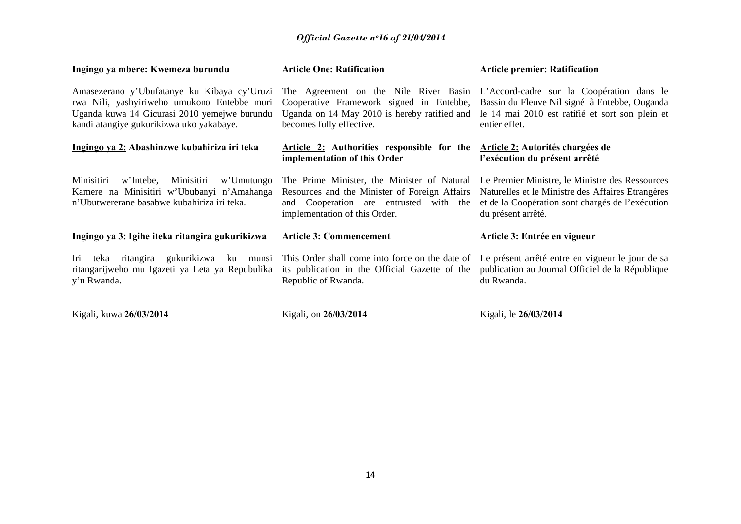**Ingingo ya mbere: Kwemeza burundu**

Amasezerano y'Ubufatanye ku Kibaya cy'Uruzi rwa Nili, yashyiriweho umukono Entebbe muri Uganda kuwa 14 Gicurasi 2010 yemejwe burundu kandi atangiye gukurikizwa uko yakabaye.

**Ingingo ya 2: Abashinzwe kubahiriza iri teka**

Minisitiri w'Intebe, Minisitiri w'Umutungo Kamere na Minisitiri w'Ububanyi n'Amahanga n'Ubutwererane basabwe kubahiriza iri teka.

**Ingingo ya 3: Igihe iteka ritangira gukurikizwa**

Iri teka ritangira gukurikizwa ku munsi ritangarijweho mu Igazeti ya Leta ya Repubulika y'u Rwanda.

Kigali, kuwa **26/03/2014**

**Article One: Ratification**

The Agreement on the Nile River Basin Cooperative Framework signed in Entebbe, Uganda on 14 May 2010 is hereby ratified and becomes fully effective.

**Article 2: Authorities responsible for the implementation of this Order**

The Prime Minister, the Minister of Natural Resources and the Minister of Foreign Affairs and Cooperation are entrusted with the implementation of this Order.

**Article 3: Commencement**

This Order shall come into force on the date of its publication in the Official Gazette of the Republic of Rwanda.

Kigali, on **26/03/2014**

**Article premier: Ratification**

L'Accord-cadre sur la Coopération dans le Bassin du Fleuve Nil signé à Entebbe, Ouganda le 14 mai 2010 est ratifié et sort son plein et entier effet.

**Article 2: Autorités chargées de l'exécution du présent arrêté**

Le Premier Ministre, le Ministre des Ressources Naturelles et le Ministre des Affaires Etrangères et de la Coopération sont chargés de l'exécution du présent arrêté.

**Article 3: Entrée en vigueur**

Le présent arrêté entre en vigueur le jour de sa publication au Journal Officiel de la République du Rwanda.

Kigali, le **26/03/2014**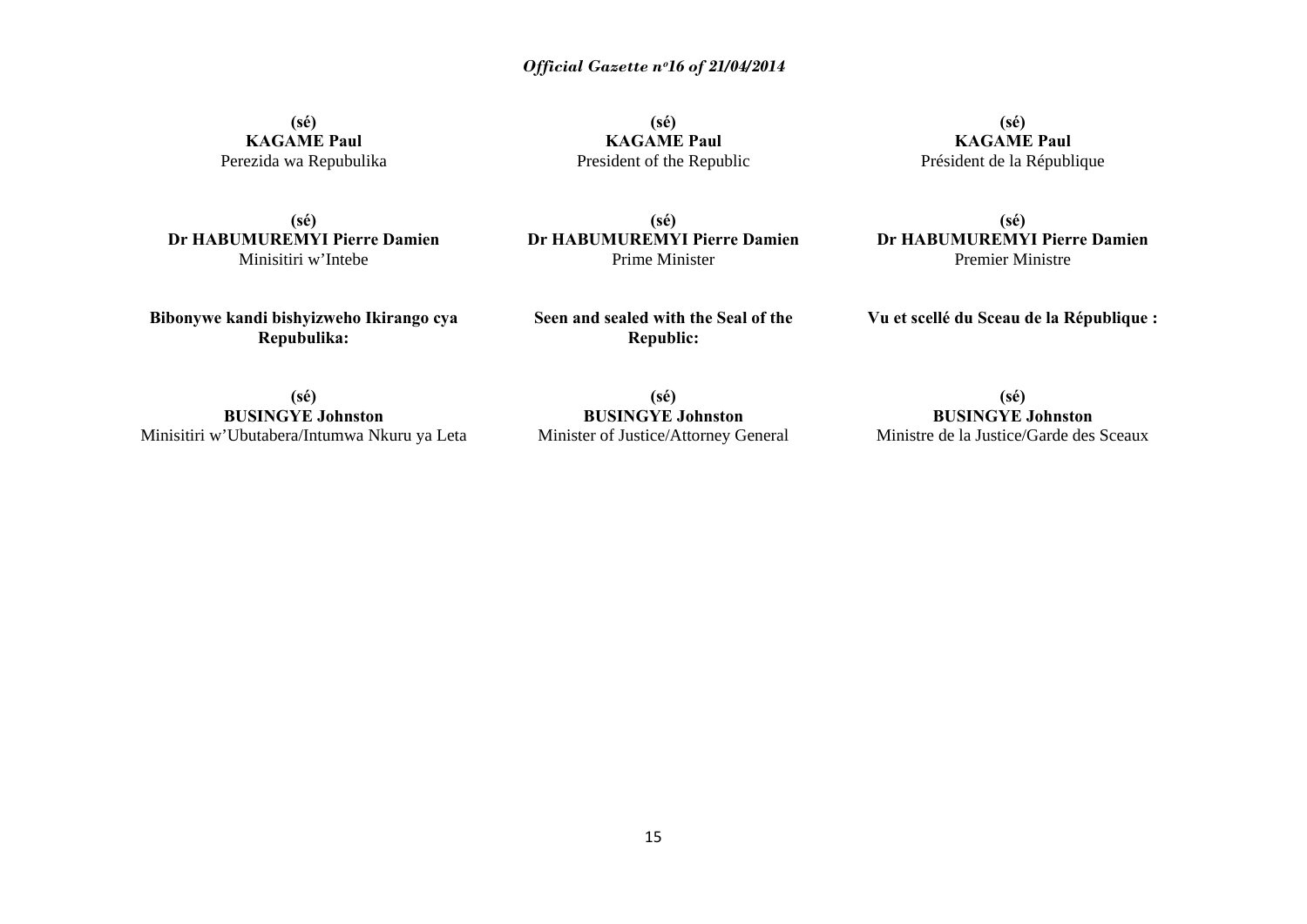**(sé)**
**KAGAME Paul**
Perezida wa Repubulika

**(sé)**
**Dr HABUMUREMYI Pierre Damien**
Minisitiri w'Intebe

**Bibonywe kandi bishyizweho Ikirango cya Repubulika:**

**(sé)**
**BUSINGYE Johnston**
Minisitiri w'Ubutabera/Intumwa Nkuru ya Leta

**(sé)**
**KAGAME Paul**
President of the Republic

**(sé)**
**Dr HABUMUREMYI Pierre Damien**
Prime Minister

**Seen and sealed with the Seal of the Republic:**

**(sé)**
**BUSINGYE Johnston**
Minister of Justice/Attorney General

**(sé)**
**KAGAME Paul**
Président de la République

**(sé)**
**Dr HABUMUREMYI Pierre Damien**
Premier Ministre

**Vu et scellé du Sceau de la République :**

**(sé)**
**BUSINGYE Johnston**
Ministre de la Justice/Garde des Sceaux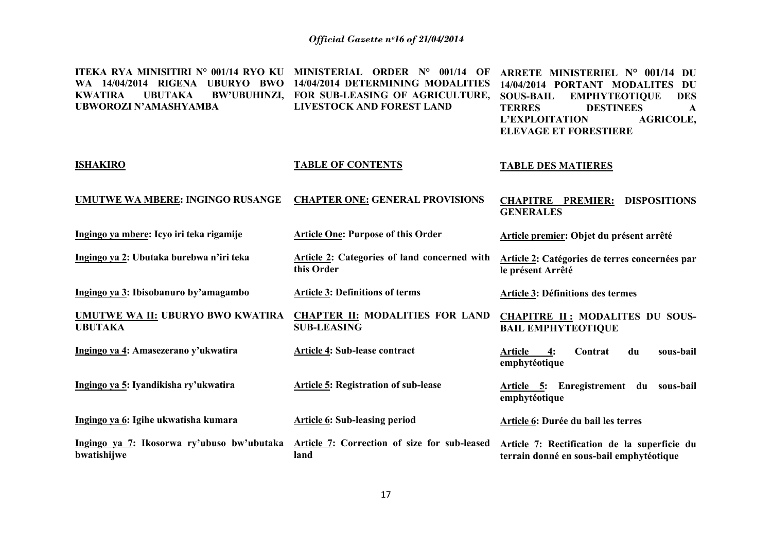| ITEKA RYA MINISITIRI N° 001/14 RYO KU WA 14/04/2014 RIGENA UBURYO BWO KWATIRA UBUTAKA BW'UBUHINZI, UBWOROZI N'AMASHYAMBA | MINISTERIAL ORDER N° 001/14 OF 14/04/2014 DETERMINING MODALITIES FOR SUB-LEASING OF AGRICULTURE, LIVESTOCK AND FOREST LAND | ARRETE MINISTERIEL N° 001/14 DU 14/04/2014 PORTANT MODALITES DU SOUS-BAIL EMPHYTEOTIQUE DES TERRES DESTINEES A L'EXPLOITATION AGRICOLE, ELEVAGE ET FORESTIERE |
|---|---|---|
| **ISHAKIRO** | **TABLE OF CONTENTS** | **TABLE DES MATIERES** |
| **UMUTWE WA MBERE: INGINGO RUSANGE** | **CHAPTER ONE: GENERAL PROVISIONS** | **CHAPITRE PREMIER: DISPOSITIONS GENERALES** |
| **Ingingo ya mbere: Icyo iri teka rigamije** | **Article One: Purpose of this Order** | **Article premier: Objet du présent arrêté** |
| **Ingingo ya 2: Ubutaka burebwa n'iri teka** | **Article 2: Categories of land concerned with this Order** | **Article 2: Catégories de terres concernées par le présent Arrêté** |
| **Ingingo ya 3: Ibisobanuro by'amagambo** | **Article 3: Definitions of terms** | **Article 3: Définitions des termes** |
| **UMUTWE WA II: UBURYO BWO KWATIRA UBUTAKA** | **CHAPTER II: MODALITIES FOR LAND SUB-LEASING** | **CHAPITRE II : MODALITES DU SOUS-BAIL EMPHYTEOTIQUE** |
| **Ingingo ya 4: Amasezerano y'ukwatira** | **Article 4: Sub-lease contract** | **Article 4: Contrat du sous-bail emphytéotique** |
| **Ingingo ya 5: Iyandikisha ry'ukwatira** | **Article 5: Registration of sub-lease** | **Article 5: Enregistrement du sous-bail emphytéotique** |
| **Ingingo ya 6: Igihe ukwatisha kumara** | **Article 6: Sub-leasing period** | **Article 6: Durée du bail les terres** |
| **Ingingo ya 7: Ikosorwa ry'ubuso bw'ubutaka bwatishijwe** | **Article 7: Correction of size for sub-leased land** | **Article 7: Rectification de la superficie du terrain donné en sous-bail emphytéotique** |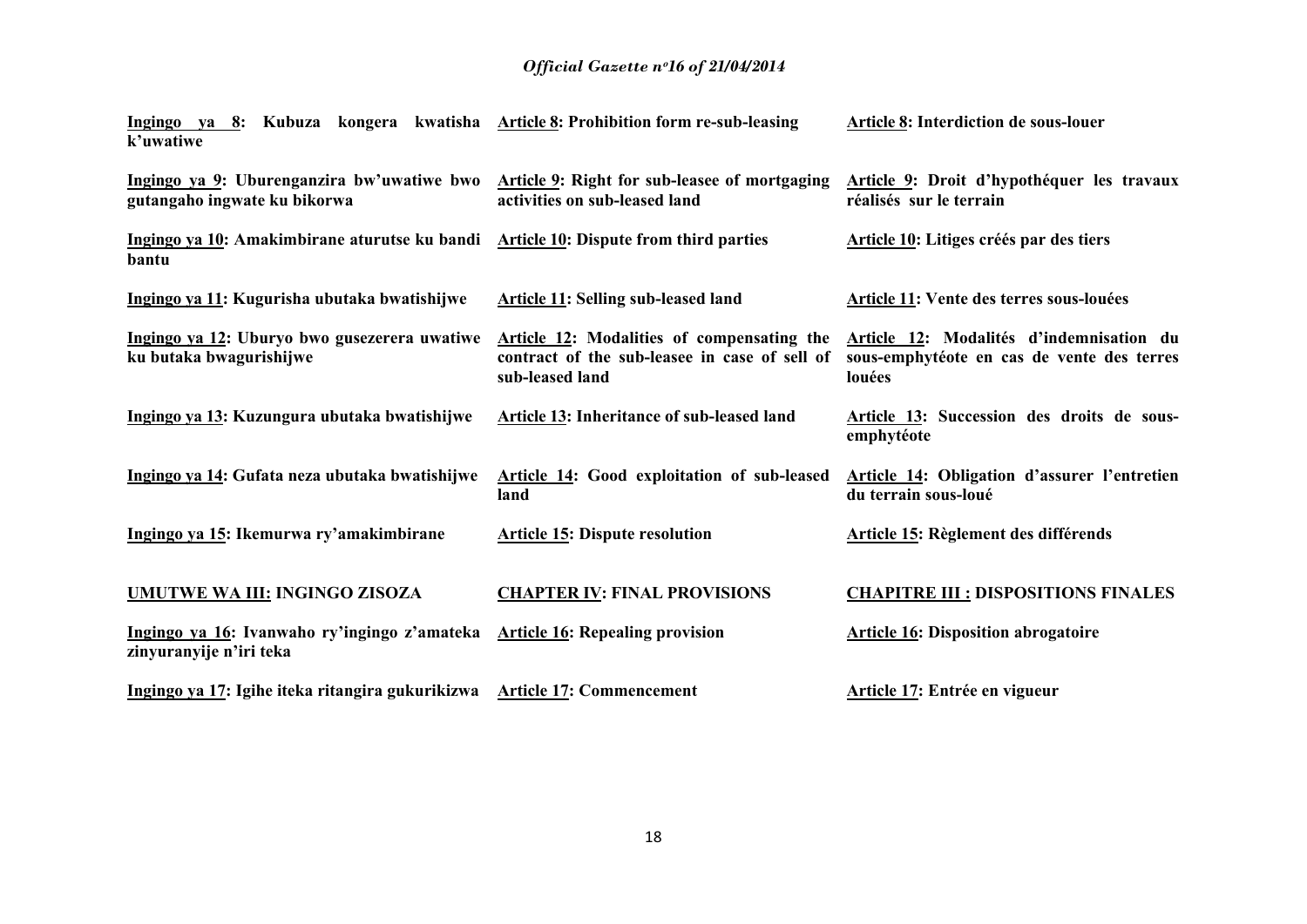| | | |
|---|---|---|
| **Ingingo ya 8: Kubuza kongera kwatisha k'uwatiwe** | **Article 8: Prohibition form re-sub-leasing** | **Article 8: Interdiction de sous-louer** |
| **Ingingo ya 9: Uburenganzira bw'uwatiwe bwo gutangaho ingwate ku bikorwa** | **Article 9: Right for sub-leasee of mortgaging activities on sub-leased land** | **Article 9: Droit d'hypothéquer les travaux réalisés sur le terrain** |
| **Ingingo ya 10: Amakimbirane aturutse ku bandi bantu** | **Article 10: Dispute from third parties** | **Article 10: Litiges créés par des tiers** |
| **Ingingo ya 11: Kugurisha ubutaka bwatishijwe** | **Article 11: Selling sub-leased land** | **Article 11: Vente des terres sous-louées** |
| **Ingingo ya 12: Uburyo bwo gusezerera uwatiwe ku butaka bwagurishijwe** | **Article 12: Modalities of compensating the contract of the sub-leasee in case of sell of sub-leased land** | **Article 12: Modalités d'indemnisation du sous-emphytéote en cas de vente des terres louées** |
| **Ingingo ya 13: Kuzungura ubutaka bwatishijwe** | **Article 13: Inheritance of sub-leased land** | **Article 13: Succession des droits de sous-emphytéote** |
| **Ingingo ya 14: Gufata neza ubutaka bwatishijwe** | **Article 14: Good exploitation of sub-leased land** | **Article 14: Obligation d'assurer l'entretien du terrain sous-loué** |
| **Ingingo ya 15: Ikemurwa ry'amakimbirane** | **Article 15: Dispute resolution** | **Article 15: Règlement des différends** |
| **UMUTWE WA III: INGINGO ZISOZA** | **CHAPTER IV: FINAL PROVISIONS** | **CHAPITRE III : DISPOSITIONS FINALES** |
| **Ingingo ya 16: Ivanwaho ry'ingingo z'amateka zinyuranyije n'iri teka** | **Article 16: Repealing provision** | **Article 16: Disposition abrogatoire** |
| **Ingingo ya 17: Igihe iteka ritangira gukurikizwa** | **Article 17: Commencement** | **Article 17: Entrée en vigueur** |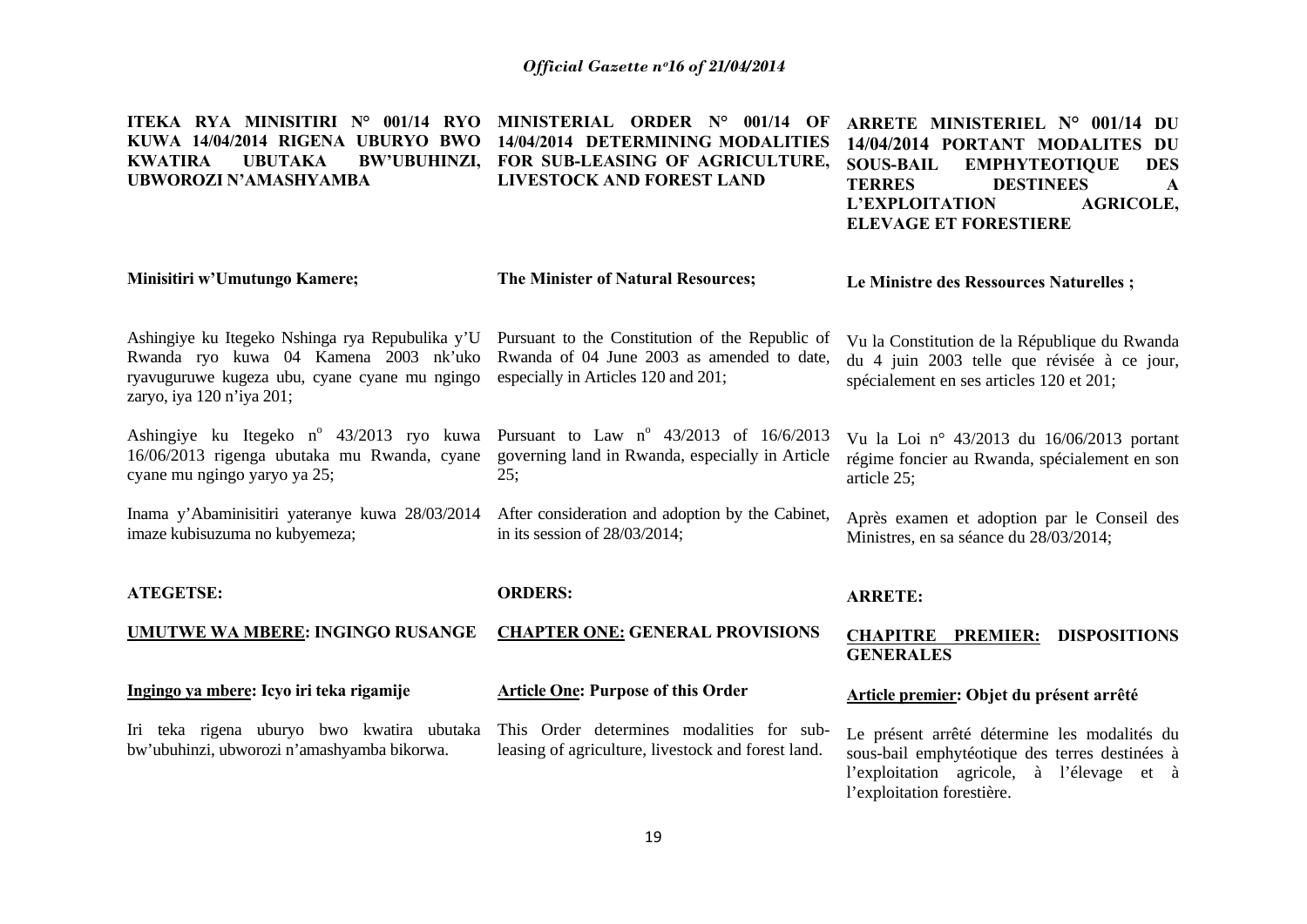**ITEKA RYA MINISITIRI N° 001/14 RYO KUWA 14/04/2014 RIGENA UBURYO BWO KWATIRA UBUTAKA BW'UBUHINZI, UBWOROZI N'AMASHYAMBA**

**Minisitiri w'Umutungo Kamere;**

Ashingiye ku Itegeko Nshinga rya Repubulika y'U Rwanda ryo kuwa 04 Kamena 2003 nk'uko ryavuguruwe kugeza ubu, cyane cyane mu ngingo zaryo, iya 120 n'iya 201;

Ashingiye ku Itegeko n° 43/2013 ryo kuwa 16/06/2013 rigenga ubutaka mu Rwanda, cyane cyane mu ngingo yaryo ya 25;

Inama y'Abaminisitiri yateranye kuwa 28/03/2014 imaze kubisuzuma no kubyemeza;

**ATEGETSE:**

**UMUTWE WA MBERE: INGINGO RUSANGE**

**Ingingo ya mbere: Icyo iri teka rigamije**

Iri teka rigena uburyo bwo kwatira ubutaka bw'ubuhinzi, ubworozi n'amashyamba bikorwa.

**MINISTERIAL ORDER N° 001/14 OF 14/04/2014 DETERMINING MODALITIES FOR SUB-LEASING OF AGRICULTURE, LIVESTOCK AND FOREST LAND**

**The Minister of Natural Resources;**

Pursuant to the Constitution of the Republic of Rwanda of 04 June 2003 as amended to date, especially in Articles 120 and 201;

Pursuant to Law n° 43/2013 of 16/6/2013 governing land in Rwanda, especially in Article 25;

After consideration and adoption by the Cabinet, in its session of 28/03/2014;

**ORDERS:**

**CHAPTER ONE: GENERAL PROVISIONS**

**Article One: Purpose of this Order**

This Order determines modalities for sub-leasing of agriculture, livestock and forest land.

**ARRETE MINISTERIEL N° 001/14 DU 14/04/2014 PORTANT MODALITES DU SOUS-BAIL EMPHYTEOTIQUE DES TERRES DESTINEES A L'EXPLOITATION AGRICOLE, ELEVAGE ET FORESTIERE**

**Le Ministre des Ressources Naturelles ;**

Vu la Constitution de la République du Rwanda du 4 juin 2003 telle que révisée à ce jour, spécialement en ses articles 120 et 201;

Vu la Loi n° 43/2013 du 16/06/2013 portant régime foncier au Rwanda, spécialement en son article 25;

Après examen et adoption par le Conseil des Ministres, en sa séance du 28/03/2014;

**ARRETE:**

**CHAPITRE PREMIER: DISPOSITIONS GENERALES**

**Article premier: Objet du présent arrêté**

Le présent arrêté détermine les modalités du sous-bail emphytéotique des terres destinées à l'exploitation agricole, à l'élevage et à l'exploitation forestière.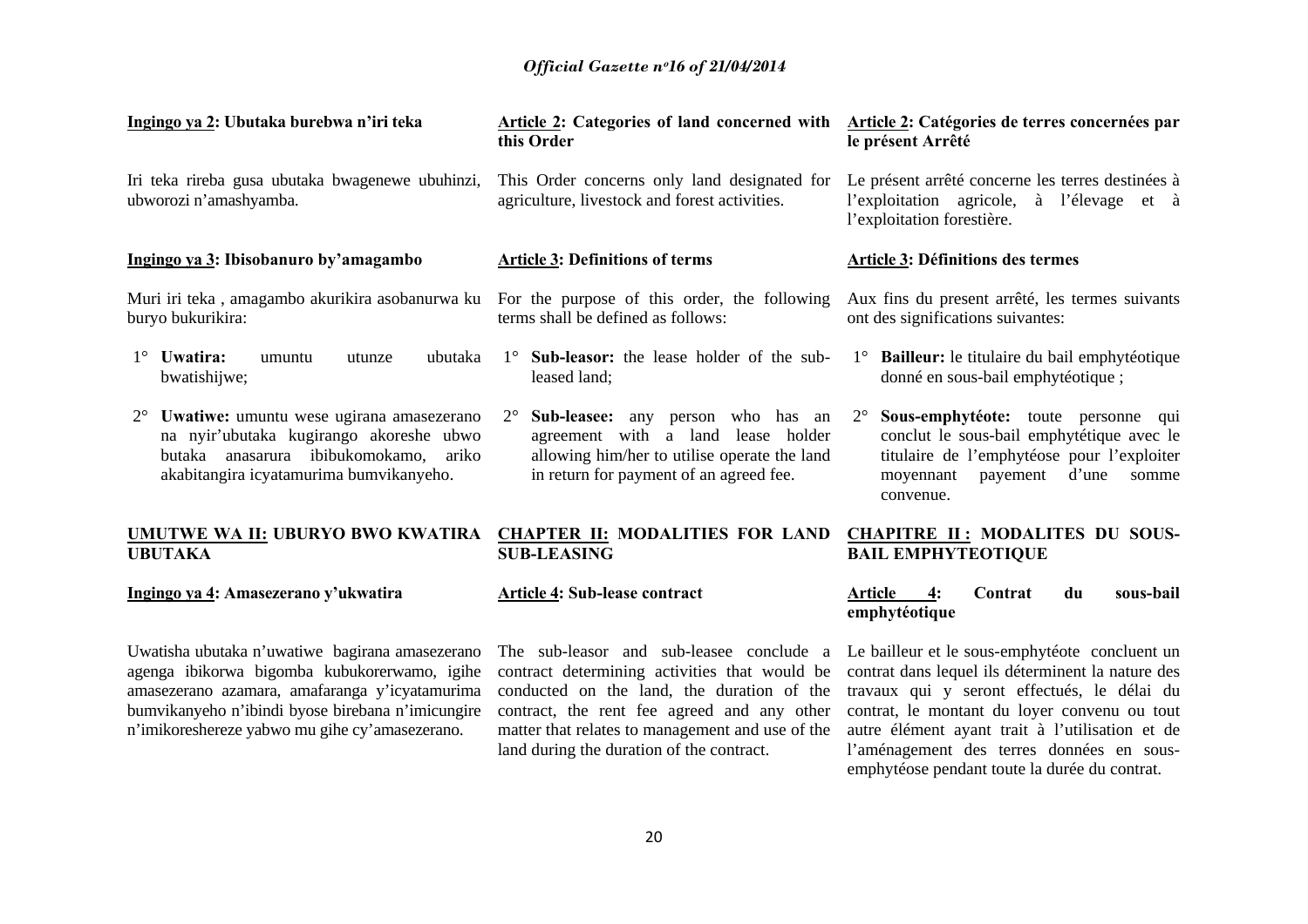**Ingingo ya 2: Ubutaka burebwa n'iri teka**

Iri teka rireba gusa ubutaka bwagenewe ubuhinzi, ubworozi n'amashyamba.

**Ingingo ya 3: Ibisobanuro by'amagambo**

Muri iri teka , amagambo akurikira asobanurwa ku buryo bukurikira:

1° **Uwatira:** umuntu utunze ubutaka bwatishijwe;

2° **Uwatiwe:** umuntu wese ugirana amasezerano na nyir'ubutaka kugirango akoreshe ubwo butaka anasarura ibibukomokamo, ariko akabitangira icyatamurima bumvikanyeho.

**UMUTWE WA II: UBURYO BWO KWATIRA UBUTAKA**

**Ingingo ya 4: Amasezerano y'ukwatira**

Uwatisha ubutaka n'uwatiwe bagirana amasezerano agenga ibikorwa bigomba kubukorerwamo, igihe amasezerano azamara, amafaranga y'icyatamurima bumvikanyeho n'ibindi byose birebana n'imicungire n'imikoreshereze yabwo mu gihe cy'amasezerano.

**Article 2: Categories of land concerned with this Order**

This Order concerns only land designated for agriculture, livestock and forest activities.

**Article 3: Definitions of terms**

For the purpose of this order, the following terms shall be defined as follows:

1° **Sub-leasor:** the lease holder of the sub-leased land;

2° **Sub-leasee:** any person who has an agreement with a land lease holder allowing him/her to utilise operate the land in return for payment of an agreed fee.

**CHAPTER II: MODALITIES FOR LAND SUB-LEASING**

**Article 4: Sub-lease contract**

The sub-leasor and sub-leasee conclude a contract determining activities that would be conducted on the land, the duration of the contract, the rent fee agreed and any other matter that relates to management and use of the land during the duration of the contract.

**Article 2: Catégories de terres concernées par le présent Arrêté**

Le présent arrêté concerne les terres destinées à l'exploitation agricole, à l'élevage et à l'exploitation forestière.

**Article 3: Définitions des termes**

Aux fins du present arrêté, les termes suivants ont des significations suivantes:

1° **Bailleur:** le titulaire du bail emphytéotique donné en sous-bail emphytéotique ;

2° **Sous-emphytéote:** toute personne qui conclut le sous-bail emphytétique avec le titulaire de l'emphytéose pour l'exploiter moyennant payement d'une somme convenue.

**CHAPITRE II : MODALITES DU SOUS-BAIL EMPHYTEOTIQUE**

**Article 4: Contrat du sous-bail emphytéotique**

Le bailleur et le sous-emphytéote concluent un contrat dans lequel ils déterminent la nature des travaux qui y seront effectués, le délai du contrat, le montant du loyer convenu ou tout autre élément ayant trait à l'utilisation et de l'aménagement des terres données en sous-emphytéose pendant toute la durée du contrat.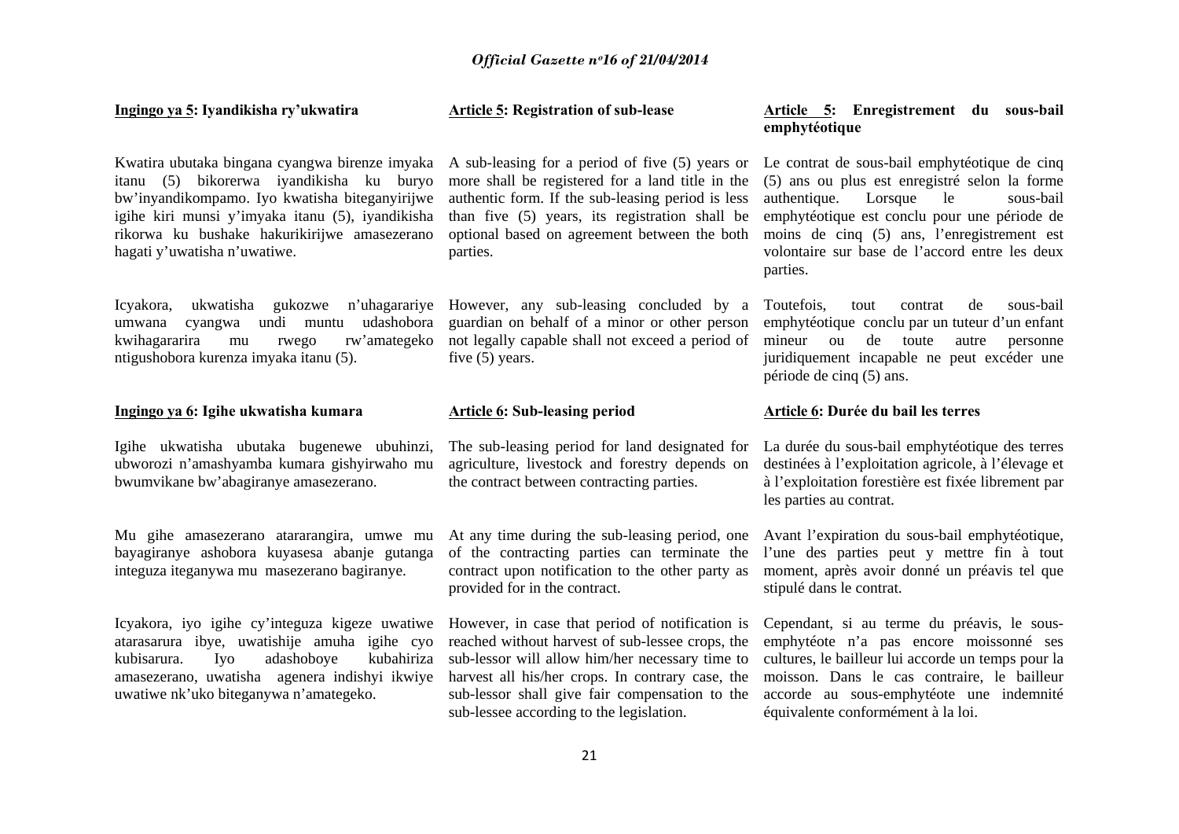**Ingingo ya 5: Iyandikisha ry'ukwatira**

Kwatira ubutaka bingana cyangwa birenze imyaka itanu (5) bikorerwa iyandikisha ku buryo bw'inyandikompamo. Iyo kwatisha biteganyirijwe igihe kiri munsi y'imyaka itanu (5), iyandikisha rikorwa ku bushake hakurikirijwe amasezerano hagati y'uwatisha n'uwatiwe.

Icyakora, ukwatisha gukozwe n'uhagarariye umwana cyangwa undi muntu udashobora kwihagararira mu rwego rw'amategeko ntigushobora kurenza imyaka itanu (5).

**Ingingo ya 6: Igihe ukwatisha kumara**

Igihe ukwatisha ubutaka bugenewe ubuhinzi, ubworozi n'amashyamba kumara gishyirwaho mu bwumvikane bw'abagiranye amasezerano.

Mu gihe amasezerano atararangira, umwe mu bayagiranye ashobora kuyasesa abanje gutanga integuza iteganywa mu masezerano bagiranye.

Icyakora, iyo igihe cy'integuza kigeze uwatiwe atarasarura ibye, uwatishije amuha igihe cyo kubisarura. Iyo adashoboye kubahiriza amasezerano, uwatisha agenera indishyi ikwiye uwatiwe nk'uko biteganywa n'amategeko.

**Article 5: Registration of sub-lease**

A sub-leasing for a period of five (5) years or more shall be registered for a land title in the authentic form. If the sub-leasing period is less than five (5) years, its registration shall be optional based on agreement between the both parties.

However, any sub-leasing concluded by a guardian on behalf of a minor or other person not legally capable shall not exceed a period of five (5) years.

**Article 6: Sub-leasing period**

The sub-leasing period for land designated for agriculture, livestock and forestry depends on the contract between contracting parties.

At any time during the sub-leasing period, one of the contracting parties can terminate the contract upon notification to the other party as provided for in the contract.

However, in case that period of notification is reached without harvest of sub-lessee crops, the sub-lessor will allow him/her necessary time to harvest all his/her crops. In contrary case, the sub-lessor shall give fair compensation to the sub-lessee according to the legislation.

**Article 5: Enregistrement du sous-bail emphytéotique**

Le contrat de sous-bail emphytéotique de cinq (5) ans ou plus est enregistré selon la forme authentique. Lorsque le sous-bail emphytéotique est conclu pour une période de moins de cinq (5) ans, l'enregistrement est volontaire sur base de l'accord entre les deux parties.

Toutefois, tout contrat de sous-bail emphytéotique conclu par un tuteur d'un enfant mineur ou de toute autre personne juridiquement incapable ne peut excéder une période de cinq (5) ans.

**Article 6: Durée du bail les terres**

La durée du sous-bail emphytéotique des terres destinées à l'exploitation agricole, à l'élevage et à l'exploitation forestière est fixée librement par les parties au contrat.

Avant l'expiration du sous-bail emphytéotique, l'une des parties peut y mettre fin à tout moment, après avoir donné un préavis tel que stipulé dans le contrat.

Cependant, si au terme du préavis, le sous-emphytéote n'a pas encore moissonné ses cultures, le bailleur lui accorde un temps pour la moisson. Dans le cas contraire, le bailleur accorde au sous-emphytéote une indemnité équivalente conformément à la loi.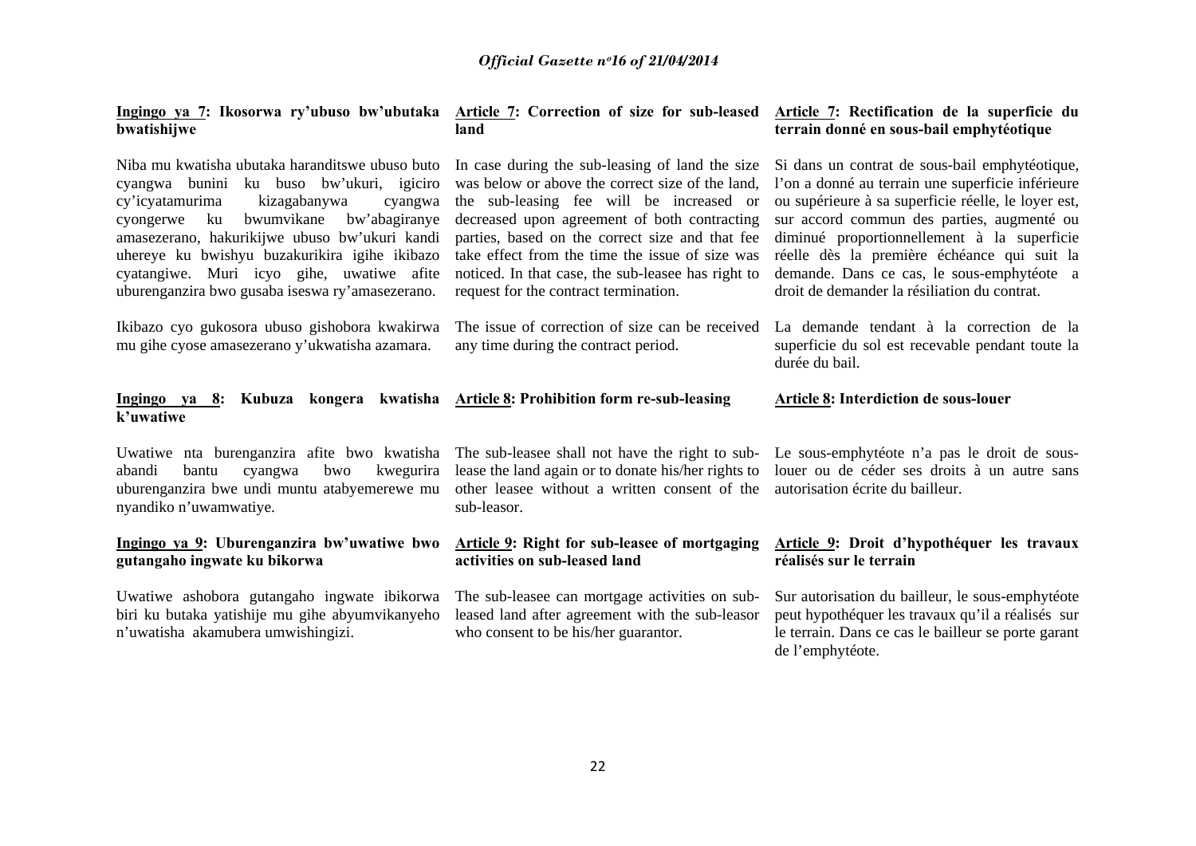**Ingingo ya 7: Ikosorwa ry'ubuso bw'ubutaka bwatishijwe**

Niba mu kwatisha ubutaka haranditswe ubuso buto cyangwa bunini ku buso bw'ukuri, igiciro cy'icyatamurima kizagabanywa cyangwa cyongerwe ku bwumvikane bw'abagiranye amasezerano, hakurikijwe ubuso bw'ukuri kandi uhereye ku bwishyu buzakurikira igihe ikibazo cyatangiwe. Muri icyo gihe, uwatiwe afite uburenganzira bwo gusaba iseswa ry'amasezerano.

Ikibazo cyo gukosora ubuso gishobora kwakirwa mu gihe cyose amasezerano y'ukwatisha azamara.

**Ingingo ya 8: Kubuza kongera kwatisha k'uwatiwe**

Uwatiwe nta burenganzira afite bwo kwatisha abandi bantu cyangwa bwo kwegurira uburenganzira bwe undi muntu atabyemerewe mu nyandiko n'uwamwatiye.

**Ingingo ya 9: Uburenganzira bw'uwatiwe bwo gutangaho ingwate ku bikorwa**

Uwatiwe ashobora gutangaho ingwate ibikorwa biri ku butaka yatishije mu gihe abyumvikanyeho n'uwatisha akamubera umwishingizi.

**Article 7: Correction of size for sub-leased land**

In case during the sub-leasing of land the size was below or above the correct size of the land, the sub-leasing fee will be increased or decreased upon agreement of both contracting parties, based on the correct size and that fee take effect from the time the issue of size was noticed. In that case, the sub-leasee has right to request for the contract termination.

The issue of correction of size can be received any time during the contract period.

**Article 8: Prohibition form re-sub-leasing**

The sub-leasee shall not have the right to sub-lease the land again or to donate his/her rights to other leasee without a written consent of the sub-leasor.

**Article 9: Right for sub-leasee of mortgaging activities on sub-leased land**

The sub-leasee can mortgage activities on sub-leased land after agreement with the sub-leasor who consent to be his/her guarantor.

**Article 7: Rectification de la superficie du terrain donné en sous-bail emphytéotique**

Si dans un contrat de sous-bail emphytéotique, l'on a donné au terrain une superficie inférieure ou supérieure à sa superficie réelle, le loyer est, sur accord commun des parties, augmenté ou diminué proportionnellement à la superficie réelle dès la première échéance qui suit la demande. Dans ce cas, le sous-emphytéote a droit de demander la résiliation du contrat.

La demande tendant à la correction de la superficie du sol est recevable pendant toute la durée du bail.

**Article 8: Interdiction de sous-louer**

Le sous-emphytéote n'a pas le droit de sous-louer ou de céder ses droits à un autre sans autorisation écrite du bailleur.

**Article 9: Droit d'hypothéquer les travaux réalisés sur le terrain**

Sur autorisation du bailleur, le sous-emphytéote peut hypothéquer les travaux qu'il a réalisés sur le terrain. Dans ce cas le bailleur se porte garant de l'emphytéote.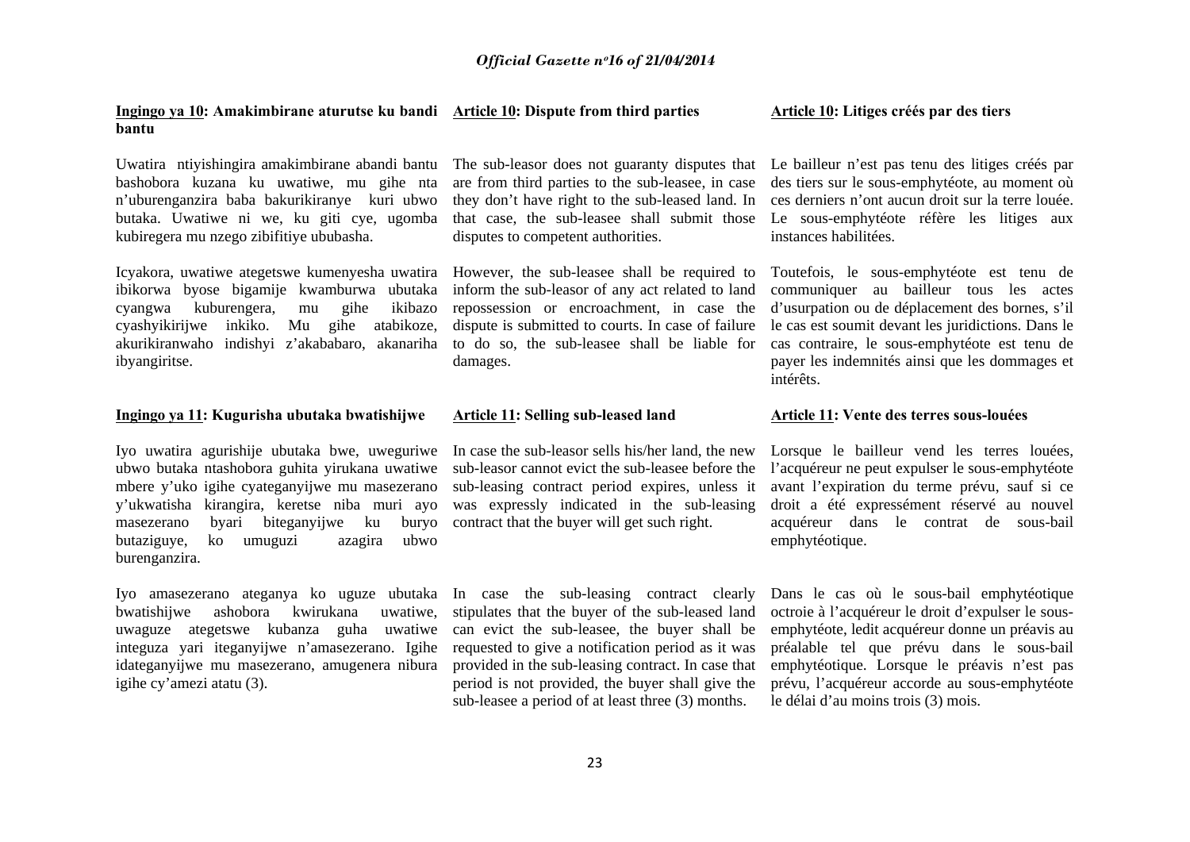**Ingingo ya 10: Amakimbirane aturutse ku bandi bantu**

Uwatira ntiyishingira amakimbirane abandi bantu bashobora kuzana ku uwatiwe, mu gihe nta n'uburenganzira baba bakurikiranye kuri ubwo butaka. Uwatiwe ni we, ku giti cye, ugomba kubiregera mu nzego zibifitiye ububasha.

Icyakora, uwatiwe ategetswe kumenyesha uwatira ibikorwa byose bigamije kwamburwa ubutaka cyangwa kuburengera, mu gihe ikibazo cyashyikirijwe inkiko. Mu gihe atabikoze, akurikiranwaho indishyi z'akababaro, akanariha ibyangiritse.

**Ingingo ya 11: Kugurisha ubutaka bwatishijwe**

Iyo uwatira agurishije ubutaka bwe, uweguriwe ubwo butaka ntashobora guhita yirukana uwatiwe mbere y'uko igihe cyateganyijwe mu masezerano y'ukwatisha kirangira, keretse niba muri ayo masezerano byari biteganyijwe ku buryo butaziguye, ko umuguzi azagira ubwo burenganzira.

Iyo amasezerano ateganya ko uguze ubutaka bwatishijwe ashobora kwirukana uwatiwe, uwaguze ategetswe kubanza guha uwatiwe integuza yari iteganyijwe n'amasezerano. Igihe idateganyijwe mu masezerano, amugenera nibura igihe cy'amezi atatu (3).

**Article 10: Dispute from third parties**

The sub-leasor does not guaranty disputes that are from third parties to the sub-leasee, in case they don't have right to the sub-leased land. In that case, the sub-leasee shall submit those disputes to competent authorities.

However, the sub-leasee shall be required to inform the sub-leasor of any act related to land repossession or encroachment, in case the dispute is submitted to courts. In case of failure to do so, the sub-leasee shall be liable for damages.

**Article 11: Selling sub-leased land**

In case the sub-leasor sells his/her land, the new sub-leasor cannot evict the sub-leasee before the sub-leasing contract period expires, unless it was expressly indicated in the sub-leasing contract that the buyer will get such right.

In case the sub-leasing contract clearly stipulates that the buyer of the sub-leased land can evict the sub-leasee, the buyer shall be requested to give a notification period as it was provided in the sub-leasing contract. In case that period is not provided, the buyer shall give the sub-leasee a period of at least three (3) months.

**Article 10: Litiges créés par des tiers**

Le bailleur n'est pas tenu des litiges créés par des tiers sur le sous-emphytéote, au moment où ces derniers n'ont aucun droit sur la terre louée. Le sous-emphytéote réfère les litiges aux instances habilitées.

Toutefois, le sous-emphytéote est tenu de communiquer au bailleur tous les actes d'usurpation ou de déplacement des bornes, s'il le cas est soumit devant les juridictions. Dans le cas contraire, le sous-emphytéote est tenu de payer les indemnités ainsi que les dommages et intérêts.

**Article 11: Vente des terres sous-louées**

Lorsque le bailleur vend les terres louées, l'acquéreur ne peut expulser le sous-emphytéote avant l'expiration du terme prévu, sauf si ce droit a été expressément réservé au nouvel acquéreur dans le contrat de sous-bail emphytéotique.

Dans le cas où le sous-bail emphytéotique octroie à l'acquéreur le droit d'expulser le sous-emphytéote, ledit acquéreur donne un préavis au préalable tel que prévu dans le sous-bail emphytéotique. Lorsque le préavis n'est pas prévu, l'acquéreur accorde au sous-emphytéote le délai d'au moins trois (3) mois.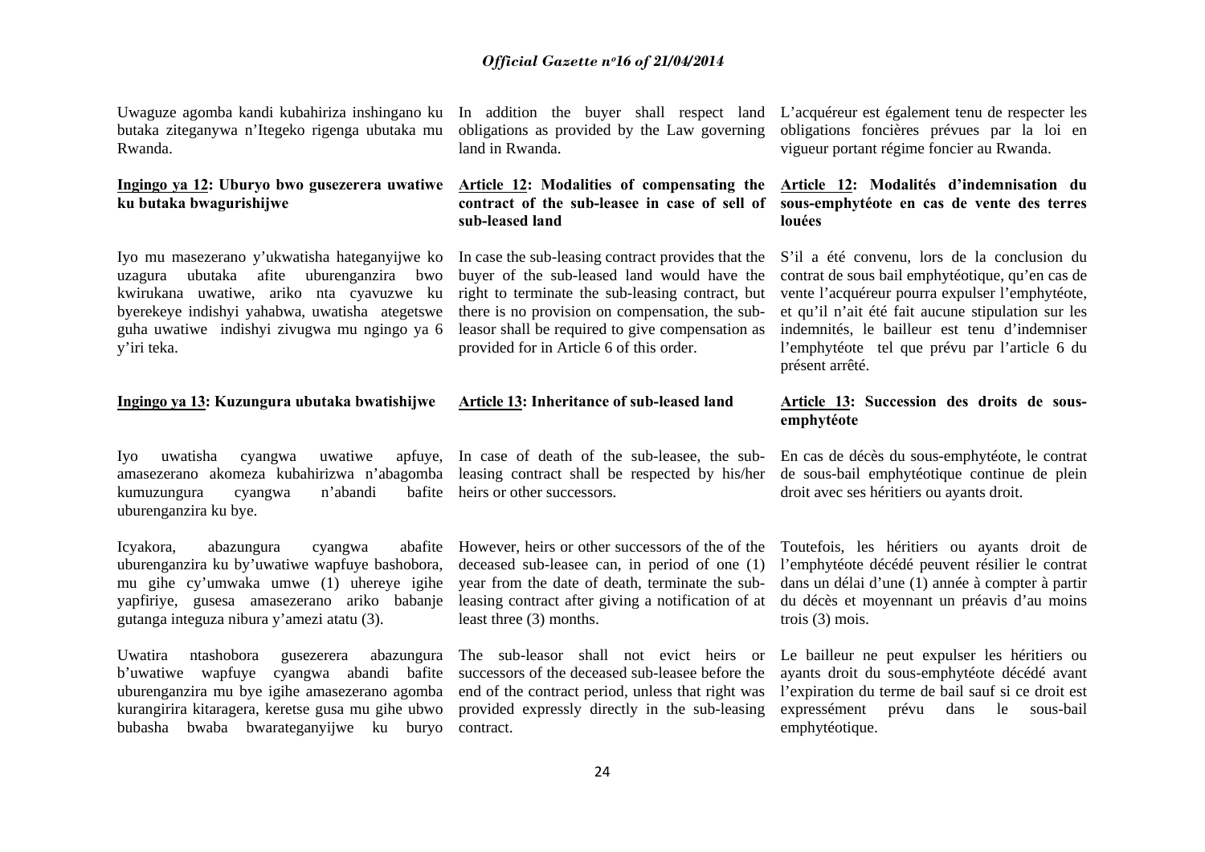Uwaguze agomba kandi kubahiriza inshingano ku butaka ziteganywa n'Itegeko rigenga ubutaka mu Rwanda.

**Ingingo ya 12: Uburyo bwo gusezerera uwatiwe ku butaka bwagurishijwe**

Iyo mu masezerano y'ukwatisha hateganyijwe ko uzagura ubutaka afite uburenganzira bwo kwirukana uwatiwe, ariko nta cyavuzwe ku byerekeye indishyi yahabwa, uwatisha ategetswe guha uwatiwe indishyi zivugwa mu ngingo ya 6 y'iri teka.

**Ingingo ya 13: Kuzungura ubutaka bwatishijwe**

Iyo uwatisha cyangwa uwatiwe apfuye, amasezerano akomeza kubahirizwa n'abagomba kumuzungura cyangwa n'abandi bafite uburenganzira ku bye.

Icyakora, abazungura cyangwa abafite uburenganzira ku by'uwatiwe wapfuye bashobora, mu gihe cy'umwaka umwe (1) uhereye igihe yapfiriye, gusesa amasezerano ariko babanje gutanga integuza nibura y'amezi atatu (3).

Uwatira ntashobora gusezerera abazungura b'uwatiwe wapfuye cyangwa abandi bafite uburenganzira mu bye igihe amasezerano agomba kurangirira kitaragera, keretse gusa mu gihe ubwo bubasha bwaba bwarateganyijwe ku buryo

In addition the buyer shall respect land obligations as provided by the Law governing land in Rwanda.

**Article 12: Modalities of compensating the contract of the sub-leasee in case of sell of sub-leased land**

In case the sub-leasing contract provides that the buyer of the sub-leased land would have the right to terminate the sub-leasing contract, but there is no provision on compensation, the sub-leasor shall be required to give compensation as provided for in Article 6 of this order.

**Article 13: Inheritance of sub-leased land**

In case of death of the sub-leasee, the sub-leasing contract shall be respected by his/her heirs or other successors.

However, heirs or other successors of the of the deceased sub-leasee can, in period of one (1) year from the date of death, terminate the sub-leasing contract after giving a notification of at least three (3) months.

The sub-leasor shall not evict heirs or successors of the deceased sub-leasee before the end of the contract period, unless that right was provided expressly directly in the sub-leasing contract.

L'acquéreur est également tenu de respecter les obligations foncières prévues par la loi en vigueur portant régime foncier au Rwanda.

**Article 12: Modalités d'indemnisation du sous-emphytéote en cas de vente des terres louées**

S'il a été convenu, lors de la conclusion du contrat de sous bail emphytéotique, qu'en cas de vente l'acquéreur pourra expulser l'emphytéote, et qu'il n'ait été fait aucune stipulation sur les indemnités, le bailleur est tenu d'indemniser l'emphytéote tel que prévu par l'article 6 du présent arrêté.

**Article 13: Succession des droits de sous-emphytéote**

En cas de décès du sous-emphytéote, le contrat de sous-bail emphytéotique continue de plein droit avec ses héritiers ou ayants droit.

Toutefois, les héritiers ou ayants droit de l'emphytéote décédé peuvent résilier le contrat dans un délai d'une (1) année à compter à partir du décès et moyennant un préavis d'au moins trois (3) mois.

Le bailleur ne peut expulser les héritiers ou ayants droit du sous-emphytéote décédé avant l'expiration du terme de bail sauf si ce droit est expressément prévu dans le sous-bail emphytéotique.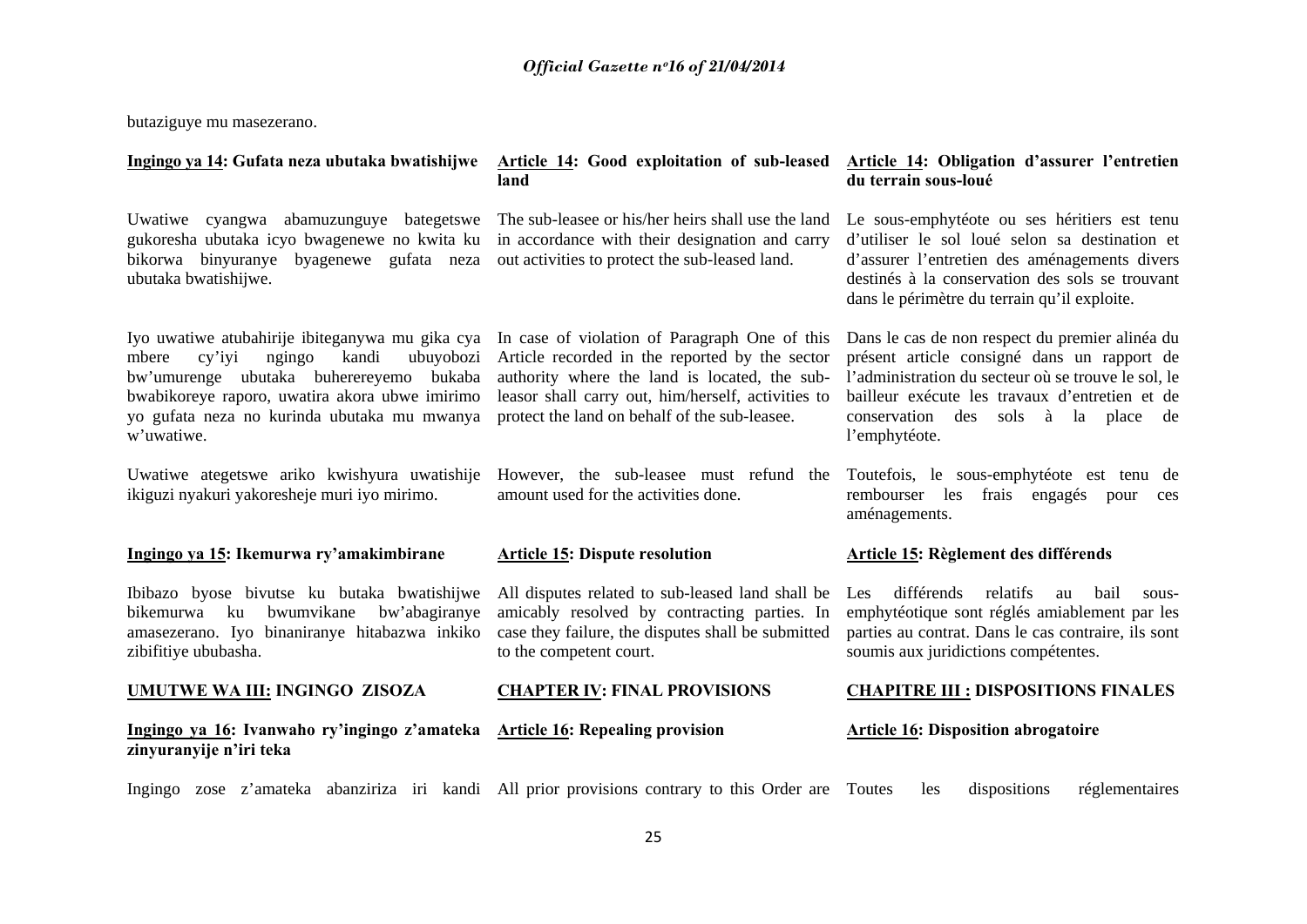butaziguye mu masezerano.

**Ingingo ya 14: Gufata neza ubutaka bwatishijwe**

Uwatiwe cyangwa abamuzunguye bategetswe gukoresha ubutaka icyo bwagenewe no kwita ku bikorwa binyuranye byagenewe gufata neza ubutaka bwatishijwe.

Iyo uwatiwe atubahirije ibiteganywa mu gika cya mbere cy'iyi ngingo kandi ubuyobozi bw'umurenge ubutaka buherereyemo bukaba bwabikoreye raporo, uwatira akora ubwe imirimo yo gufata neza no kurinda ubutaka mu mwanya w'uwatiwe.

Uwatiwe ategetswe ariko kwishyura uwatishije ikiguzi nyakuri yakoresheje muri iyo mirimo.

**Ingingo ya 15: Ikemurwa ry'amakimbirane**

Ibibazo byose bivutse ku butaka bwatishijwe bikemurwa ku bwumvikane bw'abagiranye amasezerano. Iyo binaniranye hitabazwa inkiko zibifitiye ububasha.

**UMUTWE WA III: INGINGO ZISOZA**

**Ingingo ya 16: Ivanwaho ry'ingingo z'amateka zinyuranyije n'iri teka**

Ingingo zose z'amateka abanziriza iri kandi

**Article 14: Good exploitation of sub-leased land**

The sub-leasee or his/her heirs shall use the land in accordance with their designation and carry out activities to protect the sub-leased land.

In case of violation of Paragraph One of this Article recorded in the reported by the sector authority where the land is located, the sub-leasor shall carry out, him/herself, activities to protect the land on behalf of the sub-leasee.

However, the sub-leasee must refund the amount used for the activities done.

**Article 15: Dispute resolution**

All disputes related to sub-leased land shall be amicably resolved by contracting parties. In case they failure, the disputes shall be submitted to the competent court.

**CHAPTER IV: FINAL PROVISIONS**

**Article 16: Repealing provision**

All prior provisions contrary to this Order are

**Article 14: Obligation d'assurer l'entretien du terrain sous-loué**

Le sous-emphytéote ou ses héritiers est tenu d'utiliser le sol loué selon sa destination et d'assurer l'entretien des aménagements divers destinés à la conservation des sols se trouvant dans le périmètre du terrain qu'il exploite.

Dans le cas de non respect du premier alinéa du présent article consigné dans un rapport de l'administration du secteur où se trouve le sol, le bailleur exécute les travaux d'entretien et de conservation des sols à la place de l'emphytéote.

Toutefois, le sous-emphytéote est tenu de rembourser les frais engagés pour ces aménagements.

**Article 15: Règlement des différends**

Les différends relatifs au bail sous-emphytéotique sont réglés amiablement par les parties au contrat. Dans le cas contraire, ils sont soumis aux juridictions compétentes.

**CHAPITRE III : DISPOSITIONS FINALES**

**Article 16: Disposition abrogatoire**

Toutes les dispositions réglementaires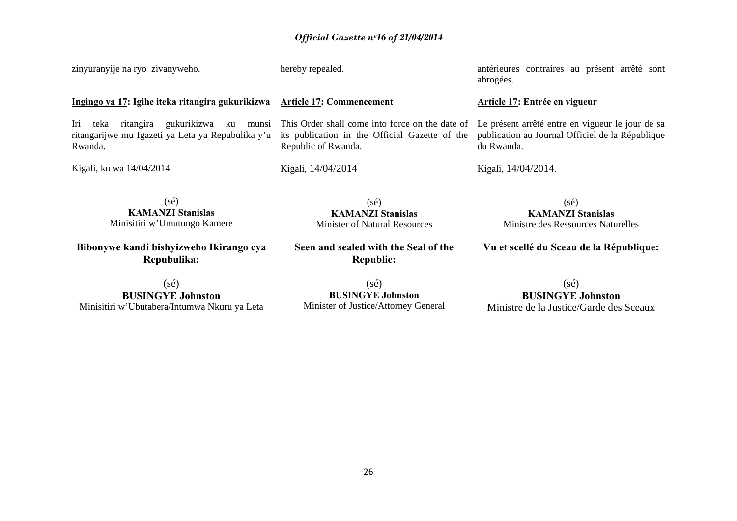zinyuranyije na ryo zivanyweho.

**Ingingo ya 17: Igihe iteka ritangira gukurikizwa**

Iri teka ritangira gukurikizwa ku munsi ritangarijwe mu Igazeti ya Leta ya Repubulika y'u Rwanda.

Kigali, ku wa 14/04/2014

(sé)
**KAMANZI Stanislas**
Minisitiri w'Umutungo Kamere

**Bibonywe kandi bishyizweho Ikirango cya Repubulika:**

(sé)
**BUSINGYE Johnston**
Minisitiri w'Ubutabera/Intumwa Nkuru ya Leta

hereby repealed.

**Article 17: Commencement**

This Order shall come into force on the date of its publication in the Official Gazette of the Republic of Rwanda.

Kigali, 14/04/2014

(sé)
**KAMANZI Stanislas**
Minister of Natural Resources

**Seen and sealed with the Seal of the Republic:**

(sé)
**BUSINGYE Johnston**
Minister of Justice/Attorney General

antérieures contraires au présent arrêté sont abrogées.

**Article 17: Entrée en vigueur**

Le présent arrêté entre en vigueur le jour de sa publication au Journal Officiel de la République du Rwanda.

Kigali, 14/04/2014.

(sé)
**KAMANZI Stanislas**
Ministre des Ressources Naturelles

**Vu et scellé du Sceau de la République:**

(sé)
**BUSINGYE Johnston**
Ministre de la Justice/Garde des Sceaux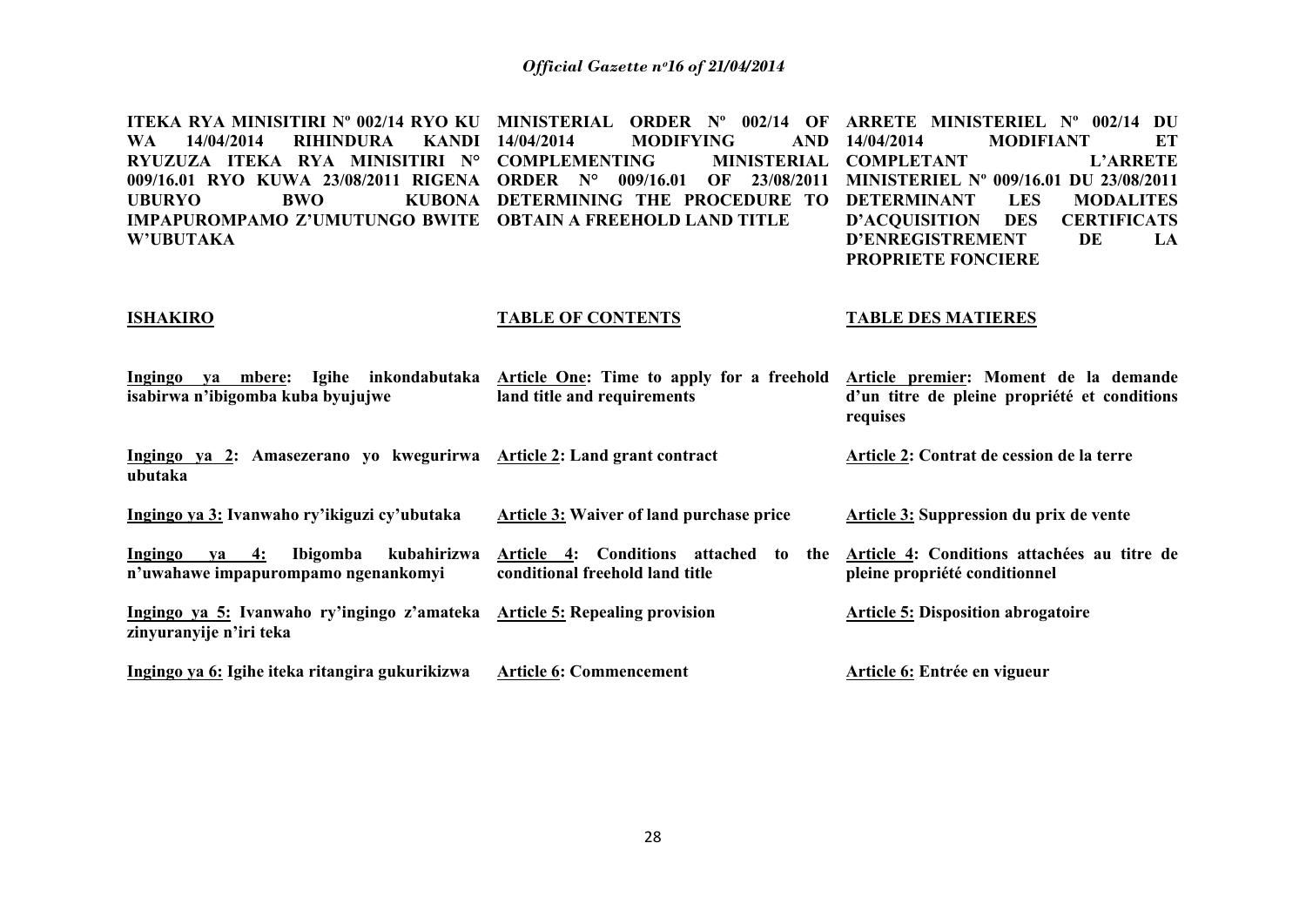**ITEKA RYA MINISITIRI Nº 002/14 RYO KU WA 14/04/2014 RIHINDURA KANDI RYUZUZA ITEKA RYA MINISITIRI N° 009/16.01 RYO KUWA 23/08/2011 RIGENA UBURYO BWO KUBONA IMPAPUROMPAMO Z'UMUTUNGO BWITE W'UBUTAKA**

**MINISTERIAL ORDER Nº 002/14 OF 14/04/2014 MODIFYING AND COMPLEMENTING MINISTERIAL ORDER N° 009/16.01 OF 23/08/2011 DETERMINING THE PROCEDURE TO OBTAIN A FREEHOLD LAND TITLE**

**ARRETE MINISTERIEL Nº 002/14 DU 14/04/2014 MODIFIANT ET COMPLETANT L'ARRETE MINISTERIEL Nº 009/16.01 DU 23/08/2011 DETERMINANT LES MODALITES D'ACQUISITION DES CERTIFICATS D'ENREGISTREMENT DE LA PROPRIETE FONCIERE**

| **ISHAKIRO** | **TABLE OF CONTENTS** | **TABLE DES MATIERES** |
|---|---|---|
| **Ingingo ya mbere: Igihe inkondabutaka isabirwa n'ibigomba kuba byujujwe** | **Article One: Time to apply for a freehold land title and requirements** | **Article premier: Moment de la demande d'un titre de pleine propriété et conditions requises** |
| **Ingingo ya 2: Amasezerano yo kwegurirwa ubutaka** | **Article 2: Land grant contract** | **Article 2: Contrat de cession de la terre** |
| **Ingingo ya 3: Ivanwaho ry'ikiguzi cy'ubutaka** | **Article 3: Waiver of land purchase price** | **Article 3: Suppression du prix de vente** |
| **Ingingo ya 4: Ibigomba kubahirizwa n'uwahawe impapurompamo ngenankomyi** | **Article 4: Conditions attached to the conditional freehold land title** | **Article 4: Conditions attachées au titre de pleine propriété conditionnel** |
| **Ingingo ya 5: Ivanwaho ry'ingingo z'amateka zinyuranyije n'iri teka** | **Article 5: Repealing provision** | **Article 5: Disposition abrogatoire** |
| **Ingingo ya 6: Igihe iteka ritangira gukurikizwa** | **Article 6: Commencement** | **Article 6: Entrée en vigueur** |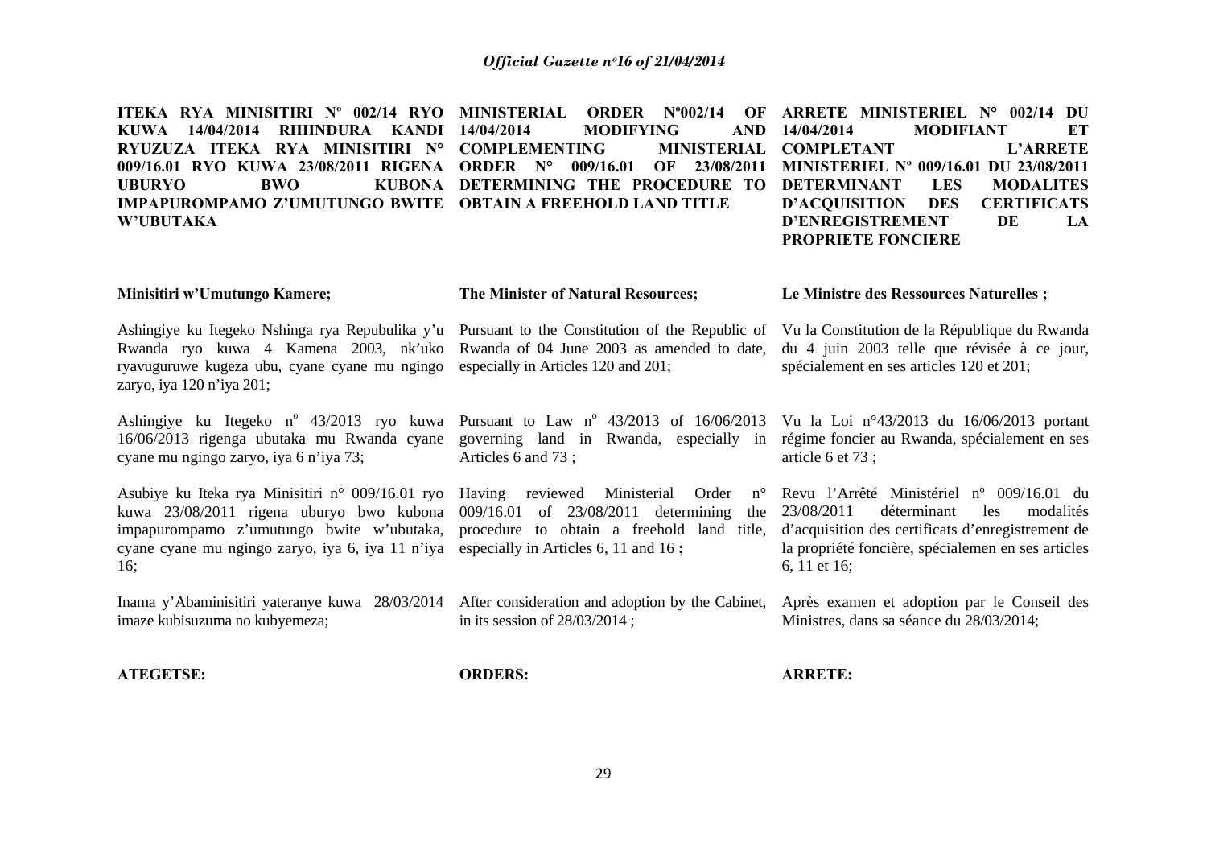**ITEKA RYA MINISITIRI Nº 002/14 RYO KUWA 14/04/2014 RIHINDURA KANDI RYUZUZA ITEKA RYA MINISITIRI N° 009/16.01 RYO KUWA 23/08/2011 RIGENA UBURYO BWO KUBONA IMPAPUROMPAMO Z'UMUTUNGO BWITE W'UBUTAKA**

**Minisitiri w'Umutungo Kamere;**

Ashingiye ku Itegeko Nshinga rya Repubulika y'u Rwanda ryo kuwa 4 Kamena 2003, nk'uko ryavuguruwe kugeza ubu, cyane cyane mu ngingo zaryo, iya 120 n'iya 201;

Ashingiye ku Itegeko nº 43/2013 ryo kuwa 16/06/2013 rigenga ubutaka mu Rwanda cyane cyane mu ngingo zaryo, iya 6 n'iya 73;

Asubiye ku Iteka rya Minisitiri n° 009/16.01 ryo kuwa 23/08/2011 rigena uburyo bwo kubona impapurompamo z'umutungo bwite w'ubutaka, cyane cyane mu ngingo zaryo, iya 6, iya 11 n'iya 16;

Inama y'Abaminisitiri yateranye kuwa 28/03/2014 imaze kubisuzuma no kubyemeza;

**ATEGETSE:**

**MINISTERIAL ORDER Nº002/14 OF 14/04/2014 MODIFYING AND COMPLEMENTING MINISTERIAL ORDER N° 009/16.01 OF 23/08/2011 DETERMINING THE PROCEDURE TO OBTAIN A FREEHOLD LAND TITLE**

**The Minister of Natural Resources;**

Pursuant to the Constitution of the Republic of Rwanda of 04 June 2003 as amended to date, especially in Articles 120 and 201;

Pursuant to Law nº 43/2013 of 16/06/2013 governing land in Rwanda, especially in Articles 6 and 73 ;

Having reviewed Ministerial Order n° 009/16.01 of 23/08/2011 determining the procedure to obtain a freehold land title, especially in Articles 6, 11 and 16 **;**

After consideration and adoption by the Cabinet, in its session of 28/03/2014 ;

**ORDERS:**

**ARRETE MINISTERIEL N° 002/14 DU 14/04/2014 MODIFIANT ET COMPLETANT L'ARRETE MINISTERIEL Nº 009/16.01 DU 23/08/2011 DETERMINANT LES MODALITES D'ACQUISITION DES CERTIFICATS D'ENREGISTREMENT DE LA PROPRIETE FONCIERE**

**Le Ministre des Ressources Naturelles ;**

Vu la Constitution de la République du Rwanda du 4 juin 2003 telle que révisée à ce jour, spécialement en ses articles 120 et 201;

Vu la Loi n°43/2013 du 16/06/2013 portant régime foncier au Rwanda, spécialement en ses article 6 et 73 ;

Revu l'Arrêté Ministériel nº 009/16.01 du 23/08/2011 déterminant les modalités d'acquisition des certificats d'enregistrement de la propriété foncière, spécialemen en ses articles 6, 11 et 16;

Après examen et adoption par le Conseil des Ministres, dans sa séance du 28/03/2014;

**ARRETE:**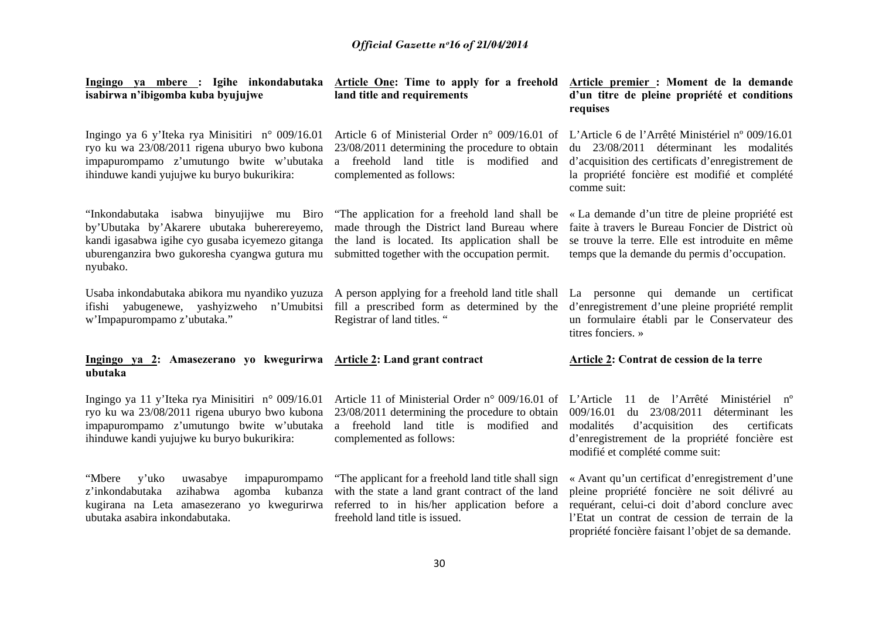**Ingingo ya mbere : Igihe inkondabutaka isabirwa n'ibigomba kuba byujujwe**

Ingingo ya 6 y'Iteka rya Minisitiri n° 009/16.01 ryo ku wa 23/08/2011 rigena uburyo bwo kubona impapurompamo z'umutungo bwite w'ubutaka ihinduwe kandi yujujwe ku buryo bukurikira:

"Inkondabutaka isabwa binyujijwe mu Biro by'Ubutaka by'Akarere ubutaka buherereyemo, kandi igasabwa igihe cyo gusaba icyemezo gitanga uburenganzira bwo gukoresha cyangwa gutura mu nyubako.

Usaba inkondabutaka abikora mu nyandiko yuzuza ifishi yabugenewe, yashyizweho n'Umubitsi w'Impapurompamo z'ubutaka."

**Ingingo ya 2: Amasezerano yo kwegurirwa ubutaka**

Ingingo ya 11 y'Iteka rya Minisitiri n° 009/16.01 ryo ku wa 23/08/2011 rigena uburyo bwo kubona impapurompamo z'umutungo bwite w'ubutaka ihinduwe kandi yujujwe ku buryo bukurikira:

"Mbere y'uko uwasabye impapurompamo z'inkondabutaka azihabwa agomba kubanza kugirana na Leta amasezerano yo kwegurirwa ubutaka asabira inkondabutaka.

**Article One: Time to apply for a freehold land title and requirements**

Article 6 of Ministerial Order n° 009/16.01 of 23/08/2011 determining the procedure to obtain a freehold land title is modified and complemented as follows:

"The application for a freehold land shall be made through the District land Bureau where the land is located. Its application shall be submitted together with the occupation permit.

A person applying for a freehold land title shall fill a prescribed form as determined by the Registrar of land titles. "

**Article 2: Land grant contract**

Article 11 of Ministerial Order n° 009/16.01 of 23/08/2011 determining the procedure to obtain a freehold land title is modified and complemented as follows:

"The applicant for a freehold land title shall sign with the state a land grant contract of the land referred to in his/her application before a freehold land title is issued.

**Article premier : Moment de la demande d'un titre de pleine propriété et conditions requises**

L'Article 6 de l'Arrêté Ministériel nº 009/16.01 du 23/08/2011 déterminant les modalités d'acquisition des certificats d'enregistrement de la propriété foncière est modifié et complété comme suit:

« La demande d'un titre de pleine propriété est faite à travers le Bureau Foncier de District où se trouve la terre. Elle est introduite en même temps que la demande du permis d'occupation.

La personne qui demande un certificat d'enregistrement d'une pleine propriété remplit un formulaire établi par le Conservateur des titres fonciers. »

**Article 2: Contrat de cession de la terre**

L'Article 11 de l'Arrêté Ministériel nº 009/16.01 du 23/08/2011 déterminant les modalités d'acquisition des certificats d'enregistrement de la propriété foncière est modifié et complété comme suit:

« Avant qu'un certificat d'enregistrement d'une pleine propriété foncière ne soit délivré au requérant, celui-ci doit d'abord conclure avec l'Etat un contrat de cession de terrain de la propriété foncière faisant l'objet de sa demande.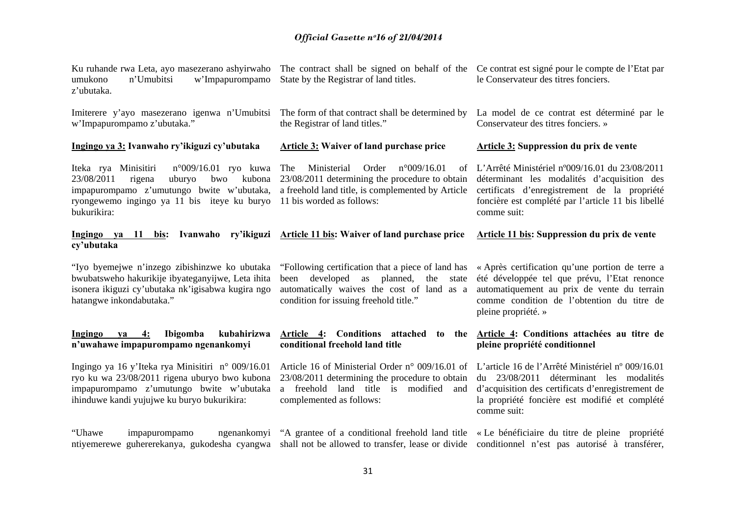Ku ruhande rwa Leta, ayo masezerano ashyirwaho umukono n'Umubitsi w'Impapurompamo z'ubutaka.

Imiterere y'ayo masezerano igenwa n'Umubitsi w'Impapurompamo z'ubutaka."

**Ingingo ya 3: Ivanwaho ry'ikiguzi cy'ubutaka**

Iteka rya Minisitiri n°009/16.01 ryo kuwa 23/08/2011 rigena uburyo bwo kubona impapurompamo z'umutungo bwite w'ubutaka, ryongewemo ingingo ya 11 bis iteye ku buryo bukurikira:

**Ingingo ya 11 bis: Ivanwaho ry'ikiguzi cy'ubutaka**

"Iyo byemejwe n'inzego zibishinzwe ko ubutaka bwubatsweho hakurikije ibyateganyijwe, Leta ihita isonera ikiguzi cy'ubutaka nk'igisabwa kugira ngo hatangwe inkondabutaka."

**Ingingo ya 4: Ibigomba kubahirizwa n'uwahawe impapurompamo ngenankomyi**

Ingingo ya 16 y'Iteka rya Minisitiri n° 009/16.01 ryo ku wa 23/08/2011 rigena uburyo bwo kubona impapurompamo z'umutungo bwite w'ubutaka ihinduwe kandi yujujwe ku buryo bukurikira:

"Uhawe impapurompamo ngenankomyi ntiyemerewe guhererekanya, gukodesha cyangwa

The contract shall be signed on behalf of the State by the Registrar of land titles.

The form of that contract shall be determined by the Registrar of land titles."

**Article 3: Waiver of land purchase price**

The Ministerial Order n°009/16.01 of 23/08/2011 determining the procedure to obtain a freehold land title, is complemented by Article 11 bis worded as follows:

**Article 11 bis: Waiver of land purchase price**

"Following certification that a piece of land has been developed as planned, the state automatically waives the cost of land as a condition for issuing freehold title."

**Article 4: Conditions attached to the conditional freehold land title**

Article 16 of Ministerial Order n° 009/16.01 of 23/08/2011 determining the procedure to obtain a freehold land title is modified and complemented as follows:

"A grantee of a conditional freehold land title shall not be allowed to transfer, lease or divide

Ce contrat est signé pour le compte de l'Etat par le Conservateur des titres fonciers.

La model de ce contrat est déterminé par le Conservateur des titres fonciers. »

**Article 3: Suppression du prix de vente**

L'Arrêté Ministériel nº009/16.01 du 23/08/2011 déterminant les modalités d'acquisition des certificats d'enregistrement de la propriété foncière est complété par l'article 11 bis libellé comme suit:

**Article 11 bis: Suppression du prix de vente**

« Après certification qu'une portion de terre a été développée tel que prévu, l'Etat renonce automatiquement au prix de vente du terrain comme condition de l'obtention du titre de pleine propriété. »

**Article 4: Conditions attachées au titre de pleine propriété conditionnel**

L'article 16 de l'Arrêté Ministériel nº 009/16.01 du 23/08/2011 déterminant les modalités d'acquisition des certificats d'enregistrement de la propriété foncière est modifié et complété comme suit:

« Le bénéficiaire du titre de pleine propriété conditionnel n'est pas autorisé à transférer,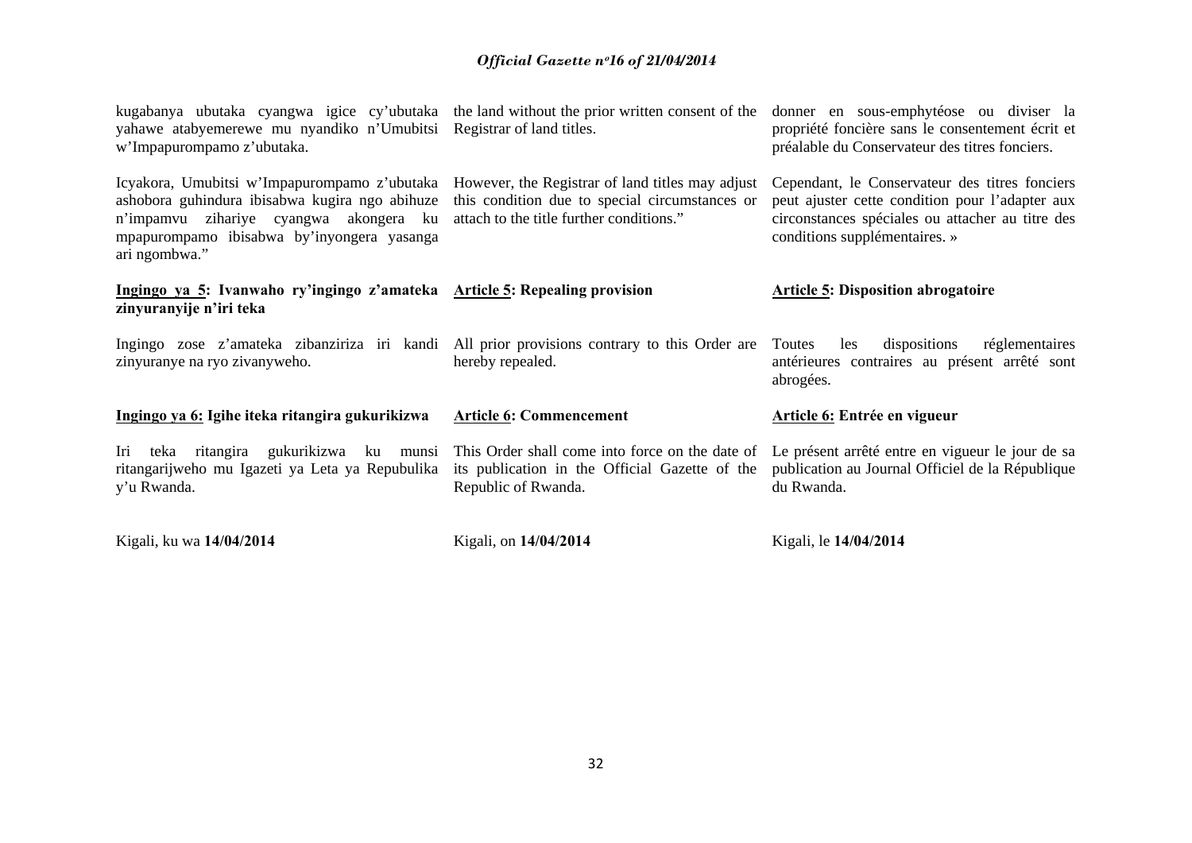kugabanya ubutaka cyangwa igice cy'ubutaka yahawe atabyemerewe mu nyandiko n'Umubitsi w'Impapurompamo z'ubutaka.

Icyakora, Umubitsi w'Impapurompamo z'ubutaka ashobora guhindura ibisabwa kugira ngo abihuze n'impamvu zihariye cyangwa akongera ku mpapurompamo ibisabwa by'inyongera yasanga ari ngombwa."

**Ingingo ya 5: Ivanwaho ry'ingingo z'amateka zinyuranyije n'iri teka**

Ingingo zose z'amateka zibanziriza iri kandi zinyuranye na ryo zivanyweho.

**Ingingo ya 6: Igihe iteka ritangira gukurikizwa**

Iri teka ritangira gukurikizwa ku munsi ritangarijweho mu Igazeti ya Leta ya Repubulika y'u Rwanda.

Kigali, ku wa **14/04/2014**

the land without the prior written consent of the Registrar of land titles.

However, the Registrar of land titles may adjust this condition due to special circumstances or attach to the title further conditions."

**Article 5: Repealing provision**

All prior provisions contrary to this Order are hereby repealed.

**Article 6: Commencement**

This Order shall come into force on the date of its publication in the Official Gazette of the Republic of Rwanda.

Kigali, on **14/04/2014**

donner en sous-emphytéose ou diviser la propriété foncière sans le consentement écrit et préalable du Conservateur des titres fonciers.

Cependant, le Conservateur des titres fonciers peut ajuster cette condition pour l'adapter aux circonstances spéciales ou attacher au titre des conditions supplémentaires. »

**Article 5: Disposition abrogatoire**

Toutes les dispositions réglementaires antérieures contraires au présent arrêté sont abrogées.

**Article 6: Entrée en vigueur**

Le présent arrêté entre en vigueur le jour de sa publication au Journal Officiel de la République du Rwanda.

Kigali, le **14/04/2014**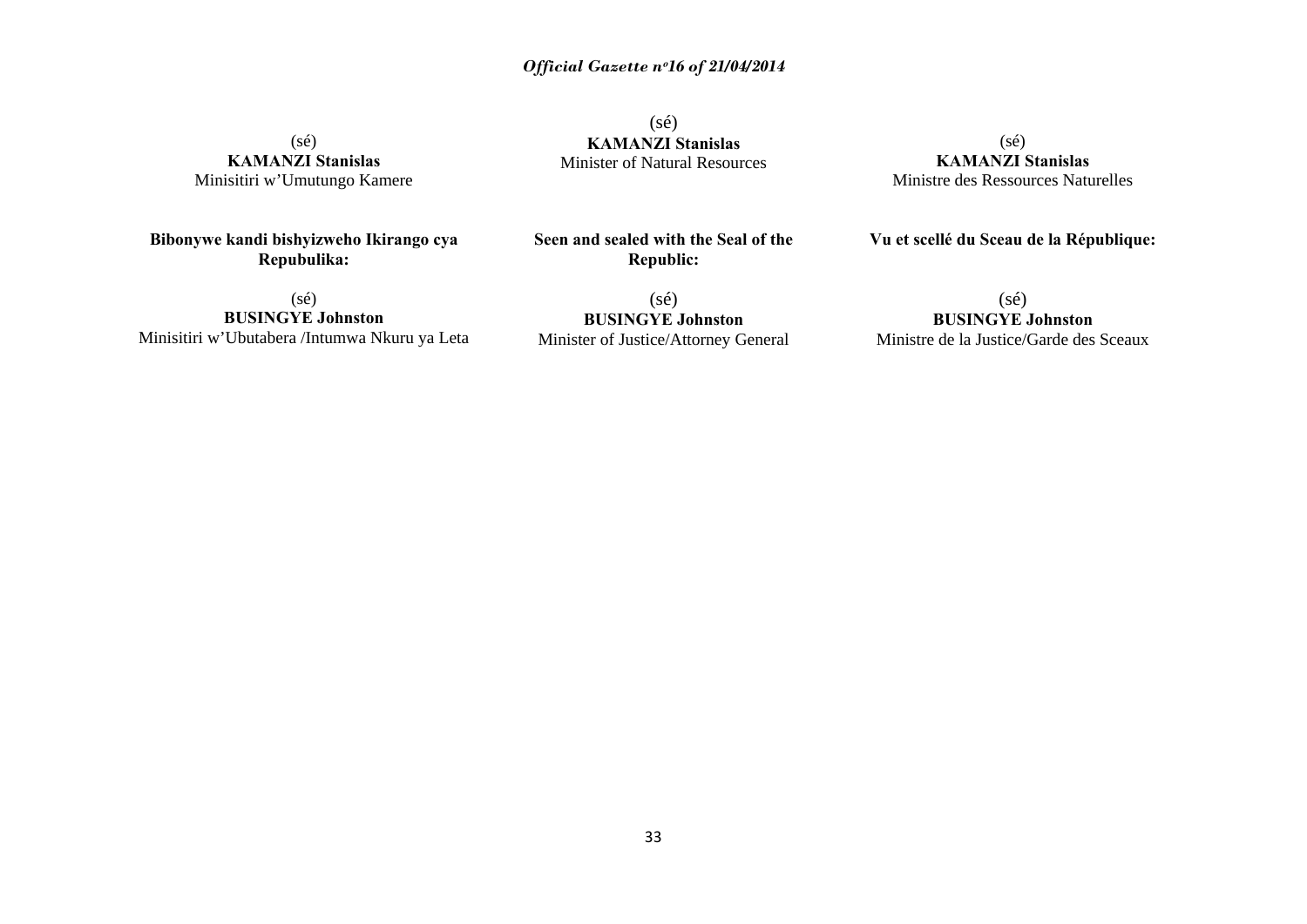(sé)
**KAMANZI Stanislas**
Minisitiri w'Umutungo Kamere

(sé)
**KAMANZI Stanislas**
Minister of Natural Resources

(sé)
**KAMANZI Stanislas**
Ministre des Ressources Naturelles

**Bibonywe kandi bishyizweho Ikirango cya Repubulika:**

(sé)
**BUSINGYE Johnston**
Minisitiri w'Ubutabera /Intumwa Nkuru ya Leta

**Seen and sealed with the Seal of the Republic:**

(sé)
**BUSINGYE Johnston**
Minister of Justice/Attorney General

**Vu et scellé du Sceau de la République:**

(sé)
**BUSINGYE Johnston**
Ministre de la Justice/Garde des Sceaux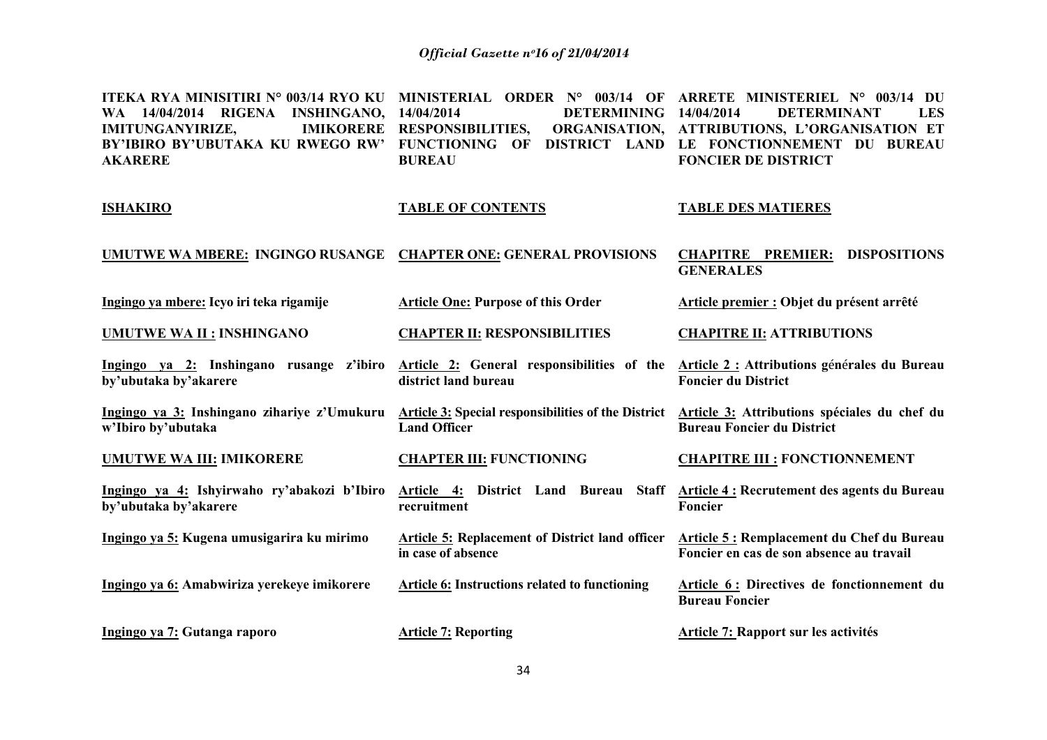**ITEKA RYA MINISITIRI N° 003/14 RYO KU WA 14/04/2014 RIGENA INSHINGANO, IMITUNGANYIRIZE, IMIKORERE BY'IBIRO BY'UBUTAKA KU RWEGO RW' AKARERE**

**MINISTERIAL ORDER N° 003/14 OF 14/04/2014 DETERMINING RESPONSIBILITIES, ORGANISATION, FUNCTIONING OF DISTRICT LAND BUREAU**

**ARRETE MINISTERIEL N° 003/14 DU 14/04/2014 DETERMINANT LES ATTRIBUTIONS, L'ORGANISATION ET LE FONCTIONNEMENT DU BUREAU FONCIER DE DISTRICT**

| **ISHAKIRO** | **TABLE OF CONTENTS** | **TABLE DES MATIERES** |
|---|---|---|
| **UMUTWE WA MBERE: INGINGO RUSANGE** | **CHAPTER ONE: GENERAL PROVISIONS** | **CHAPITRE PREMIER: DISPOSITIONS GENERALES** |
| **Ingingo ya mbere: Icyo iri teka rigamije** | **Article One: Purpose of this Order** | **Article premier : Objet du présent arrêté** |
| **UMUTWE WA II : INSHINGANO** | **CHAPTER II: RESPONSIBILITIES** | **CHAPITRE II: ATTRIBUTIONS** |
| **Ingingo ya 2: Inshingano rusange z'ibiro by'ubutaka by'akarere** | **Article 2: General responsibilities of the district land bureau** | **Article 2 : Attributions générales du Bureau Foncier du District** |
| **Ingingo ya 3: Inshingano zihariye z'Umukuru w'Ibiro by'ubutaka** | **Article 3: Special responsibilities of the District Land Officer** | **Article 3: Attributions spéciales du chef du Bureau Foncier du District** |
| **UMUTWE WA III: IMIKORERE** | **CHAPTER III: FUNCTIONING** | **CHAPITRE III : FONCTIONNEMENT** |
| **Ingingo ya 4: Ishyirwaho ry'abakozi b'Ibiro by'ubutaka by'akarere** | **Article 4: District Land Bureau Staff recruitment** | **Article 4 : Recrutement des agents du Bureau Foncier** |
| **Ingingo ya 5: Kugena umusigarira ku mirimo** | **Article 5: Replacement of District land officer in case of absence** | **Article 5 : Remplacement du Chef du Bureau Foncier en cas de son absence au travail** |
| **Ingingo ya 6: Amabwiriza yerekeye imikorere** | **Article 6: Instructions related to functioning** | **Article 6 : Directives de fonctionnement du Bureau Foncier** |
| **Ingingo ya 7: Gutanga raporo** | **Article 7: Reporting** | **Article 7: Rapport sur les activités** |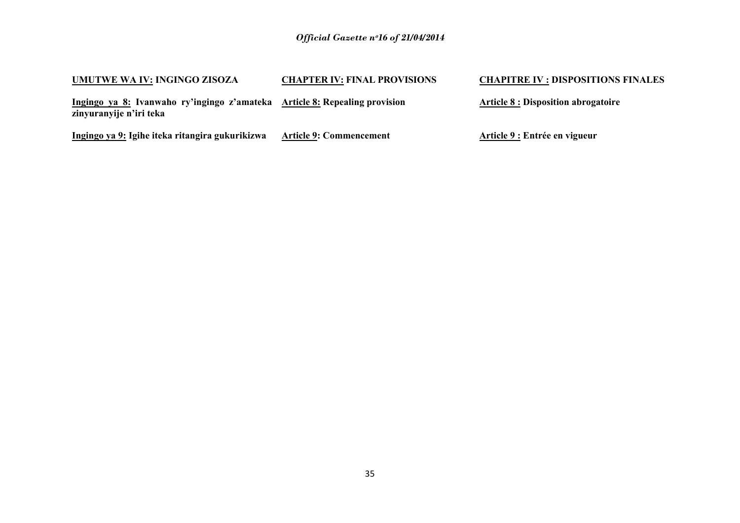**UMUTWE WA IV: INGINGO ZISOZA**

**Ingingo ya 8: Ivanwaho ry'ingingo z'amateka zinyuranyije n'iri teka**

**Ingingo ya 9: Igihe iteka ritangira gukurikizwa**

**CHAPTER IV: FINAL PROVISIONS**

**Article 8: Repealing provision**

**Article 9: Commencement**

**CHAPITRE IV : DISPOSITIONS FINALES**

**Article 8 : Disposition abrogatoire**

**Article 9 : Entrée en vigueur**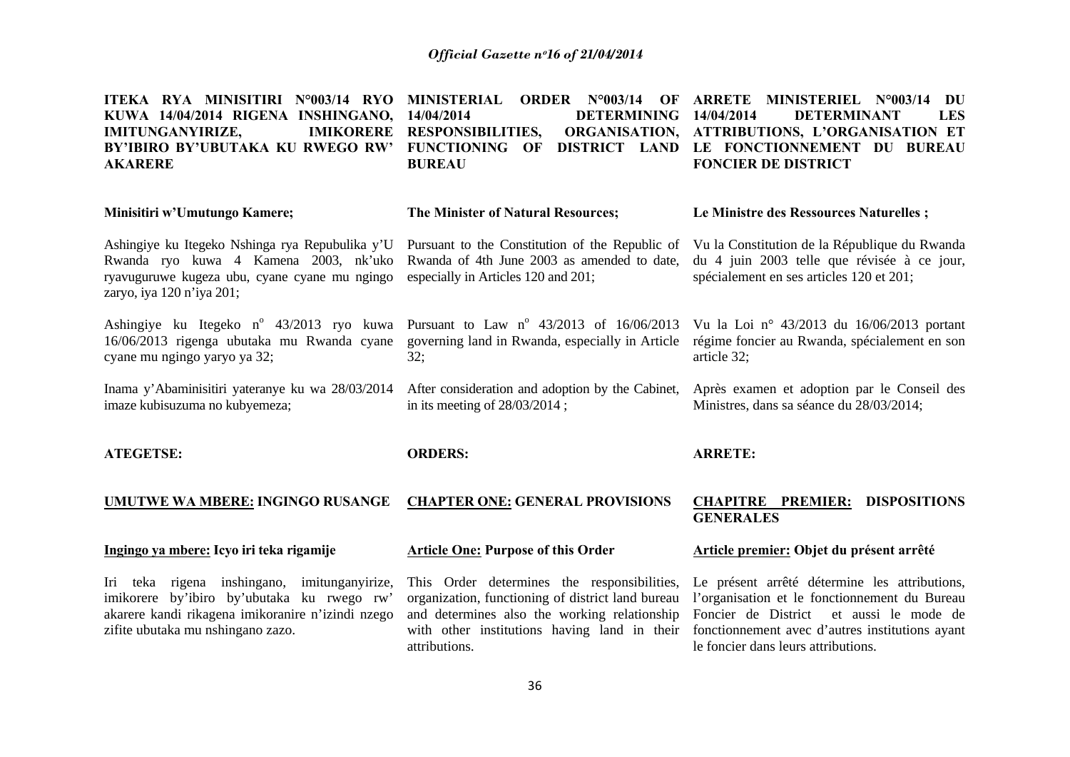**ITEKA RYA MINISITIRI N°003/14 RYO KUWA 14/04/2014 RIGENA INSHINGANO, IMITUNGANYIRIZE, IMIKORERE BY'IBIRO BY'UBUTAKA KU RWEGO RW' AKARERE**

**Minisitiri w'Umutungo Kamere;**

Ashingiye ku Itegeko Nshinga rya Repubulika y'U Rwanda ryo kuwa 4 Kamena 2003, nk'uko ryavuguruwe kugeza ubu, cyane cyane mu ngingo zaryo, iya 120 n'iya 201;

Ashingiye ku Itegeko n° 43/2013 ryo kuwa 16/06/2013 rigenga ubutaka mu Rwanda cyane cyane mu ngingo yaryo ya 32;

Inama y'Abaminisitiri yateranye ku wa 28/03/2014 imaze kubisuzuma no kubyemeza;

**ATEGETSE:**

**UMUTWE WA MBERE: INGINGO RUSANGE**

**Ingingo ya mbere: Icyo iri teka rigamije**

Iri teka rigena inshingano, imitunganyirize, imikorere by'ibiro by'ubutaka ku rwego rw' akarere kandi rikagena imikoranire n'izindi nzego zifite ubutaka mu nshingano zazo.

**MINISTERIAL ORDER N°003/14 OF 14/04/2014 DETERMINING RESPONSIBILITIES, ORGANISATION, FUNCTIONING OF DISTRICT LAND BUREAU**

**The Minister of Natural Resources;**

Pursuant to the Constitution of the Republic of Rwanda of 4th June 2003 as amended to date, especially in Articles 120 and 201;

Pursuant to Law n° 43/2013 of 16/06/2013 governing land in Rwanda, especially in Article 32;

After consideration and adoption by the Cabinet, in its meeting of 28/03/2014 ;

**ORDERS:**

**CHAPTER ONE: GENERAL PROVISIONS**

**Article One: Purpose of this Order**

This Order determines the responsibilities, organization, functioning of district land bureau and determines also the working relationship with other institutions having land in their attributions.

**ARRETE MINISTERIEL N°003/14 DU 14/04/2014 DETERMINANT LES ATTRIBUTIONS, L'ORGANISATION ET LE FONCTIONNEMENT DU BUREAU FONCIER DE DISTRICT**

**Le Ministre des Ressources Naturelles ;**

Vu la Constitution de la République du Rwanda du 4 juin 2003 telle que révisée à ce jour, spécialement en ses articles 120 et 201;

Vu la Loi n° 43/2013 du 16/06/2013 portant régime foncier au Rwanda, spécialement en son article 32;

Après examen et adoption par le Conseil des Ministres, dans sa séance du 28/03/2014;

**ARRETE:**

**CHAPITRE PREMIER: DISPOSITIONS GENERALES**

**Article premier: Objet du présent arrêté**

Le présent arrêté détermine les attributions, l'organisation et le fonctionnement du Bureau Foncier de District et aussi le mode de fonctionnement avec d'autres institutions ayant le foncier dans leurs attributions.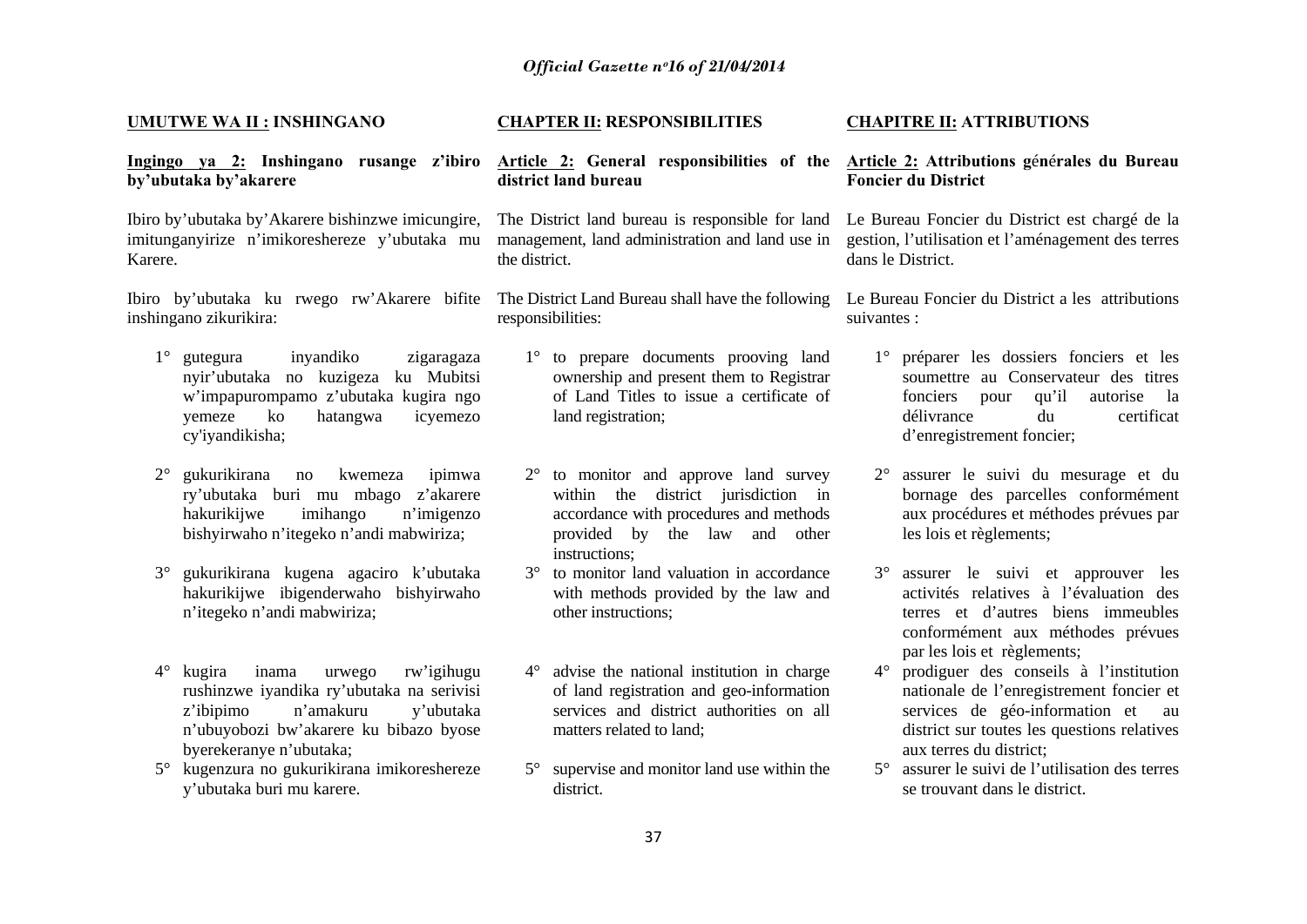**UMUTWE WA II : INSHINGANO**

**Ingingo ya 2: Inshingano rusange z'ibiro by'ubutaka by'akarere**

Ibiro by'ubutaka by'Akarere bishinzwe imicungire, imitunganyirize n'imikoreshereze y'ubutaka mu Karere.

Ibiro by'ubutaka ku rwego rw'Akarere bifite inshingano zikurikira:

1° gutegura inyandiko zigaragaza nyir'ubutaka no kuzigeza ku Mubitsi w'impapurompamo z'ubutaka kugira ngo yemeze ko hatangwa icyemezo cy'iyandikisha;

2° gukurikirana no kwemeza ipimwa ry'ubutaka buri mu mbago z'akarere hakurikijwe imihango n'imigenzo bishyirwaho n'itegeko n'andi mabwiriza;

3° gukurikirana kugena agaciro k'ubutaka hakurikijwe ibigenderwaho bishyirwaho n'itegeko n'andi mabwiriza;

4° kugira inama urwego rw'igihugu rushinzwe iyandika ry'ubutaka na serivisi z'ibipimo n'amakuru y'ubutaka n'ubuyobozi bw'akarere ku bibazo byose byerekeranye n'ubutaka;

5° kugenzura no gukurikirana imikoreshereze y'ubutaka buri mu karere.

**CHAPTER II: RESPONSIBILITIES**

**Article 2: General responsibilities of the district land bureau**

The District land bureau is responsible for land management, land administration and land use in the district.

The District Land Bureau shall have the following responsibilities:

1° to prepare documents prooving land ownership and present them to Registrar of Land Titles to issue a certificate of land registration;

2° to monitor and approve land survey within the district jurisdiction in accordance with procedures and methods provided by the law and other instructions;

3° to monitor land valuation in accordance with methods provided by the law and other instructions;

4° advise the national institution in charge of land registration and geo-information services and district authorities on all matters related to land;

5° supervise and monitor land use within the district.

**CHAPITRE II: ATTRIBUTIONS**

**Article 2: Attributions générales du Bureau Foncier du District**

Le Bureau Foncier du District est chargé de la gestion, l'utilisation et l'aménagement des terres dans le District.

Le Bureau Foncier du District a les attributions suivantes :

1° préparer les dossiers fonciers et les soumettre au Conservateur des titres fonciers pour qu'il autorise la délivrance du certificat d'enregistrement foncier;

2° assurer le suivi du mesurage et du bornage des parcelles conformément aux procédures et méthodes prévues par les lois et règlements;

3° assurer le suivi et approuver les activités relatives à l'évaluation des terres et d'autres biens immeubles conformément aux méthodes prévues par les lois et règlements;

4° prodiguer des conseils à l'institution nationale de l'enregistrement foncier et services de géo-information et au district sur toutes les questions relatives aux terres du district;

5° assurer le suivi de l'utilisation des terres se trouvant dans le district.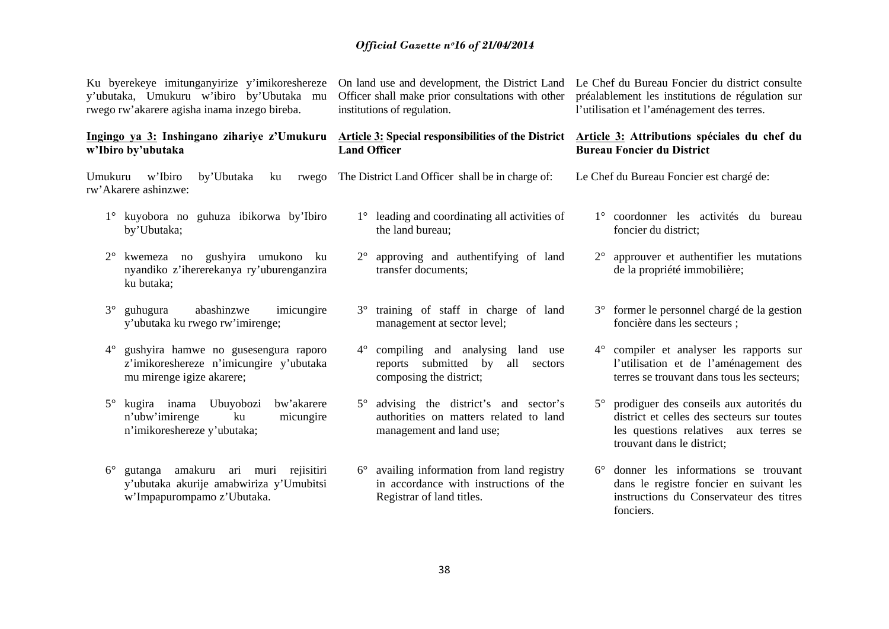Ku byerekeye imitunganyirize y'imikoreshereze y'ubutaka, Umukuru w'ibiro by'Ubutaka mu rwego rw'akarere agisha inama inzego bireba.

**Ingingo ya 3: Inshingano zihariye z'Umukuru w'Ibiro by'ubutaka**

Umukuru w'Ibiro by'Ubutaka ku rwego rw'Akarere ashinzwe:

1° kuyobora no guhuza ibikorwa by'Ibiro by'Ubutaka;

2° kwemeza no gushyira umukono ku nyandiko z'ihererekanya ry'uburenganzira ku butaka;

3° guhugura abashinzwe imicungire y'ubutaka ku rwego rw'imirenge;

4° gushyira hamwe no gusesengura raporo z'imikoreshereze n'imicungire y'ubutaka mu mirenge igize akarere;

5° kugira inama Ubuyobozi bw'akarere n'ubw'imirenge ku micungire n'imikoreshereze y'ubutaka;

6° gutanga amakuru ari muri rejisitiri y'ubutaka akurije amabwiriza y'Umubitsi w'Impapurompamo z'Ubutaka.

On land use and development, the District Land Officer shall make prior consultations with other institutions of regulation.

**Article 3: Special responsibilities of the District Land Officer**

The District Land Officer shall be in charge of:

1° leading and coordinating all activities of the land bureau;

2° approving and authentifying of land transfer documents;

3° training of staff in charge of land management at sector level;

4° compiling and analysing land use reports submitted by all sectors composing the district;

5° advising the district's and sector's authorities on matters related to land management and land use;

6° availing information from land registry in accordance with instructions of the Registrar of land titles.

Le Chef du Bureau Foncier du district consulte préalablement les institutions de régulation sur l'utilisation et l'aménagement des terres.

**Article 3: Attributions spéciales du chef du Bureau Foncier du District**

Le Chef du Bureau Foncier est chargé de:

1° coordonner les activités du bureau foncier du district;

2° approuver et authentifier les mutations de la propriété immobilière;

3° former le personnel chargé de la gestion foncière dans les secteurs ;

4° compiler et analyser les rapports sur l'utilisation et de l'aménagement des terres se trouvant dans tous les secteurs;

5° prodiguer des conseils aux autorités du district et celles des secteurs sur toutes les questions relatives aux terres se trouvant dans le district;

6° donner les informations se trouvant dans le registre foncier en suivant les instructions du Conservateur des titres fonciers.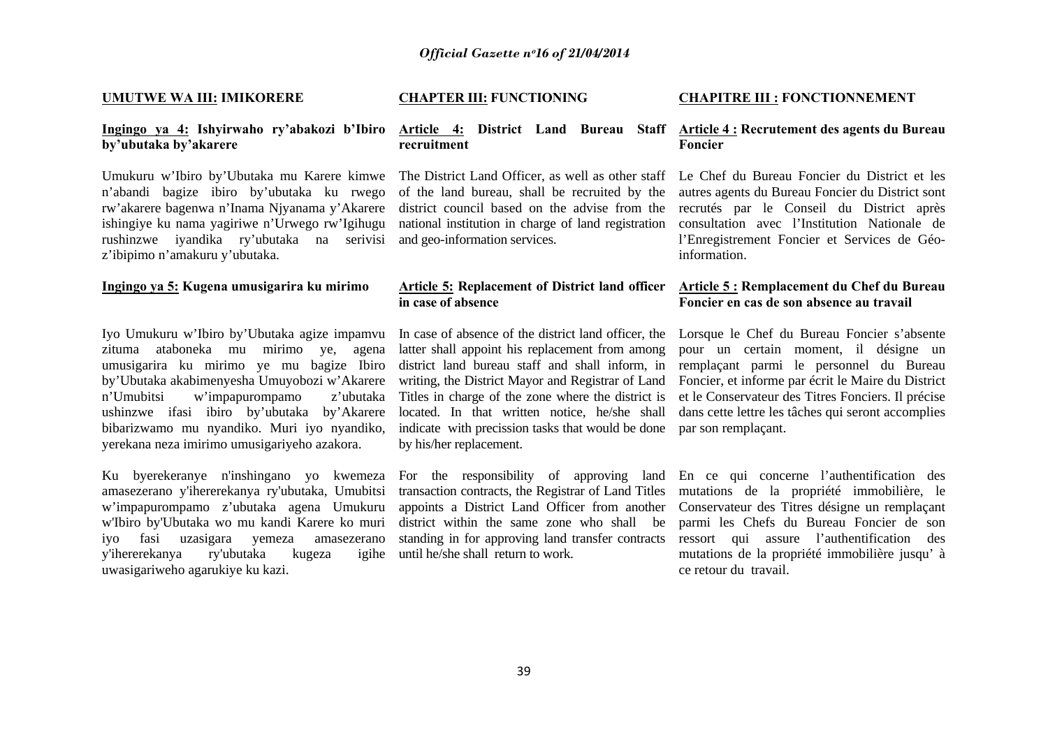## UMUTWE WA III: IMIKORERE

**Ingingo ya 4: Ishyirwaho ry'abakozi b'Ibiro by'ubutaka by'akarere**

Umukuru w'Ibiro by'Ubutaka mu Karere kimwe n'abandi bagize ibiro by'ubutaka ku rwego rw'akarere bagenwa n'Inama Njyanama y'Akarere ishingiye ku nama yagiriwe n'Urwego rw'Igihugu rushinzwe iyandika ry'ubutaka na serivisi z'ibipimo n'amakuru y'ubutaka.

**Ingingo ya 5: Kugena umusigarira ku mirimo**

Iyo Umukuru w'Ibiro by'Ubutaka agize impamvu zituma ataboneka mu mirimo ye, agena umusigarira ku mirimo ye mu bagize Ibiro by'Ubutaka akabimenyesha Umuyobozi w'Akarere n'Umubitsi w'impapurompamo z'ubutaka ushinzwe ifasi ibiro by'ubutaka by'Akarere bibarizwamo mu nyandiko. Muri iyo nyandiko, yerekana neza imirimo umusigariyeho azakora.

Ku byerekeranye n'inshingano yo kwemeza amasezerano y'ihererekanya ry'ubutaka, Umubitsi w'impapurompamo z'ubutaka agena Umukuru w'Ibiro by'Ubutaka wo mu kandi Karere ko muri iyo fasi uzasigara yemeza amasezerano y'ihererekanya ry'ubutaka kugeza igihe uwasigariweho agarukiye ku kazi.

## CHAPTER III: FUNCTIONING

**Article 4: District Land Bureau Staff recruitment**

The District Land Officer, as well as other staff of the land bureau, shall be recruited by the district council based on the advise from the national institution in charge of land registration and geo-information services.

**Article 5: Replacement of District land officer in case of absence**

In case of absence of the district land officer, the latter shall appoint his replacement from among district land bureau staff and shall inform, in writing, the District Mayor and Registrar of Land Titles in charge of the zone where the district is located. In that written notice, he/she shall indicate with precission tasks that would be done by his/her replacement.

For the responsibility of approving land transaction contracts, the Registrar of Land Titles appoints a District Land Officer from another district within the same zone who shall be standing in for approving land transfer contracts until he/she shall return to work.

## CHAPITRE III : FONCTIONNEMENT

**Article 4 : Recrutement des agents du Bureau Foncier**

Le Chef du Bureau Foncier du District et les autres agents du Bureau Foncier du District sont recrutés par le Conseil du District après consultation avec l'Institution Nationale de l'Enregistrement Foncier et Services de Géo-information.

**Article 5 : Remplacement du Chef du Bureau Foncier en cas de son absence au travail**

Lorsque le Chef du Bureau Foncier s'absente pour un certain moment, il désigne un remplaçant parmi le personnel du Bureau Foncier, et informe par écrit le Maire du District et le Conservateur des Titres Fonciers. Il précise dans cette lettre les tâches qui seront accomplies par son remplaçant.

En ce qui concerne l'authentification des mutations de la propriété immobilière, le Conservateur des Titres désigne un remplaçant parmi les Chefs du Bureau Foncier de son ressort qui assure l'authentification des mutations de la propriété immobilière jusqu' à ce retour du travail.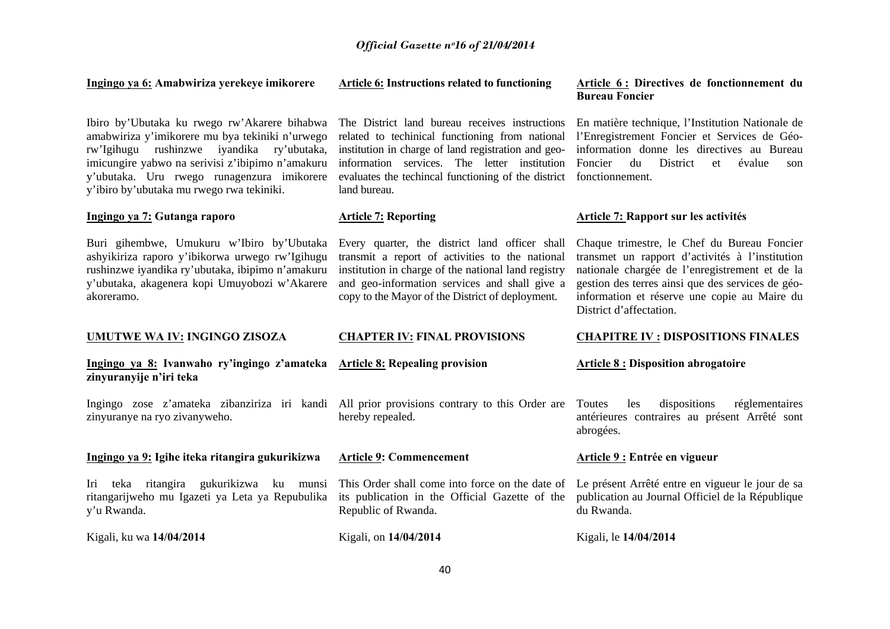**Ingingo ya 6: Amabwiriza yerekeye imikorere**

Ibiro by'Ubutaka ku rwego rw'Akarere bihabwa amabwiriza y'imikorere mu bya tekiniki n'urwego rw'Igihugu rushinzwe iyandika ry'ubutaka, imicungire yabwo na serivisi z'ibipimo n'amakuru y'ubutaka. Uru rwego runagenzura imikorere y'ibiro by'ubutaka mu rwego rwa tekiniki.

**Ingingo ya 7: Gutanga raporo**

Buri gihembwe, Umukuru w'Ibiro by'Ubutaka ashyikiriza raporo y'ibikorwa urwego rw'Igihugu rushinzwe iyandika ry'ubutaka, ibipimo n'amakuru y'ubutaka, akagenera kopi Umuyobozi w'Akarere akoreramo.

**UMUTWE WA IV: INGINGO ZISOZA**

**Ingingo ya 8: Ivanwaho ry'ingingo z'amateka zinyuranyije n'iri teka**

Ingingo zose z'amateka zibanziriza iri kandi zinyuranye na ryo zivanyweho.

**Ingingo ya 9: Igihe iteka ritangira gukurikizwa**

Iri teka ritangira gukurikizwa ku munsi ritangarijweho mu Igazeti ya Leta ya Repubulika y'u Rwanda.

Kigali, ku wa **14/04/2014**

**Article 6: Instructions related to functioning**

The District land bureau receives instructions related to techinical functioning from national institution in charge of land registration and geo-information services. The letter institution evaluates the techincal functioning of the district land bureau.

**Article 7: Reporting**

Every quarter, the district land officer shall transmit a report of activities to the national institution in charge of the national land registry and geo-information services and shall give a copy to the Mayor of the District of deployment.

**CHAPTER IV: FINAL PROVISIONS**

**Article 8: Repealing provision**

All prior provisions contrary to this Order are hereby repealed.

**Article 9: Commencement**

This Order shall come into force on the date of its publication in the Official Gazette of the Republic of Rwanda.

Kigali, on **14/04/2014**

**Article 6 : Directives de fonctionnement du Bureau Foncier**

En matière technique, l'Institution Nationale de l'Enregistrement Foncier et Services de Géo-information donne les directives au Bureau Foncier du District et évalue son fonctionnement.

**Article 7: Rapport sur les activités**

Chaque trimestre, le Chef du Bureau Foncier transmet un rapport d'activités à l'institution nationale chargée de l'enregistrement et de la gestion des terres ainsi que des services de géo-information et réserve une copie au Maire du District d'affectation.

**CHAPITRE IV : DISPOSITIONS FINALES**

**Article 8 : Disposition abrogatoire**

Toutes les dispositions réglementaires antérieures contraires au présent Arrêté sont abrogées.

**Article 9 : Entrée en vigueur**

Le présent Arrêté entre en vigueur le jour de sa publication au Journal Officiel de la République du Rwanda.

Kigali, le **14/04/2014**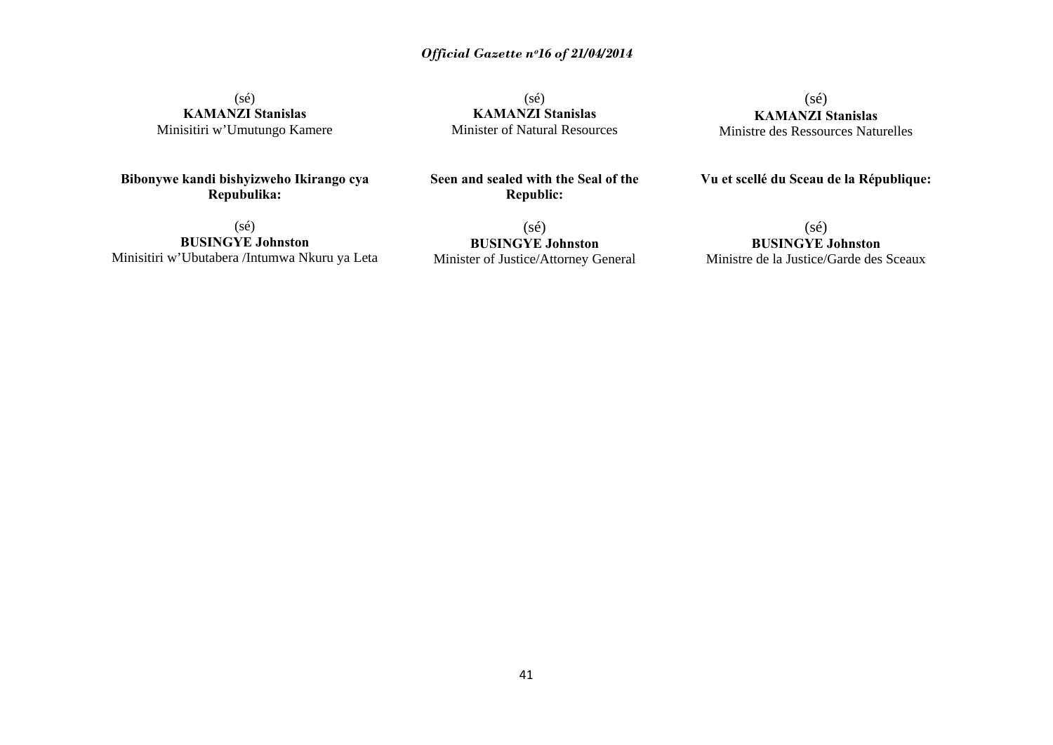(sé)
**KAMANZI Stanislas**
Minisitiri w'Umutungo Kamere

**Bibonywe kandi bishyizweho Ikirango cya Repubulika:**

(sé)
**BUSINGYE Johnston**
Minisitiri w'Ubutabera /Intumwa Nkuru ya Leta

(sé)
**KAMANZI Stanislas**
Minister of Natural Resources

**Seen and sealed with the Seal of the Republic:**

(sé)
**BUSINGYE Johnston**
Minister of Justice/Attorney General

(sé)
**KAMANZI Stanislas**
Ministre des Ressources Naturelles

**Vu et scellé du Sceau de la République:**

(sé)
**BUSINGYE Johnston**
Ministre de la Justice/Garde des Sceaux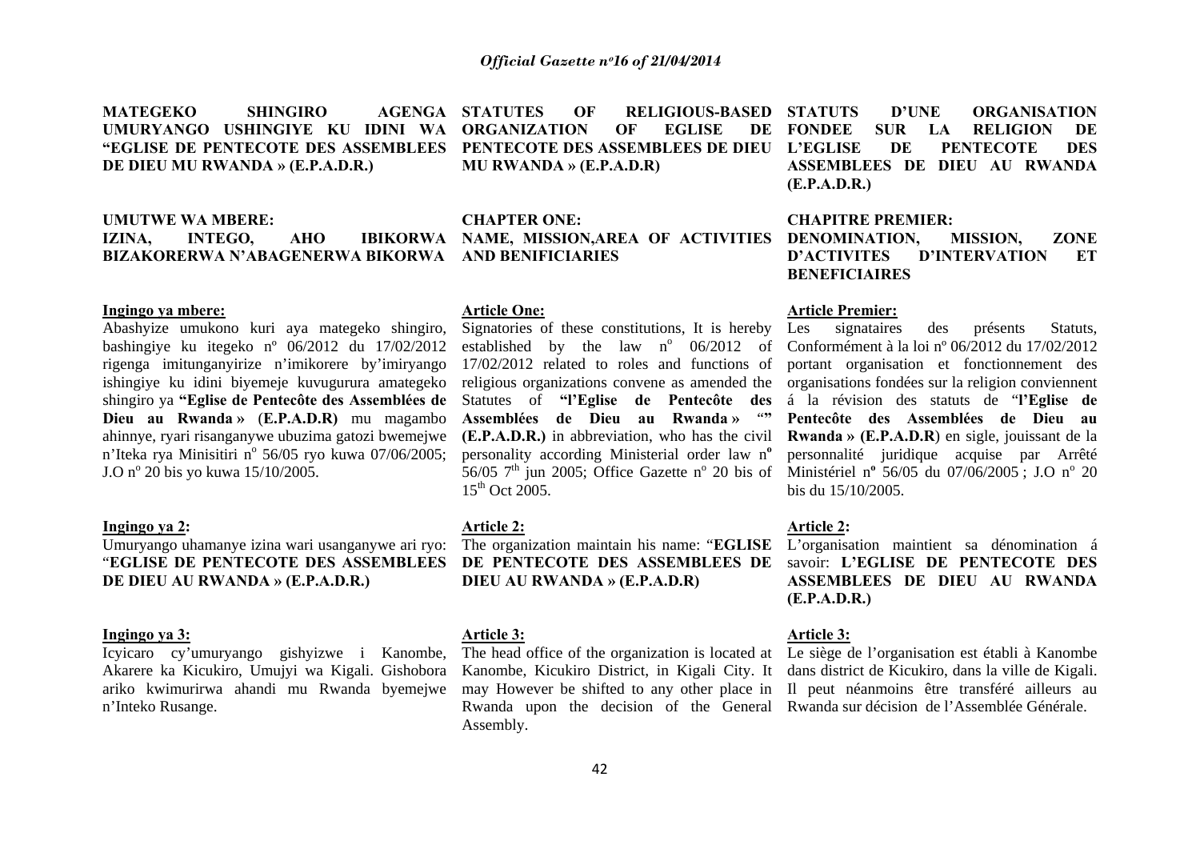**MATEGEKO SHINGIRO AGENGA UMURYANGO USHINGIYE KU IDINI WA "EGLISE DE PENTECOTE DES ASSEMBLEES DE DIEU MU RWANDA » (E.P.A.D.R.)**

**UMUTWE WA MBERE: IZINA, INTEGO, AHO IBIKORWA BIZAKORERWA N'ABAGENERWA BIKORWA**

**Ingingo ya mbere:**

Abashyize umukono kuri aya mategeko shingiro, bashingiye ku itegeko nº 06/2012 du 17/02/2012 rigenga imitunganyirize n'imikorere by'imiryango ishingiye ku idini biyemeje kuvugurura amategeko shingiro ya **"Eglise de Pentecôte des Assemblées de Dieu au Rwanda »** (**E.P.A.D.R)** mu magambo ahinnye, ryari risanganywe ubuzima gatozi bwemejwe n'Iteka rya Minisitiri nº 56/05 ryo kuwa 07/06/2005; J.O nº 20 bis yo kuwa 15/10/2005.

**Ingingo ya 2:**

Umuryango uhamanye izina wari usanganywe ari ryo: "**EGLISE DE PENTECOTE DES ASSEMBLEES DE DIEU AU RWANDA » (E.P.A.D.R.)**

**Ingingo ya 3:**

Icyicaro cy'umuryango gishyizwe i Kanombe, Akarere ka Kicukiro, Umujyi wa Kigali. Gishobora ariko kwimurirwa ahandi mu Rwanda byemejwe n'Inteko Rusange.

**STATUTES OF RELIGIOUS-BASED ORGANIZATION OF EGLISE DE PENTECOTE DES ASSEMBLEES DE DIEU MU RWANDA » (E.P.A.D.R)**

**CHAPTER ONE: NAME, MISSION,AREA OF ACTIVITIES AND BENIFICIARIES**

**Article One:**

Signatories of these constitutions, It is hereby established by the law nº 06/2012 of 17/02/2012 related to roles and functions of religious organizations convene as amended the Statutes of **"l'Eglise de Pentecôte des Assemblées de Dieu au Rwanda »** "" **(E.P.A.D.R.)** in abbreviation, who has the civil personality according Ministerial order law nº 56/05 7th jun 2005; Office Gazette nº 20 bis of 15th Oct 2005.

**Article 2:**

The organization maintain his name: "**EGLISE DE PENTECOTE DES ASSEMBLEES DE DIEU AU RWANDA » (E.P.A.D.R)**

**Article 3:**

The head office of the organization is located at Kanombe, Kicukiro District, in Kigali City. It may However be shifted to any other place in Rwanda upon the decision of the General Assembly.

**STATUTS D'UNE ORGANISATION FONDEE SUR LA RELIGION DE L'EGLISE DE PENTECOTE DES ASSEMBLEES DE DIEU AU RWANDA (E.P.A.D.R.)**

**CHAPITRE PREMIER: DENOMINATION, MISSION, ZONE D'ACTIVITES D'INTERVATION ET BENEFICIAIRES**

**Article Premier:**

Les signataires des présents Statuts, Conformément à la loi nº 06/2012 du 17/02/2012 portant organisation et fonctionnement des organisations fondées sur la religion conviennent á la révision des statuts de "**l'Eglise de Pentecôte des Assemblées de Dieu au Rwanda » (E.P.A.D.R**) en sigle, jouissant de la personnalité juridique acquise par Arrêté Ministériel nº 56/05 du 07/06/2005 ; J.O nº 20 bis du 15/10/2005.

**Article 2:**

L'organisation maintient sa dénomination á savoir: **L'EGLISE DE PENTECOTE DES ASSEMBLEES DE DIEU AU RWANDA (E.P.A.D.R.)**

**Article 3:**

Le siège de l'organisation est établi à Kanombe dans district de Kicukiro, dans la ville de Kigali. Il peut néanmoins être transféré ailleurs au Rwanda sur décision de l'Assemblée Générale.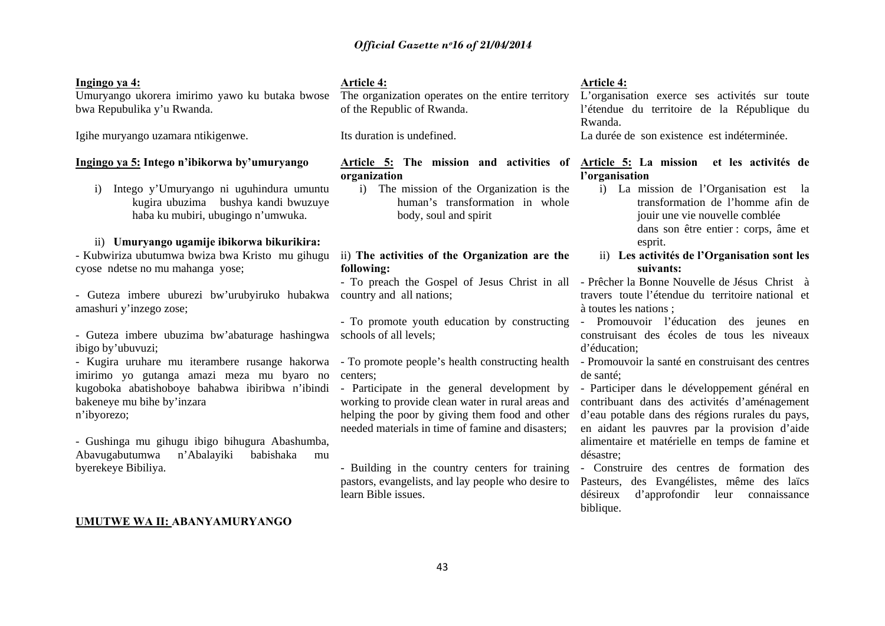**Ingingo ya 4:**
Umuryango ukorera imirimo yawo ku butaka bwose bwa Repubulika y'u Rwanda.

Igihe muryango uzamara ntikigenwe.

**Ingingo ya 5: Intego n'ibikorwa by'umuryango**

i) Intego y'Umuryango ni uguhindura umuntu kugira ubuzima bushya kandi bwuzuye haba ku mubiri, ubugingo n'umwuka.

ii) **Umuryango ugamije ibikorwa bikurikira:**

- Kubwiriza ubutumwa bwiza bwa Kristo mu gihugu cyose ndetse no mu mahanga yose;

- Guteza imbere uburezi bw'urubyiruko hubakwa amashuri y'inzego zose;

- Guteza imbere ubuzima bw'abaturage hashingwa ibigo by'ubuvuzi;
- Kugira uruhare mu iterambere rusange hakorwa imirimo yo gutanga amazi meza mu byaro no kugoboka abatishoboye bahabwa ibiribwa n'ibindi bakeneye mu bihe by'inzara n'ibyorezo;

- Gushinga mu gihugu ibigo bihugura Abashumba, Abavugabutumwa n'Abalayiki babishaka mu byerekeye Bibiliya.

**UMUTWE WA II: ABANYAMURYANGO**

**Article 4:**
The organization operates on the entire territory of the Republic of Rwanda.

Its duration is undefined.

**Article 5: The mission and activities of organization**

i) The mission of the Organization is the human's transformation in whole body, soul and spirit

ii) **The activities of the Organization are the following:**

- To preach the Gospel of Jesus Christ in all country and all nations;

- To promote youth education by constructing schools of all levels;

- To promote people's health constructing health centers;
- Participate in the general development by working to provide clean water in rural areas and helping the poor by giving them food and other needed materials in time of famine and disasters;

- Building in the country centers for training pastors, evangelists, and lay people who desire to learn Bible issues.

**Article 4:**
L'organisation exerce ses activités sur toute l'étendue du territoire de la République du Rwanda.
La durée de son existence est indéterminée.

**Article 5: La mission et les activités de l'organisation**

i) La mission de l'Organisation est la transformation de l'homme afin de jouir une vie nouvelle comblée dans son être entier : corps, âme et esprit.

ii) **Les activités de l'Organisation sont les suivants:**

- Prêcher la Bonne Nouvelle de Jésus Christ à travers toute l'étendue du territoire national et à toutes les nations ;
- Promouvoir l'éducation des jeunes en construisant des écoles de tous les niveaux d'éducation;
- Promouvoir la santé en construisant des centres de santé;
- Participer dans le développement général en contribuant dans des activités d'aménagement d'eau potable dans des régions rurales du pays, en aidant les pauvres par la provision d'aide alimentaire et matérielle en temps de famine et désastre;
- Construire des centres de formation des Pasteurs, des Evangélistes, même des laïcs désireux d'approfondir leur connaissance biblique.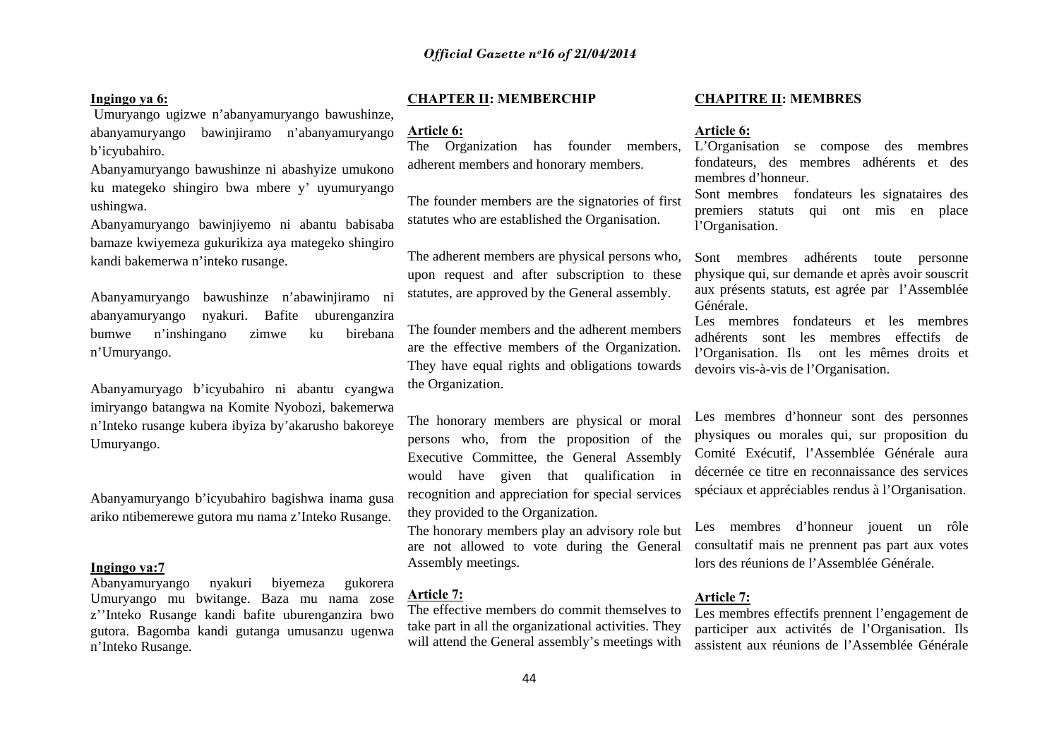**Ingingo ya 6:**

Umuryango ugizwe n'abanyamuryango bawushinze, abanyamuryango bawinjiramo n'abanyamuryango b'icyubahiro.

Abanyamuryango bawushinze ni abashyize umukono ku mategeko shingiro bwa mbere y' uyumuryango ushingwa.

Abanyamuryango bawinjiyemo ni abantu babisaba bamaze kwiyemeza gukurikiza aya mategeko shingiro kandi bakemerwa n'inteko rusange.

Abanyamuryango bawushinze n'abawinjiramo ni abanyamuryango nyakuri. Bafite uburenganzira bumwe n'inshingano zimwe ku birebana n'Umuryango.

Abanyamuryago b'icyubahiro ni abantu cyangwa imiryango batangwa na Komite Nyobozi, bakemerwa n'Inteko rusange kubera ibyiza by'akarusho bakoreye Umuryango.

Abanyamuryango b'icyubahiro bagishwa inama gusa ariko ntibemerewe gutora mu nama z'Inteko Rusange.

**Ingingo ya:7**

Abanyamuryango nyakuri biyemeza gukorera Umuryango mu bwitange. Baza mu nama zose z''Inteko Rusange kandi bafite uburenganzira bwo gutora. Bagomba kandi gutanga umusanzu ugenwa n'Inteko Rusange.

**CHAPTER II: MEMBERCHIP**

**Article 6:**

The Organization has founder members, adherent members and honorary members.

The founder members are the signatories of first statutes who are established the Organisation.

The adherent members are physical persons who, upon request and after subscription to these statutes, are approved by the General assembly.

The founder members and the adherent members are the effective members of the Organization. They have equal rights and obligations towards the Organization.

The honorary members are physical or moral persons who, from the proposition of the Executive Committee, the General Assembly would have given that qualification in recognition and appreciation for special services they provided to the Organization.

The honorary members play an advisory role but are not allowed to vote during the General Assembly meetings.

**Article 7:**

The effective members do commit themselves to take part in all the organizational activities. They will attend the General assembly's meetings with

**CHAPITRE II: MEMBRES**

**Article 6:**

L'Organisation se compose des membres fondateurs, des membres adhérents et des membres d'honneur.

Sont membres fondateurs les signataires des premiers statuts qui ont mis en place l'Organisation.

Sont membres adhérents toute personne physique qui, sur demande et après avoir souscrit aux présents statuts, est agrée par l'Assemblée Générale.

Les membres fondateurs et les membres adhérents sont les membres effectifs de l'Organisation. Ils ont les mêmes droits et devoirs vis-à-vis de l'Organisation.

Les membres d'honneur sont des personnes physiques ou morales qui, sur proposition du Comité Exécutif, l'Assemblée Générale aura décernée ce titre en reconnaissance des services spéciaux et appréciables rendus à l'Organisation.

Les membres d'honneur jouent un rôle consultatif mais ne prennent pas part aux votes lors des réunions de l'Assemblée Générale.

**Article 7:**

Les membres effectifs prennent l'engagement de participer aux activités de l'Organisation. Ils assistent aux réunions de l'Assemblée Générale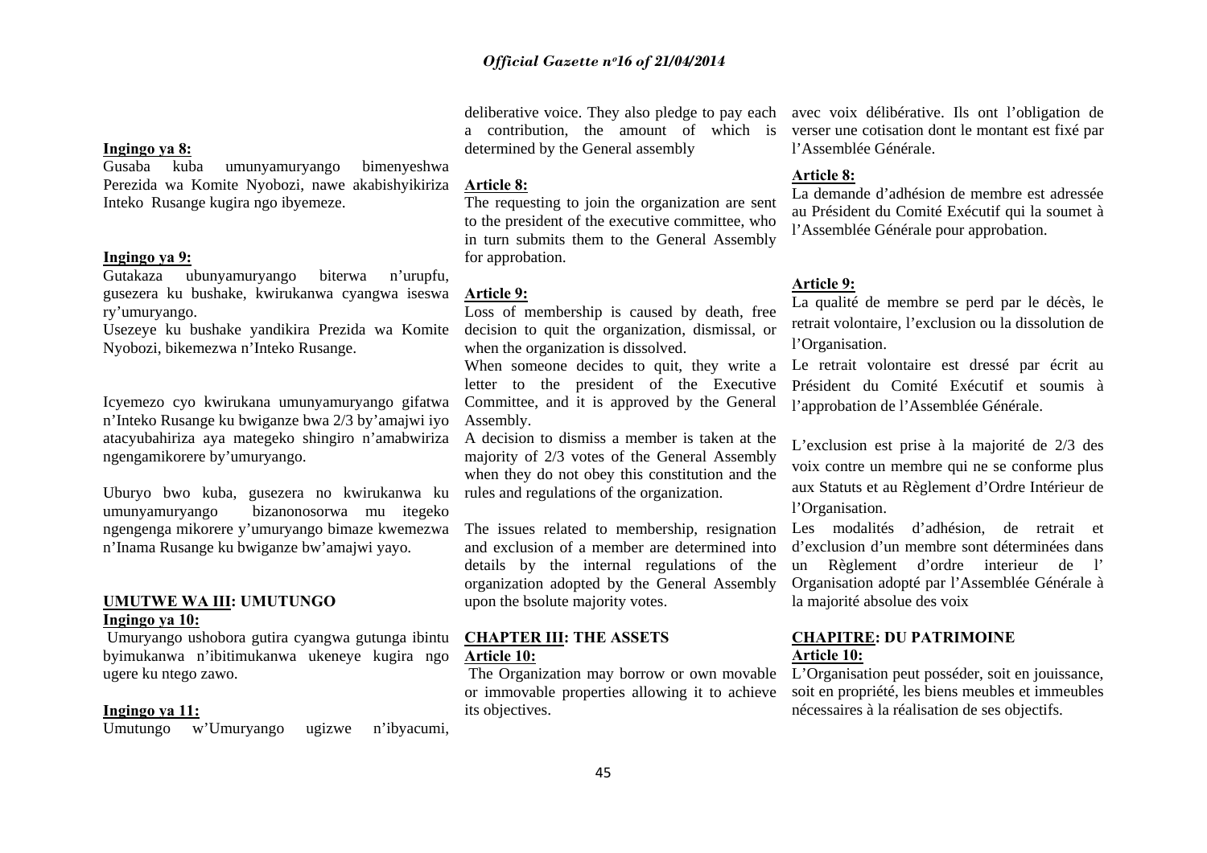**Ingingo ya 8:**
Gusaba kuba umunyamuryango bimenyeshwa Perezida wa Komite Nyobozi, nawe akabishyikiriza Inteko Rusange kugira ngo ibyemeze.

**Ingingo ya 9:**
Gutakaza ubunyamuryango biterwa n'urupfu, gusezera ku bushake, kwirukanwa cyangwa iseswa ry'umuryango.
Usezeye ku bushake yandikira Prezida wa Komite Nyobozi, bikemezwa n'Inteko Rusange.

Icyemezo cyo kwirukana umunyamuryango gifatwa n'Inteko Rusange ku bwiganze bwa 2/3 by'amajwi iyo atacyubahiriza aya mategeko shingiro n'amabwiriza ngengamikorere by'umuryango.

Uburyo bwo kuba, gusezera no kwirukanwa ku umunyamuryango bizanonosorwa mu itegeko ngengenga mikorere y'umuryango bimaze kwemezwa n'Inama Rusange ku bwiganze bw'amajwi yayo.

**UMUTWE WA III: UMUTUNGO**

**Ingingo ya 10:**
Umuryango ushobora gutira cyangwa gutunga ibintu byimukanwa n'ibitimukanwa ukeneye kugira ngo ugere ku ntego zawo.

**Ingingo ya 11:**
Umutungo w'Umuryango ugizwe n'ibyacumi,

deliberative voice. They also pledge to pay each a contribution, the amount of which is determined by the General assembly

**Article 8:**
The requesting to join the organization are sent to the president of the executive committee, who in turn submits them to the General Assembly for approbation.

**Article 9:**
Loss of membership is caused by death, free decision to quit the organization, dismissal, or when the organization is dissolved.
When someone decides to quit, they write a letter to the president of the Executive Committee, and it is approved by the General Assembly.
A decision to dismiss a member is taken at the majority of 2/3 votes of the General Assembly when they do not obey this constitution and the rules and regulations of the organization.

The issues related to membership, resignation and exclusion of a member are determined into details by the internal regulations of the organization adopted by the General Assembly upon the bsolute majority votes.

**CHAPTER III: THE ASSETS**

**Article 10:**
The Organization may borrow or own movable or immovable properties allowing it to achieve its objectives.

avec voix délibérative. Ils ont l'obligation de verser une cotisation dont le montant est fixé par l'Assemblée Générale.

**Article 8:**
La demande d'adhésion de membre est adressée au Président du Comité Exécutif qui la soumet à l'Assemblée Générale pour approbation.

**Article 9:**
La qualité de membre se perd par le décès, le retrait volontaire, l'exclusion ou la dissolution de l'Organisation.
Le retrait volontaire est dressé par écrit au Président du Comité Exécutif et soumis à l'approbation de l'Assemblée Générale.

L'exclusion est prise à la majorité de 2/3 des voix contre un membre qui ne se conforme plus aux Statuts et au Règlement d'Ordre Intérieur de l'Organisation.

Les modalités d'adhésion, de retrait et d'exclusion d'un membre sont déterminées dans un Règlement d'ordre interieur de l' Organisation adopté par l'Assemblée Générale à la majorité absolue des voix

**CHAPITRE: DU PATRIMOINE**

**Article 10:**
L'Organisation peut posséder, soit en jouissance, soit en propriété, les biens meubles et immeubles nécessaires à la réalisation de ses objectifs.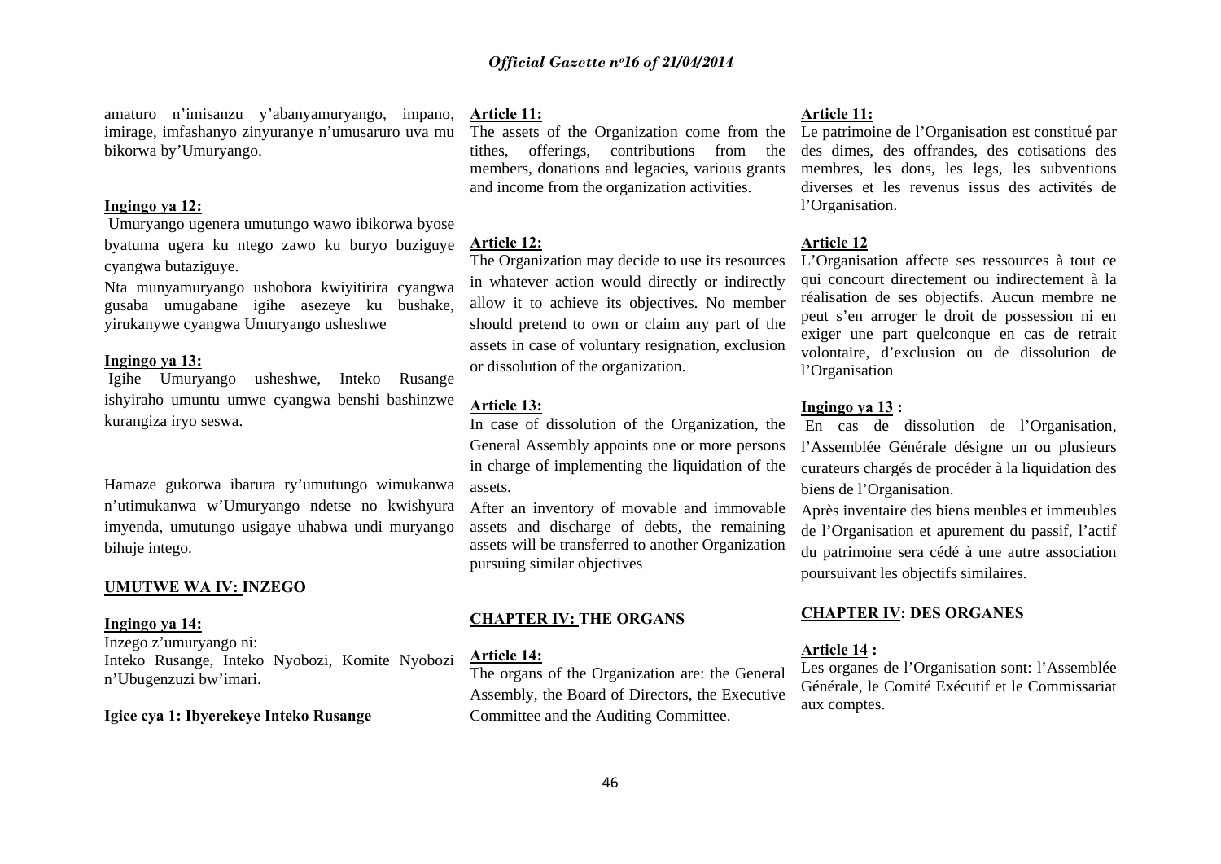amaturo n'imisanzu y'abanyamuryango, impano, imirage, imfashanyo zinyuranye n'umusaruro uva mu bikorwa by'Umuryango.

**Ingingo ya 12:**

Umuryango ugenera umutungo wawo ibikorwa byose byatuma ugera ku ntego zawo ku buryo buziguye cyangwa butaziguye.

Nta munyamuryango ushobora kwiyitirira cyangwa gusaba umugabane igihe asezeye ku bushake, yirukanywe cyangwa Umuryango usheshwe

**Ingingo ya 13:**

Igihe Umuryango usheshwe, Inteko Rusange ishyiraho umuntu umwe cyangwa benshi bashinzwe kurangiza iryo seswa.

Hamaze gukorwa ibarura ry'umutungo wimukanwa n'utimukanwa w'Umuryango ndetse no kwishyura imyenda, umutungo usigaye uhabwa undi muryango bihuje intego.

**UMUTWE WA IV: INZEGO**

**Ingingo ya 14:**

Inzego z'umuryango ni:
Inteko Rusange, Inteko Nyobozi, Komite Nyobozi n'Ubugenzuzi bw'imari.

**Igice cya 1: Ibyerekeye Inteko Rusange**

**Article 11:**

The assets of the Organization come from the tithes, offerings, contributions from the members, donations and legacies, various grants and income from the organization activities.

**Article 12:**

The Organization may decide to use its resources in whatever action would directly or indirectly allow it to achieve its objectives. No member should pretend to own or claim any part of the assets in case of voluntary resignation, exclusion or dissolution of the organization.

**Article 13:**

In case of dissolution of the Organization, the General Assembly appoints one or more persons in charge of implementing the liquidation of the assets.

After an inventory of movable and immovable assets and discharge of debts, the remaining assets will be transferred to another Organization pursuing similar objectives

**CHAPTER IV: THE ORGANS**

**Article 14:**

The organs of the Organization are: the General Assembly, the Board of Directors, the Executive Committee and the Auditing Committee.

**Article 11:**

Le patrimoine de l'Organisation est constitué par des dimes, des offrandes, des cotisations des membres, les dons, les legs, les subventions diverses et les revenus issus des activités de l'Organisation.

**Article 12**

L'Organisation affecte ses ressources à tout ce qui concourt directement ou indirectement à la réalisation de ses objectifs. Aucun membre ne peut s'en arroger le droit de possession ni en exiger une part quelconque en cas de retrait volontaire, d'exclusion ou de dissolution de l'Organisation

**Ingingo ya 13 :**

En cas de dissolution de l'Organisation, l'Assemblée Générale désigne un ou plusieurs curateurs chargés de procéder à la liquidation des biens de l'Organisation.

Après inventaire des biens meubles et immeubles de l'Organisation et apurement du passif, l'actif du patrimoine sera cédé à une autre association poursuivant les objectifs similaires.

**CHAPTER IV: DES ORGANES**

**Article 14 :**

Les organes de l'Organisation sont: l'Assemblée Générale, le Comité Exécutif et le Commissariat aux comptes.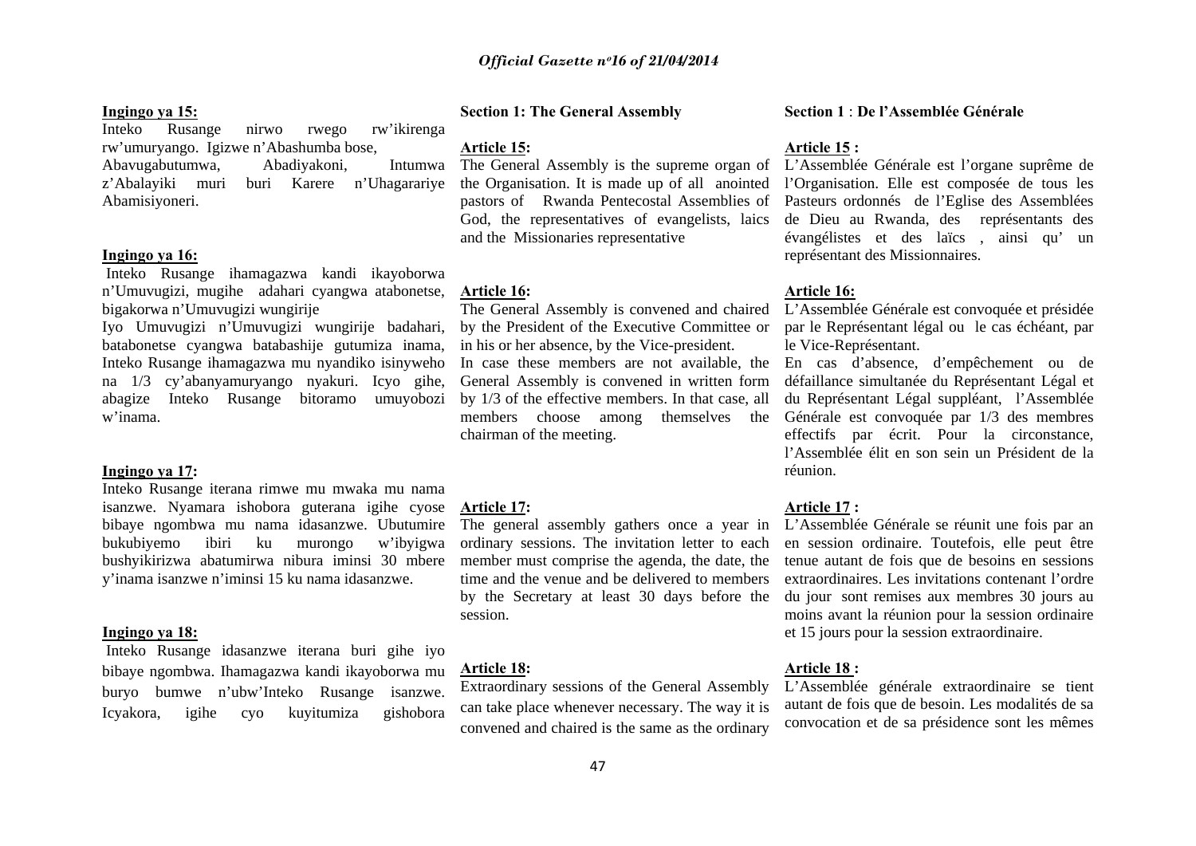**Ingingo ya 15:**
Inteko Rusange nirwo rwego rw'ikirenga rw'umuryango. Igizwe n'Abashumba bose, Abavugabutumwa, Abadiyakoni, Intumwa z'Abalayiki muri buri Karere n'Uhagarariye Abamisiyoneri.

**Ingingo ya 16:**
Inteko Rusange ihamagazwa kandi ikayoborwa n'Umuvugizi, mugihe adahari cyangwa atabonetse, bigakorwa n'Umuvugizi wungirije
Iyo Umuvugizi n'Umuvugizi wungirije badahari, batabonetse cyangwa batabashije gutumiza inama, Inteko Rusange ihamagazwa mu nyandiko isinyweho na 1/3 cy'abanyamuryango nyakuri. Icyo gihe, abagize Inteko Rusange bitoramo umuyobozi w'inama.

**Ingingo ya 17:**
Inteko Rusange iterana rimwe mu mwaka mu nama isanzwe. Nyamara ishobora guterana igihe cyose bibaye ngombwa mu nama idasanzwe. Ubutumire bukubiyemo ibiri ku murongo w'ibyigwa bushyikirizwa abatumirwa nibura iminsi 30 mbere y'inama isanzwe n'iminsi 15 ku nama idasanzwe.

**Ingingo ya 18:**
Inteko Rusange idasanzwe iterana buri gihe iyo bibaye ngombwa. Ihamagazwa kandi ikayoborwa mu buryo bumwe n'ubw'Inteko Rusange isanzwe. Icyakora, igihe cyo kuyitumiza gishobora

**Section 1: The General Assembly**

**Article 15:**
The General Assembly is the supreme organ of the Organisation. It is made up of all anointed pastors of Rwanda Pentecostal Assemblies of God, the representatives of evangelists, laics and the Missionaries representative

**Article 16:**
The General Assembly is convened and chaired by the President of the Executive Committee or in his or her absence, by the Vice-president.
In case these members are not available, the General Assembly is convened in written form by 1/3 of the effective members. In that case, all members choose among themselves the chairman of the meeting.

**Article 17:**
The general assembly gathers once a year in ordinary sessions. The invitation letter to each member must comprise the agenda, the date, the time and the venue and be delivered to members by the Secretary at least 30 days before the session.

**Article 18:**
Extraordinary sessions of the General Assembly can take place whenever necessary. The way it is convened and chaired is the same as the ordinary

**Section 1** : **De l'Assemblée Générale**

**Article 15 :**
L'Assemblée Générale est l'organe suprême de l'Organisation. Elle est composée de tous les Pasteurs ordonnés de l'Eglise des Assemblées de Dieu au Rwanda, des représentants des évangélistes et des laïcs , ainsi qu' un représentant des Missionnaires.

**Article 16:**
L'Assemblée Générale est convoquée et présidée par le Représentant légal ou le cas échéant, par le Vice-Représentant.
En cas d'absence, d'empêchement ou de défaillance simultanée du Représentant Légal et du Représentant Légal suppléant, l'Assemblée Générale est convoquée par 1/3 des membres effectifs par écrit. Pour la circonstance, l'Assemblée élit en son sein un Président de la réunion.

**Article 17 :**
L'Assemblée Générale se réunit une fois par an en session ordinaire. Toutefois, elle peut être tenue autant de fois que de besoins en sessions extraordinaires. Les invitations contenant l'ordre du jour sont remises aux membres 30 jours au moins avant la réunion pour la session ordinaire et 15 jours pour la session extraordinaire.

**Article 18 :**
L'Assemblée générale extraordinaire se tient autant de fois que de besoin. Les modalités de sa convocation et de sa présidence sont les mêmes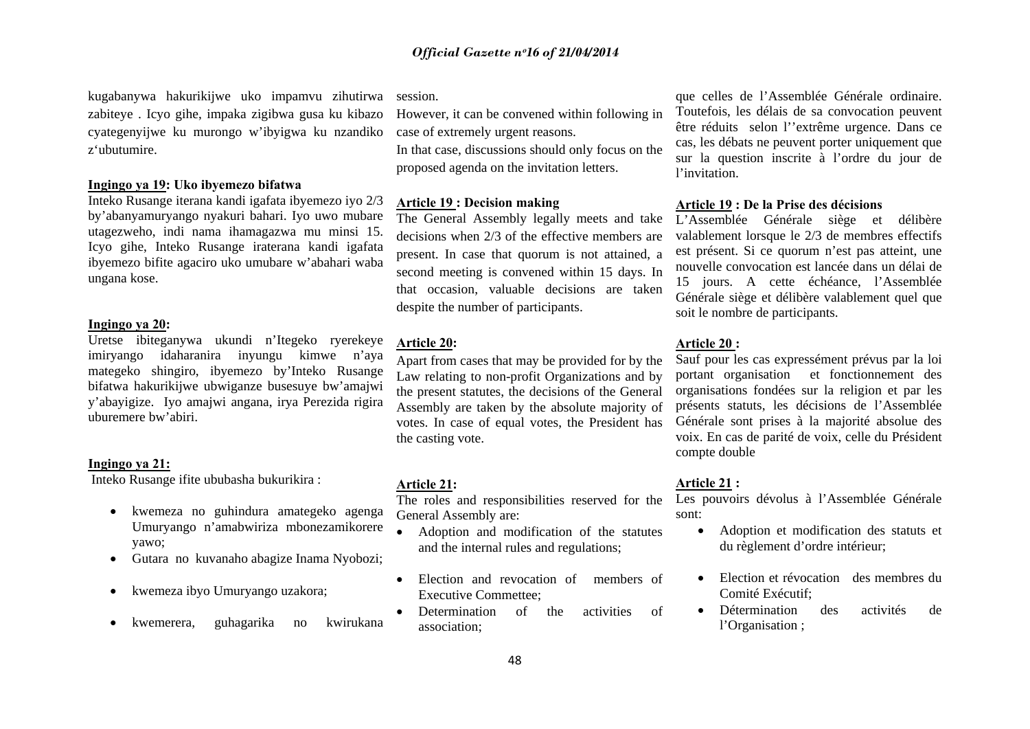kugabanywa hakurikijwe uko impamvu zihutirwa zabiteye . Icyo gihe, impaka zigibwa gusa ku kibazo cyategenyijwe ku murongo w'ibyigwa ku nzandiko z'ubutumire.

**Ingingo ya 19: Uko ibyemezo bifatwa**

Inteko Rusange iterana kandi igafata ibyemezo iyo 2/3 by'abanyamuryango nyakuri bahari. Iyo uwo mubare utagezweho, indi nama ihamagazwa mu minsi 15. Icyo gihe, Inteko Rusange iraterana kandi igafata ibyemezo bifite agaciro uko umubare w'abahari waba ungana kose.

**Ingingo ya 20:**

Uretse ibiteganywa ukundi n'Itegeko ryerekeye imiryango idaharanira inyungu kimwe n'aya mategeko shingiro, ibyemezo by'Inteko Rusange bifatwa hakurikijwe ubwiganze busesuye bw'amajwi y'abayigize. Iyo amajwi angana, irya Perezida rigira uburemere bw'abiri.

**Ingingo ya 21:**

Inteko Rusange ifite ububasha bukurikira :

- kwemeza no guhindura amategeko agenga Umuryango n'amabwiriza mbonezamikorere yawo;
- Gutara no kuvanaho abagize Inama Nyobozi;
- kwemeza ibyo Umuryango uzakora;
- kwemerera, guhagarika no kwirukana

session.

However, it can be convened within following in case of extremely urgent reasons.

In that case, discussions should only focus on the proposed agenda on the invitation letters.

**Article 19 : Decision making**

The General Assembly legally meets and take decisions when 2/3 of the effective members are present. In case that quorum is not attained, a second meeting is convened within 15 days. In that occasion, valuable decisions are taken despite the number of participants.

**Article 20:**

Apart from cases that may be provided for by the Law relating to non-profit Organizations and by the present statutes, the decisions of the General Assembly are taken by the absolute majority of votes. In case of equal votes, the President has the casting vote.

**Article 21:**

The roles and responsibilities reserved for the General Assembly are:

- Adoption and modification of the statutes and the internal rules and regulations;
- Election and revocation of members of Executive Commettee;
- Determination of the activities of association;

que celles de l'Assemblée Générale ordinaire. Toutefois, les délais de sa convocation peuvent être réduits selon l''extrême urgence. Dans ce cas, les débats ne peuvent porter uniquement que sur la question inscrite à l'ordre du jour de l'invitation.

**Article 19 : De la Prise des décisions**

L'Assemblée Générale siège et délibère valablement lorsque le 2/3 de membres effectifs est présent. Si ce quorum n'est pas atteint, une nouvelle convocation est lancée dans un délai de 15 jours. A cette échéance, l'Assemblée Générale siège et délibère valablement quel que soit le nombre de participants.

**Article 20 :**

Sauf pour les cas expressément prévus par la loi portant organisation et fonctionnement des organisations fondées sur la religion et par les présents statuts, les décisions de l'Assemblée Générale sont prises à la majorité absolue des voix. En cas de parité de voix, celle du Président compte double

**Article 21 :**

Les pouvoirs dévolus à l'Assemblée Générale sont:

- Adoption et modification des statuts et du règlement d'ordre intérieur;
- Election et révocation des membres du Comité Exécutif;
- Détermination des activités de l'Organisation ;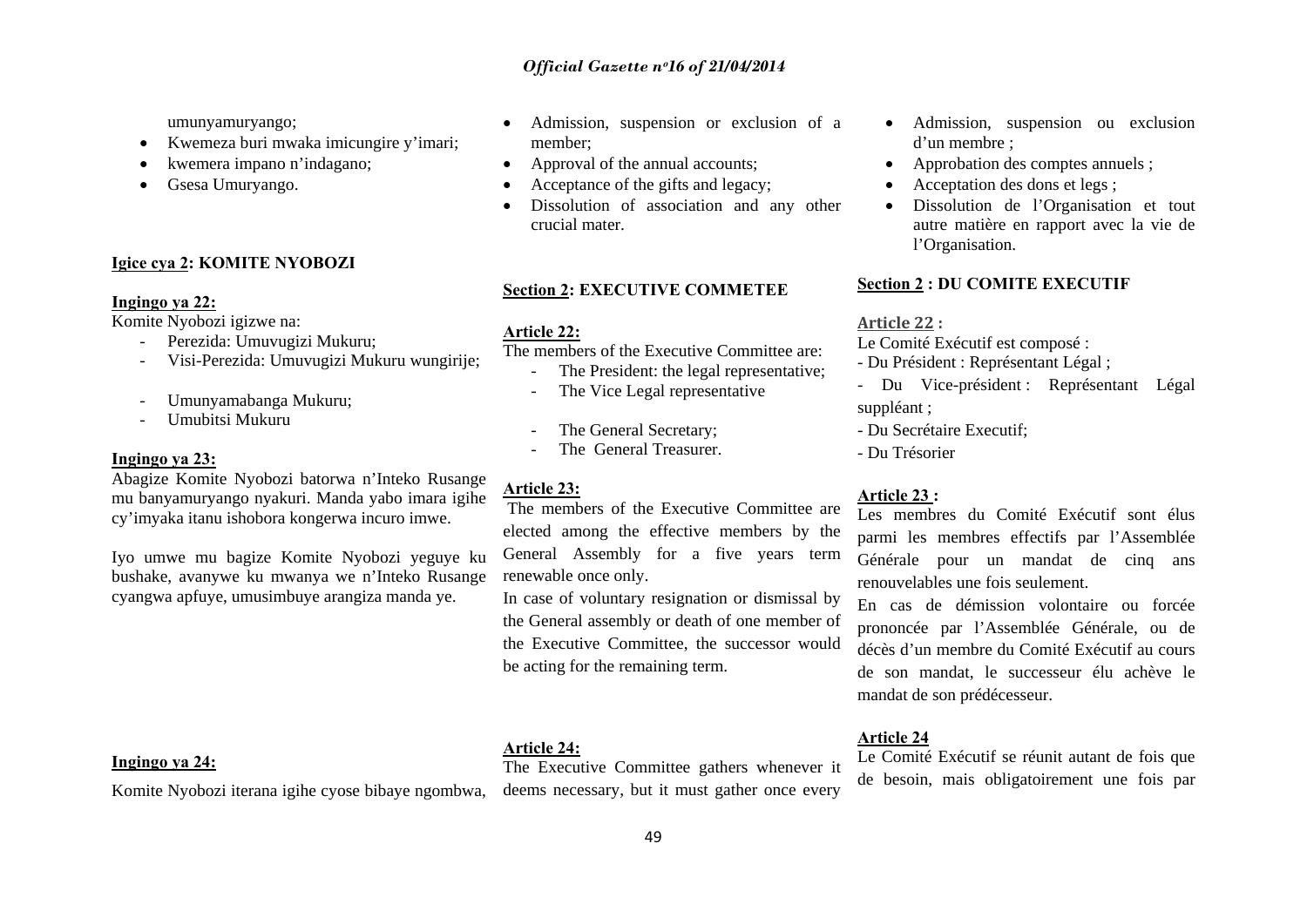umunyamuryango;

- Kwemeza buri mwaka imicungire y'imari;
- kwemera impano n'indagano;
- Gsesa Umuryango.

**Igice cya 2: KOMITE NYOBOZI**

**Ingingo ya 22:**

Komite Nyobozi igizwe na:

- Perezida: Umuvugizi Mukuru;
- Visi-Perezida: Umuvugizi Mukuru wungirije;
- Umunyamabanga Mukuru;
- Umubitsi Mukuru

**Ingingo ya 23:**

Abagize Komite Nyobozi batorwa n'Inteko Rusange mu banyamuryango nyakuri. Manda yabo imara igihe cy'imyaka itanu ishobora kongerwa incuro imwe.

Iyo umwe mu bagize Komite Nyobozi yeguye ku bushake, avanywe ku mwanya we n'Inteko Rusange cyangwa apfuye, umusimbuye arangiza manda ye.

**Ingingo ya 24:**

Komite Nyobozi iterana igihe cyose bibaye ngombwa,

- Admission, suspension or exclusion of a member;
- Approval of the annual accounts;
- Acceptance of the gifts and legacy;
- Dissolution of association and any other crucial mater.

**Section 2: EXECUTIVE COMMETEE**

**Article 22:**

The members of the Executive Committee are:

- The President: the legal representative;
- The Vice Legal representative
- The General Secretary;
- The General Treasurer.

**Article 23:**

The members of the Executive Committee are elected among the effective members by the General Assembly for a five years term renewable once only.

In case of voluntary resignation or dismissal by the General assembly or death of one member of the Executive Committee, the successor would be acting for the remaining term.

**Article 24:**

The Executive Committee gathers whenever it deems necessary, but it must gather once every

- Admission, suspension ou exclusion d'un membre ;
- Approbation des comptes annuels ;
- Acceptation des dons et legs ;
- Dissolution de l'Organisation et tout autre matière en rapport avec la vie de l'Organisation.

**Section 2 : DU COMITE EXECUTIF**

**Article 22 :**

Le Comité Exécutif est composé :

- Du Président : Représentant Légal ;
- Du Vice-président : Représentant Légal suppléant ;
- Du Secrétaire Executif;
- Du Trésorier

**Article 23 :**

Les membres du Comité Exécutif sont élus parmi les membres effectifs par l'Assemblée Générale pour un mandat de cinq ans renouvelables une fois seulement.

En cas de démission volontaire ou forcée prononcée par l'Assemblée Générale, ou de décès d'un membre du Comité Exécutif au cours de son mandat, le successeur élu achève le mandat de son prédécesseur.

**Article 24**

Le Comité Exécutif se réunit autant de fois que de besoin, mais obligatoirement une fois par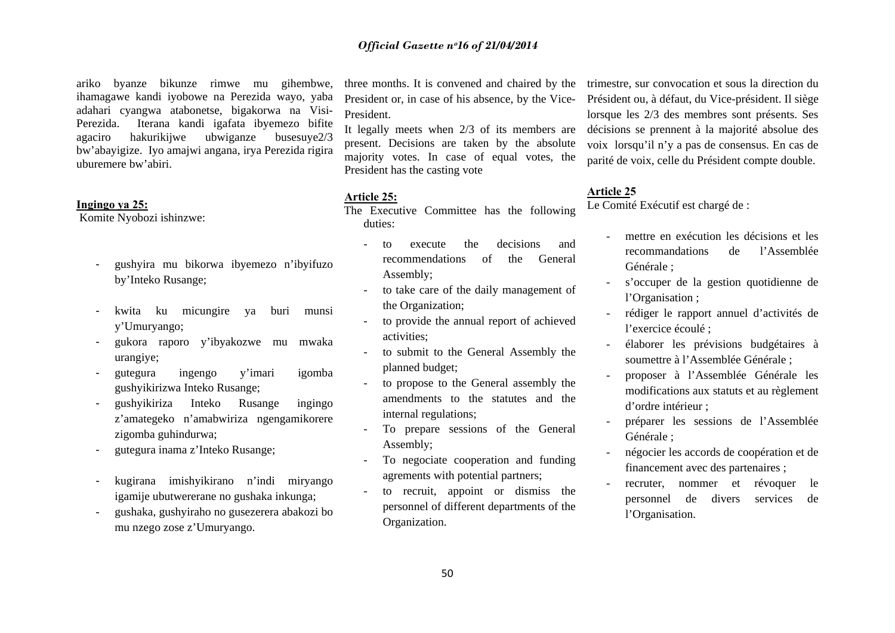ariko byanze bikunze rimwe mu gihembwe, ihamagawe kandi iyobowe na Perezida wayo, yaba adahari cyangwa atabonetse, bigakorwa na Visi-Perezida. Iterana kandi igafata ibyemezo bifite agaciro hakurikijwe ubwiganze busesuye2/3 bw'abayigize. Iyo amajwi angana, irya Perezida rigira uburemere bw'abiri.

**Ingingo ya 25:**

Komite Nyobozi ishinzwe:

- gushyira mu bikorwa ibyemezo n'ibyifuzo by'Inteko Rusange;
- kwita ku micungire ya buri munsi y'Umuryango;
- gukora raporo y'ibyakozwe mu mwaka urangiye;
- gutegura ingengo y'imari igomba gushyikirizwa Inteko Rusange;
- gushyikiriza Inteko Rusange ingingo z'amategeko n'amabwiriza ngengamikorere zigomba guhindurwa;
- gutegura inama z'Inteko Rusange;
- kugirana imishyikirano n'indi miryango igamije ubutwererane no gushaka inkunga;
- gushaka, gushyiraho no gusezerera abakozi bo mu nzego zose z'Umuryango.

three months. It is convened and chaired by the President or, in case of his absence, by the Vice-President.

It legally meets when 2/3 of its members are present. Decisions are taken by the absolute majority votes. In case of equal votes, the President has the casting vote

**Article 25:**

The Executive Committee has the following duties:

- to execute the decisions and recommendations of the General Assembly;
- to take care of the daily management of the Organization;
- to provide the annual report of achieved activities;
- to submit to the General Assembly the planned budget;
- to propose to the General assembly the amendments to the statutes and the internal regulations;
- To prepare sessions of the General Assembly;
- To negociate cooperation and funding agrements with potential partners;
- to recruit, appoint or dismiss the personnel of different departments of the Organization.

trimestre, sur convocation et sous la direction du Président ou, à défaut, du Vice-président. Il siège lorsque les 2/3 des membres sont présents. Ses décisions se prennent à la majorité absolue des voix lorsqu'il n'y a pas de consensus. En cas de parité de voix, celle du Président compte double.

**Article 25**

Le Comité Exécutif est chargé de :

- mettre en exécution les décisions et les recommandations de l'Assemblée Générale ;
- s'occuper de la gestion quotidienne de l'Organisation ;
- rédiger le rapport annuel d'activités de l'exercice écoulé ;
- élaborer les prévisions budgétaires à soumettre à l'Assemblée Générale ;
- proposer à l'Assemblée Générale les modifications aux statuts et au règlement d'ordre intérieur ;
- préparer les sessions de l'Assemblée Générale ;
- négocier les accords de coopération et de financement avec des partenaires ;
- recruter, nommer et révoquer le personnel de divers services de l'Organisation.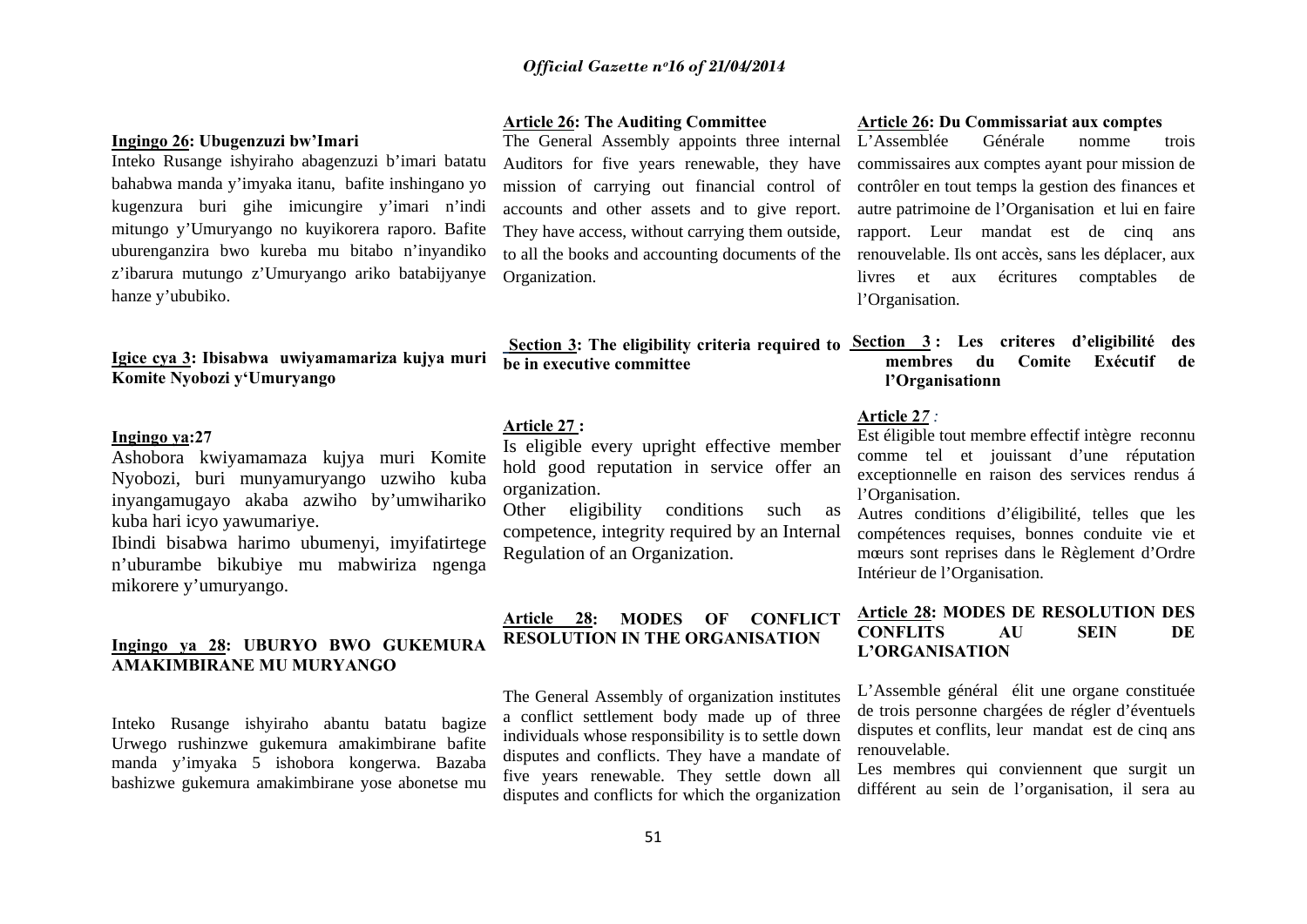**Ingingo 26: Ubugenzuzi bw'Imari**

Inteko Rusange ishyiraho abagenzuzi b'imari batatu bahabwa manda y'imyaka itanu, bafite inshingano yo kugenzura buri gihe imicungire y'imari n'indi mitungo y'Umuryango no kuyikorera raporo. Bafite uburenganzira bwo kureba mu bitabo n'inyandiko z'ibarura mutungo z'Umuryango ariko batabijyanye hanze y'ububiko.

**Igice cya 3: Ibisabwa uwiyamamariza kujya muri Komite Nyobozi y'Umuryango**

**Ingingo ya:27**

Ashobora kwiyamamaza kujya muri Komite Nyobozi, buri munyamuryango uzwiho kuba inyangamugayo akaba azwiho by'umwihariko kuba hari icyo yawumariye.

Ibindi bisabwa harimo ubumenyi, imyifatirtege n'uburambe bikubiye mu mabwiriza ngenga mikorere y'umuryango.

**Ingingo ya 28: UBURYO BWO GUKEMURA AMAKIMBIRANE MU MURYANGO**

Inteko Rusange ishyiraho abantu batatu bagize Urwego rushinzwe gukemura amakimbirane bafite manda y'imyaka 5 ishobora kongerwa. Bazaba bashizwe gukemura amakimbirane yose abonetse mu

**Article 26: The Auditing Committee**

The General Assembly appoints three internal Auditors for five years renewable, they have mission of carrying out financial control of accounts and other assets and to give report. They have access, without carrying them outside, to all the books and accounting documents of the Organization.

**Section 3: The eligibility criteria required to be in executive committee**

**Article 27 :**

Is eligible every upright effective member hold good reputation in service offer an organization.

Other eligibility conditions such as competence, integrity required by an Internal Regulation of an Organization.

**Article 28: MODES OF CONFLICT RESOLUTION IN THE ORGANISATION**

The General Assembly of organization institutes a conflict settlement body made up of three individuals whose responsibility is to settle down disputes and conflicts. They have a mandate of five years renewable. They settle down all disputes and conflicts for which the organization

**Article 26: Du Commissariat aux comptes**

L'Assemblée Générale nomme trois commissaires aux comptes ayant pour mission de contrôler en tout temps la gestion des finances et autre patrimoine de l'Organisation et lui en faire rapport. Leur mandat est de cinq ans renouvelable. Ils ont accès, sans les déplacer, aux livres et aux écritures comptables de l'Organisation.

**Section 3 : Les criteres d'eligibilité des membres du Comite Exécutif de l'Organisationn**

**Article 27 :**

Est éligible tout membre effectif intègre reconnu comme tel et jouissant d'une réputation exceptionnelle en raison des services rendus á l'Organisation.

Autres conditions d'éligibilité, telles que les compétences requises, bonnes conduite vie et mœurs sont reprises dans le Règlement d'Ordre Intérieur de l'Organisation.

**Article 28: MODES DE RESOLUTION DES CONFLITS AU SEIN DE L'ORGANISATION**

L'Assemble général élit une organe constituée de trois personne chargées de régler d'éventuels disputes et conflits, leur mandat est de cinq ans renouvelable.

Les membres qui conviennent que surgit un différent au sein de l'organisation, il sera au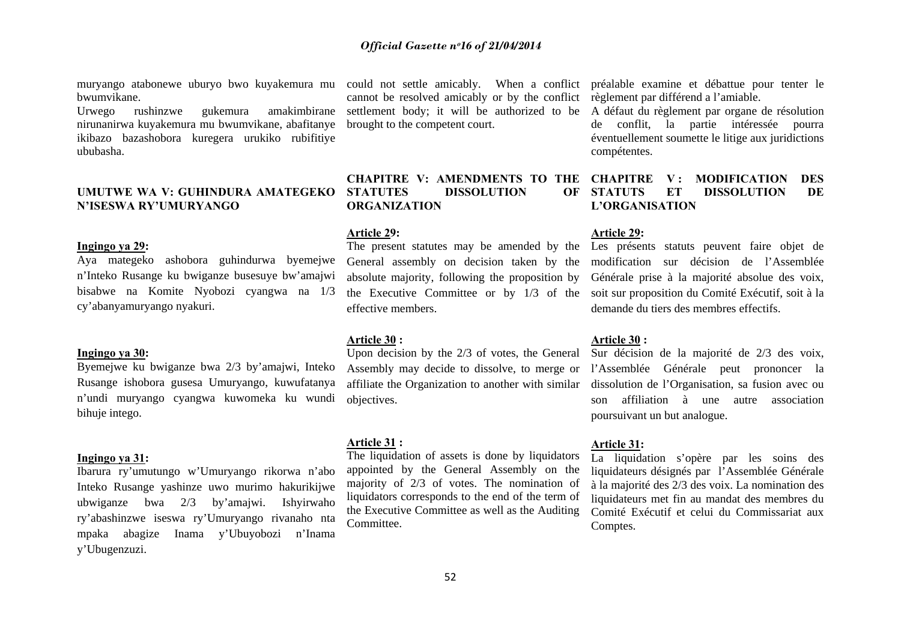muryango atabonewe uburyo bwo kuyakemura mu bwumvikane.

Urwego rushinzwe gukemura amakimbirane nirunanirwa kuyakemura mu bwumvikane, abafitanye ikibazo bazashobora kuregera urukiko rubifitiye ububasha.

## UMUTWE WA V: GUHINDURA AMATEGEKO N'ISESWA RY'UMURYANGO

**Ingingo ya 29:**

Aya mategeko ashobora guhindurwa byemejwe n'Inteko Rusange ku bwiganze busesuye bw'amajwi bisabwe na Komite Nyobozi cyangwa na 1/3 cy'abanyamuryango nyakuri.

**Ingingo ya 30:**

Byemejwe ku bwiganze bwa 2/3 by'amajwi, Inteko Rusange ishobora gusesa Umuryango, kuwufatanya n'undi muryango cyangwa kuwomeka ku wundi bihuje intego.

**Ingingo ya 31:**

Ibarura ry'umutungo w'Umuryango rikorwa n'abo Inteko Rusange yashinze uwo murimo hakurikijwe ubwiganze bwa 2/3 by'amajwi. Ishyirwaho ry'abashinzwe iseswa ry'Umuryango rivanaho nta mpaka abagize Inama y'Ubuyobozi n'Inama y'Ubugenzuzi.

could not settle amicably. When a conflict cannot be resolved amicably or by the conflict settlement body; it will be authorized to be brought to the competent court.

## CHAPITRE V: AMENDMENTS TO THE STATUTES DISSOLUTION OF ORGANIZATION

**Article 29:**

The present statutes may be amended by the General assembly on decision taken by the absolute majority, following the proposition by the Executive Committee or by 1/3 of the effective members.

**Article 30 :**

Upon decision by the 2/3 of votes, the General Assembly may decide to dissolve, to merge or affiliate the Organization to another with similar objectives.

**Article 31 :**

The liquidation of assets is done by liquidators appointed by the General Assembly on the majority of 2/3 of votes. The nomination of liquidators corresponds to the end of the term of the Executive Committee as well as the Auditing Committee.

préalable examine et débattue pour tenter le règlement par différend a l'amiable.

A défaut du règlement par organe de résolution de conflit, la partie intéressée pourra éventuellement soumette le litige aux juridictions compétentes.

## CHAPITRE V : MODIFICATION DES STATUTS ET DISSOLUTION DE L'ORGANISATION

**Article 29:**

Les présents statuts peuvent faire objet de modification sur décision de l'Assemblée Générale prise à la majorité absolue des voix, soit sur proposition du Comité Exécutif, soit à la demande du tiers des membres effectifs.

**Article 30 :**

Sur décision de la majorité de 2/3 des voix, l'Assemblée Générale peut prononcer la dissolution de l'Organisation, sa fusion avec ou son affiliation à une autre association poursuivant un but analogue.

**Article 31:**

La liquidation s'opère par les soins des liquidateurs désignés par l'Assemblée Générale à la majorité des 2/3 des voix. La nomination des liquidateurs met fin au mandat des membres du Comité Exécutif et celui du Commissariat aux Comptes.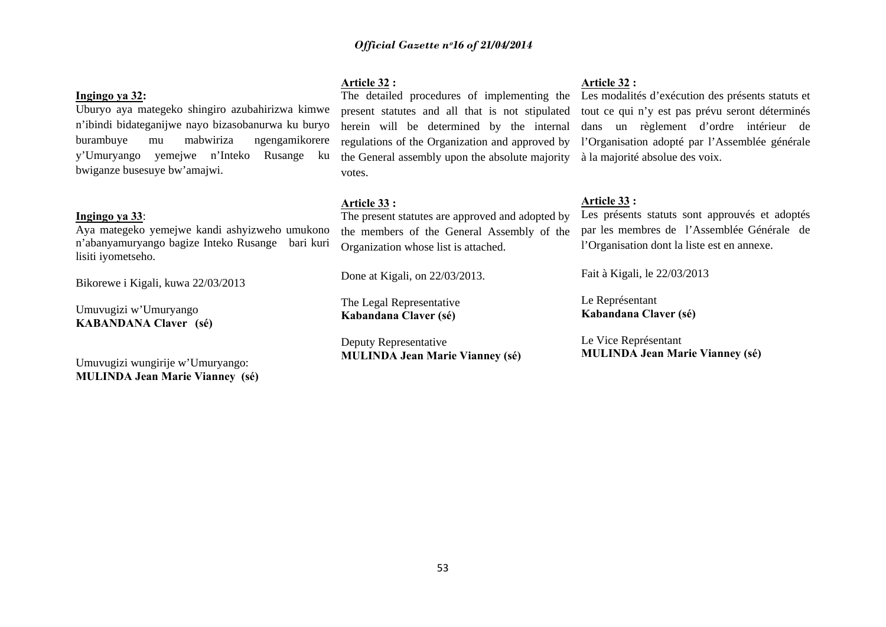**Ingingo ya 32:**

Uburyo aya mategeko shingiro azubahirizwa kimwe n'ibindi bidateganijwe nayo bizasobanurwa ku buryo burambuye mu mabwiriza ngengamikorere y'Umuryango yemejwe n'Inteko Rusange ku bwiganze busesuye bw'amajwi.

**Ingingo ya 33**:

Aya mategeko yemejwe kandi ashyizweho umukono n'abanyamuryango bagize Inteko Rusange bari kuri lisiti iyometseho.

Bikorewe i Kigali, kuwa 22/03/2013

Umuvugizi w'Umuryango
**KABANDANA Claver (sé)**

Umuvugizi wungirije w'Umuryango:
**MULINDA Jean Marie Vianney (sé)**

**Article 32 :**

The detailed procedures of implementing the present statutes and all that is not stipulated herein will be determined by the internal regulations of the Organization and approved by the General assembly upon the absolute majority votes.

**Article 33 :**

The present statutes are approved and adopted by the members of the General Assembly of the Organization whose list is attached.

Done at Kigali, on 22/03/2013.

The Legal Representative
**Kabandana Claver (sé)**

Deputy Representative
**MULINDA Jean Marie Vianney (sé)**

**Article 32 :**

Les modalités d'exécution des présents statuts et tout ce qui n'y est pas prévu seront déterminés dans un règlement d'ordre intérieur de l'Organisation adopté par l'Assemblée générale à la majorité absolue des voix.

**Article 33 :**

Les présents statuts sont approuvés et adoptés par les membres de l'Assemblée Générale de l'Organisation dont la liste est en annexe.

Fait à Kigali, le 22/03/2013

Le Représentant
**Kabandana Claver (sé)**

Le Vice Représentant
**MULINDA Jean Marie Vianney (sé)**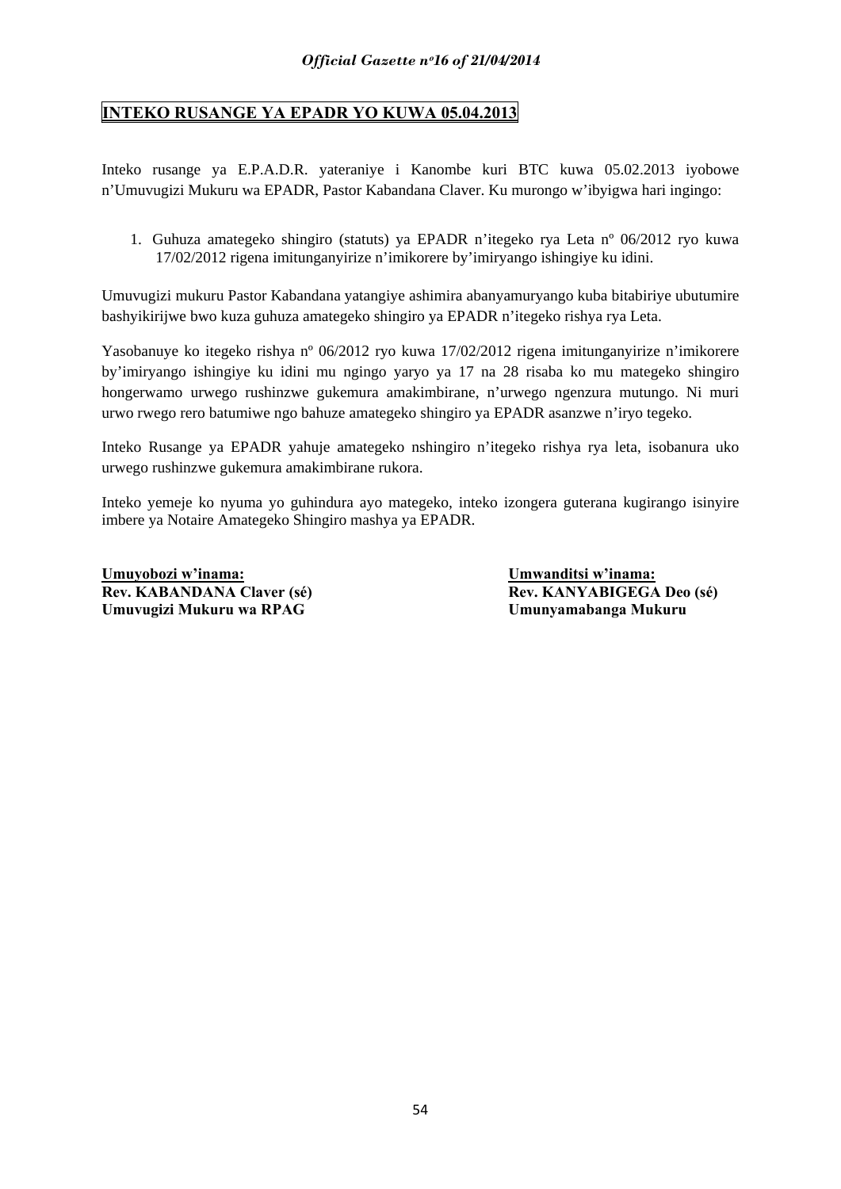# INTEKO RUSANGE YA EPADR YO KUWA 05.04.2013

Inteko rusange ya E.P.A.D.R. yateraniye i Kanombe kuri BTC kuwa 05.02.2013 iyobowe n'Umuvugizi Mukuru wa EPADR, Pastor Kabandana Claver. Ku murongo w'ibyigwa hari ingingo:

1. Guhuza amategeko shingiro (statuts) ya EPADR n'itegeko rya Leta nº 06/2012 ryo kuwa 17/02/2012 rigena imitunganyirize n'imikorere by'imiryango ishingiye ku idini.

Umuvugizi mukuru Pastor Kabandana yatangiye ashimira abanyamuryango kuba bitabiriye ubutumire bashyikirijwe bwo kuza guhuza amategeko shingiro ya EPADR n'itegeko rishya rya Leta.

Yasobanuye ko itegeko rishya nº 06/2012 ryo kuwa 17/02/2012 rigena imitunganyirize n'imikorere by'imiryango ishingiye ku idini mu ngingo yaryo ya 17 na 28 risaba ko mu mategeko shingiro hongerwamo urwego rushinzwe gukemura amakimbirane, n'urwego ngenzura mutungo. Ni muri urwo rwego rero batumiwe ngo bahuze amategeko shingiro ya EPADR asanzwe n'iryo tegeko.

Inteko Rusange ya EPADR yahuje amategeko nshingiro n'itegeko rishya rya leta, isobanura uko urwego rushinzwe gukemura amakimbirane rukora.

Inteko yemeje ko nyuma yo guhindura ayo mategeko, inteko izongera guterana kugirango isinyire imbere ya Notaire Amategeko Shingiro mashya ya EPADR.

**Umuyobozi w'inama:**
**Rev. KABANDANA Claver (sé)**
**Umuvugizi Mukuru wa RPAG**

**Umwanditsi w'inama:**
**Rev. KANYABIGEGA Deo (sé)**
**Umunyamabanga Mukuru**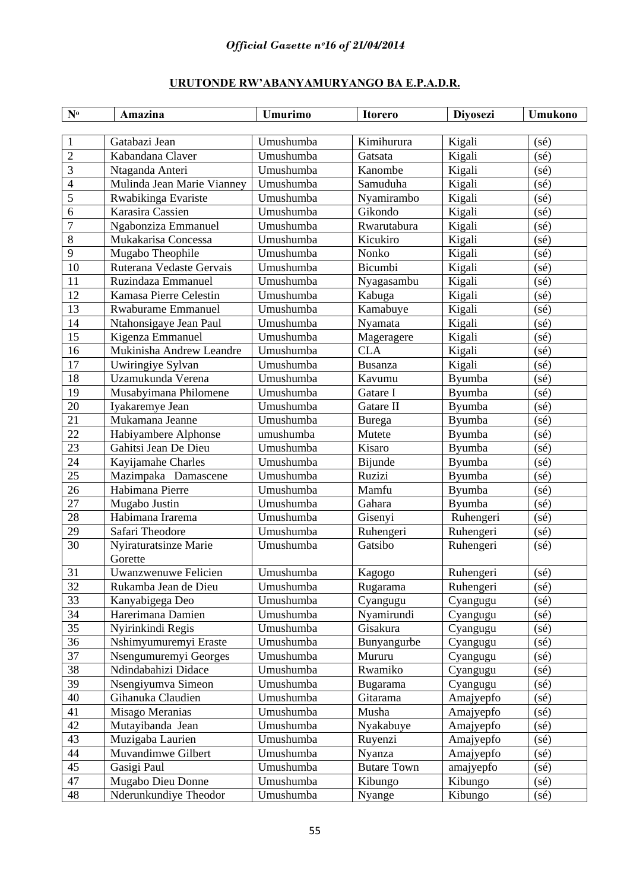**URUTONDE RW'ABANYAMURYANGO BA E.P.A.D.R.**

| Nº | Amazina | Umurimo | Itorero | Diyosezi | Umukono |
|---|---|---|---|---|---|
| 1 | Gatabazi Jean | Umushumba | Kimihurura | Kigali | (sé) |
| 2 | Kabandana Claver | Umushumba | Gatsata | Kigali | (sé) |
| 3 | Ntaganda Anteri | Umushumba | Kanombe | Kigali | (sé) |
| 4 | Mulinda Jean Marie Vianney | Umushumba | Samuduha | Kigali | (sé) |
| 5 | Rwabikinga Evariste | Umushumba | Nyamirambo | Kigali | (sé) |
| 6 | Karasira Cassien | Umushumba | Gikondo | Kigali | (sé) |
| 7 | Ngabonziza Emmanuel | Umushumba | Rwarutabura | Kigali | (sé) |
| 8 | Mukakarisa Concessa | Umushumba | Kicukiro | Kigali | (sé) |
| 9 | Mugabo Theophile | Umushumba | Nonko | Kigali | (sé) |
| 10 | Ruterana Vedaste Gervais | Umushumba | Bicumbi | Kigali | (sé) |
| 11 | Ruzindaza Emmanuel | Umushumba | Nyagasambu | Kigali | (sé) |
| 12 | Kamasa Pierre Celestin | Umushumba | Kabuga | Kigali | (sé) |
| 13 | Rwaburame Emmanuel | Umushumba | Kamabuye | Kigali | (sé) |
| 14 | Ntahonsigaye Jean Paul | Umushumba | Nyamata | Kigali | (sé) |
| 15 | Kigenza Emmanuel | Umushumba | Mageragere | Kigali | (sé) |
| 16 | Mukinisha Andrew Leandre | Umushumba | CLA | Kigali | (sé) |
| 17 | Uwiringiye Sylvan | Umushumba | Busanza | Kigali | (sé) |
| 18 | Uzamukunda Verena | Umushumba | Kavumu | Byumba | (sé) |
| 19 | Musabyimana Philomene | Umushumba | Gatare I | Byumba | (sé) |
| 20 | Iyakaremye Jean | Umushumba | Gatare II | Byumba | (sé) |
| 21 | Mukamana Jeanne | Umushumba | Burega | Byumba | (sé) |
| 22 | Habiyambere Alphonse | umushumba | Mutete | Byumba | (sé) |
| 23 | Gahitsi Jean De Dieu | Umushumba | Kisaro | Byumba | (sé) |
| 24 | Kayijamahe Charles | Umushumba | Bijunde | Byumba | (sé) |
| 25 | Mazimpaka Damascene | Umushumba | Ruzizi | Byumba | (sé) |
| 26 | Habimana Pierre | Umushumba | Mamfu | Byumba | (sé) |
| 27 | Mugabo Justin | Umushumba | Gahara | Byumba | (sé) |
| 28 | Habimana Irarema | Umushumba | Gisenyi | Ruhengeri | (sé) |
| 29 | Safari Theodore | Umushumba | Ruhengeri | Ruhengeri | (sé) |
| 30 | Nyiraturatsinze Marie Gorette | Umushumba | Gatsibo | Ruhengeri | (sé) |
| 31 | Uwanzwenuwe Felicien | Umushumba | Kagogo | Ruhengeri | (sé) |
| 32 | Rukamba Jean de Dieu | Umushumba | Rugarama | Ruhengeri | (sé) |
| 33 | Kanyabigega Deo | Umushumba | Cyangugu | Cyangugu | (sé) |
| 34 | Harerimana Damien | Umushumba | Nyamirundi | Cyangugu | (sé) |
| 35 | Nyirinkindi Regis | Umushumba | Gisakura | Cyangugu | (sé) |
| 36 | Nshimyumuremyi Eraste | Umushumba | Bunyangurbe | Cyangugu | (sé) |
| 37 | Nsengumuremyi Georges | Umushumba | Mururu | Cyangugu | (sé) |
| 38 | Ndindabahizi Didace | Umushumba | Rwamiko | Cyangugu | (sé) |
| 39 | Nsengiyumva Simeon | Umushumba | Bugarama | Cyangugu | (sé) |
| 40 | Gihanuka Claudien | Umushumba | Gitarama | Amajyepfo | (sé) |
| 41 | Misago Meranias | Umushumba | Musha | Amajyepfo | (sé) |
| 42 | Mutayibanda Jean | Umushumba | Nyakabuye | Amajyepfo | (sé) |
| 43 | Muzigaba Laurien | Umushumba | Ruyenzi | Amajyepfo | (sé) |
| 44 | Muvandimwe Gilbert | Umushumba | Nyanza | Amajyepfo | (sé) |
| 45 | Gasigi Paul | Umushumba | Butare Town | amajyepfo | (sé) |
| 47 | Mugabo Dieu Donne | Umushumba | Kibungo | Kibungo | (sé) |
| 48 | Nderunkundiye Theodor | Umushumba | Nyange | Kibungo | (sé) |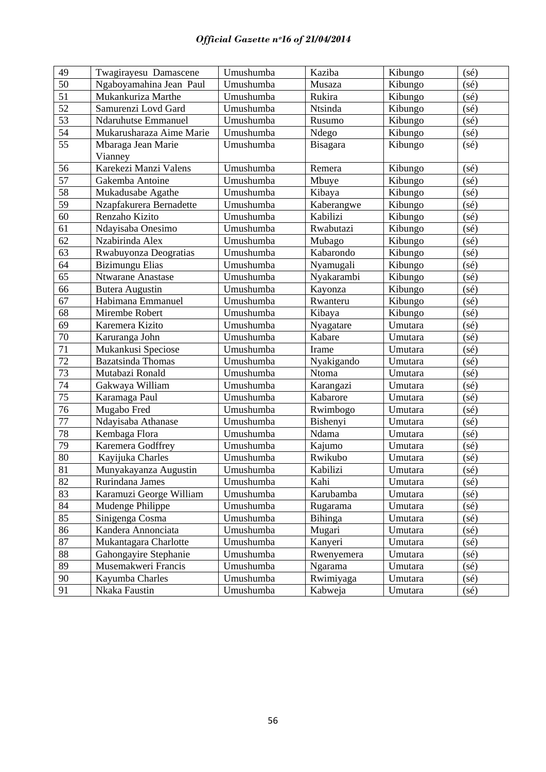| 49 | Twagirayesu Damascene | Umushumba | Kaziba | Kibungo | (sé) |
|---|---|---|---|---|---|
| 50 | Ngaboyamahina Jean Paul | Umushumba | Musaza | Kibungo | (sé) |
| 51 | Mukankuriza Marthe | Umushumba | Rukira | Kibungo | (sé) |
| 52 | Samurenzi Lovd Gard | Umushumba | Ntsinda | Kibungo | (sé) |
| 53 | Ndaruhutse Emmanuel | Umushumba | Rusumo | Kibungo | (sé) |
| 54 | Mukarusharaza Aime Marie | Umushumba | Ndego | Kibungo | (sé) |
| 55 | Mbaraga Jean Marie Vianney | Umushumba | Bisagara | Kibungo | (sé) |
| 56 | Karekezi Manzi Valens | Umushumba | Remera | Kibungo | (sé) |
| 57 | Gakemba Antoine | Umushumba | Mbuye | Kibungo | (sé) |
| 58 | Mukadusabe Agathe | Umushumba | Kibaya | Kibungo | (sé) |
| 59 | Nzapfakurera Bernadette | Umushumba | Kaberangwe | Kibungo | (sé) |
| 60 | Renzaho Kizito | Umushumba | Kabilizi | Kibungo | (sé) |
| 61 | Ndayisaba Onesimo | Umushumba | Rwabutazi | Kibungo | (sé) |
| 62 | Nzabirinda Alex | Umushumba | Mubago | Kibungo | (sé) |
| 63 | Rwabuyonza Deogratias | Umushumba | Kabarondo | Kibungo | (sé) |
| 64 | Bizimungu Elias | Umushumba | Nyamugali | Kibungo | (sé) |
| 65 | Ntwarane Anastase | Umushumba | Nyakarambi | Kibungo | (sé) |
| 66 | Butera Augustin | Umushumba | Kayonza | Kibungo | (sé) |
| 67 | Habimana Emmanuel | Umushumba | Rwanteru | Kibungo | (sé) |
| 68 | Mirembe Robert | Umushumba | Kibaya | Kibungo | (sé) |
| 69 | Karemera Kizito | Umushumba | Nyagatare | Umutara | (sé) |
| 70 | Karuranga John | Umushumba | Kabare | Umutara | (sé) |
| 71 | Mukankusi Speciose | Umushumba | Irame | Umutara | (sé) |
| 72 | Bazatsinda Thomas | Umushumba | Nyakigando | Umutara | (sé) |
| 73 | Mutabazi Ronald | Umushumba | Ntoma | Umutara | (sé) |
| 74 | Gakwaya William | Umushumba | Karangazi | Umutara | (sé) |
| 75 | Karamaga Paul | Umushumba | Kabarore | Umutara | (sé) |
| 76 | Mugabo Fred | Umushumba | Rwimbogo | Umutara | (sé) |
| 77 | Ndayisaba Athanase | Umushumba | Bishenyi | Umutara | (sé) |
| 78 | Kembaga Flora | Umushumba | Ndama | Umutara | (sé) |
| 79 | Karemera Godffrey | Umushumba | Kajumo | Umutara | (sé) |
| 80 | Kayijuka Charles | Umushumba | Rwikubo | Umutara | (sé) |
| 81 | Munyakayanza Augustin | Umushumba | Kabilizi | Umutara | (sé) |
| 82 | Rurindana James | Umushumba | Kahi | Umutara | (sé) |
| 83 | Karamuzi George William | Umushumba | Karubamba | Umutara | (sé) |
| 84 | Mudenge Philippe | Umushumba | Rugarama | Umutara | (sé) |
| 85 | Sinigenga Cosma | Umushumba | Bihinga | Umutara | (sé) |
| 86 | Kandera Annonciata | Umushumba | Mugari | Umutara | (sé) |
| 87 | Mukantagara Charlotte | Umushumba | Kanyeri | Umutara | (sé) |
| 88 | Gahongayire Stephanie | Umushumba | Rwenyemera | Umutara | (sé) |
| 89 | Musemakweri Francis | Umushumba | Ngarama | Umutara | (sé) |
| 90 | Kayumba Charles | Umushumba | Rwimiyaga | Umutara | (sé) |
| 91 | Nkaka Faustin | Umushumba | Kabweja | Umutara | (sé) |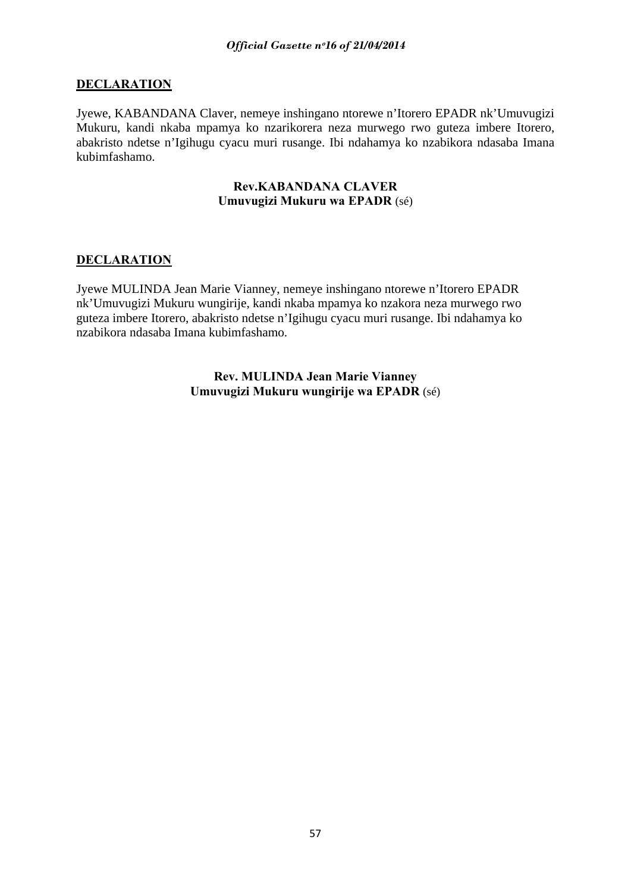**DECLARATION**

Jyewe, KABANDANA Claver, nemeye inshingano ntorewe n'Itorero EPADR nk'Umuvugizi Mukuru, kandi nkaba mpamya ko nzarikorera neza murwego rwo guteza imbere Itorero, abakristo ndetse n'Igihugu cyacu muri rusange. Ibi ndahamya ko nzabikora ndasaba Imana kubimfashamo.

**Rev.KABANDANA CLAVER**
**Umuvugizi Mukuru wa EPADR** (sé)

**DECLARATION**

Jyewe MULINDA Jean Marie Vianney, nemeye inshingano ntorewe n'Itorero EPADR nk'Umuvugizi Mukuru wungirije, kandi nkaba mpamya ko nzakora neza murwego rwo guteza imbere Itorero, abakristo ndetse n'Igihugu cyacu muri rusange. Ibi ndahamya ko nzabikora ndasaba Imana kubimfashamo.

**Rev. MULINDA Jean Marie Vianney**
**Umuvugizi Mukuru wungirije wa EPADR** (sé)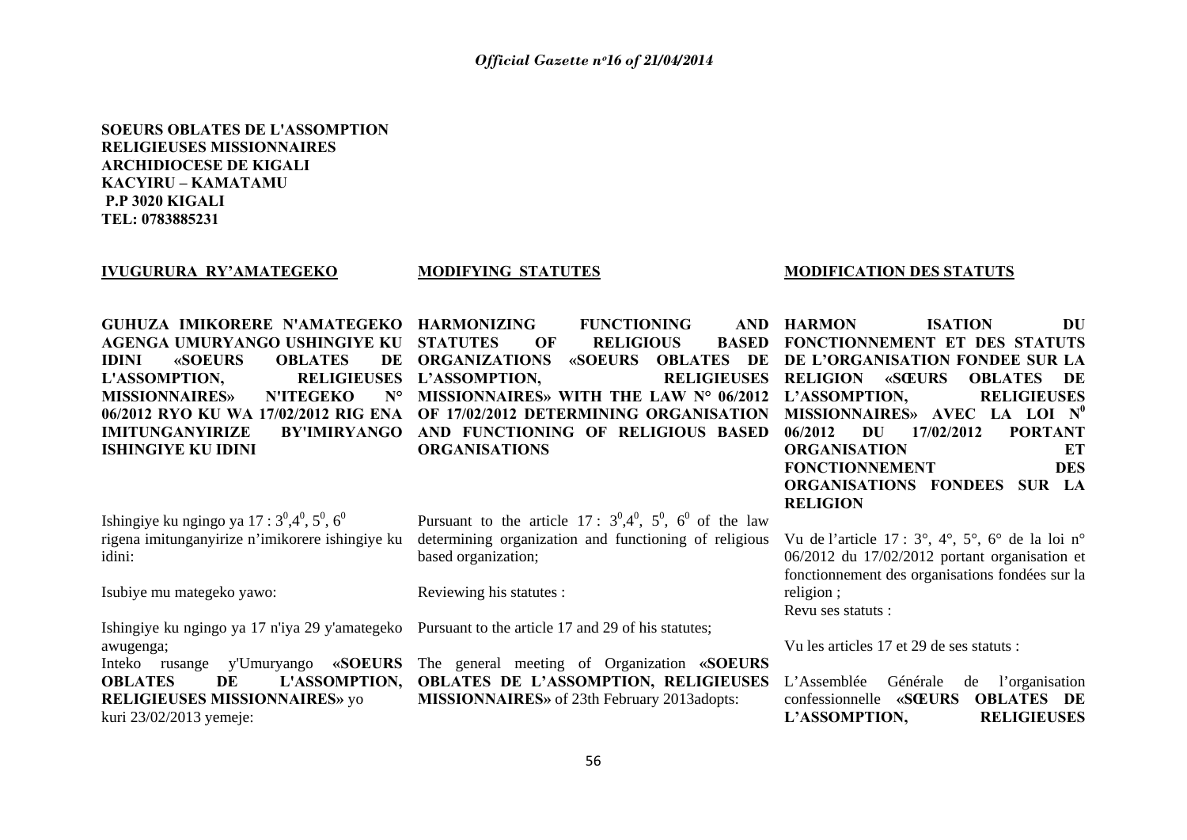**SOEURS OBLATES DE L'ASSOMPTION**
**RELIGIEUSES MISSIONNAIRES**
**ARCHIDIOCESE DE KIGALI**
**KACYIRU – KAMATAMU**
**P.P 3020 KIGALI**
**TEL: 0783885231**

**IVUGURURA RY'AMATEGEKO**

**GUHUZA IMIKORERE N'AMATEGEKO AGENGA UMURYANGO USHINGIYE KU IDINI «SOEURS OBLATES DE L'ASSOMPTION, RELIGIEUSES MISSIONNAIRES» N'ITEGEKO N° 06/2012 RYO KU WA 17/02/2012 RIG ENA IMITUNGANYIRIZE BY'IMIRYANGO ISHINGIYE KU IDINI**

Ishingiye ku ngingo ya 17 : $3^0$,$4^0$, $5^0$, $6^0$ rigena imitunganyirize n'imikorere ishingiye ku idini:

Isubiye mu mategeko yawo:

Ishingiye ku ngingo ya 17 n'iya 29 y'amategeko awugenga;

Inteko rusange y'Umuryango «**SOEURS OBLATES DE L'ASSOMPTION, RELIGIEUSES MISSIONNAIRES**» yo kuri 23/02/2013 yemeje:

**MODIFYING STATUTES**

**HARMONIZING FUNCTIONING AND STATUTES OF RELIGIOUS BASED ORGANIZATIONS «SOEURS OBLATES DE L'ASSOMPTION, RELIGIEUSES MISSIONNAIRES» WITH THE LAW N° 06/2012 OF 17/02/2012 DETERMINING ORGANISATION AND FUNCTIONING OF RELIGIOUS BASED ORGANISATIONS**

Pursuant to the article 17 : $3^0$,$4^0$, $5^0$, $6^0$ of the law determining organization and functioning of religious based organization;

Reviewing his statutes :

Pursuant to the article 17 and 29 of his statutes;

The general meeting of Organization «**SOEURS OBLATES DE L'ASSOMPTION, RELIGIEUSES MISSIONNAIRES»** of 23th February 2013adopts:

**MODIFICATION DES STATUTS**

**HARMON ISATION DU FONCTIONNEMENT ET DES STATUTS DE L'ORGANISATION FONDEE SUR LA RELIGION «SŒURS OBLATES DE L'ASSOMPTION, RELIGIEUSES MISSIONNAIRES» AVEC LA LOI N$^0$ 06/2012 DU 17/02/2012 PORTANT ORGANISATION ET FONCTIONNEMENT DES ORGANISATIONS FONDEES SUR LA RELIGION**

Vu de l'article 17 : 3°, 4°, 5°, 6° de la loi n° 06/2012 du 17/02/2012 portant organisation et fonctionnement des organisations fondées sur la religion ;

Revu ses statuts :

Vu les articles 17 et 29 de ses statuts :

L'Assemblée Générale de l'organisation confessionnelle «**SŒURS OBLATES DE L'ASSOMPTION, RELIGIEUSES**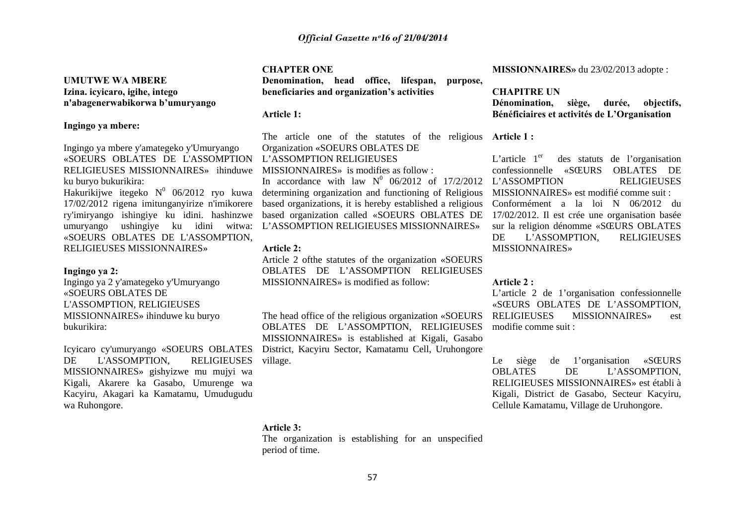**UMUTWE WA MBERE**
**Izina. icyicaro, igihe, intego n'abagenerwabikorwa b'umuryango**

**Ingingo ya mbere:**

Ingingo ya mbere y'amategeko y'Umuryango «SOEURS OBLATES DE L'ASSOMPTION RELIGIEUSES MISSIONNAIRES» ihinduwe ku buryo bukurikira:
Hakurikijwe itegeko N[0] 06/2012 ryo kuwa 17/02/2012 rigena imitunganyirize n'imikorere ry'imiryango ishingiye ku idini. hashinzwe umuryango ushingiye ku idini witwa: «SOEURS OBLATES DE L'ASSOMPTION, RELIGIEUSES MISSIONNAIRES»

**Ingingo ya 2:**
Ingingo ya 2 y'amategeko y'Umuryango «SOEURS OBLATES DE L'ASSOMPTION, RELIGIEUSES MISSIONNAIRES» ihinduwe ku buryo bukurikira:

Icyicaro cy'umuryango «SOEURS OBLATES DE L'ASSOMPTION, RELIGIEUSES MISSIONNAIRES» gishyizwe mu mujyi wa Kigali, Akarere ka Gasabo, Umurenge wa Kacyiru, Akagari ka Kamatamu, Umudugudu wa Ruhongore.

**CHAPTER ONE**
**Denomination, head office, lifespan, purpose, beneficiaries and organization's activities**

**Article 1:**

The article one of the statutes of the religious Organization «SOEURS OBLATES DE L'ASSOMPTION RELIGIEUSES MISSIONNAIRES» is modifies as follow :
In accordance with law N[0] 06/2012 of 17/2/2012 determining organization and functioning of Religious based organizations, it is hereby established a religious based organization called «SOEURS OBLATES DE L'ASSOMPTION RELIGIEUSES MISSIONNAIRES»

**Article 2:**
Article 2 ofthe statutes of the organization «SOEURS OBLATES DE L'ASSOMPTION RELIGIEUSES MISSIONNAIRES» is modified as follow:

The head office of the religious organization «SOEURS OBLATES DE L'ASSOMPTION, RELIGIEUSES MISSIONNAIRES» is established at Kigali, Gasabo District, Kacyiru Sector, Kamatamu Cell, Uruhongore village.

**Article 3:**
The organization is establishing for an unspecified period of time.

**MISSIONNAIRES»** du 23/02/2013 adopte :

**CHAPITRE UN**
**Dénomination, siège, durée, objectifs, Bénéficiaires et activités de L'Organisation**

**Article 1 :**

L'article 1[er] des statuts de l'organisation confessionnelle «SŒURS OBLATES DE L'ASSOMPTION RELIGIEUSES MISSIONNAIRES» est modifié comme suit :
Conformément a la loi N 06/2012 du 17/02/2012. Il est crée une organisation basée sur la religion dénomme «SŒURS OBLATES DE L'ASSOMPTION, RELIGIEUSES MISSIONNAIRES»

**Article 2 :**
L'article 2 de 1'organisation confessionnelle «SŒURS OBLATES DE L'ASSOMPTION, RELIGIEUSES MlSSIONNAIRES» est modifie comme suit :

Le siège de 1'organisation «SŒURS OBLATES DE L'ASSOMPTION, RELIGIEUSES MISSIONNAIRES» est établi à Kigali, District de Gasabo, Secteur Kacyiru, Cellule Kamatamu, Village de Uruhongore.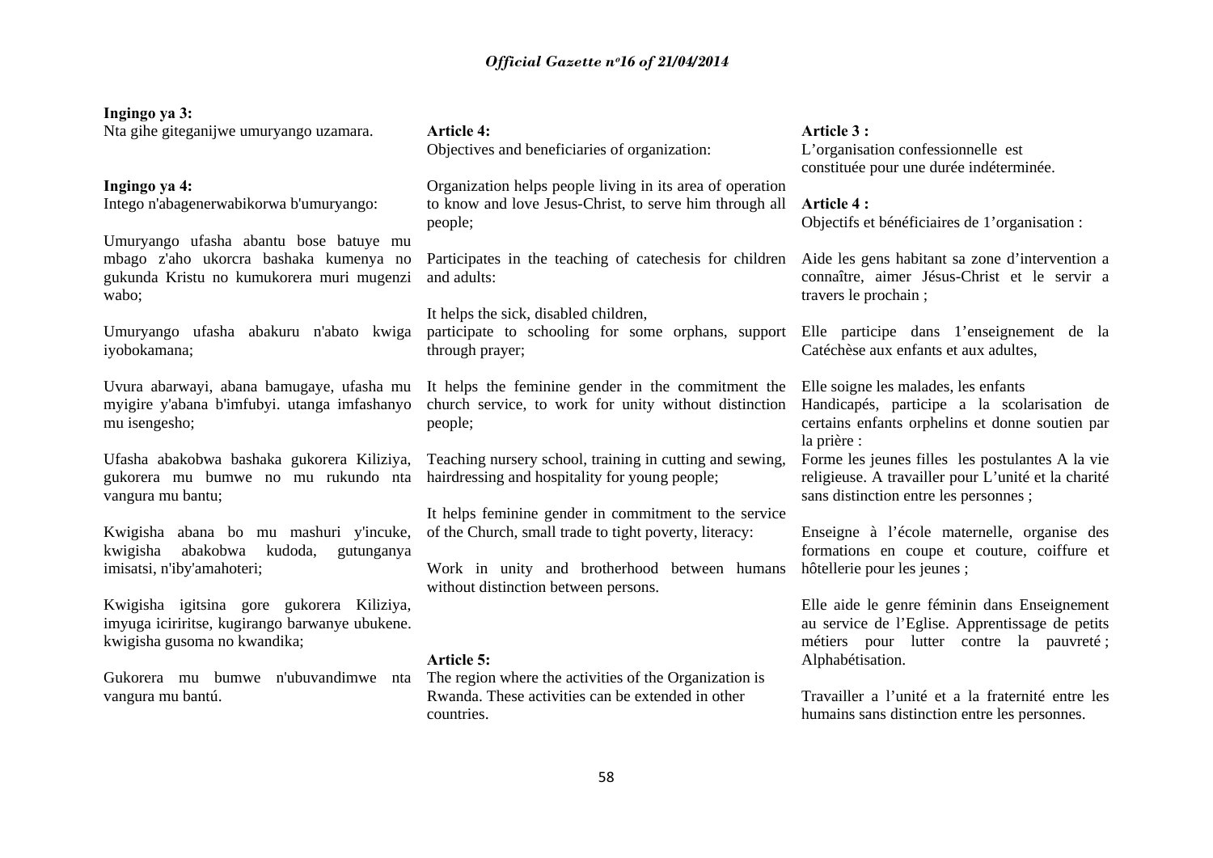**Ingingo ya 3:**
Nta gihe giteganijwe umuryango uzamara.

**Ingingo ya 4:**
Intego n'abagenerwabikorwa b'umuryango:

Umuryango ufasha abantu bose batuye mu mbago z'aho ukorcra bashaka kumenya no gukunda Kristu no kumukorera muri mugenzi wabo;

Umuryango ufasha abakuru n'abato kwiga iyobokamana;

Uvura abarwayi, abana bamugaye, ufasha mu myigire y'abana b'imfubyi. utanga imfashanyo mu isengesho;

Ufasha abakobwa bashaka gukorera Kiliziya, gukorera mu bumwe no mu rukundo nta vangura mu bantu;

Kwigisha abana bo mu mashuri y'incuke, kwigisha abakobwa kudoda, gutunganya imisatsi, n'iby'amahoteri;

Kwigisha igitsina gore gukorera Kiliziya, imyuga iciriritse, kugirango barwanye ubukene. kwigisha gusoma no kwandika;

Gukorera mu bumwe n'ubuvandimwe nta vangura mu bantú.

**Article 4:**
Objectives and beneficiaries of organization:

Organization helps people living in its area of operation to know and love Jesus-Christ, to serve him through all people;

Participates in the teaching of catechesis for children and adults:

It helps the sick, disabled children,
participate to schooling for some orphans, support through prayer;

It helps the feminine gender in the commitment the church service, to work for unity without distinction people;

Teaching nursery school, training in cutting and sewing, hairdressing and hospitality for young people;

It helps feminine gender in commitment to the service of the Church, small trade to tight poverty, literacy:

Work in unity and brotherhood between humans without distinction between persons.

**Article 5:**
The region where the activities of the Organization is Rwanda. These activities can be extended in other countries.

**Article 3 :**
L'organisation confessionnelle est constituée pour une durée indéterminée.

**Article 4 :**
Objectifs et bénéficiaires de 1'organisation :

Aide les gens habitant sa zone d'intervention a connaître, aimer Jésus-Christ et le servir a travers le prochain ;

Elle participe dans 1'enseignement de la Catéchèse aux enfants et aux adultes,

Elle soigne les malades, les enfants
Handicapés, participe a la scolarisation de certains enfants orphelins et donne soutien par la prière :
Forme les jeunes filles les postulantes A la vie religieuse. A travailler pour L'unité et la charité sans distinction entre les personnes ;

Enseigne à l'école maternelle, organise des formations en coupe et couture, coiffure et hôtellerie pour les jeunes ;

Elle aide le genre féminin dans Enseignement au service de l'Eglise. Apprentissage de petits métiers pour lutter contre la pauvreté ; Alphabétisation.

Travailler a l'unité et a la fraternité entre les humains sans distinction entre les personnes.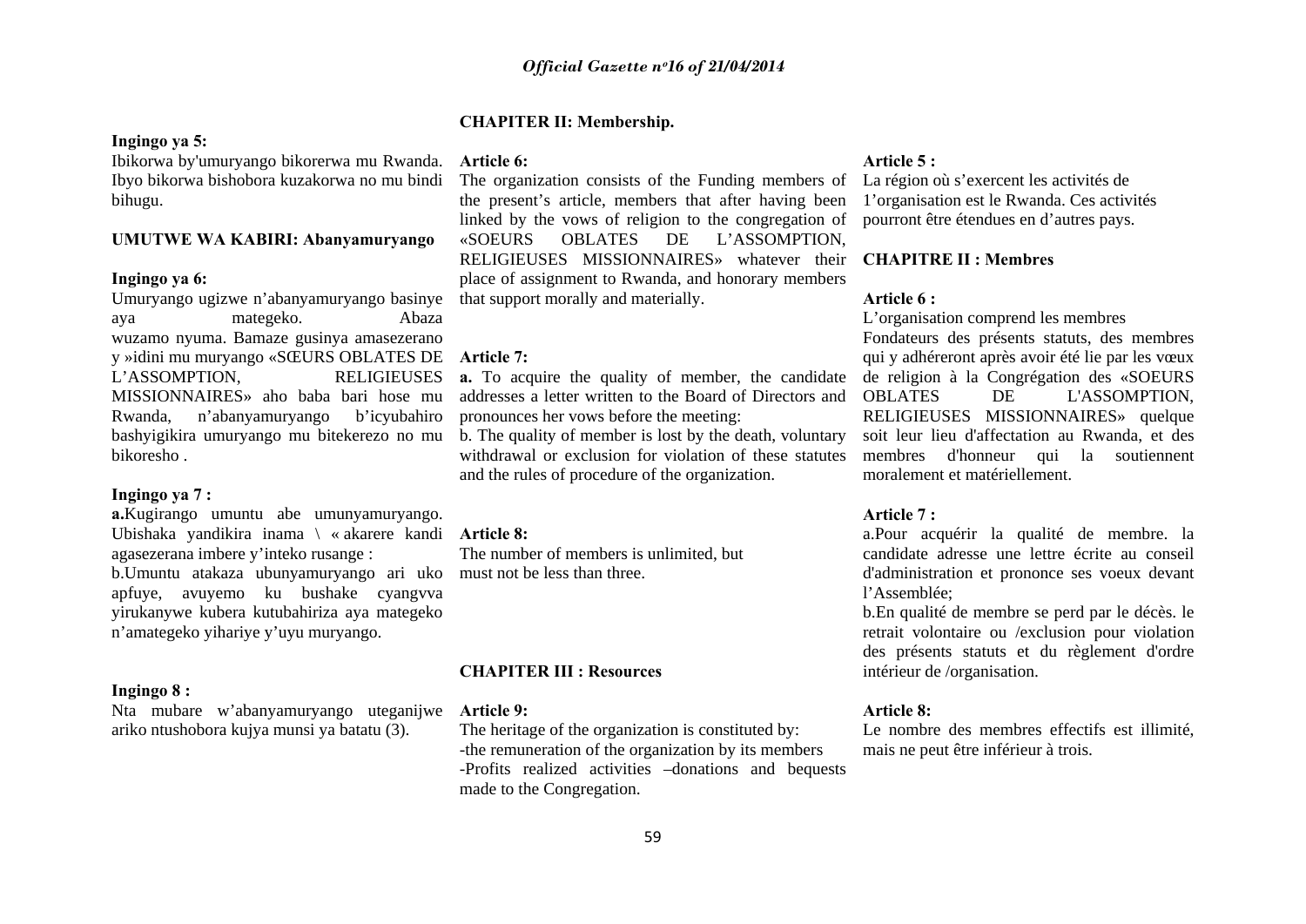**Ingingo ya 5:**

Ibikorwa by'umuryango bikorerwa mu Rwanda. Ibyo bikorwa bishobora kuzakorwa no mu bindi bihugu.

**UMUTWE WA KABIRI: Abanyamuryango**

**Ingingo ya 6:**

Umuryango ugizwe n'abanyamuryango basinye aya mategeko. Abaza wuzamo nyuma. Bamaze gusinya amasezerano y »idini mu muryango «SŒURS OBLATES DE L'ASSOMPTION, RELIGIEUSES MISSIONNAIRES» aho baba bari hose mu Rwanda, n'abanyamuryango b'icyubahiro bashyigikira umuryango mu bitekerezo no mu bikoresho .

**Ingingo ya 7 :**

**a.**Kugirango umuntu abe umunyamuryango. Ubishaka yandikira inama \ « akarere kandi agasezerana imbere y'inteko rusange :

b.Umuntu atakaza ubunyamuryango ari uko apfuye, avuyemo ku bushake cyangvva yirukanywe kubera kutubahiriza aya mategeko n'amategeko yihariye y'uyu muryango.

**Ingingo 8 :**

Nta mubare w'abanyamuryango uteganijwe ariko ntushobora kujya munsi ya batatu (3).

**CHAPTER II: Membership.**

**Article 6:**

The organization consists of the Funding members of the present's article, members that after having been linked by the vows of religion to the congregation of «SOEURS OBLATES DE L'ASSOMPTION, RELIGIEUSES MISSIONNAIRES» whatever their place of assignment to Rwanda, and honorary members that support morally and materially.

**Article 7:**

**a.** To acquire the quality of member, the candidate addresses a letter written to the Board of Directors and pronounces her vows before the meeting:

b. The quality of member is lost by the death, voluntary withdrawal or exclusion for violation of these statutes and the rules of procedure of the organization.

**Article 8:**

The number of members is unlimited, but must not be less than three.

**CHAPTER III : Resources**

**Article 9:**

The heritage of the organization is constituted by:

-the remuneration of the organization by its members

-Profits realized activities –donations and bequests made to the Congregation.

**Article 5 :**

La région où s'exercent les activités de 1'organisation est le Rwanda. Ces activités pourront être étendues en d'autres pays.

**CHAPITRE II : Membres**

**Article 6 :**

L'organisation comprend les membres Fondateurs des présents statuts, des membres qui y adhéreront après avoir été lie par les vœux de religion à la Congrégation des «SOEURS OBLATES DE L'ASSOMPTION, RELIGIEUSES MISSIONNAIRES» quelque soit leur lieu d'affectation au Rwanda, et des membres d'honneur qui la soutiennent moralement et matériellement.

**Article 7 :**

a.Pour acquérir la qualité de membre. la candidate adresse une lettre écrite au conseil d'administration et prononce ses voeux devant l'Assemblée;

b.En qualité de membre se perd par le décès. le retrait volontaire ou /exclusion pour violation des présents statuts et du règlement d'ordre intérieur de /organisation.

**Article 8:**

Le nombre des membres effectifs est illimité, mais ne peut être inférieur à trois.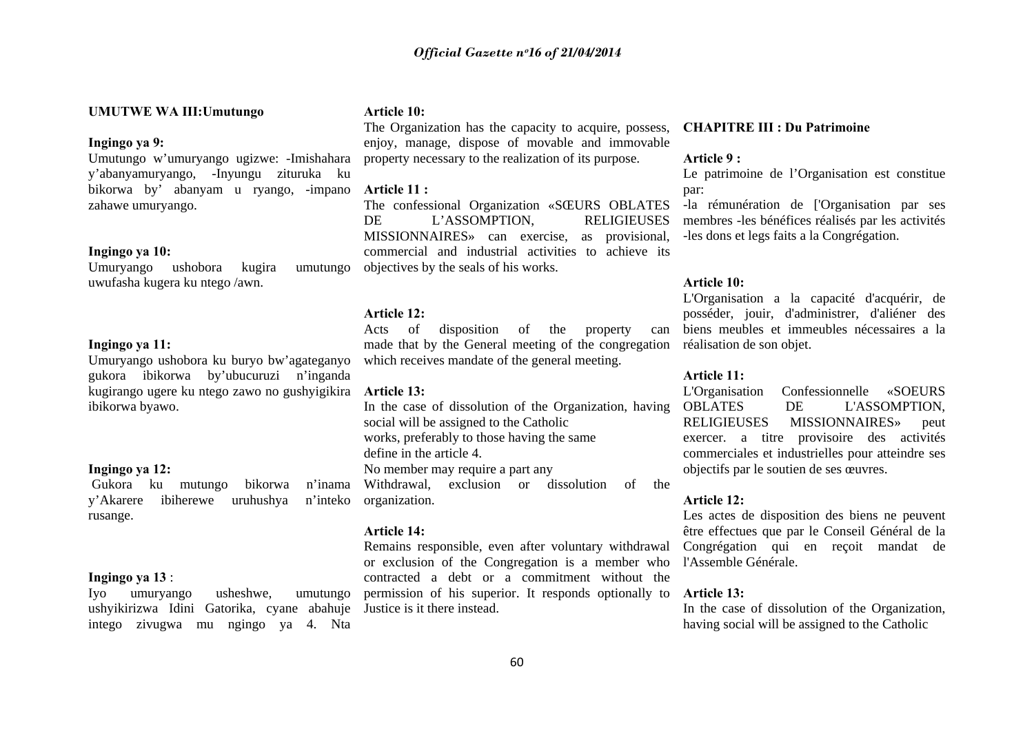**UMUTWE WA III:Umutungo**

**Ingingo ya 9:**
Umutungo w'umuryango ugizwe: -Imishahara y'abanyamuryango, -Inyungu zituruka ku bikorwa by' abanyam u ryango, -impano zahawe umuryango.

**Ingingo ya 10:**
Umuryango ushobora kugira umutungo uwufasha kugera ku ntego /awn.

**Ingingo ya 11:**
Umuryango ushobora ku buryo bw'agateganyo gukora ibikorwa by'ubucuruzi n'inganda kugirango ugere ku ntego zawo no gushyigikira ibikorwa byawo.

**Ingingo ya 12:**
Gukora ku mutungo bikorwa n'inama y'Akarere ibiherewe uruhushya n'inteko rusange.

**Ingingo ya 13** :
Iyo umuryango usheshwe, umutungo ushyikirizwa Idini Gatorika, cyane abahuje intego zivugwa mu ngingo ya 4. Nta

**Article 10:**
The Organization has the capacity to acquire, possess, enjoy, manage, dispose of movable and immovable property necessary to the realization of its purpose.

**Article 11 :**
The confessional Organization «SŒURS OBLATES DE L'ASSOMPTION, RELIGIEUSES MISSIONNAIRES» can exercise, as provisional, commercial and industrial activities to achieve its objectives by the seals of his works.

**Article 12:**
Acts of disposition of the property can made that by the General meeting of the congregation which receives mandate of the general meeting.

**Article 13:**
In the case of dissolution of the Organization, having social will be assigned to the Catholic
works, preferably to those having the same
define in the article 4.
No member may require a part any
Withdrawal, exclusion or dissolution of the organization.

**Article 14:**
Remains responsible, even after voluntary withdrawal or exclusion of the Congregation is a member who contracted a debt or a commitment without the permission of his superior. It responds optionally to Justice is it there instead.

**CHAPITRE III : Du Patrimoine**

**Article 9 :**
Le patrimoine de l'Organisation est constitue par:
-la rémunération de ['Organisation par ses membres -les bénéfices réalisés par les activités -les dons et legs faits a la Congrégation.

**Article 10:**
L'Organisation a la capacité d'acquérir, de posséder, jouir, d'administrer, d'aliéner des biens meubles et immeubles nécessaires a la réalisation de son objet.

**Article 11:**
L'Organisation Confessionnelle «SOEURS OBLATES DE L'ASSOMPTION, RELIGIEUSES MISSIONNAIRES» peut exercer. a titre provisoire des activités commerciales et industrielles pour atteindre ses objectifs par le soutien de ses œuvres.

**Article 12:**
Les actes de disposition des biens ne peuvent être effectues que par le Conseil Général de la Congrégation qui en reçoit mandat de l'Assemble Générale.

**Article 13:**
In the case of dissolution of the Organization, having social will be assigned to the Catholic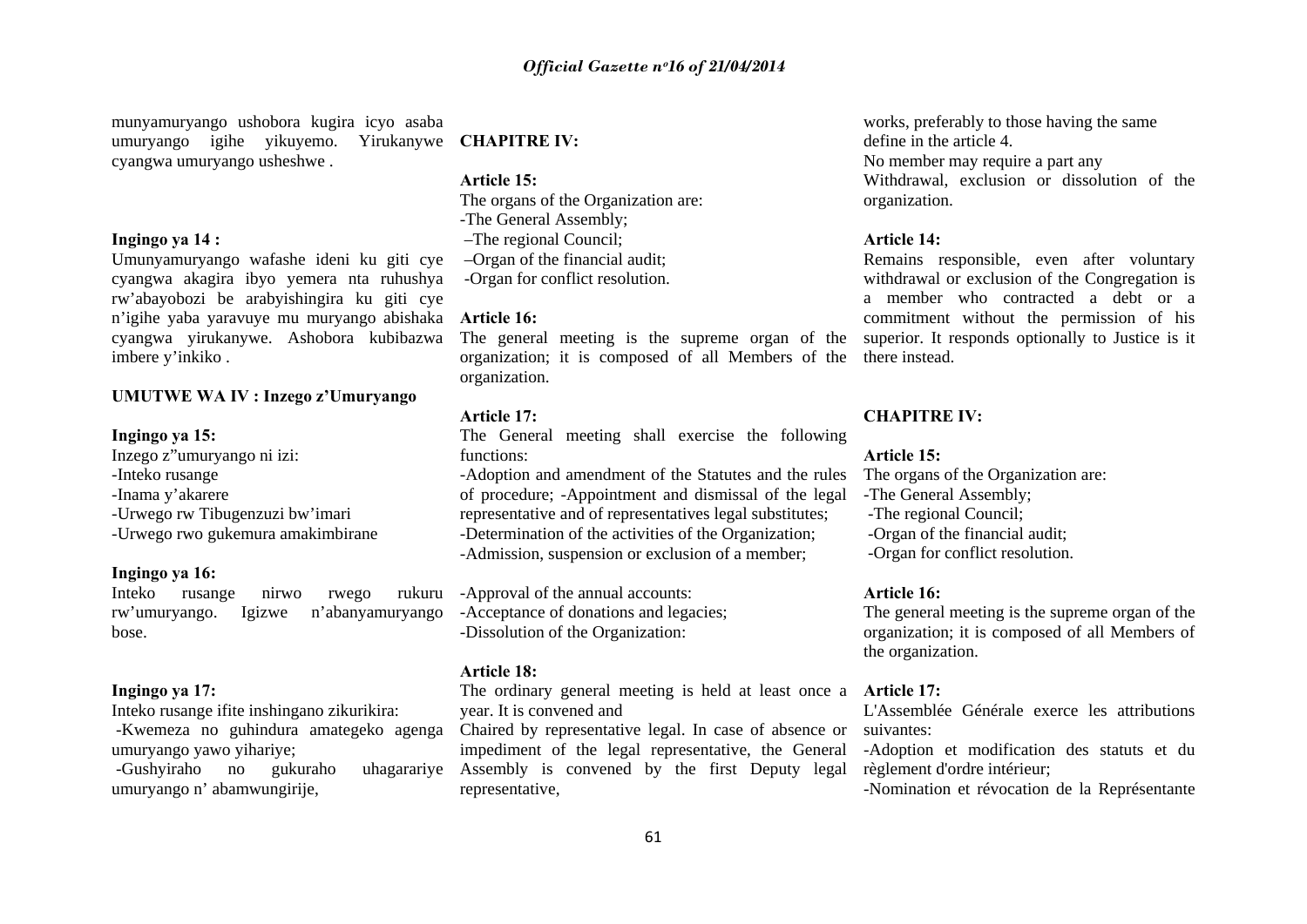munyamuryango ushobora kugira icyo asaba umuryango igihe yikuyemo. Yirukanywe cyangwa umuryango usheshwe .

**Ingingo ya 14 :**

Umunyamuryango wafashe ideni ku giti cye cyangwa akagira ibyo yemera nta ruhushya rw'abayobozi be arabyishingira ku giti cye n'igihe yaba yaravuye mu muryango abishaka cyangwa yirukanywe. Ashobora kubibazwa imbere y'inkiko .

**UMUTWE WA IV : Inzego z'Umuryango**

**Ingingo ya 15:**

Inzego z"umuryango ni izi:
-Inteko rusange
-Inama y'akarere
-Urwego rw Tibugenzuzi bw'imari
-Urwego rwo gukemura amakimbirane

**Ingingo ya 16:**

Inteko rusange nirwo rwego rukuru rw'umuryango. Igizwe n'abanyamuryango bose.

**Ingingo ya 17:**

Inteko rusange ifite inshingano zikurikira:
-Kwemeza no guhindura amategeko agenga umuryango yawo yihariye;
-Gushyiraho no gukuraho uhagarariye umuryango n' abamwungirije,

**CHAPITRE IV:**

**Article 15:**

The organs of the Organization are:
-The General Assembly;
–The regional Council;
–Organ of the financial audit;
-Organ for conflict resolution.

**Article 16:**

The general meeting is the supreme organ of the organization; it is composed of all Members of the organization.

**Article 17:**

The General meeting shall exercise the following functions:
-Adoption and amendment of the Statutes and the rules of procedure; -Appointment and dismissal of the legal representative and of representatives legal substitutes;
-Determination of the activities of the Organization;
-Admission, suspension or exclusion of a member;

-Approval of the annual accounts:
-Acceptance of donations and legacies;
-Dissolution of the Organization:

**Article 18:**

The ordinary general meeting is held at least once a year. It is convened and
Chaired by representative legal. In case of absence or impediment of the legal representative, the General Assembly is convened by the first Deputy legal representative,

works, preferably to those having the same define in the article 4.
No member may require a part any
Withdrawal, exclusion or dissolution of the organization.

**Article 14:**

Remains responsible, even after voluntary withdrawal or exclusion of the Congregation is a member who contracted a debt or a commitment without the permission of his superior. It responds optionally to Justice is it there instead.

**CHAPITRE IV:**

**Article 15:**

The organs of the Organization are:
-The General Assembly;
-The regional Council;
-Organ of the financial audit;
-Organ for conflict resolution.

**Article 16:**

The general meeting is the supreme organ of the organization; it is composed of all Members of the organization.

**Article 17:**

L'Assemblée Générale exerce les attributions suivantes:
-Adoption et modification des statuts et du règlement d'ordre intérieur;
-Nomination et révocation de la Représentante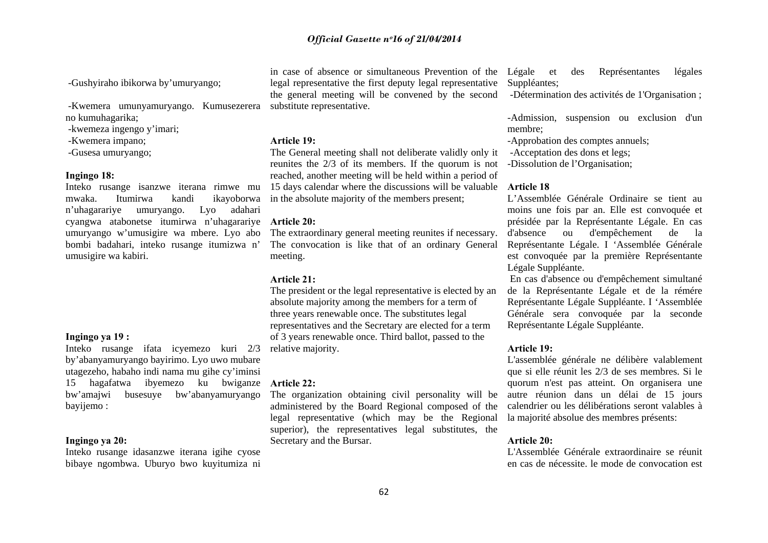-Gushyiraho ibikorwa by'umuryango;

-Kwemera umunyamuryango. Kumusezerera no kumuhagarika;

-kwemeza ingengo y'imari;

-Kwemera impano;

-Gusesa umuryango;

**Ingingo 18:**

Inteko rusange isanzwe iterana rimwe mu mwaka. Itumirwa kandi ikayoborwa n'uhagarariye umuryango. Lyo adahari cyangwa atabonetse itumirwa n'uhagarariye umuryango w'umusigire wa mbere. Lyo abo bombi badahari, inteko rusange itumizwa n' umusigire wa kabiri.

**Ingingo ya 19 :**

Inteko rusange ifata icyemezo kuri 2/3 by'abanyamuryango bayirimo. Lyo uwo mubare utagezeho, habaho indi nama mu gihe cy'iminsi 15 hagafatwa ibyemezo ku bwiganze bw'amajwi busesuye bw'abanyamuryango bayijemo :

**Ingingo ya 20:**

Inteko rusange idasanzwe iterana igihe cyose bibaye ngombwa. Uburyo bwo kuyitumiza ni

in case of absence or simultaneous Prevention of the legal representative the first deputy legal representative the general meeting will be convened by the second substitute representative.

**Article 19:**

The General meeting shall not deliberate validly only it reunites the 2/3 of its members. If the quorum is not reached, another meeting will be held within a period of 15 days calendar where the discussions will be valuable in the absolute majority of the members present;

**Article 20:**

The extraordinary general meeting reunites if necessary. The convocation is like that of an ordinary General meeting.

**Article 21:**

The president or the legal representative is elected by an absolute majority among the members for a term of three years renewable once. The substitutes legal representatives and the Secretary are elected for a term of 3 years renewable once. Third ballot, passed to the relative majority.

**Article 22:**

The organization obtaining civil personality will be administered by the Board Regional composed of the legal representative (which may be the Regional superior), the representatives legal substitutes, the Secretary and the Bursar.

Légale et des Représentantes légales Suppléantes;

-Détermination des activités de 1'Organisation ;

-Admission, suspension ou exclusion d'un membre;

-Approbation des comptes annuels;

-Acceptation des dons et legs;

-Dissolution de l'Organisation;

**Article 18**

L'Assemblée Générale Ordinaire se tient au moins une fois par an. Elle est convoquée et présidée par la Représentante Légale. En cas d'absence ou d'empêchement de la Représentante Légale. I 'Assemblée Générale est convoquée par la première Représentante Légale Suppléante.

En cas d'absence ou d'empêchement simultané de la Représentante Légale et de la rémére Représentante Légale Suppléante. I 'Assemblée Générale sera convoquée par la seconde Représentante Légale Suppléante.

**Article 19:**

L'assemblée générale ne délibère valablement que si elle réunit les 2/3 de ses membres. Si le quorum n'est pas atteint. On organisera une autre réunion dans un délai de 15 jours calendrier ou les délibérations seront valables à la majorité absolue des membres présents:

**Article 20:**

L'Assemblée Générale extraordinaire se réunit en cas de nécessite. le mode de convocation est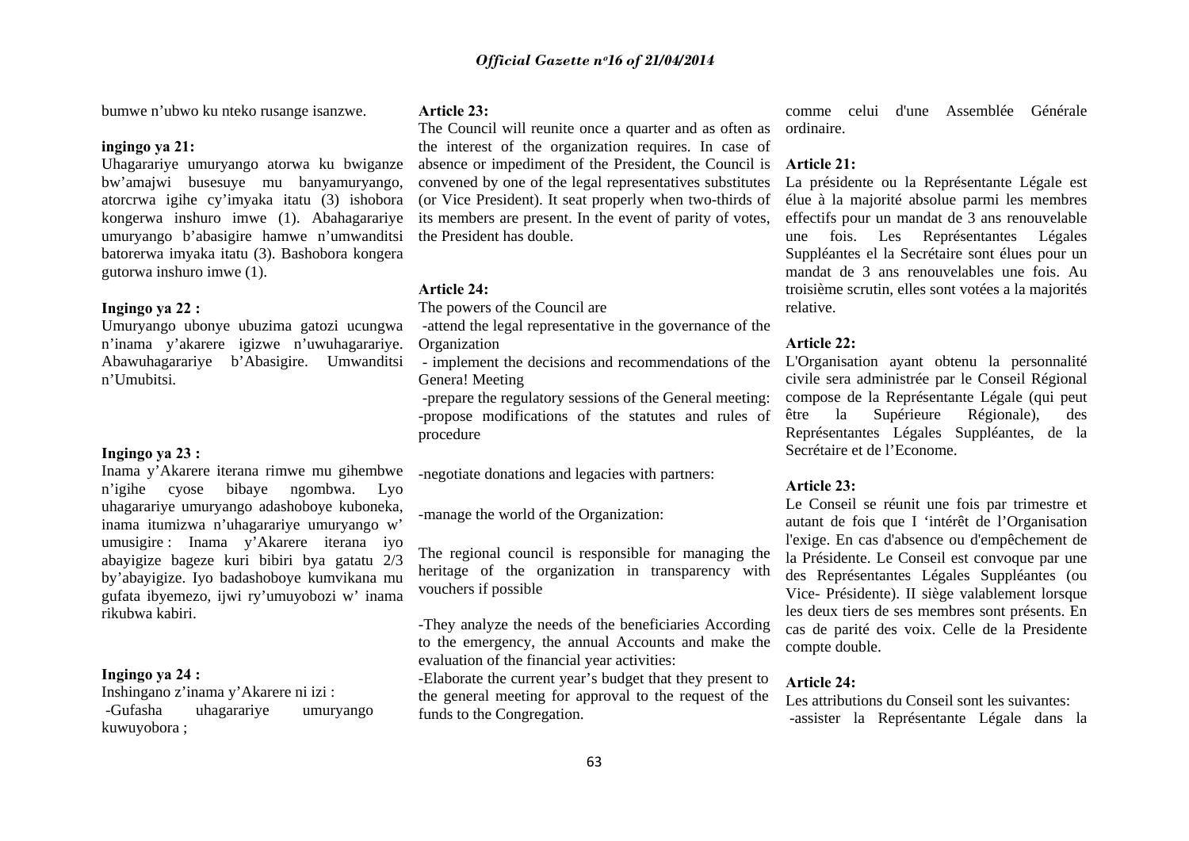bumwe n'ubwo ku nteko rusange isanzwe.

**ingingo ya 21:**

Uhagarariye umuryango atorwa ku bwiganze bw'amajwi busesuye mu banyamuryango, atorcrwa igihe cy'imyaka itatu (3) ishobora kongerwa inshuro imwe (1). Abahagarariye umuryango b'abasigire hamwe n'umwanditsi batorerwa imyaka itatu (3). Bashobora kongera gutorwa inshuro imwe (1).

**Ingingo ya 22 :**

Umuryango ubonye ubuzima gatozi ucungwa n'inama y'akarere igizwe n'uwuhagarariye. Abawuhagarariye b'Abasigire. Umwanditsi n'Umubitsi.

**Ingingo ya 23 :**

Inama y'Akarere iterana rimwe mu gihembwe n'igihe cyose bibaye ngombwa. Lyo uhagarariye umuryango adashoboye kuboneka, inama itumizwa n'uhagarariye umuryango w' umusigire : Inama y'Akarere iterana iyo abayigize bageze kuri bibiri bya gatatu 2/3 by'abayigize. Iyo badashoboye kumvikana mu gufata ibyemezo, ijwi ry'umuyobozi w' inama rikubwa kabiri.

**Ingingo ya 24 :**

Inshingano z'inama y'Akarere ni izi :

-Gufasha uhagarariye umuryango kuwuyobora ;

**Article 23:**

The Council will reunite once a quarter and as often as the interest of the organization requires. In case of absence or impediment of the President, the Council is convened by one of the legal representatives substitutes (or Vice President). It seat properly when two-thirds of its members are present. In the event of parity of votes, the President has double.

**Article 24:**

The powers of the Council are

-attend the legal representative in the governance of the Organization

- implement the decisions and recommendations of the Genera! Meeting

-prepare the regulatory sessions of the General meeting:

-propose modifications of the statutes and rules of procedure

-negotiate donations and legacies with partners:

-manage the world of the Organization:

The regional council is responsible for managing the heritage of the organization in transparency with vouchers if possible

-They analyze the needs of the beneficiaries According to the emergency, the annual Accounts and make the evaluation of the financial year activities:

-Elaborate the current year's budget that they present to the general meeting for approval to the request of the funds to the Congregation.

comme celui d'une Assemblée Générale ordinaire.

**Article 21:**

La présidente ou la Représentante Légale est élue à la majorité absolue parmi les membres effectifs pour un mandat de 3 ans renouvelable une fois. Les Représentantes Légales Suppléantes el la Secrétaire sont élues pour un mandat de 3 ans renouvelables une fois. Au troisième scrutin, elles sont votées a la majorités relative.

**Article 22:**

L'Organisation ayant obtenu la personnalité civile sera administrée par le Conseil Régional compose de la Représentante Légale (qui peut être la Supérieure Régionale), des Représentantes Légales Suppléantes, de la Secrétaire et de l'Econome.

**Article 23:**

Le Conseil se réunit une fois par trimestre et autant de fois que I 'intérêt de l'Organisation l'exige. En cas d'absence ou d'empêchement de la Présidente. Le Conseil est convoque par une des Représentantes Légales Suppléantes (ou Vice- Présidente). II siège valablement lorsque les deux tiers de ses membres sont présents. En cas de parité des voix. Celle de la Presidente compte double.

**Article 24:**

Les attributions du Conseil sont les suivantes:

-assister la Représentante Légale dans la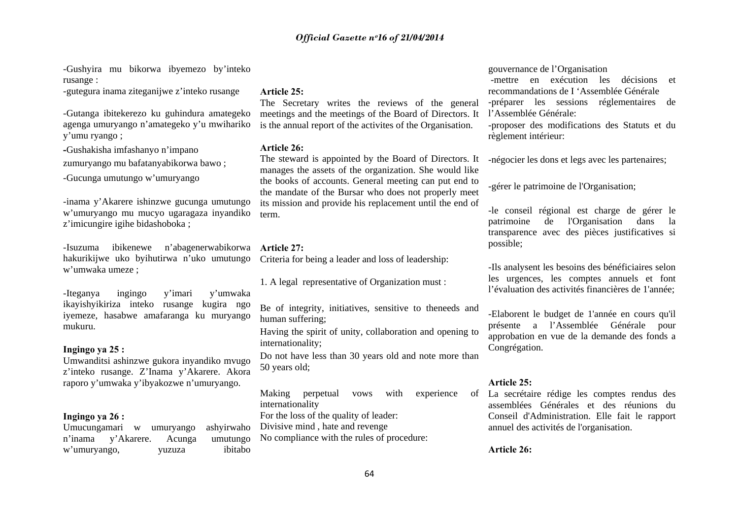-Gushyira mu bikorwa ibyemezo by'inteko rusange :

-gutegura inama ziteganijwe z'inteko rusange

-Gutanga ibitekerezo ku guhindura amategeko agenga umuryango n'amategeko y'u mwihariko y'umu ryango ;

-Gushakisha imfashanyo n'impano zumuryango mu bafatanyabikorwa bawo ;

-Gucunga umutungo w'umuryango

-inama y'Akarere ishinzwe gucunga umutungo w'umuryango mu mucyo ugaragaza inyandiko z'imicungire igihe bidashoboka ;

-Isuzuma ibikenewe n'abagenerwabikorwa hakurikijwe uko byihutirwa n'uko umutungo w'umwaka umeze ;

-Iteganya ingingo y'imari y'umwaka ikayishyikiriza inteko rusange kugira ngo iyemeze, hasabwe amafaranga ku muryango mukuru.

**Ingingo ya 25 :**
Umwanditsi ashinzwe gukora inyandiko mvugo z'inteko rusange. Z'Inama y'Akarere. Akora raporo y'umwaka y'ibyakozwe n'umuryango.

**Ingingo ya 26 :**
Umucungamari w umuryango ashyirwaho n'inama y'Akarere. Acunga umutungo w'umuryango, yuzuza ibitabo

**Article 25:**
The Secretary writes the reviews of the general meetings and the meetings of the Board of Directors. It is the annual report of the activites of the Organisation.

**Article 26:**
The steward is appointed by the Board of Directors. It manages the assets of the organization. She would like the books of accounts. General meeting can put end to the mandate of the Bursar who does not properly meet its mission and provide his replacement until the end of term.

**Article 27:**
Criteria for being a leader and loss of leadership:

1. A legal representative of Organization must :

Be of integrity, initiatives, sensitive to theneeds and human suffering;

Having the spirit of unity, collaboration and opening to internationality;

Do not have less than 30 years old and note more than 50 years old;

Making perpetual vows with experience of internationality

For the loss of the quality of leader:

Divisive mind , hate and revenge

No compliance with the rules of procedure:

gouvernance de l'Organisation

-mettre en exécution les décisions et recommandations de I 'Assemblée Générale

-préparer les sessions réglementaires de l'Assemblée Générale:

-proposer des modifications des Statuts et du règlement intérieur:

-négocier les dons et legs avec les partenaires;

-gérer le patrimoine de l'Organisation;

-le conseil régional est charge de gérer le patrimoine de l'Organisation dans la transparence avec des pièces justificatives si possible;

-Ils analysent les besoins des bénéficiaires selon les urgences, les comptes annuels et font l'évaluation des activités financières de 1'année;

-Elaborent le budget de 1'année en cours qu'il présente a l'Assemblée Générale pour approbation en vue de la demande des fonds a Congrégation.

**Article 25:**
La secrétaire rédige les comptes rendus des assemblées Générales et des réunions du Conseil d'Administration. Elle fait le rapport annuel des activités de l'organisation.

**Article 26:**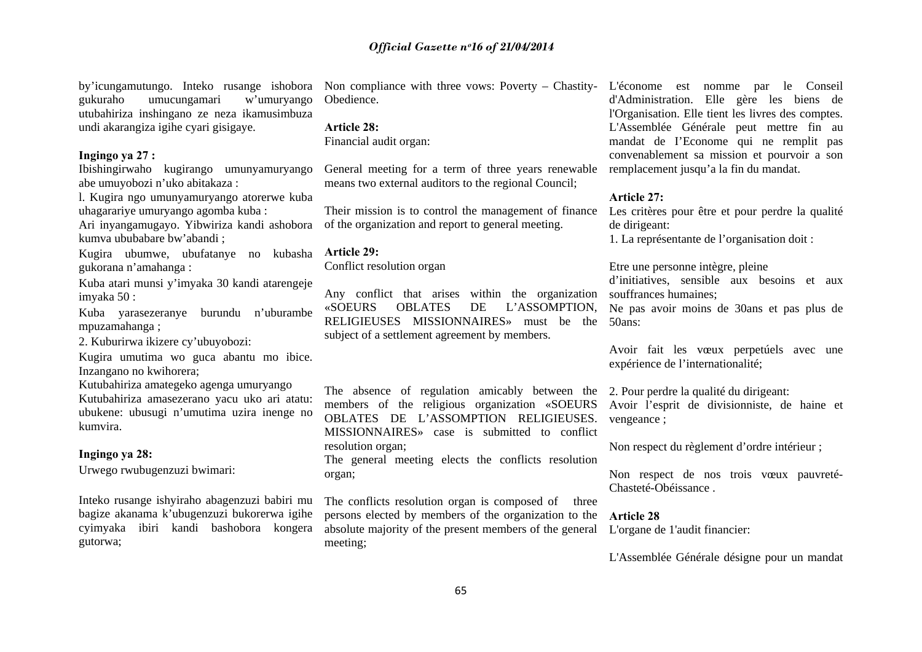by'icungamutungo. Inteko rusange ishobora gukuraho umucungamari w'umuryango utubahiriza inshingano ze neza ikamusimbuza undi akarangiza igihe cyari gisigaye.

**Ingingo ya 27 :**

Ibishingirwaho kugirango umunyamuryango abe umuyobozi n'uko abitakaza :

l. Kugira ngo umunyamuryango atorerwe kuba uhagarariye umuryango agomba kuba :

Ari inyangamugayo. Yibwiriza kandi ashobora kumva ububabare bw'abandi ;

Kugira ubumwe, ubufatanye no kubasha gukorana n'amahanga :

Kuba atari munsi y'imyaka 30 kandi atarengeje imyaka 50 :

Kuba yarasezeranye burundu n'uburambe mpuzamahanga ;

2. Kuburirwa ikizere cy'ubuyobozi:

Kugira umutima wo guca abantu mo ibice. Inzangano no kwihorera;

Kutubahiriza amategeko agenga umuryango

Kutubahiriza amasezerano yacu uko ari atatu: ubukene: ubusugi n'umutima uzira inenge no kumvira.

**Ingingo ya 28:**

Urwego rwubugenzuzi bwimari:

Inteko rusange ishyiraho abagenzuzi babiri mu bagize akanama k'ubugenzuzi bukorerwa igihe cyimyaka ibiri kandi bashobora kongera gutorwa;

Non compliance with three vows: Poverty – Chastity-Obedience.

**Article 28:**

Financial audit organ:

General meeting for a term of three years renewable means two external auditors to the regional Council;

Their mission is to control the management of finance of the organization and report to general meeting.

**Article 29:**

Conflict resolution organ

Any conflict that arises within the organization «SOEURS OBLATES DE L'ASSOMPTION, RELIGIEUSES MISSIONNAIRES» must be the subject of a settlement agreement by members.

The absence of regulation amicably between the members of the religious organization «SOEURS OBLATES DE L'ASSOMPTION RELIGIEUSES. MISSIONNAIRES» case is submitted to conflict resolution organ;

The general meeting elects the conflicts resolution organ;

The conflicts resolution organ is composed of three persons elected by members of the organization to the absolute majority of the present members of the general meeting;

L'économe est nomme par le Conseil d'Administration. Elle gère les biens de l'Organisation. Elle tient les livres des comptes. L'Assemblée Générale peut mettre fin au mandat de I'Econome qui ne remplit pas convenablement sa mission et pourvoir a son remplacement jusqu'a la fin du mandat.

**Article 27:**

Les critères pour être et pour perdre la qualité de dirigeant:

1. La représentante de l'organisation doit :

Etre une personne intègre, pleine d'initiatives, sensible aux besoins et aux souffrances humaines;

Ne pas avoir moins de 30ans et pas plus de 50ans:

Avoir fait les vœux perpetúels avec une expérience de l'internationalité;

2. Pour perdre la qualité du dirigeant:

Avoir l'esprit de divisionniste, de haine et vengeance ;

Non respect du règlement d'ordre intérieur ;

Non respect de nos trois vœux pauvreté-Chasteté-Obéissance .

**Article 28**

L'organe de 1'audit financier:

L'Assemblée Générale désigne pour un mandat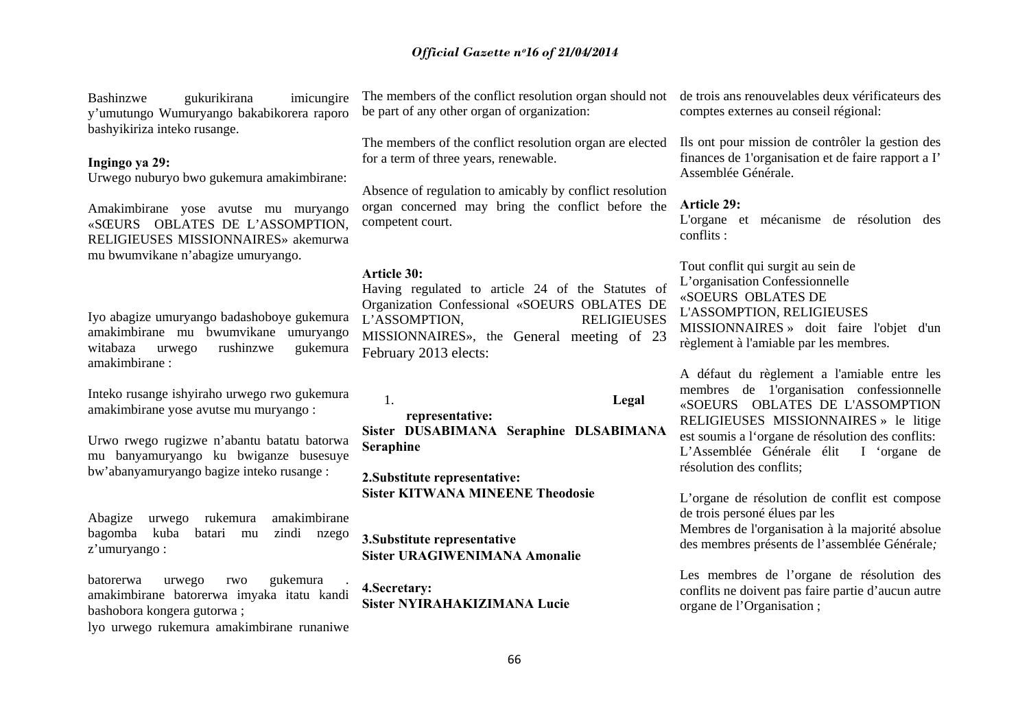Bashinzwe gukurikirana imicungire y'umutungo Wumuryango bakabikorera raporo bashyikiriza inteko rusange.

**Ingingo ya 29:**
Urwego nuburyo bwo gukemura amakimbirane:

Amakimbirane yose avutse mu muryango «SŒURS OBLATES DE L'ASSOMPTION, RELIGIEUSES MISSIONNAIRES» akemurwa mu bwumvikane n'abagize umuryango.

Iyo abagize umuryango badashoboye gukemura amakimbirane mu bwumvikane umuryango witabaza urwego rushinzwe gukemura amakimbirane :

Inteko rusange ishyiraho urwego rwo gukemura amakimbirane yose avutse mu muryango :

Urwo rwego rugizwe n'abantu batatu batorwa mu banyamuryango ku bwiganze busesuye bw'abanyamuryango bagize inteko rusange :

Abagize urwego rukemura amakimbirane bagomba kuba batari mu zindi nzego z'umuryango :

batorerwa urwego rwo gukemura . amakimbirane batorerwa imyaka itatu kandi bashobora kongera gutorwa ;
lyo urwego rukemura amakimbirane runaniwe

The members of the conflict resolution organ should not be part of any other organ of organization:

The members of the conflict resolution organ are elected for a term of three years, renewable.

Absence of regulation to amicably by conflict resolution organ concerned may bring the conflict before the competent court.

**Article 30:**
Having regulated to article 24 of the Statutes of Organization Confessional «SOEURS OBLATES DE L'ASSOMPTION, RELIGIEUSES MISSIONNAIRES», the General meeting of 23 February 2013 elects:

1. **Legal representative:**
**Sister DUSABIMANA Seraphine DLSABIMANA Seraphine**

**2.Substitute representative:**
**Sister KITWANA MINEENE Theodosie**

**3.Substitute representative**
**Sister URAGIWENIMANA Amonalie**

**4.Secretary:**
**Sister NYIRAHAKIZIMANA Lucie**

de trois ans renouvelables deux vérificateurs des comptes externes au conseil régional:

Ils ont pour mission de contrôler la gestion des finances de 1'organisation et de faire rapport a I' Assemblée Générale.

**Article 29:**
L'organe et mécanisme de résolution des conflits :

Tout conflit qui surgit au sein de L'organisation Confessionnelle «SOEURS OBLATES DE L'ASSOMPTION, RELIGIEUSES MISSIONNAIRES » doit faire l'objet d'un règlement à l'amiable par les membres.

A défaut du règlement a l'amiable entre les membres de 1'organisation confessionnelle «SOEURS OBLATES DE L'ASSOMPTION RELIGIEUSES MISSIONNAIRES » le litige est soumis a l'organe de résolution des conflits:
L'Assemblée Générale élit I 'organe de résolution des conflits;

L'organe de résolution de conflit est compose de trois personé élues par les
Membres de l'organisation à la majorité absolue des membres présents de l'assemblée Générale;

Les membres de l'organe de résolution des conflits ne doivent pas faire partie d'aucun autre organe de l'Organisation ;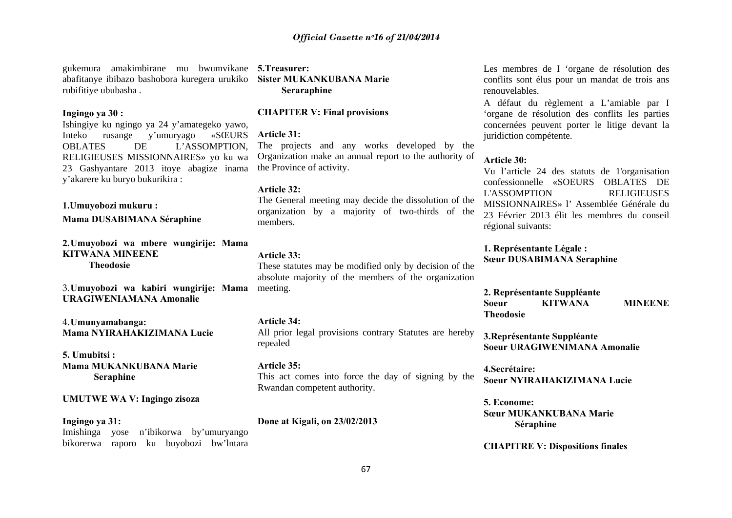gukemura amakimbirane mu bwumvikane abafitanye ibibazo bashobora kuregera urukiko rubifitiye ububasha .

**Ingingo ya 30 :**
Ishingiye ku ngingo ya 24 y'amategeko yawo, Inteko rusange y'umuryango «SŒURS OBLATES DE L'ASSOMPTION, RELIGIEUSES MISSIONNAIRES» yo ku wa 23 Gashyantare 2013 itoye abagize inama y'akarere ku buryo bukurikira :

**1.Umuyobozi mukuru :**
**Mama DUSABIMANA Séraphine**

**2.Umuyobozi wa mbere wungirije: Mama KITWANA MINEENE Theodosie**

3.**Umuyobozi wa kabiri wungirije: Mama URAGIWENIAMANA Amonalie**

4.**Umunyamabanga:**
**Mama NYIRAHAKIZIMANA Lucie**

**5. Umubitsi :**
**Mama MUKANKUBANA Marie Seraphine**

**UMUTWE WA V: Ingingo zisoza**

**Ingingo ya 31:**
Imishinga yose n'ibikorwa by'umuryango bikorerwa raporo ku buyobozi bw'lntara

**5.Treasurer:**
**Sister MUKANKUBANA Marie Seraraphine**

**CHAPTER V: Final provisions**

**Article 31:**
The projects and any works developed by the Organization make an annual report to the authority of the Province of activity.

**Article 32:**
The General meeting may decide the dissolution of the organization by a majority of two-thirds of the members.

**Article 33:**
These statutes may be modified only by decision of the absolute majority of the members of the organization meeting.

**Article 34:**
All prior legal provisions contrary Statutes are hereby repealed

**Article 35:**
This act comes into force the day of signing by the Rwandan competent authority.

**Done at Kigali, on 23/02/2013**

Les membres de I 'organe de résolution des conflits sont élus pour un mandat de trois ans renouvelables.

A défaut du règlement a L'amiable par I 'organe de résolution des conflits les parties concernées peuvent porter le litige devant la juridiction compétente.

**Article 30:**
Vu l'article 24 des statuts de 1'organisation confessionnelle «SOEURS OBLATES DE L'ASSOMPTION RELIGIEUSES MISSIONNAIRES» l' Assemblée Générale du 23 Février 2013 élit les membres du conseil régional suivants:

**1. Représentante Légale :**
**Sœur DUSABIMANA Seraphine**

**2. Représentante Suppléante**
**Soeur KITWANA MINEENE Theodosie**

**3.Représentante Suppléante**
**Soeur URAGIWENIMANA Amonalie**

**4.Secrétaire:**
**Soeur NYIRAHAKIZIMANA Lucie**

**5. Econome:**
**Sœur MUKANKUBANA Marie Séraphine**

**CHAPITRE V: Dispositions finales**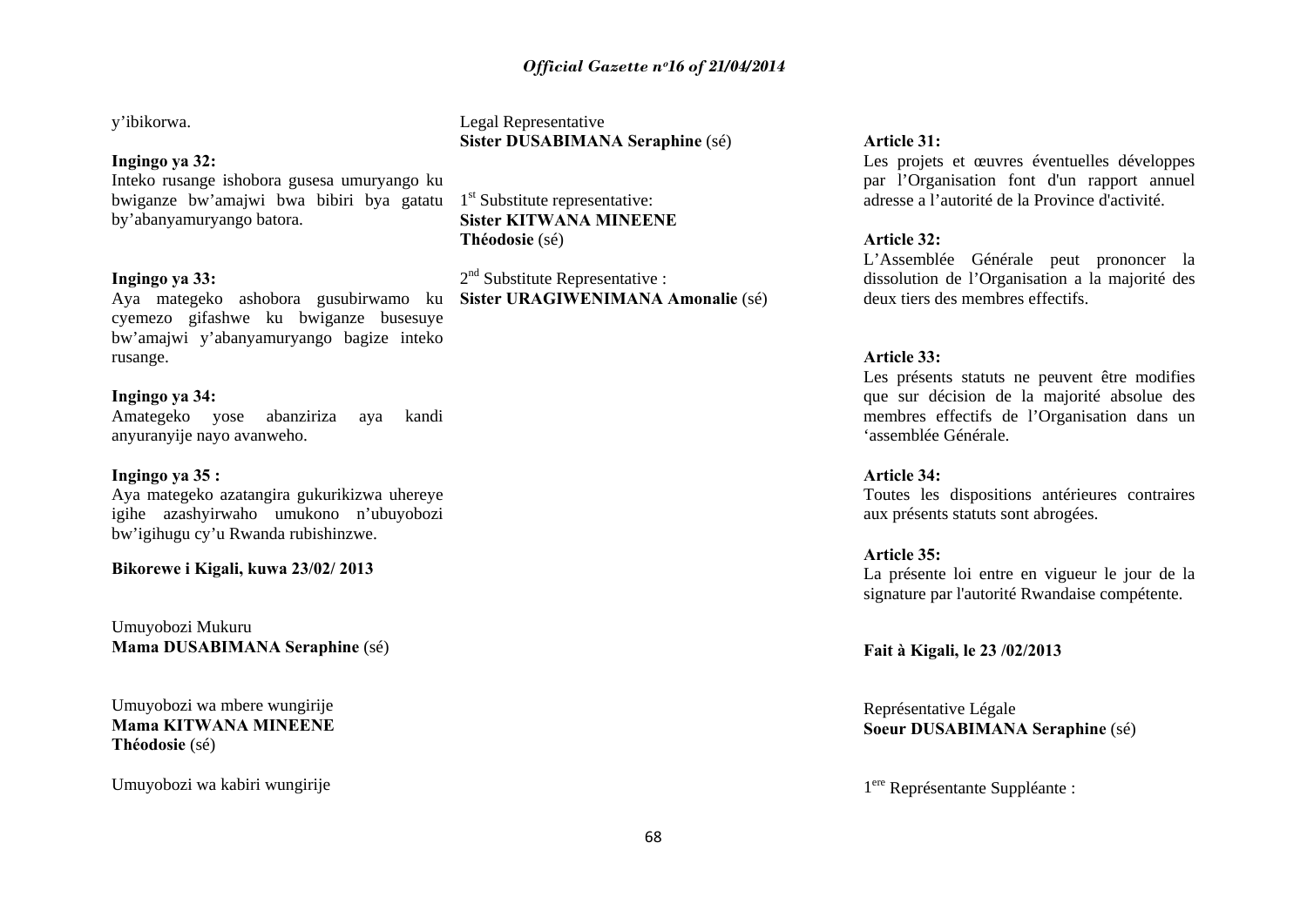y'ibikorwa.

**Ingingo ya 32:**
Inteko rusange ishobora gusesa umuryango ku bwiganze bw'amajwi bwa bibiri bya gatatu by'abanyamuryango batora.

**Ingingo ya 33:**
Aya mategeko ashobora gusubirwamo ku cyemezo gifashwe ku bwiganze busesuye bw'amajwi y'abanyamuryango bagize inteko rusange.

**Ingingo ya 34:**
Amategeko yose abanziriza aya kandi anyuranyije nayo avanweho.

**Ingingo ya 35 :**
Aya mategeko azatangira gukurikizwa uhereye igihe azashyirwaho umukono n'ubuyobozi bw'igihugu cy'u Rwanda rubishinzwe.

**Bikorewe i Kigali, kuwa 23/02/ 2013**

Umuyobozi Mukuru
**Mama DUSABIMANA Seraphine** (sé)

Umuyobozi wa mbere wungirije
**Mama KITWANA MINEENE Théodosie** (sé)

Umuyobozi wa kabiri wungirije

Legal Representative
**Sister DUSABIMANA Seraphine** (sé)

1st Substitute representative:
**Sister KITWANA MINEENE Théodosie** (sé)

2nd Substitute Representative :
**Sister URAGIWENIMANA Amonalie** (sé)

**Article 31:**
Les projets et œuvres éventuelles développes par l'Organisation font d'un rapport annuel adresse a l'autorité de la Province d'activité.

**Article 32:**
L'Assemblée Générale peut prononcer la dissolution de l'Organisation a la majorité des deux tiers des membres effectifs.

**Article 33:**
Les présents statuts ne peuvent être modifies que sur décision de la majorité absolue des membres effectifs de l'Organisation dans un 'assemblée Générale.

**Article 34:**
Toutes les dispositions antérieures contraires aux présents statuts sont abrogées.

**Article 35:**
La présente loi entre en vigueur le jour de la signature par l'autorité Rwandaise compétente.

**Fait à Kigali, le 23 /02/2013**

Représentative Légale
**Soeur DUSABIMANA Seraphine** (sé)

1ere Représentante Suppléante :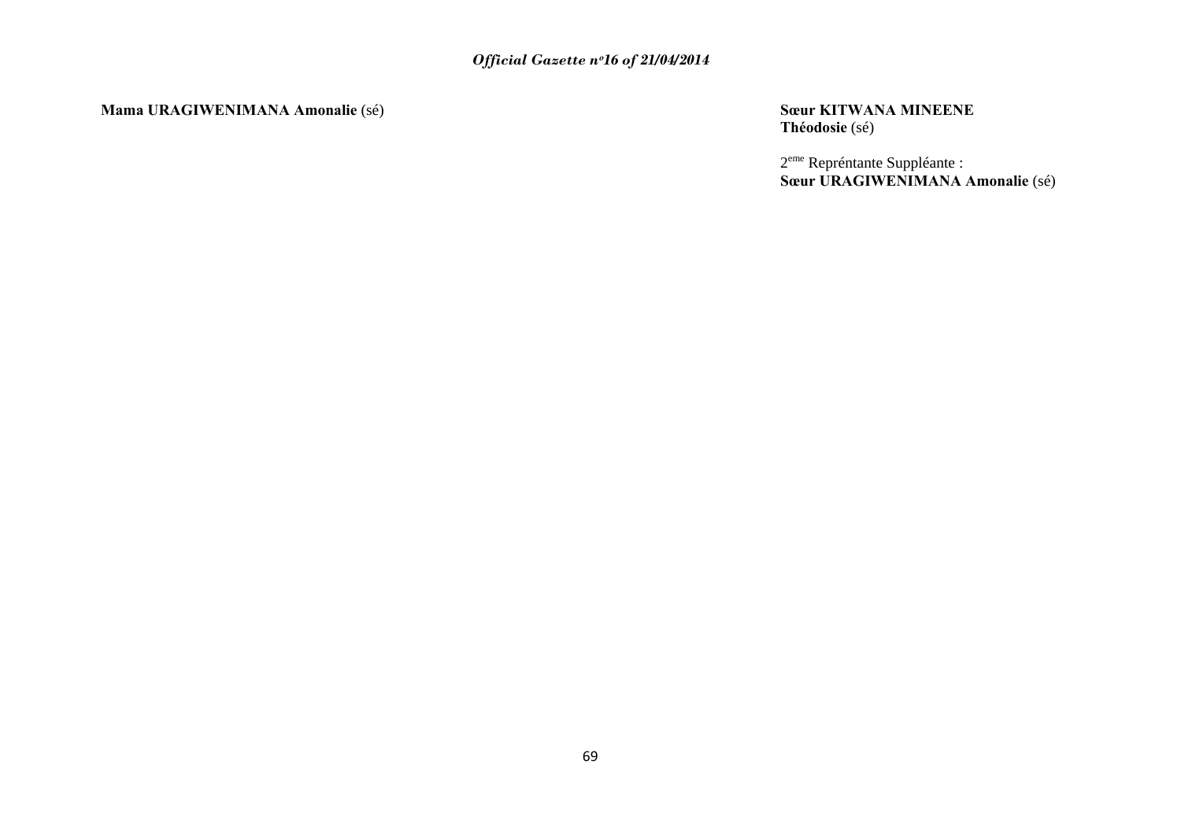**Mama URAGIWENIMANA Amonalie** (sé)

**Sœur KITWANA MINEENE Théodosie** (sé)

2eme Repréntante Suppléante :
**Sœur URAGIWENIMANA Amonalie** (sé)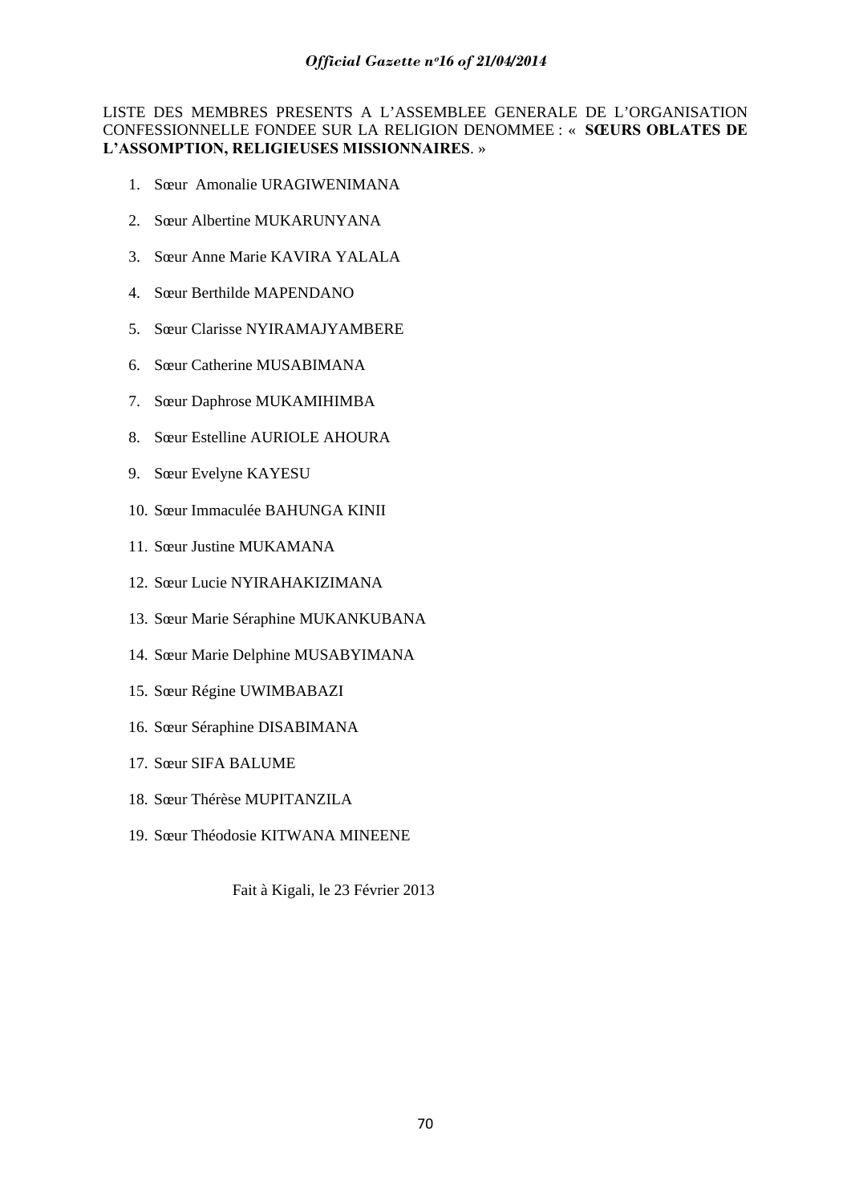LISTE DES MEMBRES PRESENTS A L'ASSEMBLEE GENERALE DE L'ORGANISATION CONFESSIONNELLE FONDEE SUR LA RELIGION DENOMMEE : « **SŒURS OBLATES DE L'ASSOMPTION, RELIGIEUSES MISSIONNAIRES**. »

1. Sœur Amonalie URAGIWENIMANA
2. Sœur Albertine MUKARUNYANA
3. Sœur Anne Marie KAVIRA YALALA
4. Sœur Berthilde MAPENDANO
5. Sœur Clarisse NYIRAMAJYAMBERE
6. Sœur Catherine MUSABIMANA
7. Sœur Daphrose MUKAMIHIMBA
8. Sœur Estelline AURIOLE AHOURA
9. Sœur Evelyne KAYESU
10. Sœur Immaculée BAHUNGA KINII
11. Sœur Justine MUKAMANA
12. Sœur Lucie NYIRAHAKIZIMANA
13. Sœur Marie Séraphine MUKANKUBANA
14. Sœur Marie Delphine MUSABYIMANA
15. Sœur Régine UWIMBABAZI
16. Sœur Séraphine DISABIMANA
17. Sœur SIFA BALUME
18. Sœur Thérèse MUPITANZILA
19. Sœur Théodosie KITWANA MINEENE

Fait à Kigali, le 23 Février 2013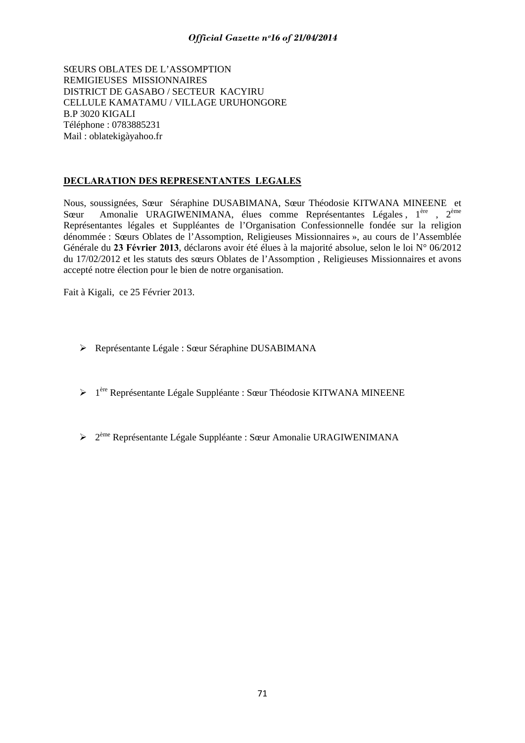SŒURS OBLATES DE L'ASSOMPTION
REMIGIEUSES MISSIONNAIRES
DISTRICT DE GASABO / SECTEUR KACYIRU
CELLULE KAMATAMU / VILLAGE URUHONGORE
B.P 3020 KIGALI
Téléphone : 0783885231
Mail : oblatekigàyahoo.fr

**DECLARATION DES REPRESENTANTES LEGALES**

Nous, soussignées, Sœur Séraphine DUSABIMANA, Sœur Théodosie KITWANA MINEENE et Sœur Amonalie URAGIWENIMANA, élues comme Représentantes Légales , 1ère , 2ème Représentantes légales et Suppléantes de l'Organisation Confessionnelle fondée sur la religion dénommée : Sœurs Oblates de l'Assomption, Religieuses Missionnaires », au cours de l'Assemblée Générale du **23 Février 2013**, déclarons avoir été élues à la majorité absolue, selon le loi N° 06/2012 du 17/02/2012 et les statuts des sœurs Oblates de l'Assomption , Religieuses Missionnaires et avons accepté notre élection pour le bien de notre organisation.

Fait à Kigali, ce 25 Février 2013.

- Représentante Légale : Sœur Séraphine DUSABIMANA

- 1ère Représentante Légale Suppléante : Sœur Théodosie KITWANA MINEENE

- 2ème Représentante Légale Suppléante : Sœur Amonalie URAGIWENIMANA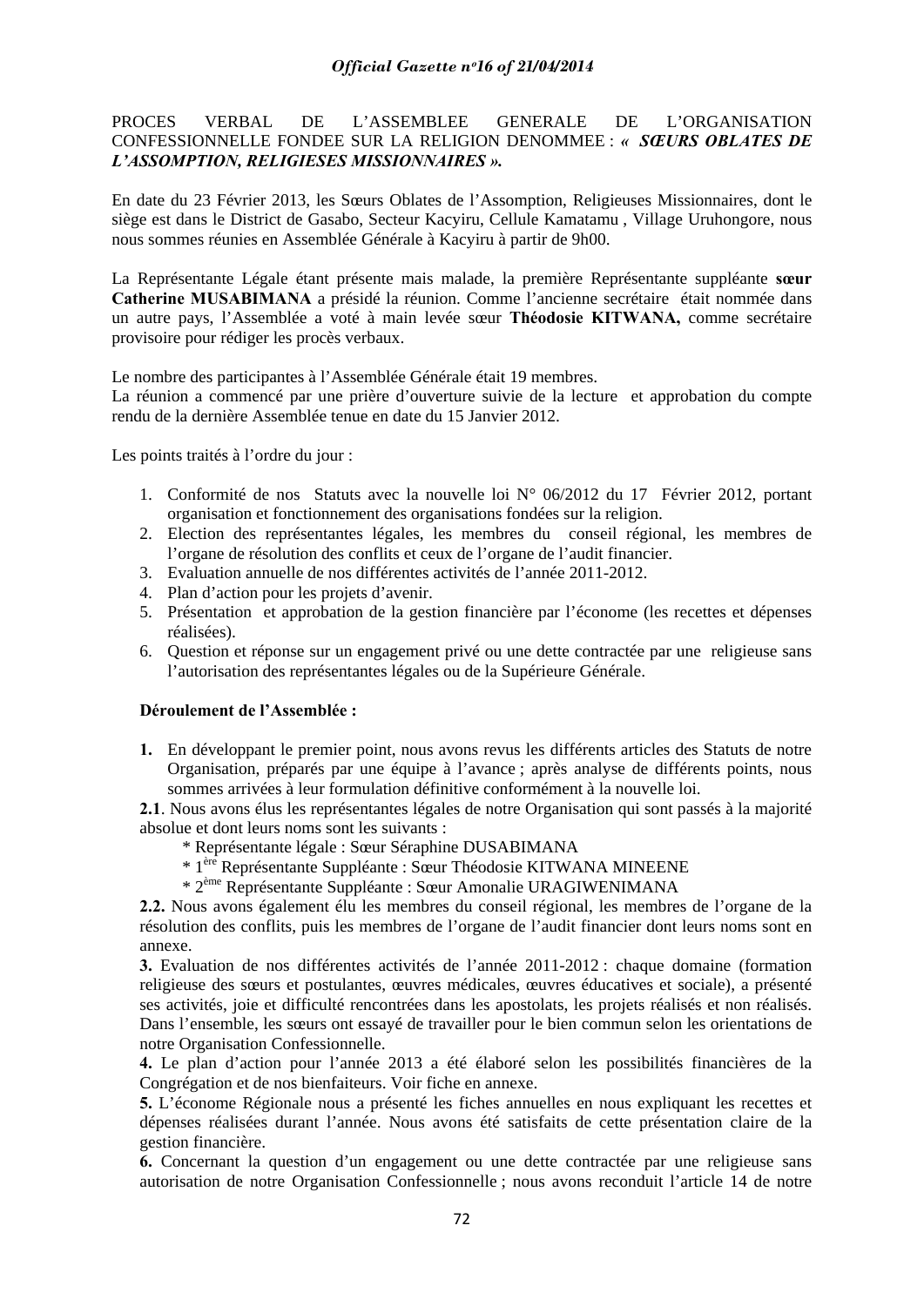PROCES VERBAL DE L'ASSEMBLEE GENERALE DE L'ORGANISATION CONFESSIONNELLE FONDEE SUR LA RELIGION DENOMMEE : ***« SŒURS OBLATES DE L'ASSOMPTION, RELIGIESES MISSIONNAIRES ».***

En date du 23 Février 2013, les Sœurs Oblates de l'Assomption, Religieuses Missionnaires, dont le siège est dans le District de Gasabo, Secteur Kacyiru, Cellule Kamatamu , Village Uruhongore, nous nous sommes réunies en Assemblée Générale à Kacyiru à partir de 9h00.

La Représentante Légale étant présente mais malade, la première Représentante suppléante **sœur Catherine MUSABIMANA** a présidé la réunion. Comme l'ancienne secrétaire était nommée dans un autre pays, l'Assemblée a voté à main levée sœur **Théodosie KITWANA,** comme secrétaire provisoire pour rédiger les procès verbaux.

Le nombre des participantes à l'Assemblée Générale était 19 membres.
La réunion a commencé par une prière d'ouverture suivie de la lecture et approbation du compte rendu de la dernière Assemblée tenue en date du 15 Janvier 2012.

Les points traités à l'ordre du jour :

1. Conformité de nos Statuts avec la nouvelle loi N° 06/2012 du 17 Février 2012, portant organisation et fonctionnement des organisations fondées sur la religion.
2. Election des représentantes légales, les membres du conseil régional, les membres de l'organe de résolution des conflits et ceux de l'organe de l'audit financier.
3. Evaluation annuelle de nos différentes activités de l'année 2011-2012.
4. Plan d'action pour les projets d'avenir.
5. Présentation et approbation de la gestion financière par l'économe (les recettes et dépenses réalisées).
6. Question et réponse sur un engagement privé ou une dette contractée par une religieuse sans l'autorisation des représentantes légales ou de la Supérieure Générale.

**Déroulement de l'Assemblée :**

**1.** En développant le premier point, nous avons revus les différents articles des Statuts de notre Organisation, préparés par une équipe à l'avance ; après analyse de différents points, nous sommes arrivées à leur formulation définitive conformément à la nouvelle loi.

**2.1**. Nous avons élus les représentantes légales de notre Organisation qui sont passés à la majorité absolue et dont leurs noms sont les suivants :

* Représentante légale : Sœur Séraphine DUSABIMANA
* 1ère Représentante Suppléante : Sœur Théodosie KITWANA MINEENE
* 2ème Représentante Suppléante : Sœur Amonalie URAGIWENIMANA

**2.2.** Nous avons également élu les membres du conseil régional, les membres de l'organe de la résolution des conflits, puis les membres de l'organe de l'audit financier dont leurs noms sont en annexe.

**3.** Evaluation de nos différentes activités de l'année 2011-2012 : chaque domaine (formation religieuse des sœurs et postulantes, œuvres médicales, œuvres éducatives et sociale), a présenté ses activités, joie et difficulté rencontrées dans les apostolats, les projets réalisés et non réalisés. Dans l'ensemble, les sœurs ont essayé de travailler pour le bien commun selon les orientations de notre Organisation Confessionnelle.

**4.** Le plan d'action pour l'année 2013 a été élaboré selon les possibilités financières de la Congrégation et de nos bienfaiteurs. Voir fiche en annexe.

**5.** L'économe Régionale nous a présenté les fiches annuelles en nous expliquant les recettes et dépenses réalisées durant l'année. Nous avons été satisfaits de cette présentation claire de la gestion financière.

**6.** Concernant la question d'un engagement ou une dette contractée par une religieuse sans autorisation de notre Organisation Confessionnelle ; nous avons reconduit l'article 14 de notre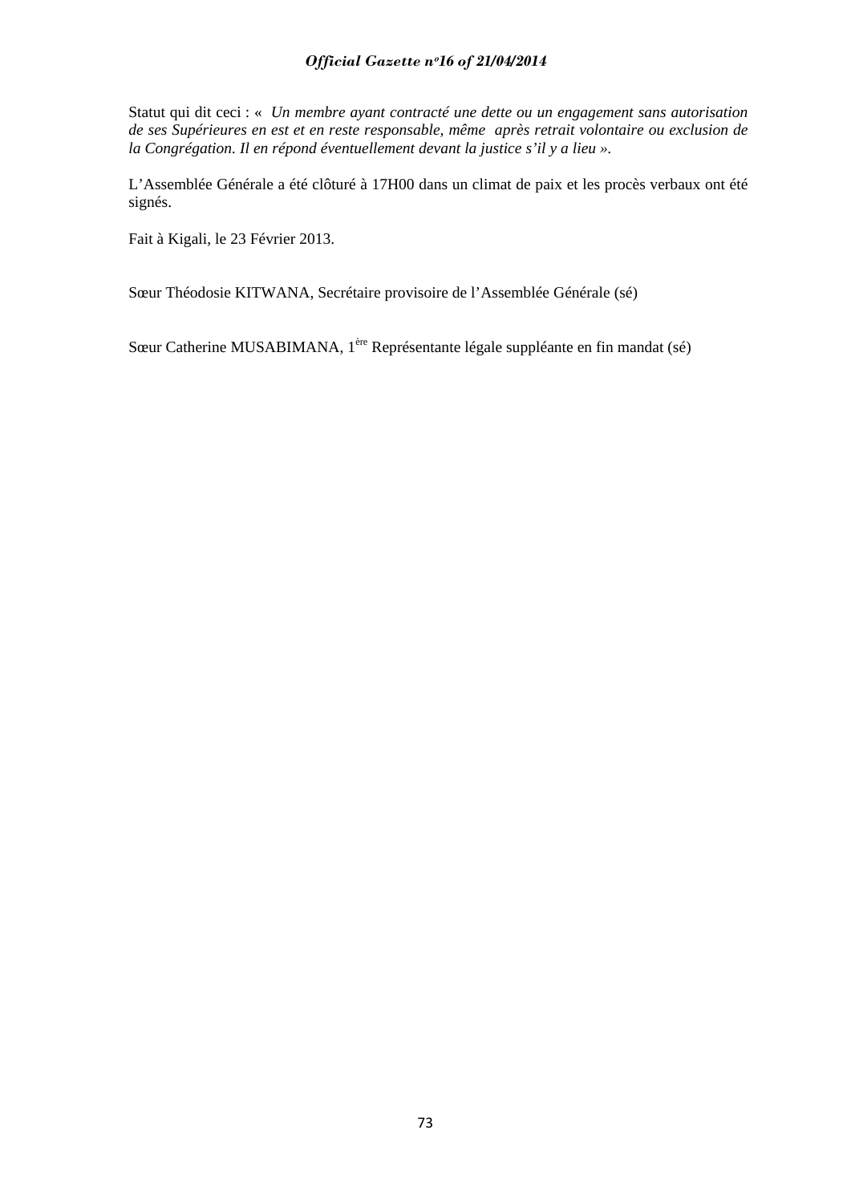Statut qui dit ceci : « *Un membre ayant contracté une dette ou un engagement sans autorisation de ses Supérieures en est et en reste responsable, même après retrait volontaire ou exclusion de la Congrégation. Il en répond éventuellement devant la justice s'il y a lieu »*.

L'Assemblée Générale a été clôturé à 17H00 dans un climat de paix et les procès verbaux ont été signés.

Fait à Kigali, le 23 Février 2013.

Sœur Théodosie KITWANA, Secrétaire provisoire de l'Assemblée Générale (sé)

Sœur Catherine MUSABIMANA, 1ère Représentante légale suppléante en fin mandat (sé)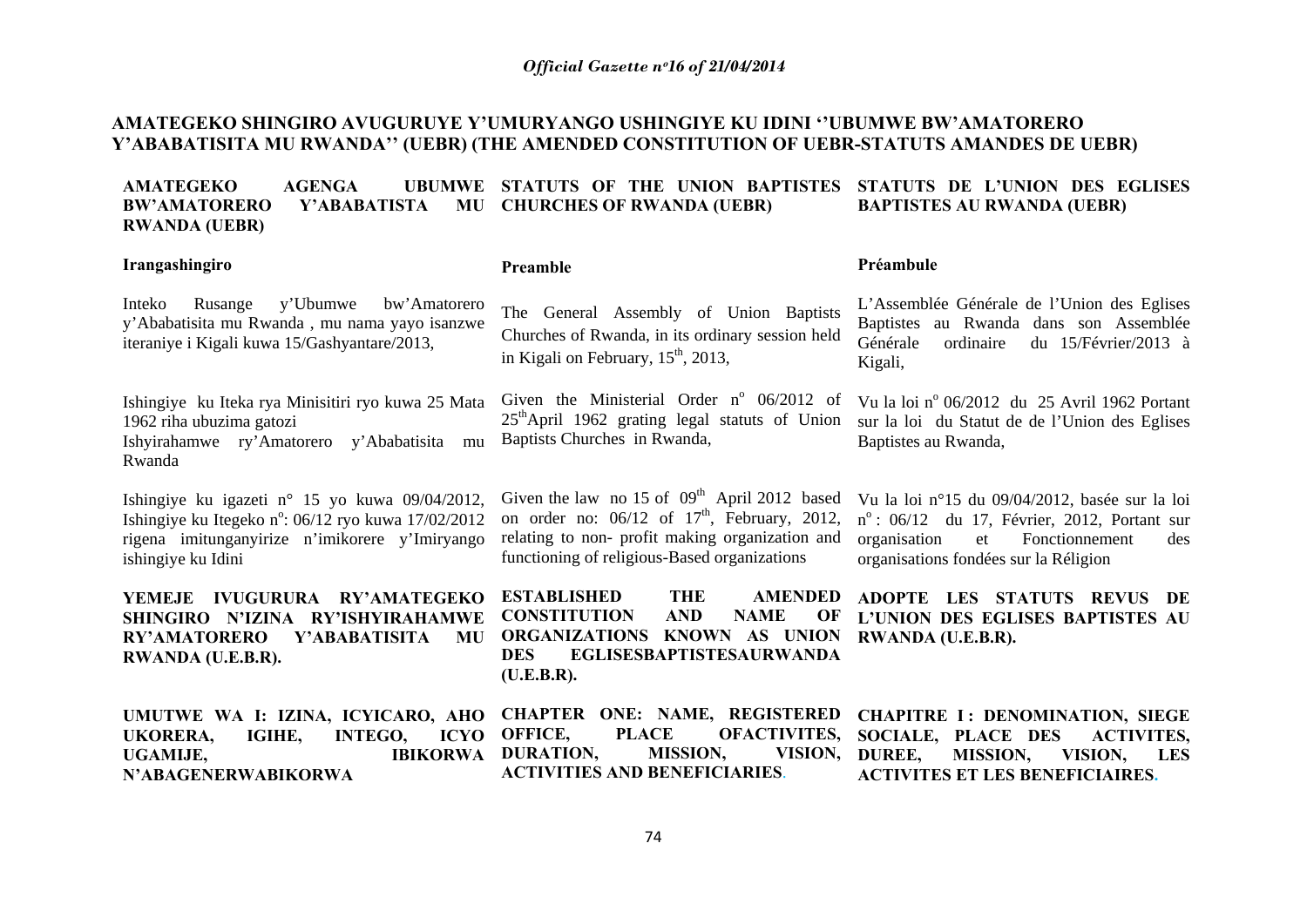## AMATEGEKO SHINGIRO AVUGURUYE Y'UMURYANGO USHINGIYE KU IDINI ''UBUMWE BW'AMATORERO Y'ABABATISITA MU RWANDA'' (UEBR) (THE AMENDED CONSTITUTION OF UEBR-STATUTS AMANDES DE UEBR)

**AMATEGEKO AGENGA UBUMWE BW'AMATORERO Y'ABABATISTA MU RWANDA (UEBR)**

**Irangashingiro**

Inteko Rusange y'Ubumwe bw'Amatorero y'Ababatisita mu Rwanda , mu nama yayo isanzwe iteraniye i Kigali kuwa 15/Gashyantare/2013,

Ishingiye ku Iteka rya Minisitiri ryo kuwa 25 Mata 1962 riha ubuzima gatozi Ishyirahamwe ry'Amatorero y'Ababatisita mu Rwanda

Ishingiye ku igazeti n° 15 yo kuwa 09/04/2012, Ishingiye ku Itegeko n°: 06/12 ryo kuwa 17/02/2012 rigena imitunganyirize n'imikorere y'Imiryango ishingiye ku Idini

**YEMEJE IVUGURURA RY'AMATEGEKO SHINGIRO N'IZINA RY'ISHYIRAHAMWE RY'AMATORERO Y'ABABATISITA MU RWANDA (U.E.B.R).**

**UMUTWE WA I: IZINA, ICYICARO, AHO UKORERA, IGIHE, INTEGO, ICYO UGAMIJE, IBIKORWA N'ABAGENERWABIKORWA**

**STATUTS OF THE UNION BAPTISTES CHURCHES OF RWANDA (UEBR)**

**Preamble**

The General Assembly of Union Baptists Churches of Rwanda, in its ordinary session held in Kigali on February, 15th, 2013,

Given the Ministerial Order n° 06/2012 of 25thApril 1962 grating legal statuts of Union Baptists Churches in Rwanda,

Given the law no 15 of 09th April 2012 based on order no: 06/12 of 17th, February, 2012, relating to non- profit making organization and functioning of religious-Based organizations

**ESTABLISHED THE AMENDED CONSTITUTION AND NAME OF ORGANIZATIONS KNOWN AS UNION DES EGLISESBAPTISTESAURWANDA (U.E.B.R).**

**CHAPTER ONE: NAME, REGISTERED OFFICE, PLACE OFACTIVITES, DURATION, MISSION, VISION, ACTIVITIES AND BENEFICIARIES.**

**STATUTS DE L'UNION DES EGLISES BAPTISTES AU RWANDA (UEBR)**

**Préambule**

L'Assemblée Générale de l'Union des Eglises Baptistes au Rwanda dans son Assemblée Générale ordinaire du 15/Février/2013 à Kigali,

Vu la loi n° 06/2012 du 25 Avril 1962 Portant sur la loi du Statut de de l'Union des Eglises Baptistes au Rwanda,

Vu la loi n°15 du 09/04/2012, basée sur la loi n° : 06/12 du 17, Février, 2012, Portant sur organisation et Fonctionnement des organisations fondées sur la Réligion

**ADOPTE LES STATUTS REVUS DE L'UNION DES EGLISES BAPTISTES AU RWANDA (U.E.B.R).**

**CHAPITRE I : DENOMINATION, SIEGE SOCIALE, PLACE DES ACTIVITES, DUREE, MISSION, VISION, LES ACTIVITES ET LES BENEFICIAIRES.**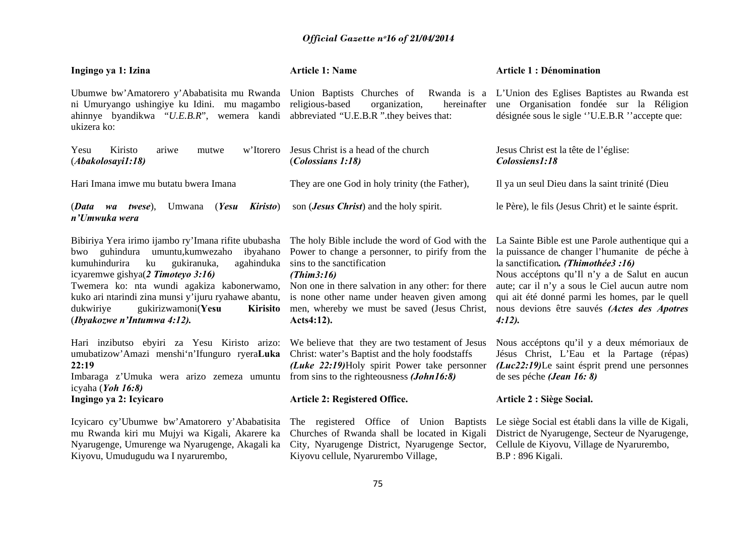**Ingingo ya 1: Izina**

Ubumwe bw'Amatorero y'Ababatisita mu Rwanda ni Umuryango ushingiye ku Idini. mu magambo ahinnye byandikwa "*U.E.B.R*", wemera kandi ukizera ko:

Yesu Kiristo ariwe mutwe w'Itorero (*Abakolosayi1:18)*

Hari Imana imwe mu butatu bwera Imana

(*Data wa twese*), Umwana (*Yesu Kiristo*) *n'Umwuka wera*

Bibiriya Yera irimo ijambo ry'Imana rifite ububasha bwo guhindura umuntu,kumwezaho ibyahano kumuhindurira ku gukiranuka, agahinduka icyaremwe gishya(*2 Timoteyo 3:16)*
Twemera ko: nta wundi agakiza kabonerwamo, kuko ari ntarindi zina munsi y'ijuru ryahawe abantu, dukwiriye gukirizwamoni(**Yesu Kirisito** (*Ibyakozwe n'Intumwa 4:12).*

Hari inzibutso ebyiri za Yesu Kiristo arizo: umubatizow'Amazi menshi'n'Ifunguro ryera**Luka 22:19**
Imbaraga z'Umuka wera arizo zemeza umuntu icyaha (*Yoh 16:8)*

**Ingingo ya 2: Icyicaro**

Icyicaro cy'Ubumwe bw'Amatorero y'Ababatisita mu Rwanda kiri mu Mujyi wa Kigali, Akarere ka Nyarugenge, Umurenge wa Nyarugenge, Akagali ka Kiyovu, Umudugudu wa I nyarurembo,

**Article 1: Name**

Union Baptists Churches of Rwanda is a religious-based organization, hereinafter abbreviated "U.E.B.R ".they beives that:

Jesus Christ is a head of the church (*Colossians 1:18)*

They are one God in holy trinity (the Father),

son (*Jesus Christ*) and the holy spirit.

The holy Bible include the word of God with the Power to change a personner, to pirify from the sins to the sanctification
*(Thim3:16)*
Non one in there salvation in any other: for there is none other name under heaven given among men, whereby we must be saved (Jesus Christ, **Acts4:12).**

We believe that they are two testament of Jesus Christ: water's Baptist and the holy foodstaffs *(Luke 22:19)*Holy spirit Power take personner from sins to the righteousness *(John16:8)*

**Article 2: Registered Office.**

The registered Office of Union Baptists Churches of Rwanda shall be located in Kigali City, Nyarugenge District, Nyarugenge Sector, Kiyovu cellule, Nyarurembo Village,

**Article 1 : Dénomination**

L'Union des Eglises Baptistes au Rwanda est une Organisation fondée sur la Réligion désignée sous le sigle ''U.E.B.R ''accepte que:

Jesus Christ est la tête de l'église: *Colossiens1:18*

Il y a un seul Dieu dans la saint trinité (Dieu

le Père), le fils (Jesus Chrit) et le sainte ésprit.

La Sainte Bible est une Parole authentique qui a la puissance de changer l'humanite de péche à la sanctification*. (Thimothée3 :16)*
Nous accéptons qu'Il n'y a de Salut en aucun aute; car il n'y a sous le Ciel aucun autre nom qui ait été donné parmi les homes, par le quell nous devions être sauvés *(Actes des Apotres 4:12).*

Nous accéptons qu'il y a deux mémoriaux de Jésus Christ, L'Eau et la Partage (répas) *(Luc22:19)*Le saint ésprit prend une personnes de ses péche *(Jean 16: 8)*

**Article 2 : Siège Social.**

Le siège Social est établi dans la ville de Kigali, District de Nyarugenge, Secteur de Nyarugenge, Cellule de Kiyovu, Village de Nyarurembo,
B.P : 896 Kigali.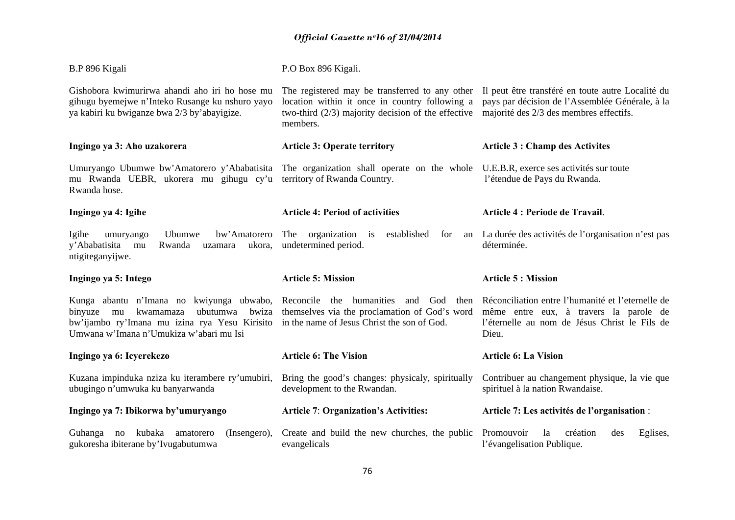| | | |
|---|---|---|
| B.P 896 Kigali | P.O Box 896 Kigali. | |
| Gishobora kwimurirwa ahandi aho iri ho hose mu gihugu byemejwe n'Inteko Rusange ku nshuro yayo ya kabiri ku bwiganze bwa 2/3 by'abayigize. | The registered may be transferred to any other location within it once in country following a two-third (2/3) majority decision of the effective members. | Il peut être transféré en toute autre Localité du pays par décision de l'Assemblée Générale, à la majorité des 2/3 des membres effectifs. |
| **Ingingo ya 3: Aho uzakorera** | **Article 3: Operate territory** | **Article 3 : Champ des Activites** |
| Umuryango Ubumwe bw'Amatorero y'Ababatisita mu Rwanda UEBR, ukorera mu gihugu cy'u Rwanda hose. | The organization shall operate on the whole territory of Rwanda Country. | U.E.B.R, exerce ses activités sur toute l'étendue de Pays du Rwanda. |
| **Ingingo ya 4: Igihe** | **Article 4: Period of activities** | **Article 4 : Periode de Travail**. |
| Igihe umuryango Ubumwe bw'Amatorero y'Ababatisita mu Rwanda uzamara ukora, ntigiteganyijwe. | The organization is established for an undetermined period. | La durée des activités de l'organisation n'est pas déterminée. |
| **Ingingo ya 5: Intego** | **Article 5: Mission** | **Article 5 : Mission** |
| Kunga abantu n'Imana no kwiyunga ubwabo, binyuze mu kwamamaza ubutumwa bwiza bw'ijambo ry'Imana mu izina rya Yesu Kirisito Umwana w'Imana n'Umukiza w'abari mu Isi | Reconcile the humanities and God then themselves via the proclamation of God's word in the name of Jesus Christ the son of God. | Réconciliation entre l'humanité et l'eternelle de même entre eux, à travers la parole de l'éternelle au nom de Jésus Christ le Fils de Dieu. |
| **Ingingo ya 6: Icyerekezo** | **Article 6: The Vision** | **Article 6: La Vision** |
| Kuzana impinduka nziza ku iterambere ry'umubiri, ubugingo n'umwuka ku banyarwanda | Bring the good's changes: physicaly, spiritually development to the Rwandan. | Contribuer au changement physique, la vie que spirituel à la nation Rwandaise. |
| **Ingingo ya 7: Ibikorwa by'umuryango** | **Article 7**: **Organization's Activities:** | **Article 7: Les activités de l'organisation** : |
| Guhanga no kubaka amatorero (Insengero), gukoresha ibiterane by'Ivugabutumwa | Create and build the new churches, the public evangelicals | Promouvoir la création des Eglises, l'évangelisation Publique. |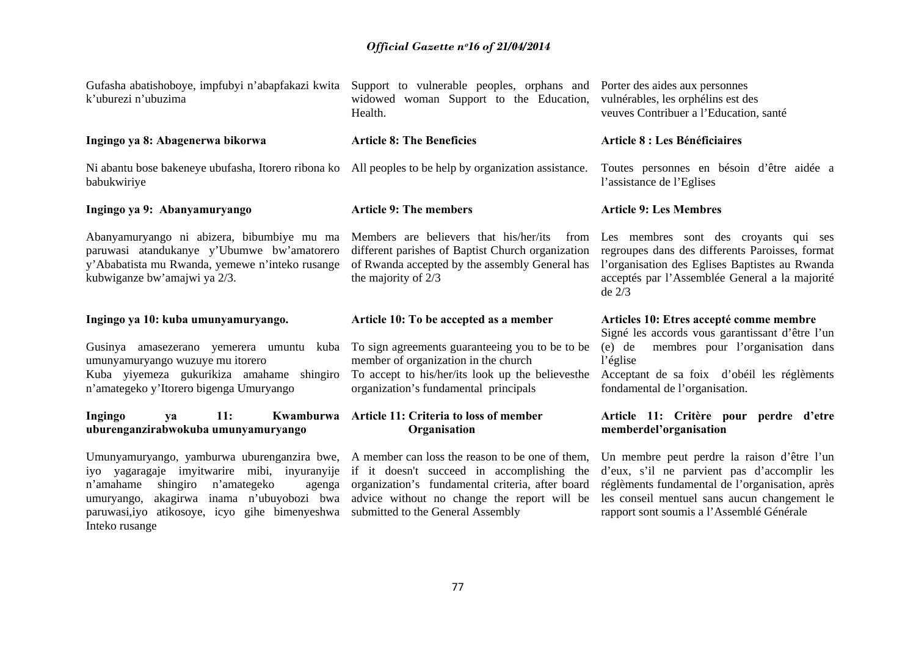Gufasha abatishoboye, impfubyi n'abapfakazi kwita k'uburezi n'ubuzima

Support to vulnerable peoples, orphans and widowed woman Support to the Education, Health.

Porter des aides aux personnes vulnérables, les orphélins est des veuves Contribuer a l'Education, santé

**Ingingo ya 8: Abagenerwa bikorwa**

Ni abantu bose bakeneye ubufasha, Itorero ribona ko babukwiriye

**Article 8: The Beneficies**

All peoples to be help by organization assistance.

**Article 8 : Les Bénéficiaires**

Toutes personnes en bésoin d'être aidée a l'assistance de l'Eglises

**Ingingo ya 9: Abanyamuryango**

Abanyamuryango ni abizera, bibumbiye mu ma paruwasi atandukanye y'Ubumwe bw'amatorero y'Ababatista mu Rwanda, yemewe n'inteko rusange kubwiganze bw'amajwi ya 2/3.

**Article 9: The members**

Members are believers that his/her/its from different parishes of Baptist Church organization of Rwanda accepted by the assembly General has the majority of 2/3

**Article 9: Les Membres**

Les membres sont des croyants qui ses regroupes dans des differents Paroisses, format l'organisation des Eglises Baptistes au Rwanda acceptés par l'Assemblée General a la majorité de 2/3

**Ingingo ya 10: kuba umunyamuryango.**

Gusinya amasezerano yemerera umuntu kuba umunyamuryango wuzuye mu itorero
Kuba yiyemeza gukurikiza amahame shingiro n'amategeko y'Itorero bigenga Umuryango

**Article 10: To be accepted as a member**

To sign agreements guaranteeing you to be to be member of organization in the church
To accept to his/her/its look up the believesthe organization's fundamental principals

**Articles 10: Etres accepté comme membre**

Signé les accords vous garantissant d'être l'un (e) de membres pour l'organisation dans l'église
Acceptant de sa foix d'obéil les réglèments fondamental de l'organisation.

**Ingingo ya 11: Kwamburwa uburenganzirabwokuba umunyamuryango**

Umunyamuryango, yamburwa uburenganzira bwe, iyo yagaragaje imyitwarire mibi, inyuranyije n'amahame shingiro n'amategeko agenga umuryango, akagirwa inama n'ubuyobozi bwa paruwasi,iyo atikosoye, icyo gihe bimenyeshwa Inteko rusange

**Article 11: Criteria to loss of member Organisation**

A member can loss the reason to be one of them, if it doesn't succeed in accomplishing the organization's fundamental criteria, after board advice without no change the report will be submitted to the General Assembly

**Article 11: Critère pour perdre d'etre memberdel'organisation**

Un membre peut perdre la raison d'être l'un d'eux, s'il ne parvient pas d'accomplir les réglèments fundamental de l'organisation, après les conseil mentuel sans aucun changement le rapport sont soumis a l'Assemblé Générale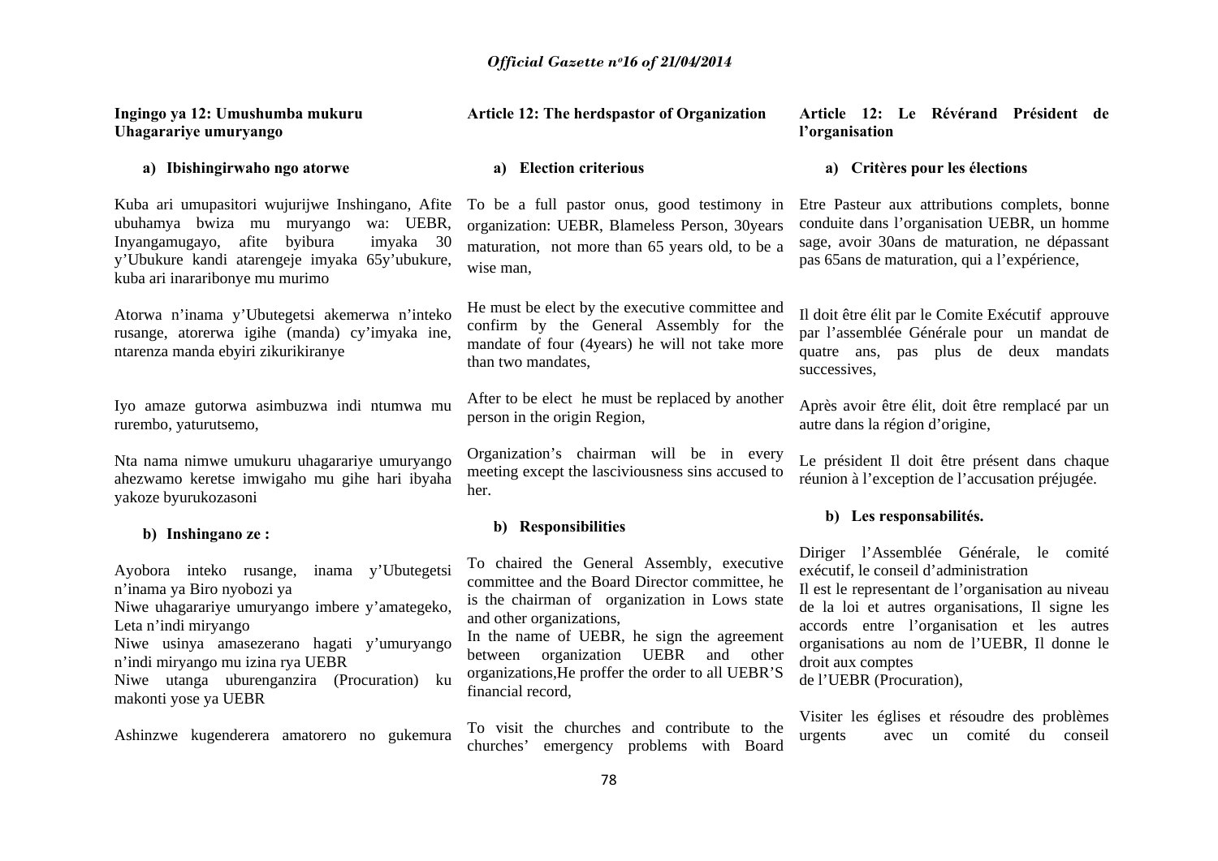**Ingingo ya 12: Umushumba mukuru Uhagarariye umuryango**

**a) Ibishingirwaho ngo atorwe**

Kuba ari umupasitori wujurijwe Inshingano, Afite ubuhamya bwiza mu muryango wa: UEBR, Inyangamugayo, afite byibura imyaka 30 y'Ubukure kandi atarengeje imyaka 65y'ubukure, kuba ari inararibonye mu murimo

Atorwa n'inama y'Ubutegetsi akemerwa n'inteko rusange, atorerwa igihe (manda) cy'imyaka ine, ntarenza manda ebyiri zikurikiranye

Iyo amaze gutorwa asimbuzwa indi ntumwa mu rurembo, yaturutsemo,

Nta nama nimwe umukuru uhagarariye umuryango ahezwamo keretse imwigaho mu gihe hari ibyaha yakoze byurukozasoni

**b) Inshingano ze :**

Ayobora inteko rusange, inama y'Ubutegetsi n'inama ya Biro nyobozi ya
Niwe uhagarariye umuryango imbere y'amategeko, Leta n'indi miryango
Niwe usinya amasezerano hagati y'umuryango n'indi miryango mu izina rya UEBR
Niwe utanga uburenganzira (Procuration) ku makonti yose ya UEBR

Ashinzwe kugenderera amatorero no gukemura

**Article 12: The herdspastor of Organization**

**a) Election criterious**

To be a full pastor onus, good testimony in organization: UEBR, Blameless Person, 30years maturation, not more than 65 years old, to be a wise man,

He must be elect by the executive committee and confirm by the General Assembly for the mandate of four (4years) he will not take more than two mandates,

After to be elect he must be replaced by another person in the origin Region,

Organization's chairman will be in every meeting except the lasciviousness sins accused to her.

**b) Responsibilities**

To chaired the General Assembly, executive committee and the Board Director committee, he is the chairman of organization in Lows state and other organizations,
In the name of UEBR, he sign the agreement between organization UEBR and other organizations,He proffer the order to all UEBR'S financial record,

To visit the churches and contribute to the churches' emergency problems with Board

**Article 12: Le Révérand Président de l'organisation**

**a) Critères pour les élections**

Etre Pasteur aux attributions complets, bonne conduite dans l'organisation UEBR, un homme sage, avoir 30ans de maturation, ne dépassant pas 65ans de maturation, qui a l'expérience,

Il doit être élit par le Comite Exécutif approuve par l'assemblée Générale pour un mandat de quatre ans, pas plus de deux mandats successives,

Après avoir être élit, doit être remplacé par un autre dans la région d'origine,

Le président Il doit être présent dans chaque réunion à l'exception de l'accusation préjugée.

**b) Les responsabilités.**

Diriger l'Assemblée Générale, le comité exécutif, le conseil d'administration
Il est le representant de l'organisation au niveau de la loi et autres organisations, Il signe les accords entre l'organisation et les autres organisations au nom de l'UEBR, Il donne le droit aux comptes
de l'UEBR (Procuration),

Visiter les églises et résoudre des problèmes urgents avec un comité du conseil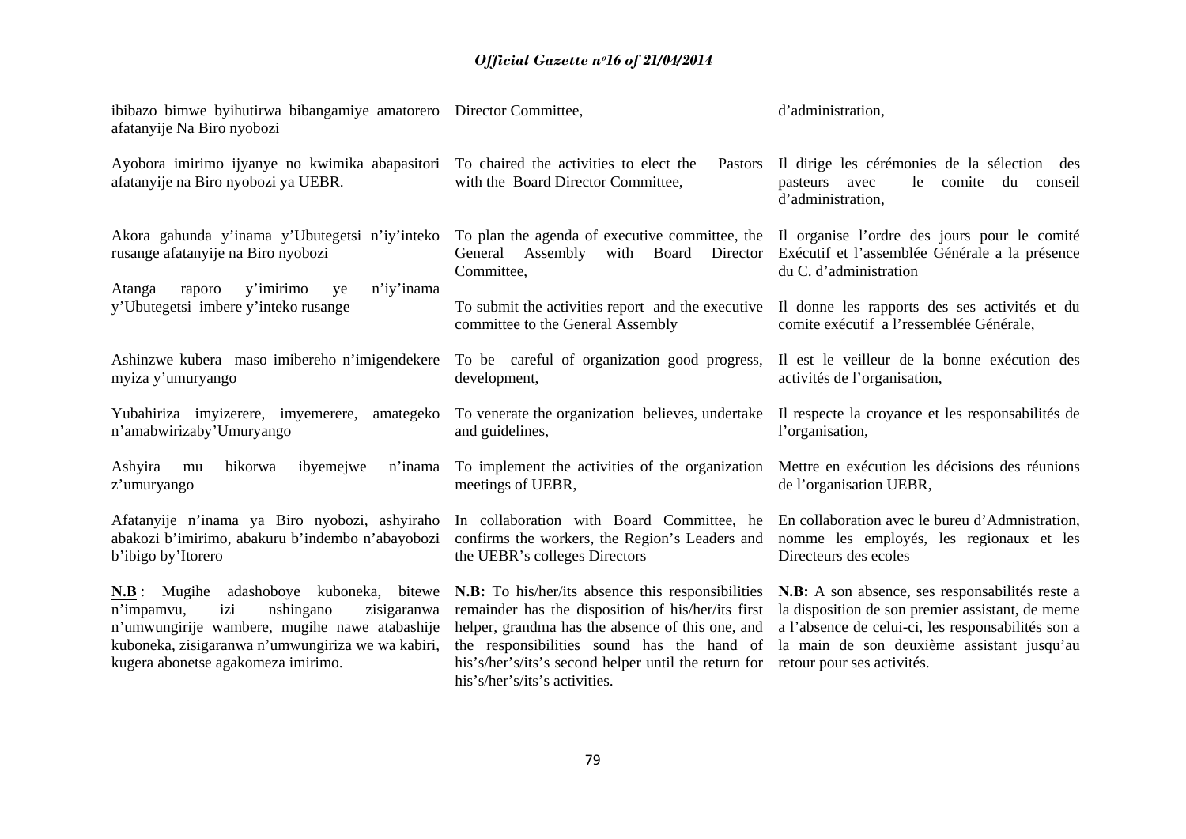| | | |
|---|---|---|
| ibibazo bimwe byihutirwa bibangamiye amatorero afatanyije Na Biro nyobozi | Director Committee, | d'administration, |
| Ayobora imirimo ijyanye no kwimika abapasitori afatanyije na Biro nyobozi ya UEBR. | To chaired the activities to elect the Pastors with the Board Director Committee, | Il dirige les cérémonies de la sélection des pasteurs avec le comite du conseil d'administration, |
| Akora gahunda y'inama y'Ubutegetsi n'iy'inteko rusange afatanyije na Biro nyobozi | To plan the agenda of executive committee, the General Assembly with Board Director Committee, | Il organise l'ordre des jours pour le comité Exécutif et l'assemblée Générale a la présence du C. d'administration |
| Atanga raporo y'imirimo ye n'iy'inama y'Ubutegetsi imbere y'inteko rusange | To submit the activities report and the executive committee to the General Assembly | Il donne les rapports des ses activités et du comite exécutif a l'ressemblée Générale, |
| Ashinzwe kubera maso imibereho n'imigendekere myiza y'umuryango | To be careful of organization good progress, development, | Il est le veilleur de la bonne exécution des activités de l'organisation, |
| Yubahiriza imyizerere, imyemerere, amategeko n'amabwirizaby'Umuryango | To venerate the organization believes, undertake and guidelines, | Il respecte la croyance et les responsabilités de l'organisation, |
| Ashyira mu bikorwa ibyemejwe n'inama z'umuryango | To implement the activities of the organization meetings of UEBR, | Mettre en exécution les décisions des réunions de l'organisation UEBR, |
| Afatanyije n'inama ya Biro nyobozi, ashyiraho abakozi b'imirimo, abakuru b'indembo n'abayobozi b'ibigo by'Itorero | In collaboration with Board Committee, he confirms the workers, the Region's Leaders and the UEBR's colleges Directors | En collaboration avec le bureu d'Admnistration, nomme les employés, les regionaux et les Directeurs des ecoles |
| **N.B** : Mugihe adashoboye kuboneka, bitewe n'impamvu, izi nshingano zisigaranwa n'umwungirije wambere, mugihe nawe atabashije kuboneka, zisigaranwa n'umwungiriza we wa kabiri, kugera abonetse agakomeza imirimo. | **N.B:** To his/her/its absence this responsibilities remainder has the disposition of his/her/its first helper, grandma has the absence of this one, and the responsibilities sound has the hand of his's/her's/its's second helper until the return for his's/her's/its's activities. | **N.B:** A son absence, ses responsabilités reste a la disposition de son premier assistant, de meme a l'absence de celui-ci, les responsabilités son a la main de son deuxième assistant jusqu'au retour pour ses activités. |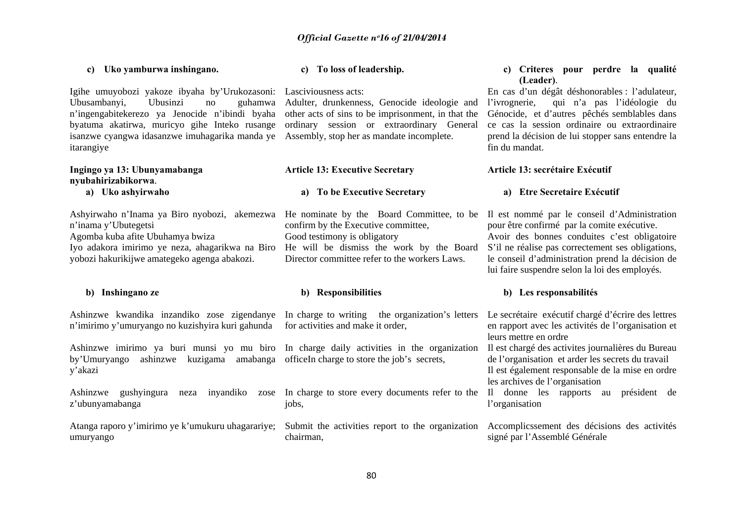**c) Uko yamburwa inshingano.**

Igihe umuyobozi yakoze ibyaha by'Urukozasoni: Ubusambanyi, Ubusinzi no guhamwa n'ingengabitekerezo ya Jenocide n'ibindi byaha byatuma akatirwa, muricyo gihe Inteko rusange isanzwe cyangwa idasanzwe imuhagarika manda ye itarangiye

**Ingingo ya 13: Ubunyamabanga nyubahirizabikorwa**.

**a) Uko ashyirwaho**

Ashyirwaho n'Inama ya Biro nyobozi, akemezwa n'inama y'Ubutegetsi
Agomba kuba afite Ubuhamya bwiza
Iyo adakora imirimo ye neza, ahagarikwa na Biro yobozi hakurikijwe amategeko agenga abakozi.

**b) Inshingano ze**

Ashinzwe kwandika inzandiko zose zigendanye n'imirimo y'umuryango no kuzishyira kuri gahunda

Ashinzwe imirimo ya buri munsi yo mu biro by'Umuryango ashinzwe kuzigama amabanga y'akazi

Ashinzwe gushyingura neza inyandiko zose z'ubunyamabanga

Atanga raporo y'imirimo ye k'umukuru uhagarariye; umuryango

**c) To loss of leadership.**

Lasciviousness acts:
Adulter, drunkenness, Genocide ideologie and other acts of sins to be imprisonment, in that the ordinary session or extraordinary General Assembly, stop her as mandate incomplete.

**Article 13: Executive Secretary**

**a) To be Executive Secretary**

He nominate by the Board Committee, to be confirm by the Executive committee,
Good testimony is obligatory
He will be dismiss the work by the Board Director committee refer to the workers Laws.

**b) Responsibilities**

In charge to writing the organization's letters for activities and make it order,

In charge daily activities in the organization officeIn charge to store the job's secrets,

In charge to store every documents refer to the jobs,

Submit the activities report to the organization chairman,

**c) Criteres pour perdre la qualité (Leader)**.

En cas d'un dégât déshonorables : l'adulateur, l'ivrognerie, qui n'a pas l'idéologie du Génocide, et d'autres pêchés semblables dans ce cas la session ordinaire ou extraordinaire prend la décision de lui stopper sans entendre la fin du mandat.

**Article 13: secrétaire Exécutif**

**a) Etre Secretaire Exécutif**

Il est nommé par le conseil d'Administration pour être confirmé par la comite exécutive.
Avoir des bonnes conduites c'est obligatoire
S'il ne réalise pas correctement ses obligations, le conseil d'administration prend la décision de lui faire suspendre selon la loi des employés.

**b) Les responsabilités**

Le secrétaire exécutif chargé d'écrire des lettres en rapport avec les activités de l'organisation et leurs mettre en ordre

Il est chargé des activites journalières du Bureau de l'organisation et arder les secrets du travail
Il est également responsable de la mise en ordre les archives de l'organisation

Il donne les rapports au président de l'organisation

Accomplicssement des décisions des activités signé par l'Assemblé Générale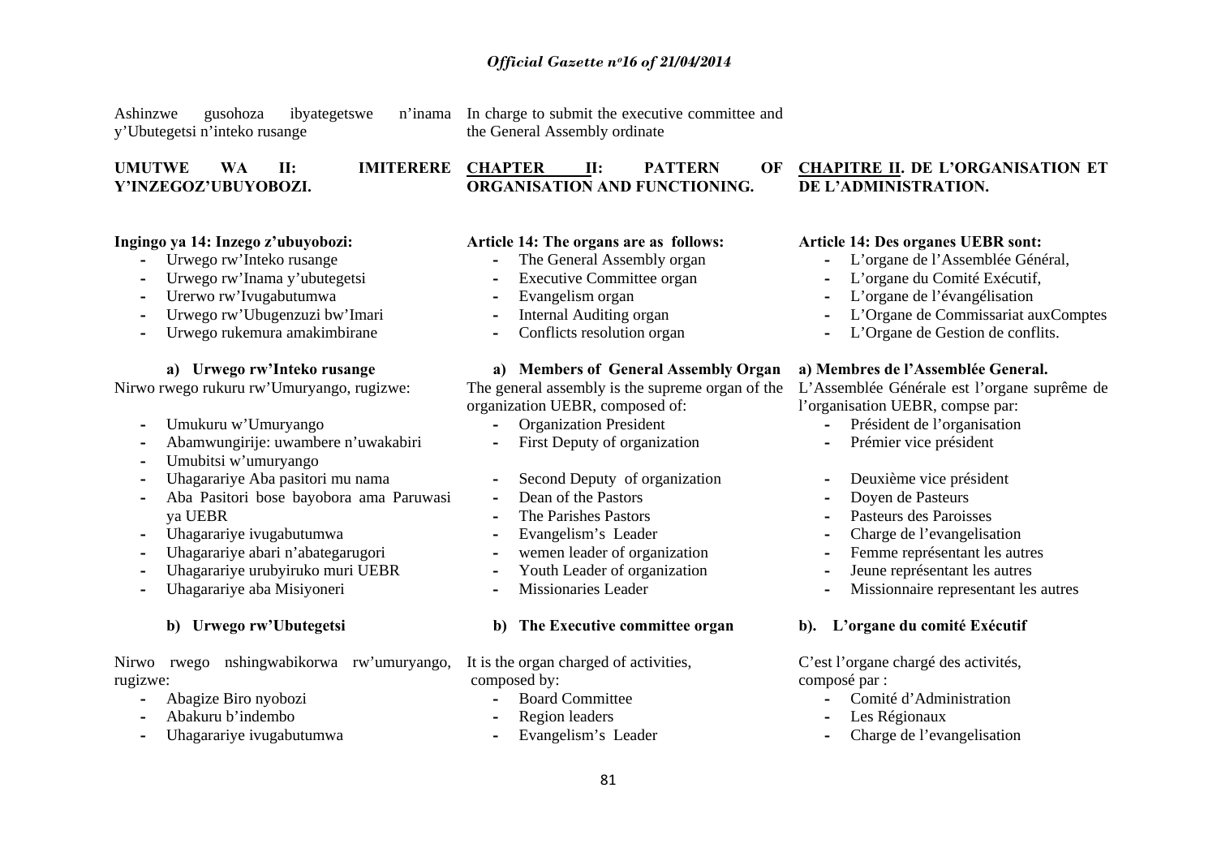Ashinzwe gusohoza ibyategetswe n'inama y'Ubutegetsi n'inteko rusange

**UMUTWE WA II: IMITERERE Y'INZEGOZ'UBUYOBOZI.**

**Ingingo ya 14: Inzego z'ubuyobozi:**

- Urwego rw'Inteko rusange
- Urwego rw'Inama y'ubutegetsi
- Urerwo rw'Ivugabutumwa
- Urwego rw'Ubugenzuzi bw'Imari
- Urwego rukemura amakimbirane

**a) Urwego rw'Inteko rusange**

Nirwo rwego rukuru rw'Umuryango, rugizwe:

- Umukuru w'Umuryango
- Abamwungirije: uwambere n'uwakabiri
- Umubitsi w'umuryango
- Uhagarariye Aba pasitori mu nama
- Aba Pasitori bose bayobora ama Paruwasi ya UEBR
- Uhagarariye ivugabutumwa
- Uhagarariye abari n'abategarugori
- Uhagarariye urubyiruko muri UEBR
- Uhagarariye aba Misiyoneri

**b) Urwego rw'Ubutegetsi**

Nirwo rwego nshingwabikorwa rw'umuryango, rugizwe:

- Abagize Biro nyobozi
- Abakuru b'indembo
- Uhagarariye ivugabutumwa

In charge to submit the executive committee and the General Assembly ordinate

**CHAPTER II: PATTERN OF ORGANISATION AND FUNCTIONING.**

**Article 14: The organs are as follows:**

- The General Assembly organ
- Executive Committee organ
- Evangelism organ
- Internal Auditing organ
- Conflicts resolution organ

**a) Members of General Assembly Organ**

The general assembly is the supreme organ of the organization UEBR, composed of:

- Organization President
- First Deputy of organization
- Second Deputy of organization
- Dean of the Pastors
- The Parishes Pastors
- Evangelism's Leader
- wemen leader of organization
- Youth Leader of organization
- Missionaries Leader

**b) The Executive committee organ**

It is the organ charged of activities, composed by:

- Board Committee
- Region leaders
- Evangelism's Leader

**CHAPITRE II. DE L'ORGANISATION ET DE L'ADMINISTRATION.**

**Article 14: Des organes UEBR sont:**

- L'organe de l'Assemblée Général,
- L'organe du Comité Exécutif,
- L'organe de l'évangélisation
- L'Organe de Commissariat auxComptes
- L'Organe de Gestion de conflits.

**a) Membres de l'Assemblée General.**

L'Assemblée Générale est l'organe suprême de l'organisation UEBR, compse par:

- Président de l'organisation
- Prémier vice président
- Deuxième vice président
- Doyen de Pasteurs
- Pasteurs des Paroisses
- Charge de l'evangelisation
- Femme représentant les autres
- Jeune représentant les autres
- Missionnaire representant les autres

**b). L'organe du comité Exécutif**

C'est l'organe chargé des activités, composé par :

- Comité d'Administration
- Les Régionaux
- Charge de l'evangelisation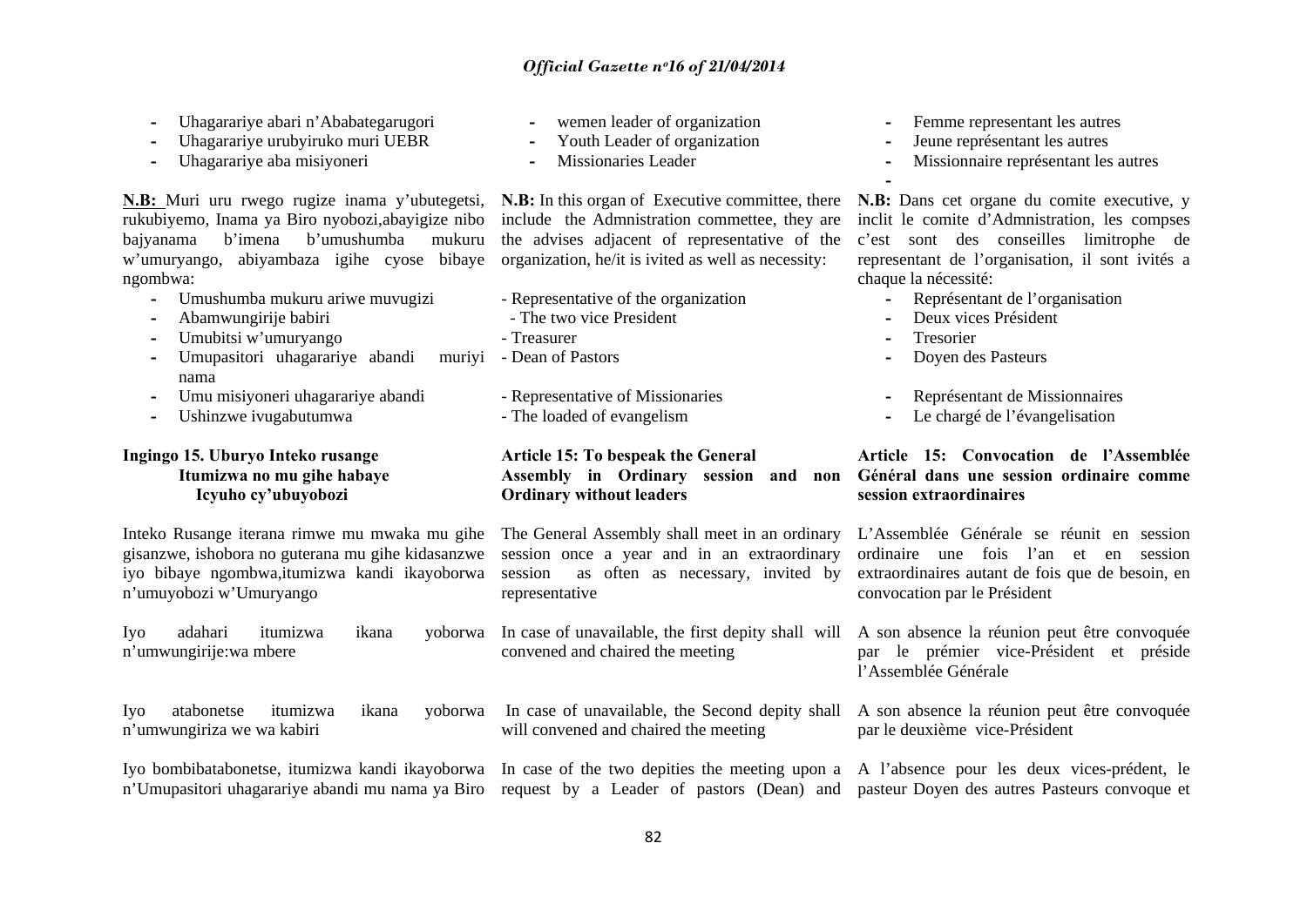- Uhagarariye abari n'Ababategarugori
- Uhagarariye urubyiruko muri UEBR
- Uhagarariye aba misiyoneri

**N.B:** Muri uru rwego rugize inama y'ubutegetsi, rukubiyemo, Inama ya Biro nyobozi,abayigize nibo bajyanama b'imena b'umushumba mukuru w'umuryango, abiyambaza igihe cyose bibaye ngombwa:

- Umushumba mukuru ariwe muvugizi
- Abamwungirije babiri
- Umubitsi w'umuryango
- Umupasitori uhagarariye abandi muriyi nama
- Umu misiyoneri uhagarariye abandi
- Ushinzwe ivugabutumwa

**Ingingo 15. Uburyo Inteko rusange Itumizwa no mu gihe habaye Icyuho cy'ubuyobozi**

Inteko Rusange iterana rimwe mu mwaka mu gihe gisanzwe, ishobora no guterana mu gihe kidasanzwe iyo bibaye ngombwa,itumizwa kandi ikayoborwa n'umuyobozi w'Umuryango

Iyo adahari itumizwa ikana yoborwa n'umwungirije:wa mbere

Iyo atabonetse itumizwa ikana yoborwa n'umwungiriza we wa kabiri

Iyo bombibatabonetse, itumizwa kandi ikayoborwa n'Umupasitori uhagarariye abandi mu nama ya Biro

- wemen leader of organization
- Youth Leader of organization
- Missionaries Leader

**N.B:** In this organ of Executive committee, there include the Admnistration commettee, they are the advises adjacent of representative of the organization, he/it is ivited as well as necessity:

- Representative of the organization
- The two vice President
- Treasurer
- Dean of Pastors
- Representative of Missionaries
- The loaded of evangelism

**Article 15: To bespeak the General Assembly in Ordinary session and non Ordinary without leaders**

The General Assembly shall meet in an ordinary session once a year and in an extraordinary session as often as necessary, invited by representative

In case of unavailable, the first depity shall will convened and chaired the meeting

In case of unavailable, the Second depity shall will convened and chaired the meeting

In case of the two depities the meeting upon a request by a Leader of pastors (Dean) and

- Femme representant les autres
- Jeune représentant les autres
- Missionnaire représentant les autres

**N.B:** Dans cet organe du comite executive, y inclit le comite d'Admnistration, les compses c'est sont des conseilles limitrophe de representant de l'organisation, il sont ivités a chaque la nécessité:

- Représentant de l'organisation
- Deux vices Président
- Tresorier
- Doyen des Pasteurs
- Représentant de Missionnaires
- Le chargé de l'évangelisation

**Article 15: Convocation de l'Assemblée Général dans une session ordinaire comme session extraordinaires**

L'Assemblée Générale se réunit en session ordinaire une fois l'an et en session extraordinaires autant de fois que de besoin, en convocation par le Président

A son absence la réunion peut être convoquée par le prémier vice-Président et préside l'Assemblée Générale

A son absence la réunion peut être convoquée par le deuxième vice-Président

A l'absence pour les deux vices-prédent, le pasteur Doyen des autres Pasteurs convoque et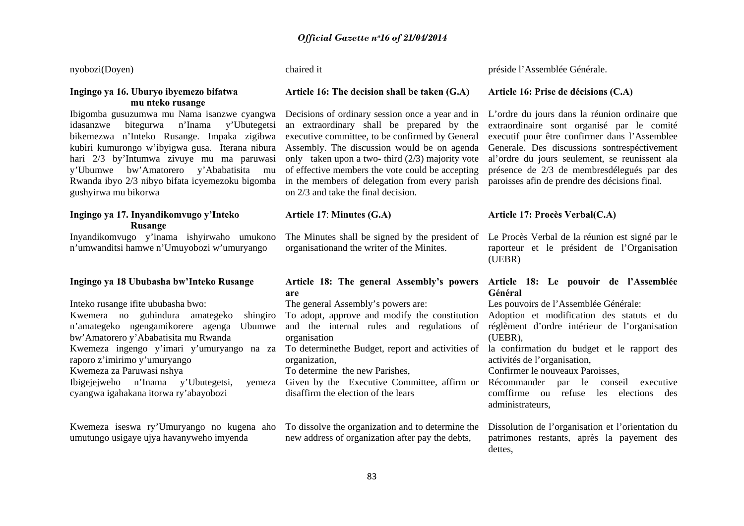nyobozi(Doyen)

chaired it

préside l'Assemblée Générale.

**Ingingo ya 16. Uburyo ibyemezo bifatwa mu nteko rusange**

Ibigomba gusuzumwa mu Nama isanzwe cyangwa idasanzwe bitegurwa n'Inama y'Ubutegetsi bikemezwa n'Inteko Rusange. Impaka zigibwa kubiri kumurongo w'ibyigwa gusa. Iterana nibura hari 2/3 by'Intumwa zivuye mu ma paruwasi y'Ubumwe bw'Amatorero y'Ababatisita mu Rwanda ibyo 2/3 nibyo bifata icyemezoku bigomba gushyirwa mu bikorwa

**Article 16: The decision shall be taken (G.A)**

Decisions of ordinary session once a year and in an extraordinary shall be prepared by the executive committee, to be confirmed by General Assembly. The discussion would be on agenda only taken upon a two- third (2/3) majority vote of effective members the vote could be accepting in the members of delegation from every parish on 2/3 and take the final decision.

**Article 16: Prise de décisions (C.A)**

L'ordre du jours dans la réunion ordinaire que extraordinaire sont organisé par le comité executif pour être confirmer dans l'Assemblee Generale. Des discussions sontrespéctivement al'ordre du jours seulement, se reunissent ala présence de 2/3 de membresdélegués par des paroisses afin de prendre des décisions final.

**Ingingo ya 17. Inyandikomvugo y'Inteko Rusange**

Inyandikomvugo y'inama ishyirwaho umukono n'umwanditsi hamwe n'Umuyobozi w'umuryango

**Article 17: Minutes (G.A)**

The Minutes shall be signed by the president of organisationand the writer of the Minites.

**Article 17: Procès Verbal(C.A)**

Le Procès Verbal de la réunion est signé par le raporteur et le président de l'Organisation (UEBR)

**Ingingo ya 18 Ububasha bw'Inteko Rusange**

Inteko rusange ifite ububasha bwo:

Kwemera no guhindura amategeko shingiro n'amategeko ngengamikorere agenga Ubumwe bw'Amatorero y'Ababatisita mu Rwanda

Kwemeza ingengo y'imari y'umuryango na za raporo z'imirimo y'umuryango

Kwemeza za Paruwasi nshya

Ibigejejweho n'Inama y'Ubutegetsi, yemeza cyangwa igahakana itorwa ry'abayobozi

Kwemeza iseswa ry'Umuryango no kugena aho umutungo usigaye ujya havanyweho imyenda

**Article 18: The general Assembly's powers are**

The general Assembly's powers are:

To adopt, approve and modify the constitution and the internal rules and regulations of organisation

To determinethe Budget, report and activities of organization,

To determine the new Parishes,

Given by the Executive Committee, affirm or disaffirm the election of the lears

To dissolve the organization and to determine the new address of organization after pay the debts,

**Article 18: Le pouvoir de l'Assemblée Général**

Les pouvoirs de l'Assemblée Générale:

Adoption et modification des statuts et du réglèment d'ordre intérieur de l'organisation (UEBR),

la confirmation du budget et le rapport des activités de l'organisation,

Confirmer le nouveaux Paroisses,

Récommander par le conseil executive comffirme ou refuse les elections des administrateurs,

Dissolution de l'organisation et l'orientation du patrimones restants, après la payement des dettes,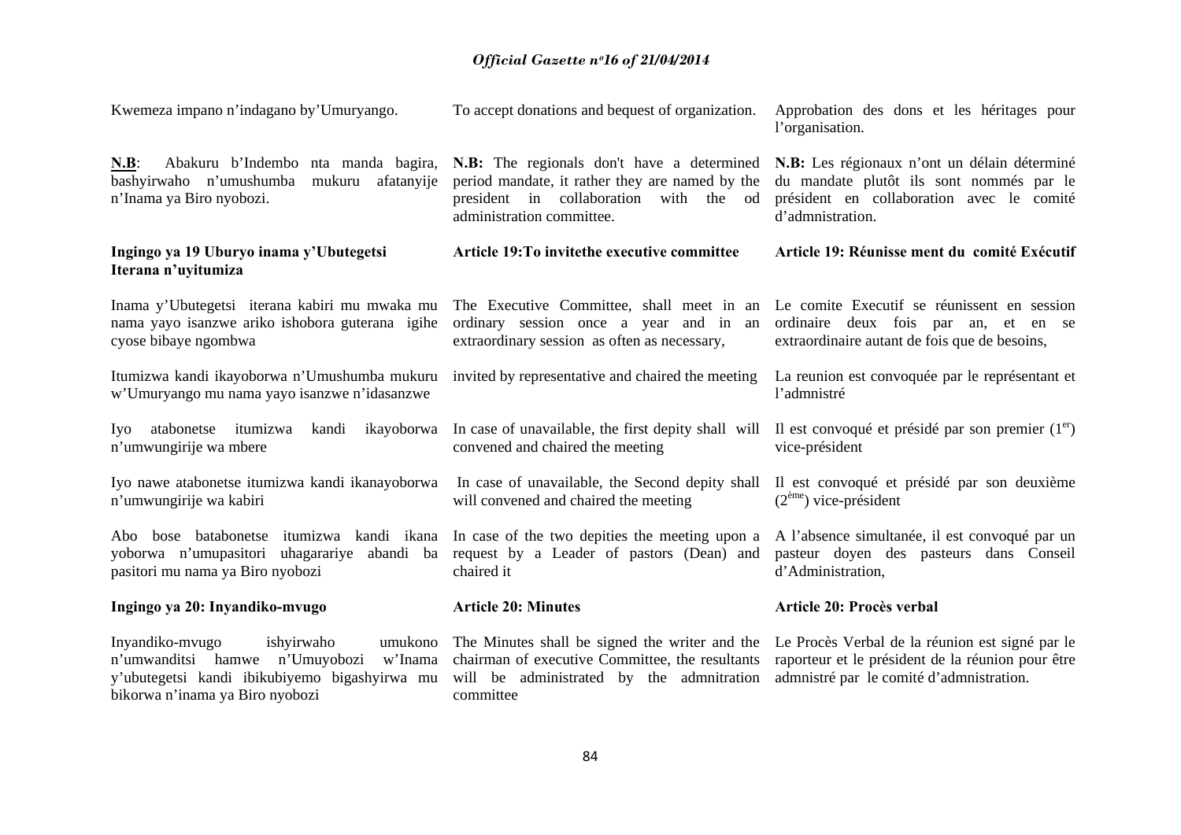Kwemeza impano n'indagano by'Umuryango.

To accept donations and bequest of organization.

Approbation des dons et les héritages pour l'organisation.

**N.B**: Abakuru b'Indembo nta manda bagira, bashyirwaho n'umushumba mukuru afatanyije n'Inama ya Biro nyobozi.

**N.B:** The regionals don't have a determined period mandate, it rather they are named by the president in collaboration with the od administration committee.

**N.B:** Les régionaux n'ont un délain déterminé du mandate plutôt ils sont nommés par le président en collaboration avec le comité d'admnistration.

**Ingingo ya 19 Uburyo inama y'Ubutegetsi Iterana n'uyitumiza**

**Article 19:To invitethe executive committee**

**Article 19: Réunisse ment du comité Exécutif**

Inama y'Ubutegetsi iterana kabiri mu mwaka mu nama yayo isanzwe ariko ishobora guterana igihe cyose bibaye ngombwa

The Executive Committee, shall meet in an ordinary session once a year and in an extraordinary session as often as necessary,

Le comite Executif se réunissent en session ordinaire deux fois par an, et en se extraordinaire autant de fois que de besoins,

Itumizwa kandi ikayoborwa n'Umushumba mukuru w'Umuryango mu nama yayo isanzwe n'idasanzwe

invited by representative and chaired the meeting

La reunion est convoquée par le représentant et l'admnistré

Iyo atabonetse itumizwa kandi ikayoborwa n'umwungirije wa mbere

In case of unavailable, the first depity shall will convened and chaired the meeting

Il est convoqué et présidé par son premier (1^er^) vice-président

Iyo nawe atabonetse itumizwa kandi ikanayoborwa n'umwungirije wa kabiri

In case of unavailable, the Second depity shall will convened and chaired the meeting

Il est convoqué et présidé par son deuxième (2^ème^) vice-président

Abo bose batabonetse itumizwa kandi ikana yoborwa n'umupasitori uhagarariye abandi ba pasitori mu nama ya Biro nyobozi

In case of the two depities the meeting upon a request by a Leader of pastors (Dean) and chaired it

A l'absence simultanée, il est convoqué par un pasteur doyen des pasteurs dans Conseil d'Administration,

**Ingingo ya 20: Inyandiko-mvugo**

**Article 20: Minutes**

**Article 20: Procès verbal**

Inyandiko-mvugo ishyirwaho umukono n'umwanditsi hamwe n'Umuyobozi w'Inama y'ubutegetsi kandi ibikubiyemo bigashyirwa mu bikorwa n'inama ya Biro nyobozi

The Minutes shall be signed the writer and the chairman of executive Committee, the resultants will be administrated by the admnitration committee

Le Procès Verbal de la réunion est signé par le raporteur et le président de la réunion pour être admnistré par le comité d'admnistration.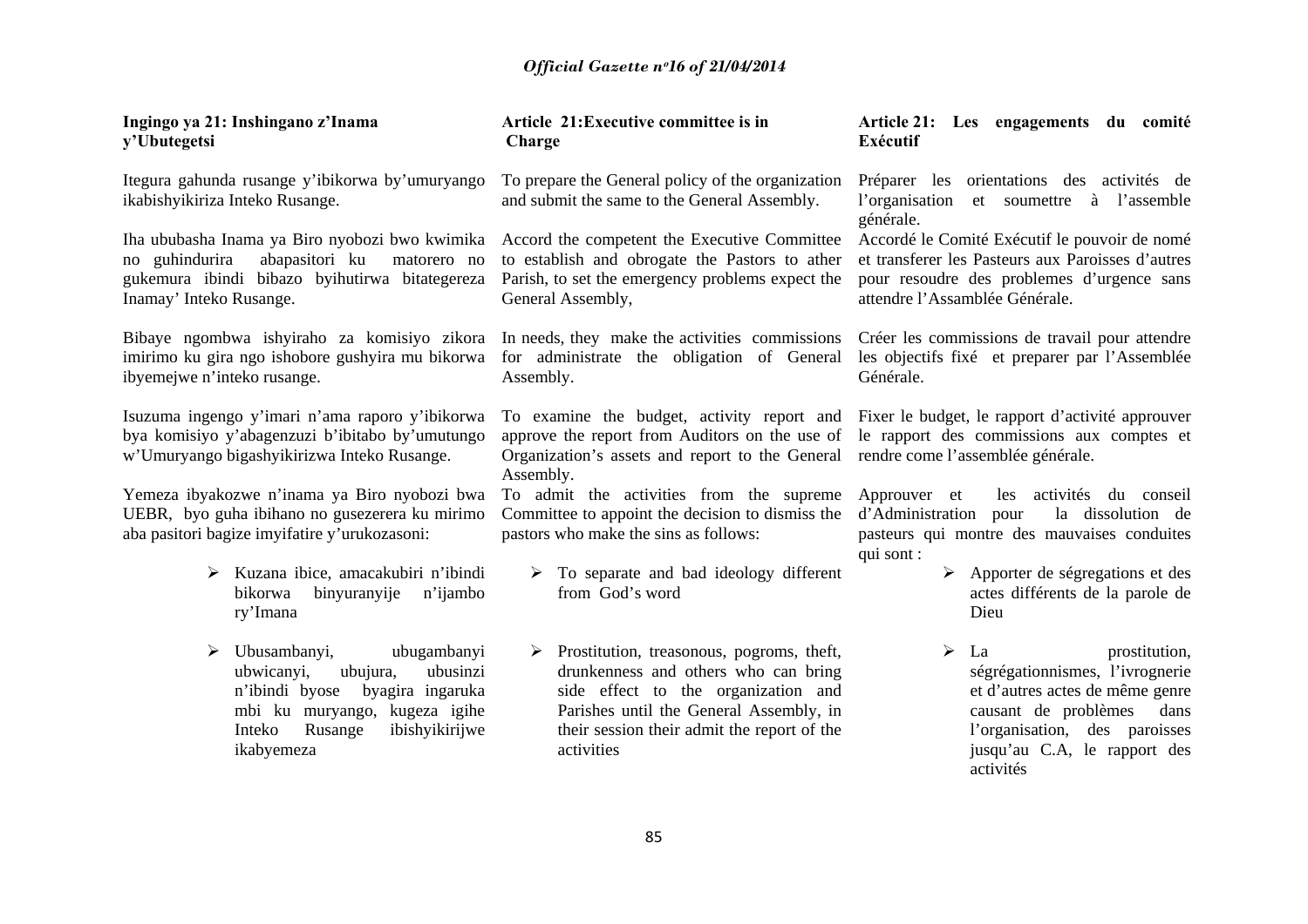**Ingingo ya 21: Inshingano z'Inama y'Ubutegetsi**

Itegura gahunda rusange y'ibikorwa by'umuryango ikabishyikiriza Inteko Rusange.

Iha ububasha Inama ya Biro nyobozi bwo kwimika no guhindurira abapasitori ku matorero no gukemura ibindi bibazo byihutirwa bitategereza Inamay' Inteko Rusange.

Bibaye ngombwa ishyiraho za komisiyo zikora imirimo ku gira ngo ishobore gushyira mu bikorwa ibyemejwe n'inteko rusange.

Isuzuma ingengo y'imari n'ama raporo y'ibikorwa bya komisiyo y'abagenzuzi b'ibitabo by'umutungo w'Umuryango bigashyikirizwa Inteko Rusange.

Yemeza ibyakozwe n'inama ya Biro nyobozi bwa UEBR, byo guha ibihano no gusezerera ku mirimo aba pasitori bagize imyifatire y'urukozasoni:

- Kuzana ibice, amacakubiri n'ibindi bikorwa binyuranyije n'ijambo ry'Imana
- Ubusambanyi, ubugambanyi ubwicanyi, ubujura, ubusinzi n'ibindi byose byagira ingaruka mbi ku muryango, kugeza igihe Inteko Rusange ibishyikirijwe ikabyemeza

**Article 21:Executive committee is in Charge**

To prepare the General policy of the organization and submit the same to the General Assembly.

Accord the competent the Executive Committee to establish and obrogate the Pastors to ather Parish, to set the emergency problems expect the General Assembly,

In needs, they make the activities commissions for administrate the obligation of General Assembly.

To examine the budget, activity report and approve the report from Auditors on the use of Organization's assets and report to the General Assembly.

To admit the activities from the supreme Committee to appoint the decision to dismiss the pastors who make the sins as follows:

- To separate and bad ideology different from God's word
- Prostitution, treasonous, pogroms, theft, drunkenness and others who can bring side effect to the organization and Parishes until the General Assembly, in their session their admit the report of the activities

**Article 21: Les engagements du comité Exécutif**

Préparer les orientations des activités de l'organisation et soumettre à l'assemble générale.

Accordé le Comité Exécutif le pouvoir de nomé et transferer les Pasteurs aux Paroisses d'autres pour resoudre des problemes d'urgence sans attendre l'Assamblée Générale.

Créer les commissions de travail pour attendre les objectifs fixé et preparer par l'Assemblée Générale.

Fixer le budget, le rapport d'activité approuver le rapport des commissions aux comptes et rendre come l'assemblée générale.

Approuver et les activités du conseil d'Administration pour la dissolution de pasteurs qui montre des mauvaises conduites qui sont :

- Apporter de ségregations et des actes différents de la parole de Dieu
- La prostitution, ségrégationnismes, l'ivrognerie et d'autres actes de même genre causant de problèmes dans l'organisation, des paroisses jusqu'au C.A, le rapport des activités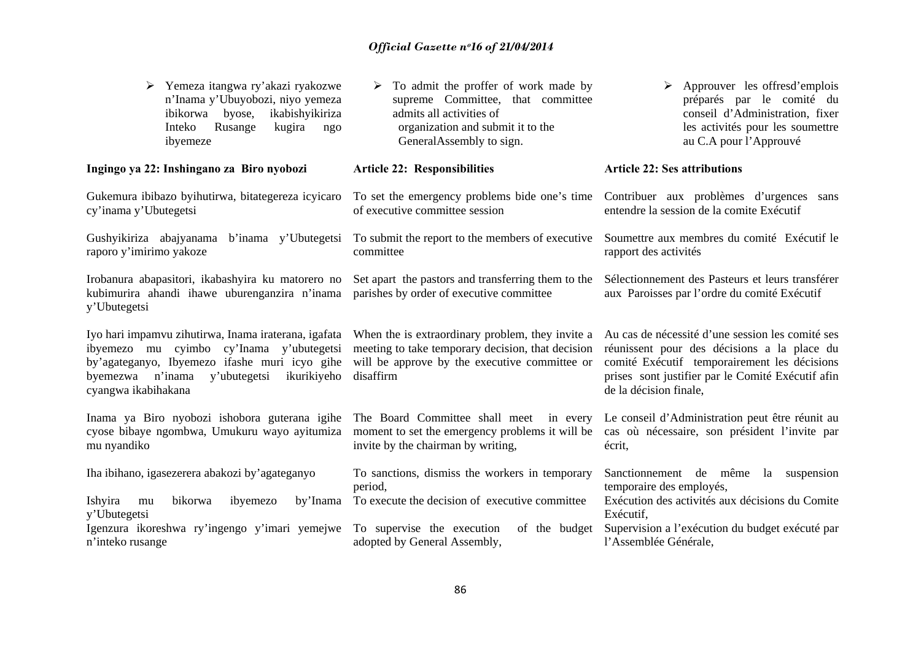- Yemeza itangwa ry'akazi ryakozwe n'Inama y'Ubuyobozi, niyo yemeza ibikorwa byose, ikabishyikiriza Inteko Rusange kugira ngo ibyemeze

- To admit the proffer of work made by supreme Committee, that committee admits all activities of organization and submit it to the GeneralAssembly to sign.

- Approuver les offresd'emplois préparés par le comité du conseil d'Administration, fixer les activités pour les soumettre au C.A pour l'Approuvé

**Ingingo ya 22: Inshingano za Biro nyobozi**

Gukemura ibibazo byihutirwa, bitategereza icyicaro cy'inama y'Ubutegetsi

Gushyikiriza abajyanama b'inama y'Ubutegetsi raporo y'imirimo yakoze

Irobanura abapasitori, ikabashyira ku matorero no kubimurira ahandi ihawe uburenganzira n'inama y'Ubutegetsi

Iyo hari impamvu zihutirwa, Inama iraterana, igafata ibyemezo mu cyimbo cy'Inama y'ubutegetsi by'agateganyo, Ibyemezo ifashe muri icyo gihe byemezwa n'inama y'ubutegetsi ikurikiyeho cyangwa ikabihakana

Inama ya Biro nyobozi ishobora guterana igihe cyose bibaye ngombwa, Umukuru wayo ayitumiza mu nyandiko

Iha ibihano, igasezerera abakozi by'agateganyo

Ishyira mu bikorwa ibyemezo by'Inama y'Ubutegetsi

Igenzura ikoreshwa ry'ingengo y'imari yemejwe n'inteko rusange

**Article 22: Responsibilities**

To set the emergency problems bide one's time of executive committee session

To submit the report to the members of executive committee

Set apart the pastors and transferring them to the parishes by order of executive committee

When the is extraordinary problem, they invite a meeting to take temporary decision, that decision will be approve by the executive committee or disaffirm

The Board Committee shall meet in every moment to set the emergency problems it will be invite by the chairman by writing,

To sanctions, dismiss the workers in temporary period,

To execute the decision of executive committee

To supervise the execution of the budget adopted by General Assembly,

**Article 22: Ses attributions**

Contribuer aux problèmes d'urgences sans entendre la session de la comite Exécutif

Soumettre aux membres du comité Exécutif le rapport des activités

Sélectionnement des Pasteurs et leurs transférer aux Paroisses par l'ordre du comité Exécutif

Au cas de nécessité d'une session les comité ses réunissent pour des décisions a la place du comité Exécutif temporairement les décisions prises sont justifier par le Comité Exécutif afin de la décision finale,

Le conseil d'Administration peut être réunit au cas où nécessaire, son président l'invite par écrit,

Sanctionnement de même la suspension temporaire des employés,

Exécution des activités aux décisions du Comite Exécutif,

Supervision a l'exécution du budget exécuté par l'Assemblée Générale,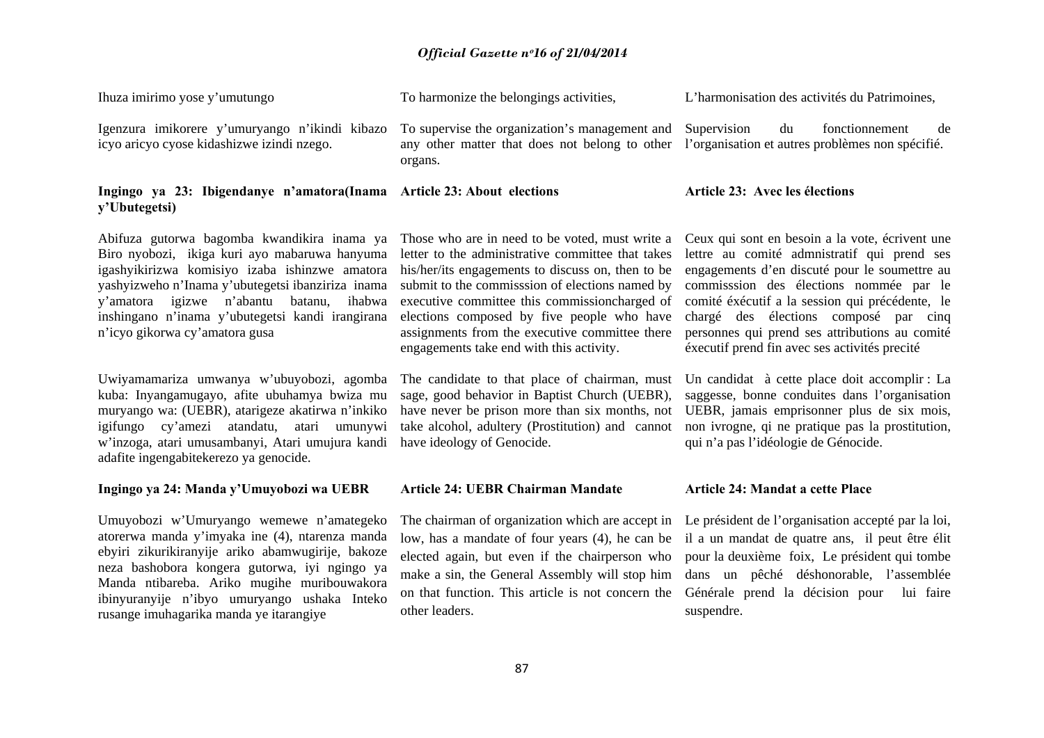Ihuza imirimo yose y'umutungo

Igenzura imikorere y'umuryango n'ikindi kibazo icyo aricyo cyose kidashizwe izindi nzego.

**Ingingo ya 23: Ibigendanye n'amatora(Inama y'Ubutegetsi)**

Abifuza gutorwa bagomba kwandikira inama ya Biro nyobozi, ikiga kuri ayo mabaruwa hanyuma igashyikirizwa komisiyo izaba ishinzwe amatora yashyizweho n'Inama y'ubutegetsi ibanziriza inama y'amatora igizwe n'abantu batanu, ihabwa inshingano n'inama y'ubutegetsi kandi irangirana n'icyo gikorwa cy'amatora gusa

Uwiyamamariza umwanya w'ubuyobozi, agomba kuba: Inyangamugayo, afite ubuhamya bwiza mu muryango wa: (UEBR), atarigeze akatirwa n'inkiko igifungo cy'amezi atandatu, atari umunywi w'inzoga, atari umusambanyi, Atari umujura kandi adafite ingengabitekerezo ya genocide.

**Ingingo ya 24: Manda y'Umuyobozi wa UEBR**

Umuyobozi w'Umuryango wemewe n'amategeko atorerwa manda y'imyaka ine (4), ntarenza manda ebyiri zikurikiranyije ariko abamwugirije, bakoze neza bashobora kongera gutorwa, iyi ngingo ya Manda ntibareba. Ariko mugihe muribouwakora ibinyuranyije n'ibyo umuryango ushaka Inteko rusange imuhagarika manda ye itarangiye

To harmonize the belongings activities,

To supervise the organization's management and any other matter that does not belong to other organs.

**Article 23: About elections**

Those who are in need to be voted, must write a letter to the administrative committee that takes his/her/its engagements to discuss on, then to be submit to the commisssion of elections named by executive committee this commissioncharged of elections composed by five people who have assignments from the executive committee there engagements take end with this activity.

The candidate to that place of chairman, must sage, good behavior in Baptist Church (UEBR), have never be prison more than six months, not take alcohol, adultery (Prostitution) and cannot have ideology of Genocide.

**Article 24: UEBR Chairman Mandate**

The chairman of organization which are accept in low, has a mandate of four years (4), he can be elected again, but even if the chairperson who make a sin, the General Assembly will stop him on that function. This article is not concern the other leaders.

L'harmonisation des activités du Patrimoines,

Supervision du fonctionnement de l'organisation et autres problèmes non spécifié.

**Article 23: Avec les élections**

Ceux qui sont en besoin a la vote, écrivent une lettre au comité admnistratif qui prend ses engagements d'en discuté pour le soumettre au commisssion des élections nommée par le comité éxécutif a la session qui précédente, le chargé des élections composé par cinq personnes qui prend ses attributions au comité éxecutif prend fin avec ses activités precité

Un candidat à cette place doit accomplir : La saggesse, bonne conduites dans l'organisation UEBR, jamais emprisonner plus de six mois, non ivrogne, qi ne pratique pas la prostitution, qui n'a pas l'idéologie de Génocide.

**Article 24: Mandat a cette Place**

Le président de l'organisation accepté par la loi, il a un mandat de quatre ans, il peut être élit pour la deuxième foix, Le président qui tombe dans un pêché déshonorable, l'assemblée Générale prend la décision pour lui faire suspendre.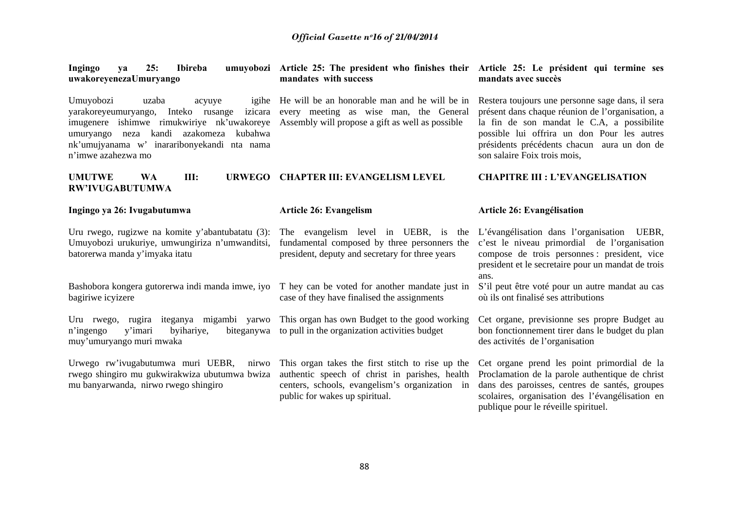**Ingingo ya 25: Ibireba umuyobozi uwakoreyenezaUmuryango**

Umuyobozi uzaba acyuye igihe yarakoreyeumuryango, Inteko rusange izicara imugenere ishimwe rimukwiriye nk'uwakoreye umuryango neza kandi azakomeza kubahwa nk'umujyanama w' inararibonyekandi nta nama n'imwe azahezwa mo

**UMUTWE WA III: URWEGO RW'IVUGABUTUMWA**

**Ingingo ya 26: Ivugabutumwa**

Uru rwego, rugizwe na komite y'abantubatatu (3): Umuyobozi urukuriye, umwungiriza n'umwanditsi, batorerwa manda y'imyaka itatu

Bashobora kongera gutorerwa indi manda imwe, iyo bagiriwe icyizere

Uru rwego, rugira iteganya migambi yarwo n'ingengo y'imari byihariye, biteganywa muy'umuryango muri mwaka

Urwego rw'ivugabutumwa muri UEBR, nirwo rwego shingiro mu gukwirakwiza ubutumwa bwiza mu banyarwanda, nirwo rwego shingiro

**Article 25: The president who finishes their mandates with success**

He will be an honorable man and he will be in every meeting as wise man, the General Assembly will propose a gift as well as possible

**CHAPTER III: EVANGELISM LEVEL**

**Article 26: Evangelism**

The evangelism level in UEBR, is the fundamental composed by three personners the president, deputy and secretary for three years

T hey can be voted for another mandate just in case of they have finalised the assignments

This organ has own Budget to the good working to pull in the organization activities budget

This organ takes the first stitch to rise up the authentic speech of christ in parishes, health centers, schools, evangelism's organization in public for wakes up spiritual.

**Article 25: Le président qui termine ses mandats avec succès**

Restera toujours une personne sage dans, il sera présent dans chaque réunion de l'organisation, a la fin de son mandat le C.A, a possibilite possible lui offrira un don Pour les autres présidents précédents chacun aura un don de son salaire Foix trois mois,

**CHAPITRE III : L'EVANGELISATION**

**Article 26: Evangélisation**

L'évangélisation dans l'organisation UEBR, c'est le niveau primordial de l'organisation compose de trois personnes : president, vice president et le secretaire pour un mandat de trois ans.

S'il peut être voté pour un autre mandat au cas où ils ont finalisé ses attributions

Cet organe, previsionne ses propre Budget au bon fonctionnement tirer dans le budget du plan des activités de l'organisation

Cet organe prend les point primordial de la Proclamation de la parole authentique de christ dans des paroisses, centres de santés, groupes scolaires, organisation des l'évángélisation en publique pour le réveille spirituel.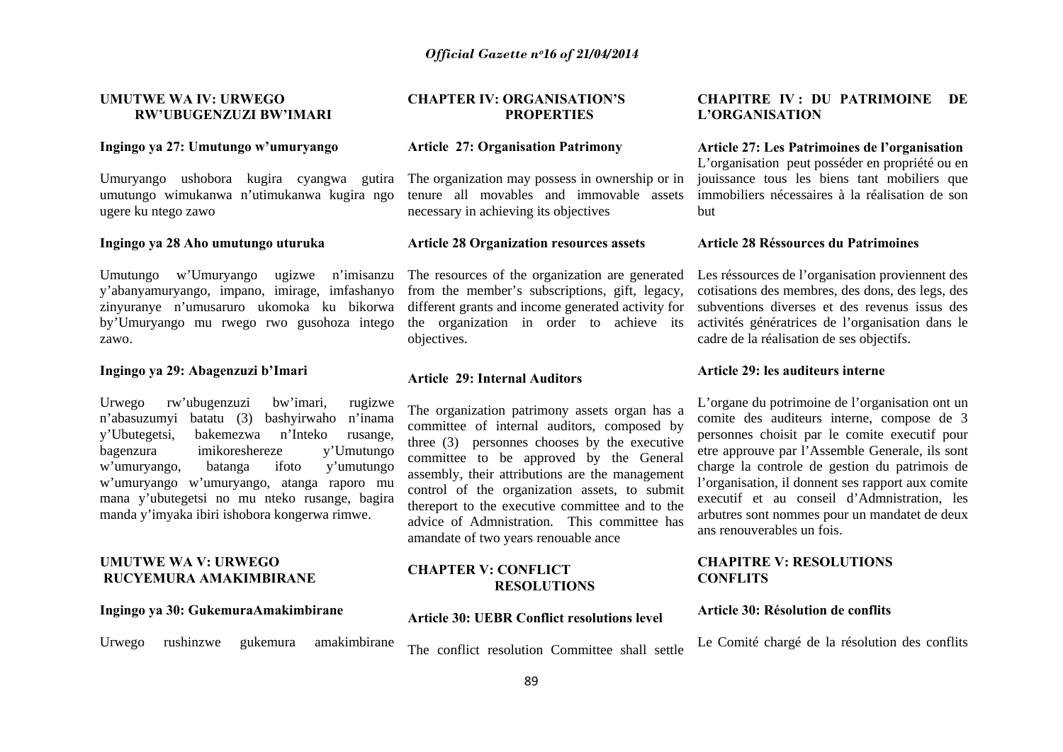## UMUTWE WA IV: URWEGO RW'UBUGENZUZI BW'IMARI

### Ingingo ya 27: Umutungo w'umuryango

Umuryango ushobora kugira cyangwa gutira umutungo wimukanwa n'utimukanwa kugira ngo ugere ku ntego zawo

### Ingingo ya 28 Aho umutungo uturuka

Umutungo w'Umuryango ugizwe n'imisanzu y'abanyamuryango, impano, imirage, imfashanyo zinyuranye n'umusaruro ukomoka ku bikorwa by'Umuryango mu rwego rwo gusohoza intego zawo.

### Ingingo ya 29: Abagenzuzi b'Imari

Urwego rw'ubugenzuzi bw'imari, rugizwe n'abasuzumyi batatu (3) bashyirwaho n'inama y'Ubutegetsi, bakemezwa n'Inteko rusange, bagenzura imikoreshereze y'Umutungo w'umuryango, batanga ifoto y'umutungo w'umuryango w'umuryango, atanga raporo mu mana y'ubutegetsi no mu nteko rusange, bagira manda y'imyaka ibiri ishobora kongerwa rimwe.

## UMUTWE WA V: URWEGO RUCYEMURA AMAKIMBIRANE

### Ingingo ya 30: GukemuraAmakimbirane

Urwego rushinzwe gukemura amakimbirane

## CHAPTER IV: ORGANISATION'S PROPERTIES

### Article 27: Organisation Patrimony

The organization may possess in ownership or in tenure all movables and immovable assets necessary in achieving its objectives

### Article 28 Organization resources assets

The resources of the organization are generated from the member's subscriptions, gift, legacy, different grants and income generated activity for the organization in order to achieve its objectives.

### Article 29: Internal Auditors

The organization patrimony assets organ has a committee of internal auditors, composed by three (3) personnes chooses by the executive committee to be approved by the General assembly, their attributions are the management control of the organization assets, to submit thereport to the executive committee and to the advice of Admnistration. This committee has amandate of two years renouable ance

## CHAPTER V: CONFLICT RESOLUTIONS

### Article 30: UEBR Conflict resolutions level

The conflict resolution Committee shall settle

## CHAPITRE IV : DU PATRIMOINE DE L'ORGANISATION

### Article 27: Les Patrimoines de l'organisation

L'organisation peut posséder en propriété ou en jouissance tous les biens tant mobiliers que immobiliers nécessaires à la réalisation de son but

### Article 28 Réssources du Patrimoines

Les réssources de l'organisation proviennent des cotisations des membres, des dons, des legs, des subventions diverses et des revenus issus des activités génératrices de l'organisation dans le cadre de la réalisation de ses objectifs.

### Article 29: les auditeurs interne

L'organe du potrimoine de l'organisation ont un comite des auditeurs interne, compose de 3 personnes choisit par le comite executif pour etre approuve par l'Assemble Generale, ils sont charge la controle de gestion du patrimois de l'organisation, il donnent ses rapport aux comite executif et au conseil d'Admnistration, les arbutres sont nommes pour un mandatet de deux ans renouverables un fois.

## CHAPITRE V: RESOLUTIONS CONFLITS

### Article 30: Résolution de conflits

Le Comité chargé de la résolution des conflits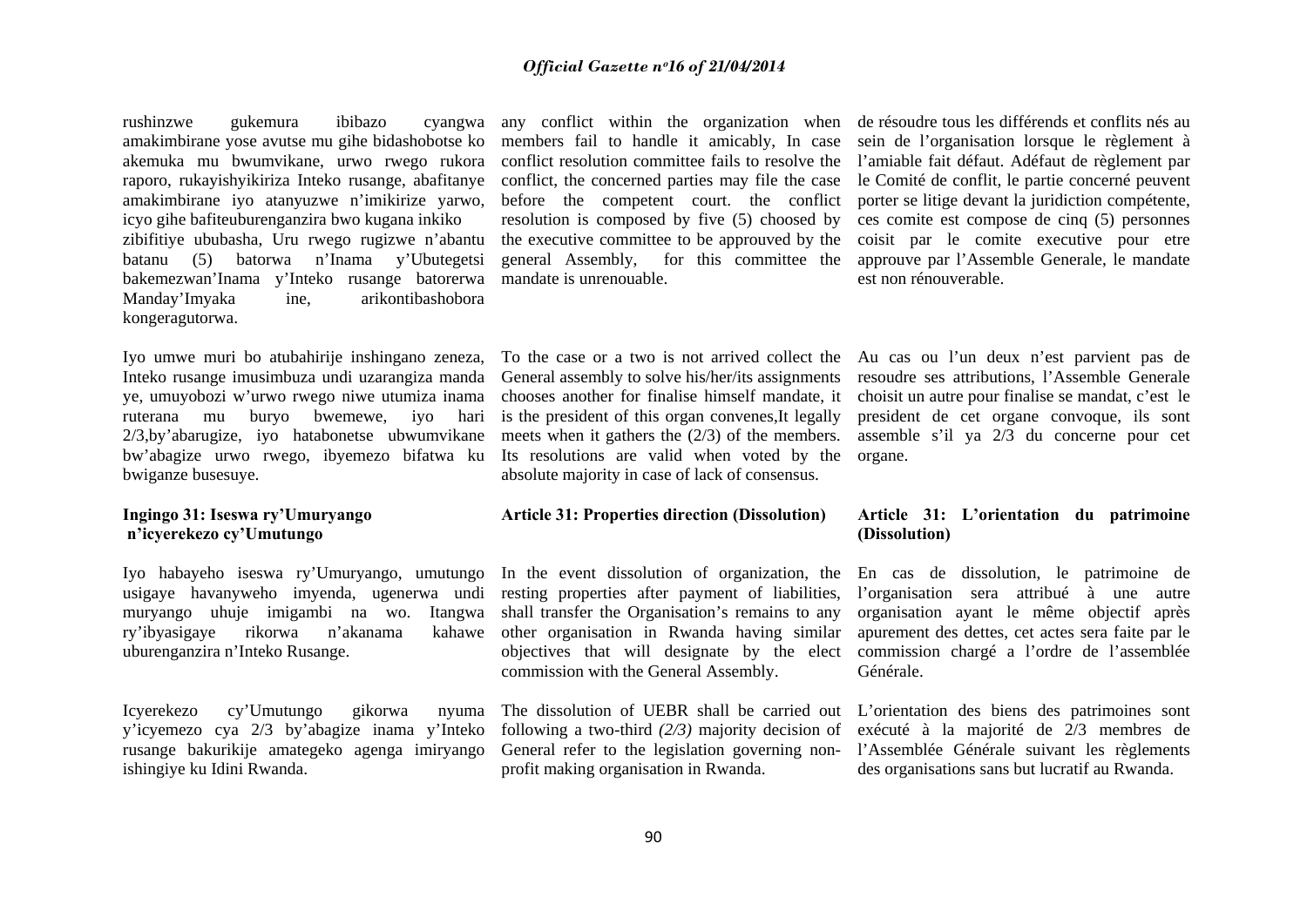rushinzwe gukemura ibibazo cyangwa amakimbirane yose avutse mu gihe bidashobotse ko akemuka mu bwumvikane, urwo rwego rukora raporo, rukayishyikiriza Inteko rusange, abafitanye amakimbirane iyo atanyuzwe n'imikirize yarwo, icyo gihe bafiteuburenganzira bwo kugana inkiko zibifitiye ububasha, Uru rwego rugizwe n'abantu batanu (5) batorwa n'Inama y'Ubutegetsi bakemezwan'Inama y'Inteko rusange batorerwa Manday'Imyaka ine, arikontibashobora kongeragutorwa.

Iyo umwe muri bo atubahirije inshingano zeneza, Inteko rusange imusimbuza undi uzarangiza manda ye, umuyobozi w'urwo rwego niwe utumiza inama ruterana mu buryo bwemewe, iyo hari 2/3,by'abarugize, iyo hatabonetse ubwumvikane bw'abagize urwo rwego, ibyemezo bifatwa ku bwiganze busesuye.

any conflict within the organization when members fail to handle it amicably, In case conflict resolution committee fails to resolve the conflict, the concerned parties may file the case before the competent court. the conflict resolution is composed by five (5) choosed by the executive committee to be approuved by the general Assembly, for this committee the mandate is unrenouable.

To the case or a two is not arrived collect the General assembly to solve his/her/its assignments chooses another for finalise himself mandate, it is the president of this organ convenes,It legally meets when it gathers the (2/3) of the members. Its resolutions are valid when voted by the absolute majority in case of lack of consensus.

de résoudre tous les différends et conflits nés au sein de l'organisation lorsque le règlement à l'amiable fait défaut. Adéfaut de règlement par le Comité de conflit, le partie concerné peuvent porter se litige devant la juridiction compétente, ces comite est compose de cinq (5) personnes coisit par le comite executive pour etre approuve par l'Assemble Generale, le mandate est non rénouverable.

Au cas ou l'un deux n'est parvient pas de resoudre ses attributions, l'Assemble Generale choisit un autre pour finalise se mandat, c'est le president de cet organe convoque, ils sont assemble s'il ya 2/3 du concerne pour cet organe.

**Ingingo 31: Iseswa ry'Umuryango n'icyerekezo cy'Umutungo**

Iyo habayeho iseswa ry'Umuryango, umutungo usigaye havanyweho imyenda, ugenerwa undi muryango uhuje imigambi na wo. Itangwa ry'ibyasigaye rikorwa n'akanama kahawe uburenganzira n'Inteko Rusange.

Icyerekezo cy'Umutungo gikorwa nyuma y'icyemezo cya 2/3 by'abagize inama y'Inteko rusange bakurikije amategeko agenga imiryango ishingiye ku Idini Rwanda.

**Article 31: Properties direction (Dissolution)**

In the event dissolution of organization, the resting properties after payment of liabilities, shall transfer the Organisation's remains to any other organisation in Rwanda having similar objectives that will designate by the elect commission with the General Assembly.

The dissolution of UEBR shall be carried out following a two-third *(2/3)* majority decision of General refer to the legislation governing non-profit making organisation in Rwanda.

**Article 31: L'orientation du patrimoine (Dissolution)**

En cas de dissolution, le patrimoine de l'organisation sera attribué à une autre organisation ayant le même objectif après apurement des dettes, cet actes sera faite par le commission chargé a l'ordre de l'assemblée Générale.

L'orientation des biens des patrimoines sont exécuté à la majorité de 2/3 membres de l'Assemblée Générale suivant les règlements des organisations sans but lucratif au Rwanda.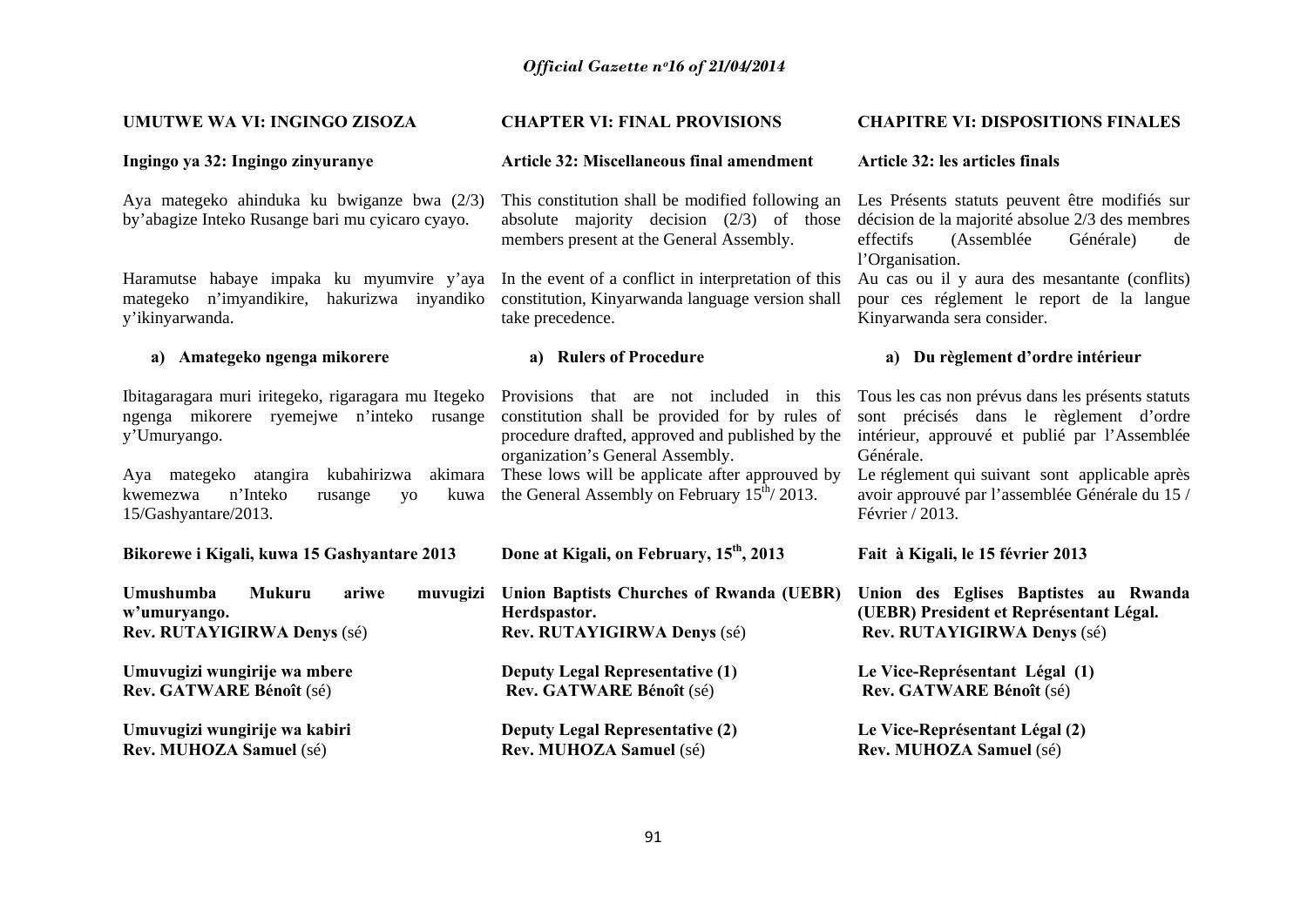**UMUTWE WA VI: INGINGO ZISOZA**

**Ingingo ya 32: Ingingo zinyuranye**

Aya mategeko ahinduka ku bwiganze bwa (2/3) by'abagize Inteko Rusange bari mu cyicaro cyayo.

Haramutse habaye impaka ku myumvire y'aya mategeko n'imyandikire, hakurizwa inyandiko y'ikinyarwanda.

**a) Amategeko ngenga mikorere**

Ibitagaragara muri iritegeko, rigaragara mu Itegeko ngenga mikorere ryemejwe n'inteko rusange y'Umuryango.

Aya mategeko atangira kubahirizwa akimara kwemezwa n'Inteko rusange yo kuwa 15/Gashyantare/2013.

**Bikorewe i Kigali, kuwa 15 Gashyantare 2013**

**Umushumba Mukuru ariwe muvugizi w'umuryango.**
**Rev. RUTAYIGIRWA Denys** (sé)

**Umuvugizi wungirije wa mbere**
**Rev. GATWARE Bénoît** (sé)

**Umuvugizi wungirije wa kabiri**
**Rev. MUHOZA Samuel** (sé)

**CHAPTER VI: FINAL PROVISIONS**

**Article 32: Miscellaneous final amendment**

This constitution shall be modified following an absolute majority decision (2/3) of those members present at the General Assembly.

In the event of a conflict in interpretation of this constitution, Kinyarwanda language version shall take precedence.

**a) Rulers of Procedure**

Provisions that are not included in this constitution shall be provided for by rules of procedure drafted, approved and published by the organization's General Assembly.

These lows will be applicate after approuved by the General Assembly on February 15th/ 2013.

**Done at Kigali, on February, 15th, 2013**

**Union Baptists Churches of Rwanda (UEBR) Herdspastor.**
**Rev. RUTAYIGIRWA Denys** (sé)

**Deputy Legal Representative (1)**
**Rev. GATWARE Bénoît** (sé)

**Deputy Legal Representative (2)**
**Rev. MUHOZA Samuel** (sé)

**CHAPITRE VI: DISPOSITIONS FINALES**

**Article 32: les articles finals**

Les Présents statuts peuvent être modifiés sur décision de la majorité absolue 2/3 des membres effectifs (Assemblée Générale) de l'Organisation.

Au cas ou il y aura des mesantante (conflits) pour ces réglement le report de la langue Kinyarwanda sera consider.

**a) Du règlement d'ordre intérieur**

Tous les cas non prévus dans les présents statuts sont précisés dans le règlement d'ordre intérieur, approuvé et publié par l'Assemblée Générale.

Le réglement qui suivant sont applicable après avoir approuvé par l'assemblée Générale du 15 / Février / 2013.

**Fait à Kigali, le 15 février 2013**

**Union des Eglises Baptistes au Rwanda (UEBR) President et Représentant Légal.**
**Rev. RUTAYIGIRWA Denys** (sé)

**Le Vice-Représentant Légal (1)**
**Rev. GATWARE Bénoît** (sé)

**Le Vice-Représentant Légal (2)**
**Rev. MUHOZA Samuel** (sé)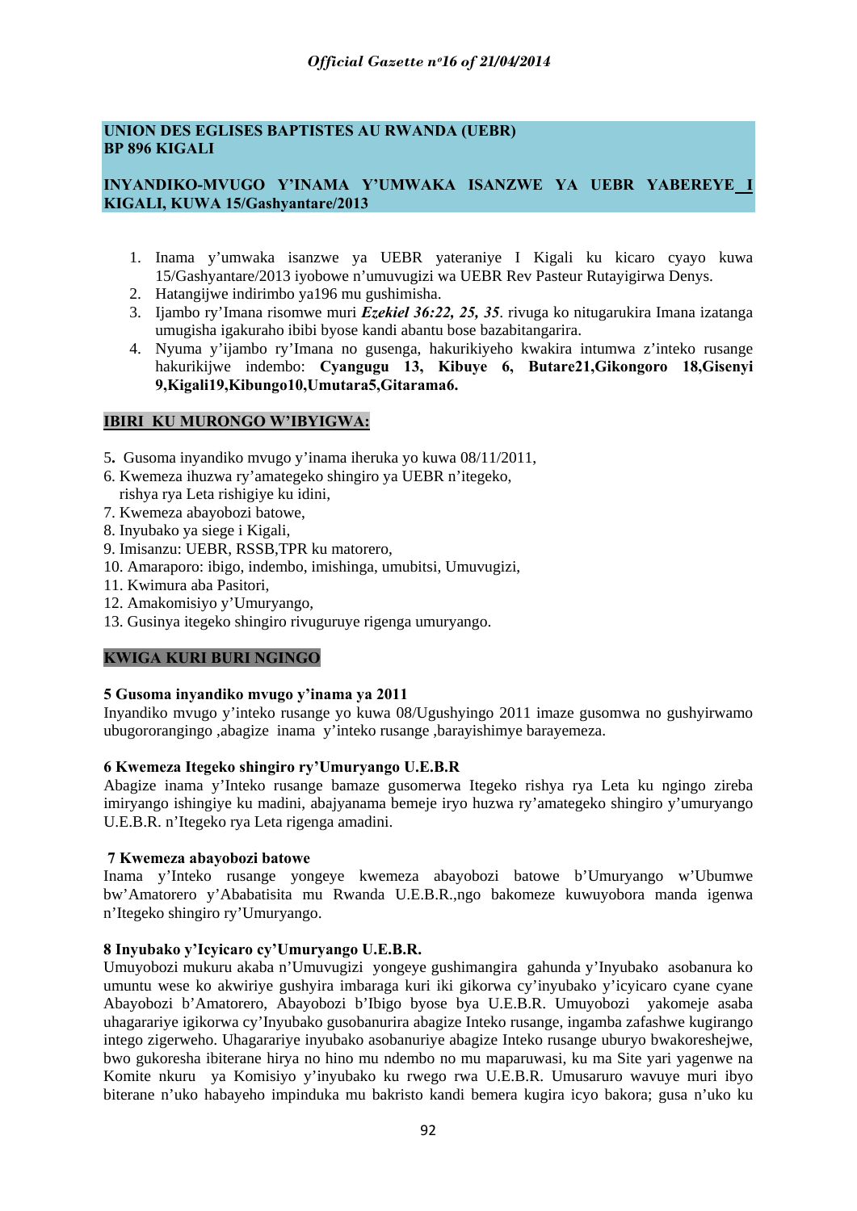**UNION DES EGLISES BAPTISTES AU RWANDA (UEBR)**
**BP 896 KIGALI**

**INYANDIKO-MVUGO Y'INAMA Y'UMWAKA ISANZWE YA UEBR YABEREYE I KIGALI, KUWA 15/Gashyantare/2013**

1. Inama y'umwaka isanzwe ya UEBR yateraniye I Kigali ku kicaro cyayo kuwa 15/Gashyantare/2013 iyobowe n'umuvugizi wa UEBR Rev Pasteur Rutayigirwa Denys.
2. Hatangijwe indirimbo ya196 mu gushimisha.
3. Ijambo ry'Imana risomwe muri ***Ezekiel 36:22, 25, 35***. rivuga ko nitugarukira Imana izatanga umugisha igakuraho ibibi byose kandi abantu bose bazabitangarira.
4. Nyuma y'ijambo ry'Imana no gusenga, hakurikiyeho kwakira intumwa z'inteko rusange hakurikijwe indembo: **Cyangugu 13, Kibuye 6, Butare21,Gikongoro 18,Gisenyi 9,Kigali19,Kibungo10,Umutara5,Gitarama6.**

**IBIRI KU MURONGO W'IBYIGWA:**

5. Gusoma inyandiko mvugo y'inama iheruka yo kuwa 08/11/2011,
6. Kwemeza ihuzwa ry'amategeko shingiro ya UEBR n'itegeko, rishya rya Leta rishigiye ku idini,
7. Kwemeza abayobozi batowe,
8. Inyubako ya siege i Kigali,
9. Imisanzu: UEBR, RSSB,TPR ku matorero,
10. Amaraporo: ibigo, indembo, imishinga, umubitsi, Umuvugizi,
11. Kwimura aba Pasitori,
12. Amakomisiyo y'Umuryango,
13. Gusinya itegeko shingiro rivuguruye rigenga umuryango.

**KWIGA KURI BURI NGINGO**

**5 Gusoma inyandiko mvugo y'inama ya 2011**

Inyandiko mvugo y'inteko rusange yo kuwa 08/Ugushyingo 2011 imaze gusomwa no gushyirwamo ubugororangingo ,abagize inama y'inteko rusange ,barayishimye barayemeza.

**6 Kwemeza Itegeko shingiro ry'Umuryango U.E.B.R**

Abagize inama y'Inteko rusange bamaze gusomerwa Itegeko rishya rya Leta ku ngingo zireba imiryango ishingiye ku madini, abajyanama bemeje iryo huzwa ry'amategeko shingiro y'umuryango U.E.B.R. n'Itegeko rya Leta rigenga amadini.

**7 Kwemeza abayobozi batowe**

Inama y'Inteko rusange yongeye kwemeza abayobozi batowe b'Umuryango w'Ubumwe bw'Amatorero y'Ababatisita mu Rwanda U.E.B.R.,ngo bakomeze kuwuyobora manda igenwa n'Itegeko shingiro ry'Umuryango.

**8 Inyubako y'Icyicaro cy'Umuryango U.E.B.R.**

Umuyobozi mukuru akaba n'Umuvugizi yongeye gushimangira gahunda y'Inyubako asobanura ko umuntu wese ko akwiriye gushyira imbaraga kuri iki gikorwa cy'inyubako y'icyicaro cyane cyane Abayobozi b'Amatorero, Abayobozi b'Ibigo byose bya U.E.B.R. Umuyobozi yakomeje asaba uhagarariye igikorwa cy'Inyubako gusobanurira abagize Inteko rusange, ingamba zafashwe kugirango intego zigerweho. Uhagarariye inyubako asobanuriye abagize Inteko rusange uburyo bwakoreshejwe, bwo gukoresha ibiterane hirya no hino mu ndembo no mu maparuwasi, ku ma Site yari yagenwe na Komite nkuru ya Komisiyo y'inyubako ku rwego rwa U.E.B.R. Umusaruro wavuye muri ibyo biterane n'uko habayeho impinduka mu bakristo kandi bemera kugira icyo bakora; gusa n'uko ku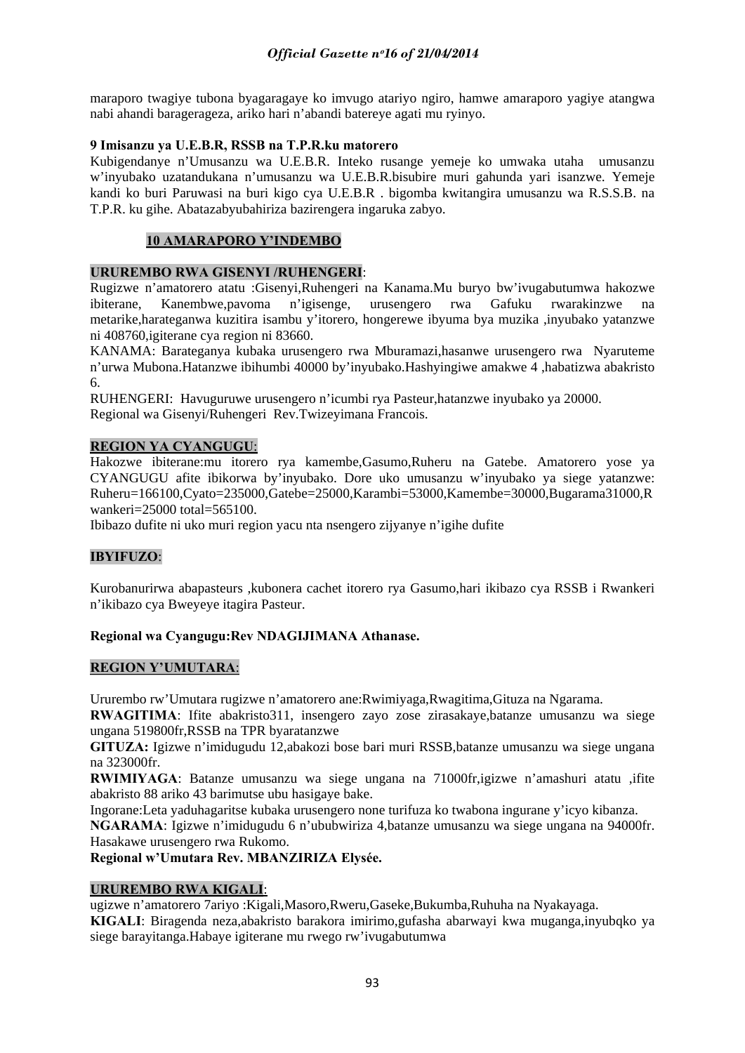maraporo twagiye tubona byagaragaye ko imvugo atariyo ngiro, hamwe amaraporo yagiye atangwa nabi ahandi baragerageza, ariko hari n'abandi batereye agati mu ryinyo.

**9 Imisanzu ya U.E.B.R, RSSB na T.P.R.ku matorero**

Kubigendanye n'Umusanzu wa U.E.B.R. Inteko rusange yemeje ko umwaka utaha umusanzu w'inyubako uzatandukana n'umusanzu wa U.E.B.R.bisubire muri gahunda yari isanzwe. Yemeje kandi ko buri Paruwasi na buri kigo cya U.E.B.R . bigomba kwitangira umusanzu wa R.S.S.B. na T.P.R. ku gihe. Abatazabyubahiriza bazirengera ingaruka zabyo.

**10 AMARAPORO Y'INDEMBO**

**URUREMBO RWA GISENYI /RUHENGERI**:

Rugizwe n'amatorero atatu :Gisenyi,Ruhengeri na Kanama.Mu buryo bw'ivugabutumwa hakozwe ibiterane, Kanembwe,pavoma n'igisenge, urusengero rwa Gafuku rwarakinzwe na metarike,harateganwa kuzitira isambu y'itorero, hongerewe ibyuma bya muzika ,inyubako yatanzwe ni 408760,igiterane cya region ni 83660.

KANAMA: Barateganya kubaka urusengero rwa Mburamazi,hasanwe urusengero rwa Nyaruteme n'urwa Mubona.Hatanzwe ibihumbi 40000 by'inyubako.Hashyingiwe amakwe 4 ,habatizwa abakristo 6.

RUHENGERI: Havuguruwe urusengero n'icumbi rya Pasteur,hatanzwe inyubako ya 20000.

Regional wa Gisenyi/Ruhengeri Rev.Twizeyimana Francois.

**REGION YA CYANGUGU**:

Hakozwe ibiterane:mu itorero rya kamembe,Gasumo,Ruheru na Gatebe. Amatorero yose ya CYANGUGU afite ibikorwa by'inyubako. Dore uko umusanzu w'inyubako ya siege yatanzwe: Ruheru=166100,Cyato=235000,Gatebe=25000,Karambi=53000,Kamembe=30000,Bugarama31000,Rwankeri=25000 total=565100.

Ibibazo dufite ni uko muri region yacu nta nsengero zijyanye n'igihe dufite

**IBYIFUZO**:

Kurobanurirwa abapasteurs ,kubonera cachet itorero rya Gasumo,hari ikibazo cya RSSB i Rwankeri n'ikibazo cya Bweyeye itagira Pasteur.

**Regional wa Cyangugu:Rev NDAGIJIMANA Athanase.**

**REGION Y'UMUTARA**:

Ururembo rw'Umutara rugizwe n'amatorero ane:Rwimiyaga,Rwagitima,Gituza na Ngarama.

**RWAGITIMA**: Ifite abakristo311, insengero zayo zose zirasakaye,batanze umusanzu wa siege ungana 519800fr,RSSB na TPR byaratanzwe

**GITUZA:** Igizwe n'imidugudu 12,abakozi bose bari muri RSSB,batanze umusanzu wa siege ungana na 323000fr.

**RWIMIYAGA**: Batanze umusanzu wa siege ungana na 71000fr,igizwe n'amashuri atatu ,ifite abakristo 88 ariko 43 barimutse ubu hasigaye bake.

Ingorane:Leta yaduhagaritse kubaka urusengero none turifuza ko twabona ingurane y'icyo kibanza.

**NGARAMA**: Igizwe n'imidugudu 6 n'ububwiriza 4,batanze umusanzu wa siege ungana na 94000fr. Hasakawe urusengero rwa Rukomo.

**Regional w'Umutara Rev. MBANZIRIZA Elysée.**

**URUREMBO RWA KIGALI**:

ugizwe n'amatorero 7ariyo :Kigali,Masoro,Rweru,Gaseke,Bukumba,Ruhuha na Nyakayaga.

**KIGALI**: Biragenda neza,abakristo barakora imirimo,gufasha abarwayi kwa muganga,inyubqko ya siege barayitanga.Habaye igiterane mu rwego rw'ivugabutumwa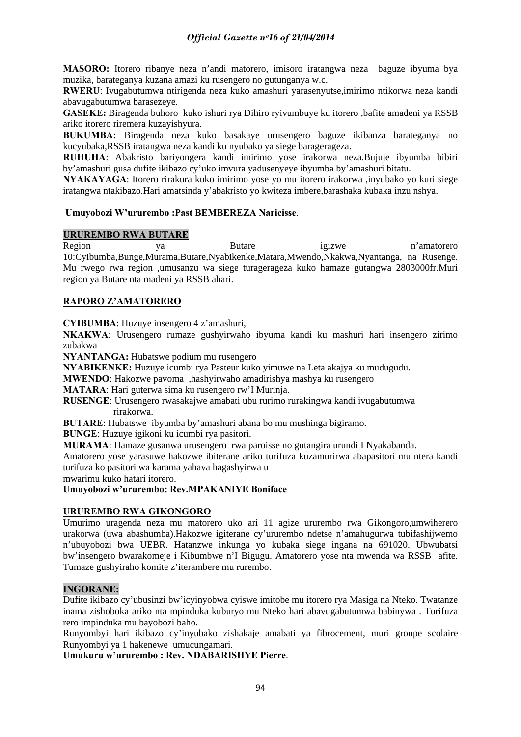**MASORO:** Itorero ribanye neza n'andi matorero, imisoro iratangwa neza baguze ibyuma bya muzika, barateganya kuzana amazi ku rusengero no gutunganya w.c.

**RWERU**: Ivugabutumwa ntirigenda neza kuko amashuri yarasenyutse,imirimo ntikorwa neza kandi abavugabutumwa barasezeye.

**GASEKE:** Biragenda buhoro kuko ishuri rya Dihiro ryivumbuye ku itorero ,bafite amadeni ya RSSB ariko itorero riremera kuzayishyura.

**BUKUMBA:** Biragenda neza kuko basakaye urusengero baguze ikibanza barateganya no kucyubaka,RSSB iratangwa neza kandi ku nyubako ya siege baragerageza.

**RUHUHA**: Abakristo bariyongera kandi imirimo yose irakorwa neza.Bujuje ibyumba bibiri by'amashuri gusa dufite ikibazo cy'uko imvura yadusenyeye ibyumba by'amashuri bitatu.

**NYAKAYAGA**: Itorero rirakura kuko imirimo yose yo mu itorero irakorwa ,inyubako yo kuri siege iratangwa ntakibazo.Hari amatsinda y'abakristo yo kwiteza imbere,barashaka kubaka inzu nshya.

**Umuyobozi W'ururembo :Past BEMBEREZA Naricisse**.

## URUREMBO RWA BUTARE

Region ya Butare igizwe n'amatorero 10:Cyibumba,Bunge,Murama,Butare,Nyabikenke,Matara,Mwendo,Nkakwa,Nyantanga, na Rusenge. Mu rwego rwa region ,umusanzu wa siege turagerageza kuko hamaze gutangwa 2803000fr.Muri region ya Butare nta madeni ya RSSB ahari.

## RAPORO Z'AMATORERO

**CYIBUMBA**: Huzuye insengero 4 z'amashuri,

**NKAKWA**: Urusengero rumaze gushyirwaho ibyuma kandi ku mashuri hari insengero zirimo zubakwa

**NYANTANGA:** Hubatswe podium mu rusengero

**NYABIKENKE:** Huzuye icumbi rya Pasteur kuko yimuwe na Leta akajya ku mudugudu.

**MWENDO**: Hakozwe pavoma ,hashyirwaho amadirishya mashya ku rusengero

**MATARA**: Hari guterwa sima ku rusengero rw'I Murinja.

**RUSENGE**: Urusengero rwasakajwe amabati ubu rurimo rurakingwa kandi ivugabutumwa rirakorwa.

**BUTARE**: Hubatswe ibyumba by'amashuri abana bo mu mushinga bigiramo.

**BUNGE**: Huzuye igikoni ku icumbi rya pasitori.

**MURAMA**: Hamaze gusanwa urusengero rwa paroisse no gutangira urundi I Nyakabanda.

Amatorero yose yarasuwe hakozwe ibiterane ariko turifuza kuzamurirwa abapasitori mu ntera kandi turifuza ko pasitori wa karama yahava hagashyirwa u mwarimu kuko hatari itorero.

**Umuyobozi w'ururembo: Rev.MPAKANIYE Boniface**

## URUREMBO RWA GIKONGORO

Umurimo uragenda neza mu matorero uko ari 11 agize ururembo rwa Gikongoro,umwiherero urakorwa (uwa abashumba).Hakozwe igiterane cy'ururembo ndetse n'amahugurwa tubifashijwemo n'ubuyobozi bwa UEBR. Hatanzwe inkunga yo kubaka siege ingana na 691020. Ubwubatsi bw'insengero bwarakomeje i Kibumbwe n'I Bigugu. Amatorero yose nta mwenda wa RSSB afite. Tumaze gushyiraho komite z'iterambere mu rurembo.

## INGORANE:

Dufite ikibazo cy'ubusinzi bw'icyinyobwa cyiswe imitobe mu itorero rya Masiga na Nteko. Twatanze inama zishoboka ariko nta mpinduka kuburyo mu Nteko hari abavugabutumwa babinywa . Turifuza rero impinduka mu bayobozi baho.

Runyombyi hari ikibazo cy'inyubako zishakaje amabati ya fibrocement, muri groupe scolaire Runyombyi ya 1 hakenewe umucungamari.

**Umukuru w'ururembo : Rev. NDABARISHYE Pierre**.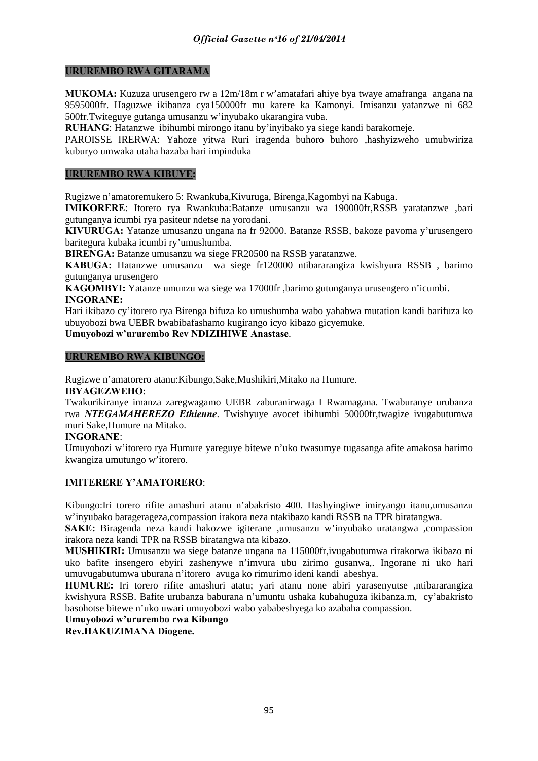**URUREMBO RWA GITARAMA**

**MUKOMA:** Kuzuza urusengero rw a 12m/18m r w'amatafari ahiye bya twaye amafranga angana na 9595000fr. Haguzwe ikibanza cya150000fr mu karere ka Kamonyi. Imisanzu yatanzwe ni 682 500fr.Twiteguye gutanga umusanzu w'inyubako ukarangira vuba.

**RUHANG**: Hatanzwe ibihumbi mirongo itanu by'inyibako ya siege kandi barakomeje.

PAROISSE IRERWA: Yahoze yitwa Ruri iragenda buhoro buhoro ,hashyizweho umubwiriza kuburyo umwaka utaha hazaba hari impinduka

**URUREMBO RWA KIBUYE:**

Rugizwe n'amatoremukero 5: Rwankuba,Kivuruga, Birenga,Kagombyi na Kabuga.

**IMIKORERE**: Itorero rya Rwankuba:Batanze umusanzu wa 190000fr,RSSB yaratanzwe ,bari gutunganya icumbi rya pasiteur ndetse na yorodani.

**KIVURUGA:** Yatanze umusanzu ungana na fr 92000. Batanze RSSB, bakoze pavoma y'urusengero baritegura kubaka icumbi ry'umushumba.

**BIRENGA:** Batanze umusanzu wa siege FR20500 na RSSB yaratanzwe.

**KABUGA:** Hatanzwe umusanzu wa siege fr120000 ntibararangiza kwishyura RSSB , barimo gutunganya urusengero

**KAGOMBYI:** Yatanze umunzu wa siege wa 17000fr ,barimo gutunganya urusengero n'icumbi.

**INGORANE:**

Hari ikibazo cy'itorero rya Birenga bifuza ko umushumba wabo yahabwa mutation kandi barifuza ko ubuyobozi bwa UEBR bwabibafashamo kugirango icyo kibazo gicyemuke.

**Umuyobozi w'ururembo Rev NDIZIHIWE Anastase**.

**URUREMBO RWA KIBUNGO:**

Rugizwe n'amatorero atanu:Kibungo,Sake,Mushikiri,Mitako na Humure.

**IBYAGEZWEHO**:

Twakurikiranye imanza zaregwagamo UEBR zaburanirwaga I Rwamagana. Twaburanye urubanza rwa ***NTEGAMAHEREZO Ethienne***. Twishyuye avocet ibihumbi 50000fr,twagize ivugabutumwa muri Sake,Humure na Mitako.

**INGORANE**:

Umuyobozi w'itorero rya Humure yareguye bitewe n'uko twasumye tugasanga afite amakosa harimo kwangiza umutungo w'itorero.

**IMITERERE Y'AMATORERO**:

Kibungo:Iri torero rifite amashuri atanu n'abakristo 400. Hashyingiwe imiryango itanu,umusanzu w'inyubako baragerageza,compassion irakora neza ntakibazo kandi RSSB na TPR biratangwa.

**SAKE:** Biragenda neza kandi hakozwe igiterane ,umusanzu w'inyubako uratangwa ,compassion irakora neza kandi TPR na RSSB biratangwa nta kibazo.

**MUSHIKIRI:** Umusanzu wa siege batanze ungana na 115000fr,ivugabutumwa rirakorwa ikibazo ni uko bafite insengero ebyiri zashenywe n'imvura ubu zirimo gusanwa,. Ingorane ni uko hari umuvugabutumwa uburana n'itorero avuga ko rimurimo ideni kandi abeshya.

**HUMURE:** Iri torero rifite amashuri atatu; yari atanu none abiri yarasenyutse ,ntibararangiza kwishyura RSSB. Bafite urubanza baburana n'umuntu ushaka kubahuguza ikibanza.m, cy'abakristo basohotse bitewe n'uko uwari umuyobozi wabo yababeshyega ko azabaha compassion.

**Umuyobozi w'ururembo rwa Kibungo**

**Rev.HAKUZIMANA Diogene.**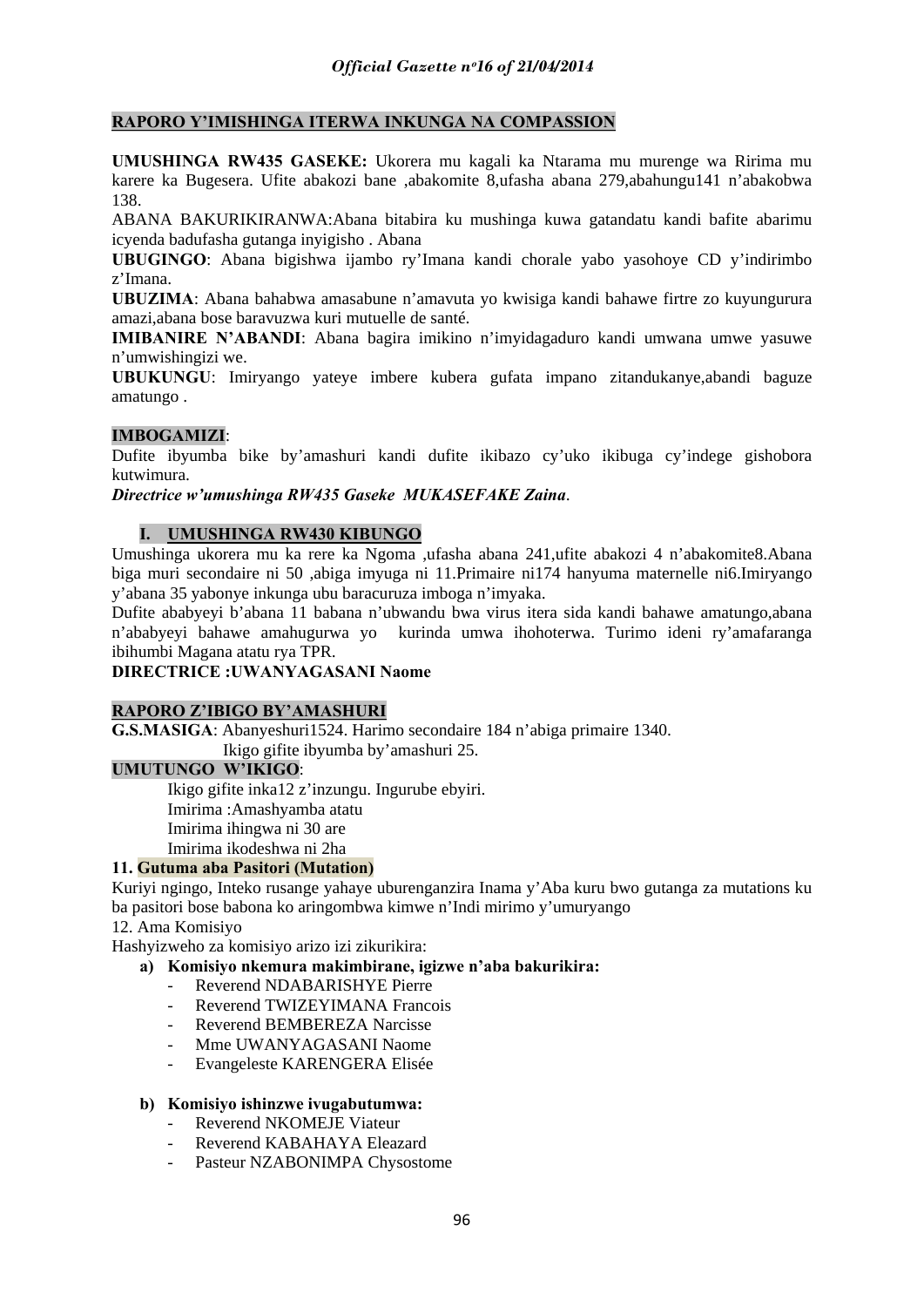**RAPORO Y'IMISHINGA ITERWA INKUNGA NA COMPASSION**

**UMUSHINGA RW435 GASEKE:** Ukorera mu kagali ka Ntarama mu murenge wa Ririma mu karere ka Bugesera. Ufite abakozi bane ,abakomite 8,ufasha abana 279,abahungu141 n'abakobwa 138.

ABANA BAKURIKIRANWA:Abana bitabira ku mushinga kuwa gatandatu kandi bafite abarimu icyenda badufasha gutanga inyigisho . Abana

**UBUGINGO**: Abana bigishwa ijambo ry'Imana kandi chorale yabo yasohoye CD y'indirimbo z'Imana.

**UBUZIMA**: Abana bahabwa amasabune n'amavuta yo kwisiga kandi bahawe firtre zo kuyungurura amazi,abana bose baravuzwa kuri mutuelle de santé.

**IMIBANIRE N'ABANDI**: Abana bagira imikino n'imyidagaduro kandi umwana umwe yasuwe n'umwishingizi we.

**UBUKUNGU**: Imiryango yateye imbere kubera gufata impano zitandukanye,abandi baguze amatungo .

**IMBOGAMIZI**:

Dufite ibyumba bike by'amashuri kandi dufite ikibazo cy'uko ikibuga cy'indege gishobora kutwimura.

***Directrice w'umushinga RW435 Gaseke MUKASEFAKE Zaina***.

**I. UMUSHINGA RW430 KIBUNGO**

Umushinga ukorera mu ka rere ka Ngoma ,ufasha abana 241,ufite abakozi 4 n'abakomite8.Abana biga muri secondaire ni 50 ,abiga imyuga ni 11.Primaire ni174 hanyuma maternelle ni6.Imiryango y'abana 35 yabonye inkunga ubu baracuruza imboga n'imyaka.

Dufite ababyeyi b'abana 11 babana n'ubwandu bwa virus itera sida kandi bahawe amatungo,abana n'ababyeyi bahawe amahugurwa yo kurinda umwa ihohoterwa. Turimo ideni ry'amafaranga ibihumbi Magana atatu rya TPR.

**DIRECTRICE :UWANYAGASANI Naome**

**RAPORO Z'IBIGO BY'AMASHURI**

**G.S.MASIGA**: Abanyeshuri1524. Harimo secondaire 184 n'abiga primaire 1340.

Ikigo gifite ibyumba by'amashuri 25.

**UMUTUNGO W'IKIGO**:

Ikigo gifite inka12 z'inzungu. Ingurube ebyiri.

Imirima :Amashyamba atatu

Imirima ihingwa ni 30 are

Imirima ikodeshwa ni 2ha

**11. Gutuma aba Pasitori (Mutation)**

Kuriyi ngingo, Inteko rusange yahaye uburenganzira Inama y'Aba kuru bwo gutanga za mutations ku ba pasitori bose babona ko aringombwa kimwe n'Indi mirimo y'umuryango

12. Ama Komisiyo

Hashyizweho za komisiyo arizo izi zikurikira:

**a) Komisiyo nkemura makimbirane, igizwe n'aba bakurikira:**

- Reverend NDABARISHYE Pierre
- Reverend TWIZEYIMANA Francois
- Reverend BEMBEREZA Narcisse
- Mme UWANYAGASANI Naome
- Evangeleste KARENGERA Elisée

**b) Komisiyo ishinzwe ivugabutumwa:**

- Reverend NKOMEJE Viateur
- Reverend KABAHAYA Eleazard
- Pasteur NZABONIMPA Chysostome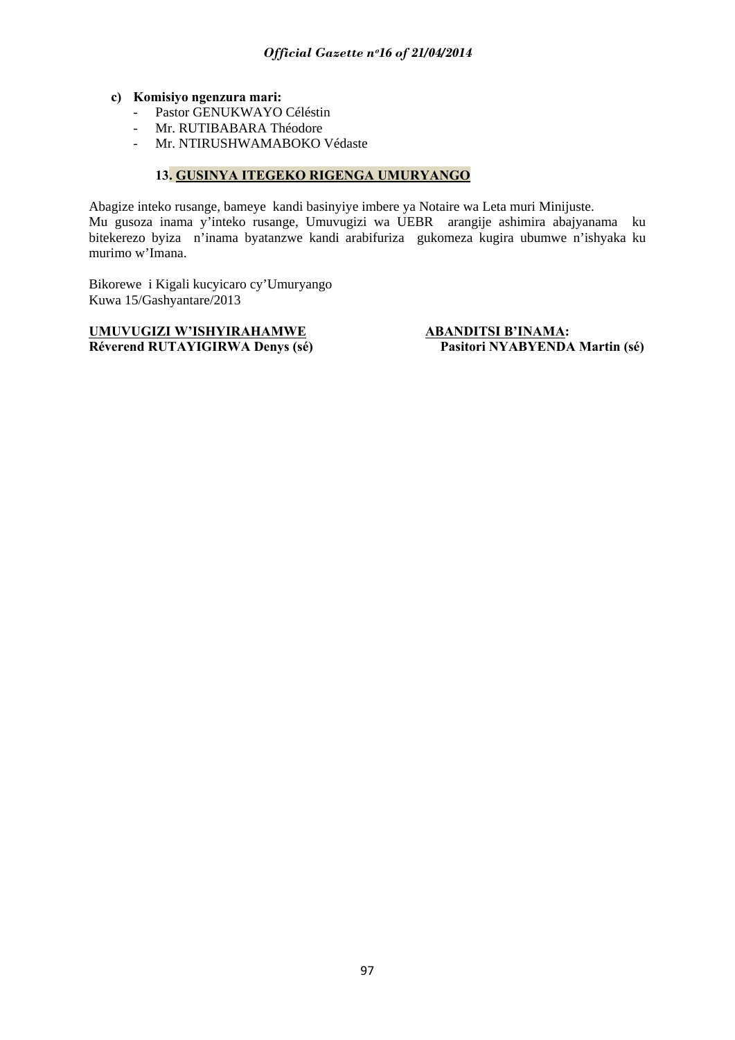**c) Komisiyo ngenzura mari:**

- Pastor GENUKWAYO Céléstin
- Mr. RUTIBABARA Théodore
- Mr. NTIRUSHWAMABOKO Védaste

**13. <u>GUSINYA ITEGEKO RIGENGA UMURYANGO</u>**

Abagize inteko rusange, bameye kandi basinyiye imbere ya Notaire wa Leta muri Minijuste.
Mu gusoza inama y'inteko rusange, Umuvugizi wa UEBR arangije ashimira abajyanama ku bitekerezo byiza n'inama byatanzwe kandi arabifuriza gukomeza kugira ubumwe n'ishyaka ku murimo w'Imana.

Bikorewe i Kigali kucyicaro cy'Umuryango
Kuwa 15/Gashyantare/2013

**<u>UMUVUGIZI W'ISHYIRAHAMWE</u>**
**Réverend RUTAYIGIRWA Denys (sé)**

**<u>ABANDITSI B'INAMA</u>:**
**Pasitori NYABYENDA Martin (sé)**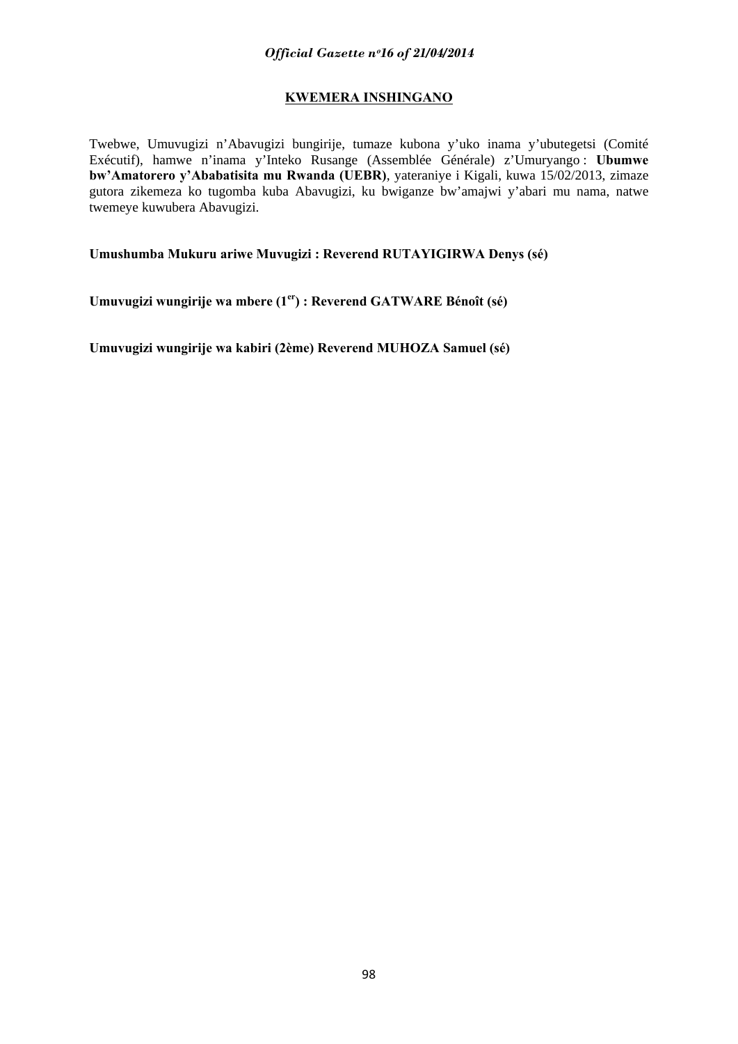## KWEMERA INSHINGANO

Twebwe, Umuvugizi n'Abavugizi bungirije, tumaze kubona y'uko inama y'ubutegetsi (Comité Exécutif), hamwe n'inama y'Inteko Rusange (Assemblée Générale) z'Umuryango : **Ubumwe bw'Amatorero y'Ababatisita mu Rwanda (UEBR)**, yateraniye i Kigali, kuwa 15/02/2013, zimaze gutora zikemeza ko tugomba kuba Abavugizi, ku bwiganze bw'amajwi y'abari mu nama, natwe twemeye kuwubera Abavugizi.

**Umushumba Mukuru ariwe Muvugizi : Reverend RUTAYIGIRWA Denys (sé)**

**Umuvugizi wungirije wa mbere (1er) : Reverend GATWARE Bénoît (sé)**

**Umuvugizi wungirije wa kabiri (2ème) Reverend MUHOZA Samuel (sé)**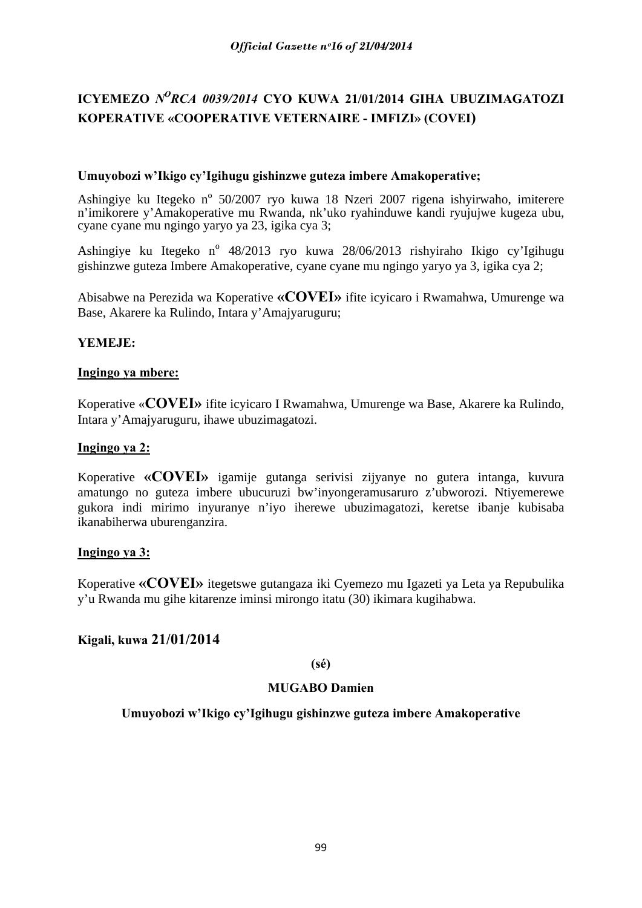# ICYEMEZO $N^{O}$*RCA 0039/2014* CYO KUWA 21/01/2014 GIHA UBUZIMAGATOZI KOPERATIVE «COOPERATIVE VETERNAIRE - IMFIZI» (COVEI)

**Umuyobozi w'Ikigo cy'Igihugu gishinzwe guteza imbere Amakoperative;**

Ashingiye ku Itegeko n° 50/2007 ryo kuwa 18 Nzeri 2007 rigena ishyirwaho, imiterere n'imikorere y'Amakoperative mu Rwanda, nk'uko ryahinduwe kandi ryujujwe kugeza ubu, cyane cyane mu ngingo yaryo ya 23, igika cya 3;

Ashingiye ku Itegeko n° 48/2013 ryo kuwa 28/06/2013 rishyiraho Ikigo cy'Igihugu gishinzwe guteza Imbere Amakoperative, cyane cyane mu ngingo yaryo ya 3, igika cya 2;

Abisabwe na Perezida wa Koperative **«COVEI»** ifite icyicaro i Rwamahwa, Umurenge wa Base, Akarere ka Rulindo, Intara y'Amajyaruguru;

**YEMEJE:**

**Ingingo ya mbere:**

Koperative «**COVEI»** ifite icyicaro I Rwamahwa, Umurenge wa Base, Akarere ka Rulindo, Intara y'Amajyaruguru, ihawe ubuzimagatozi.

**Ingingo ya 2:**

Koperative **«COVEI»** igamije gutanga serivisi zijyanye no gutera intanga, kuvura amatungo no guteza imbere ubucuruzi bw'inyongeramusaruro z'ubworozi. Ntiyemerewe gukora indi mirimo inyuranye n'iyo iherewe ubuzimagatozi, keretse ibanje kubisaba ikanabiherwa uburenganzira.

**Ingingo ya 3:**

Koperative **«COVEI»** itegetswe gutangaza iki Cyemezo mu Igazeti ya Leta ya Repubulika y'u Rwanda mu gihe kitarenze iminsi mirongo itatu (30) ikimara kugihabwa.

**Kigali, kuwa 21/01/2014**

**(sé)**

**MUGABO Damien**

**Umuyobozi w'Ikigo cy'Igihugu gishinzwe guteza imbere Amakoperative**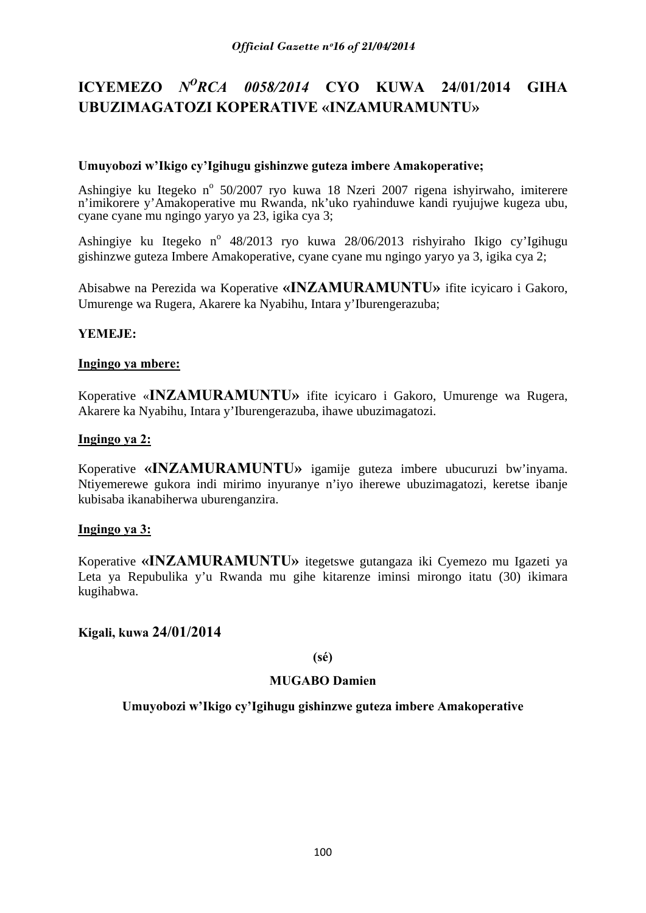# ICYEMEZO *N^O^RCA 0058/2014* CYO KUWA 24/01/2014 GIHA UBUZIMAGATOZI KOPERATIVE «INZAMURAMUNTU»

**Umuyobozi w'Ikigo cy'Igihugu gishinzwe guteza imbere Amakoperative;**

Ashingiye ku Itegeko n° 50/2007 ryo kuwa 18 Nzeri 2007 rigena ishyirwaho, imiterere n'imikorere y'Amakoperative mu Rwanda, nk'uko ryahinduwe kandi ryujujwe kugeza ubu, cyane cyane mu ngingo yaryo ya 23, igika cya 3;

Ashingiye ku Itegeko n° 48/2013 ryo kuwa 28/06/2013 rishyiraho Ikigo cy'Igihugu gishinzwe guteza Imbere Amakoperative, cyane cyane mu ngingo yaryo ya 3, igika cya 2;

Abisabwe na Perezida wa Koperative **«INZAMURAMUNTU»** ifite icyicaro i Gakoro, Umurenge wa Rugera, Akarere ka Nyabihu, Intara y'Iburengerazuba;

**YEMEJE:**

**<u>Ingingo ya mbere:</u>**

Koperative «**INZAMURAMUNTU»** ifite icyicaro i Gakoro, Umurenge wa Rugera, Akarere ka Nyabihu, Intara y'Iburengerazuba, ihawe ubuzimagatozi.

**<u>Ingingo ya 2:</u>**

Koperative **«INZAMURAMUNTU»** igamije guteza imbere ubucuruzi bw'inyama. Ntiyemerewe gukora indi mirimo inyuranye n'iyo iherewe ubuzimagatozi, keretse ibanje kubisaba ikanabiherwa uburenganzira.

**<u>Ingingo ya 3:</u>**

Koperative **«INZAMURAMUNTU»** itegetswe gutangaza iki Cyemezo mu Igazeti ya Leta ya Repubulika y'u Rwanda mu gihe kitarenze iminsi mirongo itatu (30) ikimara kugihabwa.

**Kigali, kuwa 24/01/2014**

**(sé)**

**MUGABO Damien**

**Umuyobozi w'Ikigo cy'Igihugu gishinzwe guteza imbere Amakoperative**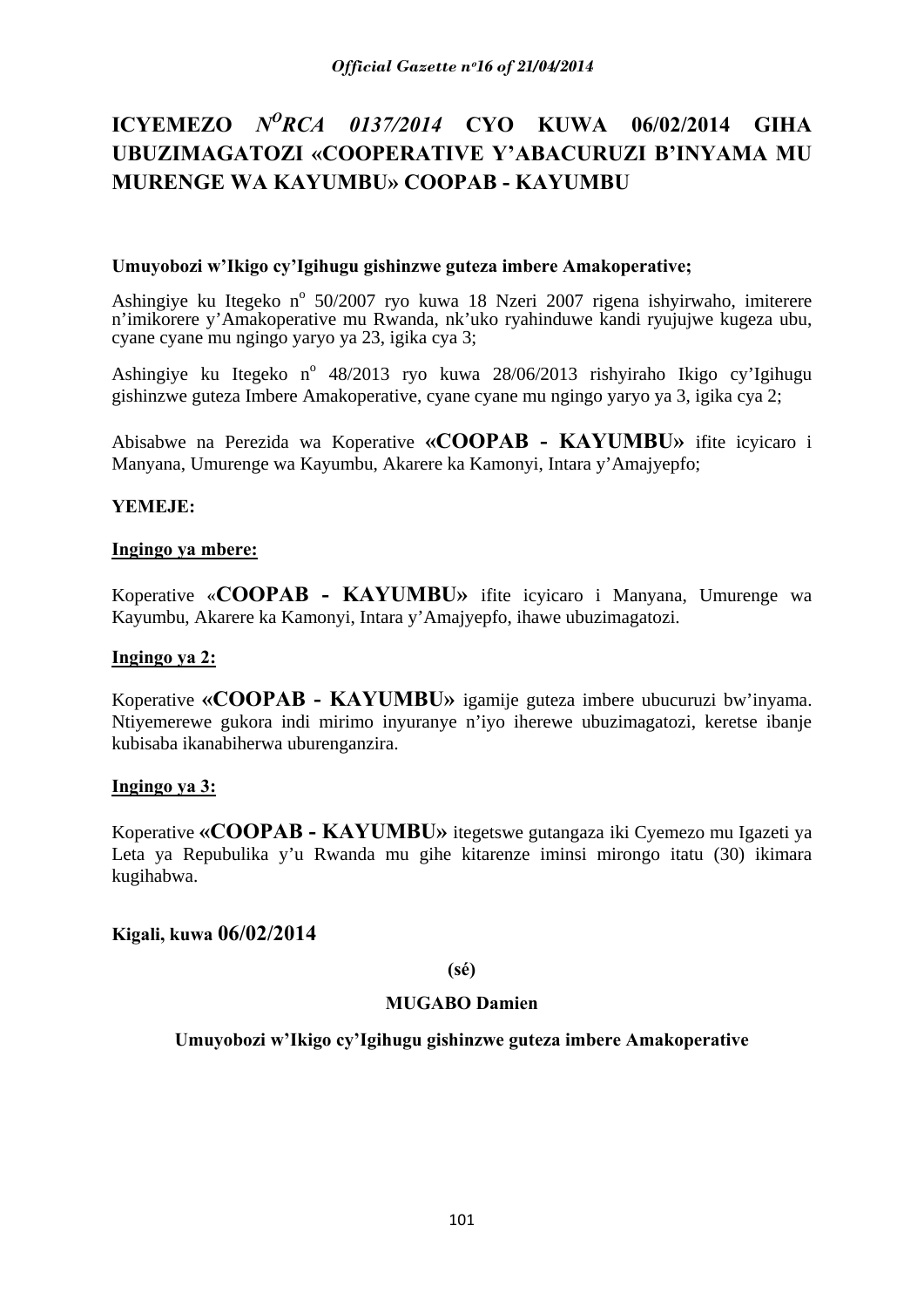# ICYEMEZO *N°RCA 0137/2014* CYO KUWA 06/02/2014 GIHA UBUZIMAGATOZI «COOPERATIVE Y'ABACURUZI B'INYAMA MU MURENGE WA KAYUMBU» COOPAB - KAYUMBU

**Umuyobozi w'Ikigo cy'Igihugu gishinzwe guteza imbere Amakoperative;**

Ashingiye ku Itegeko n° 50/2007 ryo kuwa 18 Nzeri 2007 rigena ishyirwaho, imiterere n'imikorere y'Amakoperative mu Rwanda, nk'uko ryahinduwe kandi ryujujwe kugeza ubu, cyane cyane mu ngingo yaryo ya 23, igika cya 3;

Ashingiye ku Itegeko n° 48/2013 ryo kuwa 28/06/2013 rishyiraho Ikigo cy'Igihugu gishinzwe guteza Imbere Amakoperative, cyane cyane mu ngingo yaryo ya 3, igika cya 2;

Abisabwe na Perezida wa Koperative **«COOPAB - KAYUMBU»** ifite icyicaro i Manyana, Umurenge wa Kayumbu, Akarere ka Kamonyi, Intara y'Amajyepfo;

**YEMEJE:**

**Ingingo ya mbere:**

Koperative «**COOPAB - KAYUMBU»** ifite icyicaro i Manyana, Umurenge wa Kayumbu, Akarere ka Kamonyi, Intara y'Amajyepfo, ihawe ubuzimagatozi.

**Ingingo ya 2:**

Koperative **«COOPAB - KAYUMBU»** igamije guteza imbere ubucuruzi bw'inyama. Ntiyemerewe gukora indi mirimo inyuranye n'iyo iherewe ubuzimagatozi, keretse ibanje kubisaba ikanabiherwa uburenganzira.

**Ingingo ya 3:**

Koperative **«COOPAB - KAYUMBU»** itegetswe gutangaza iki Cyemezo mu Igazeti ya Leta ya Repubulika y'u Rwanda mu gihe kitarenze iminsi mirongo itatu (30) ikimara kugihabwa.

**Kigali, kuwa 06/02/2014**

**(sé)**

**MUGABO Damien**

**Umuyobozi w'Ikigo cy'Igihugu gishinzwe guteza imbere Amakoperative**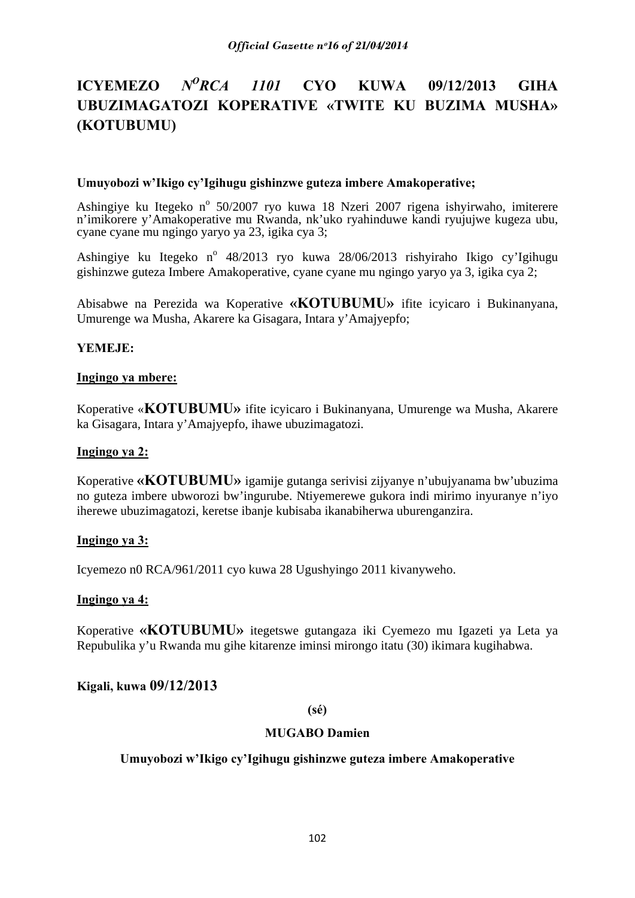# ICYEMEZO *N$^{O}$RCA 1101* CYO KUWA 09/12/2013 GIHA UBUZIMAGATOZI KOPERATIVE «TWITE KU BUZIMA MUSHA» (KOTUBUMU)

**Umuyobozi w'Ikigo cy'Igihugu gishinzwe guteza imbere Amakoperative;**

Ashingiye ku Itegeko n$^{o}$ 50/2007 ryo kuwa 18 Nzeri 2007 rigena ishyirwaho, imiterere n'imikorere y'Amakoperative mu Rwanda, nk'uko ryahinduwe kandi ryujujwe kugeza ubu, cyane cyane mu ngingo yaryo ya 23, igika cya 3;

Ashingiye ku Itegeko n$^{o}$ 48/2013 ryo kuwa 28/06/2013 rishyiraho Ikigo cy'Igihugu gishinzwe guteza Imbere Amakoperative, cyane cyane mu ngingo yaryo ya 3, igika cya 2;

Abisabwe na Perezida wa Koperative **«KOTUBUMU»** ifite icyicaro i Bukinanyana, Umurenge wa Musha, Akarere ka Gisagara, Intara y'Amajyepfo;

**YEMEJE:**

**<u>Ingingo ya mbere:</u>**

Koperative «**KOTUBUMU»** ifite icyicaro i Bukinanyana, Umurenge wa Musha, Akarere ka Gisagara, Intara y'Amajyepfo, ihawe ubuzimagatozi.

**<u>Ingingo ya 2:</u>**

Koperative **«KOTUBUMU»** igamije gutanga serivisi zijyanye n'ubujyanama bw'ubuzima no guteza imbere ubworozi bw'ingurube. Ntiyemerewe gukora indi mirimo inyuranye n'iyo iherewe ubuzimagatozi, keretse ibanje kubisaba ikanabiherwa uburenganzira.

**<u>Ingingo ya 3:</u>**

Icyemezo n0 RCA/961/2011 cyo kuwa 28 Ugushyingo 2011 kivanyweho.

**<u>Ingingo ya 4:</u>**

Koperative **«KOTUBUMU»** itegetswe gutangaza iki Cyemezo mu Igazeti ya Leta ya Repubulika y'u Rwanda mu gihe kitarenze iminsi mirongo itatu (30) ikimara kugihabwa.

**Kigali, kuwa 09/12/2013**

**(sé)**

**MUGABO Damien**

**Umuyobozi w'Ikigo cy'Igihugu gishinzwe guteza imbere Amakoperative**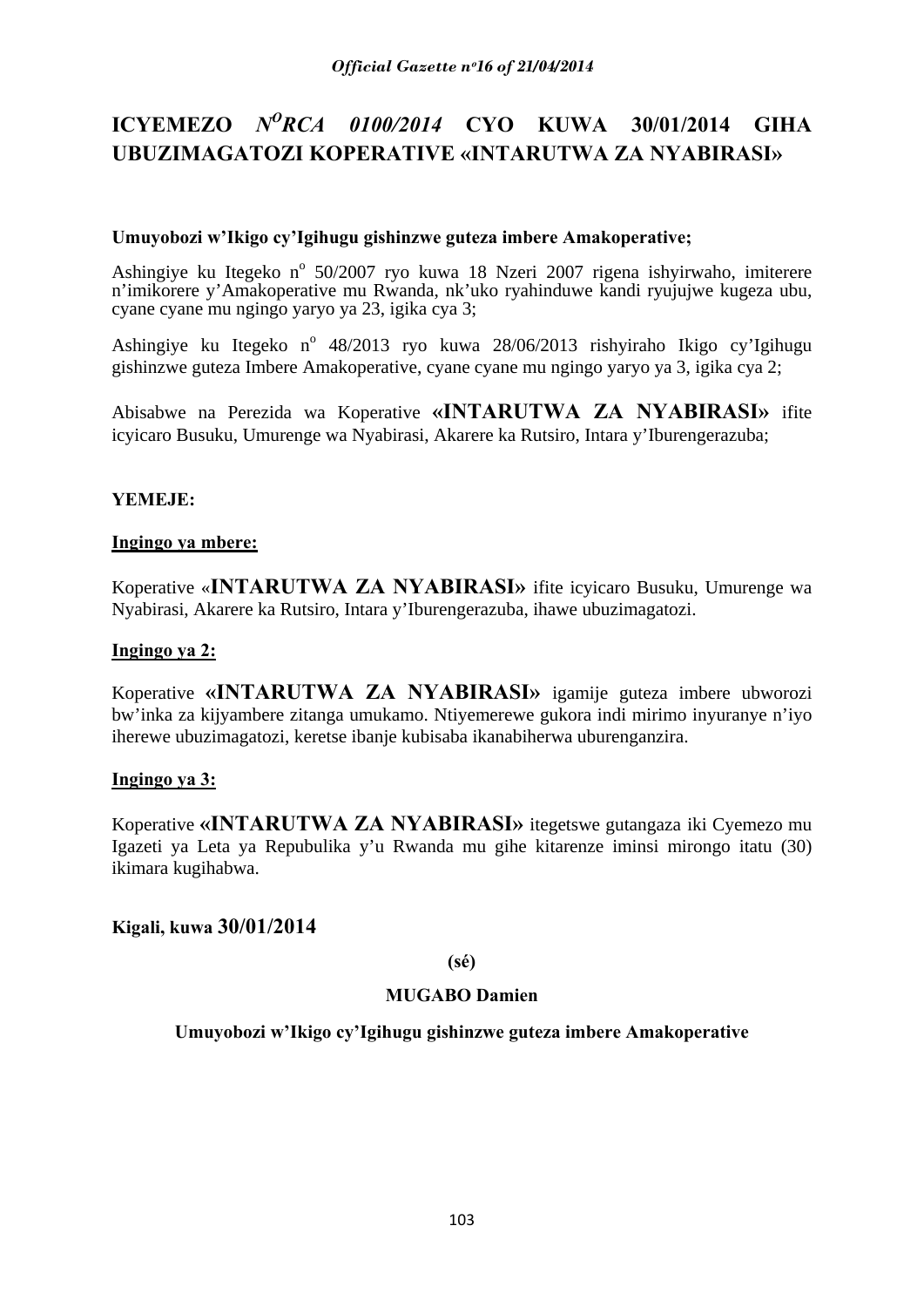# ICYEMEZO *N[o]RCA 0100/2014* CYO KUWA 30/01/2014 GIHA UBUZIMAGATOZI KOPERATIVE «INTARUTWA ZA NYABIRASI»

**Umuyobozi w'Ikigo cy'Igihugu gishinzwe guteza imbere Amakoperative;**

Ashingiye ku Itegeko n[o] 50/2007 ryo kuwa 18 Nzeri 2007 rigena ishyirwaho, imiterere n'imikorere y'Amakoperative mu Rwanda, nk'uko ryahinduwe kandi ryujujwe kugeza ubu, cyane cyane mu ngingo yaryo ya 23, igika cya 3;

Ashingiye ku Itegeko n[o] 48/2013 ryo kuwa 28/06/2013 rishyiraho Ikigo cy'Igihugu gishinzwe guteza Imbere Amakoperative, cyane cyane mu ngingo yaryo ya 3, igika cya 2;

Abisabwe na Perezida wa Koperative **«INTARUTWA ZA NYABIRASI»** ifite icyicaro Busuku, Umurenge wa Nyabirasi, Akarere ka Rutsiro, Intara y'Iburengerazuba;

**YEMEJE:**

**<u>Ingingo ya mbere:</u>**

Koperative «**INTARUTWA ZA NYABIRASI»** ifite icyicaro Busuku, Umurenge wa Nyabirasi, Akarere ka Rutsiro, Intara y'Iburengerazuba, ihawe ubuzimagatozi.

**<u>Ingingo ya 2:</u>**

Koperative **«INTARUTWA ZA NYABIRASI»** igamije guteza imbere ubworozi bw'inka za kijyambere zitanga umukamo. Ntiyemerewe gukora indi mirimo inyuranye n'iyo iherewe ubuzimagatozi, keretse ibanje kubisaba ikanabiherwa uburenganzira.

**<u>Ingingo ya 3:</u>**

Koperative **«INTARUTWA ZA NYABIRASI»** itegetswe gutangaza iki Cyemezo mu Igazeti ya Leta ya Repubulika y'u Rwanda mu gihe kitarenze iminsi mirongo itatu (30) ikimara kugihabwa.

**Kigali, kuwa 30/01/2014**

**(sé)**

**MUGABO Damien**

**Umuyobozi w'Ikigo cy'Igihugu gishinzwe guteza imbere Amakoperative**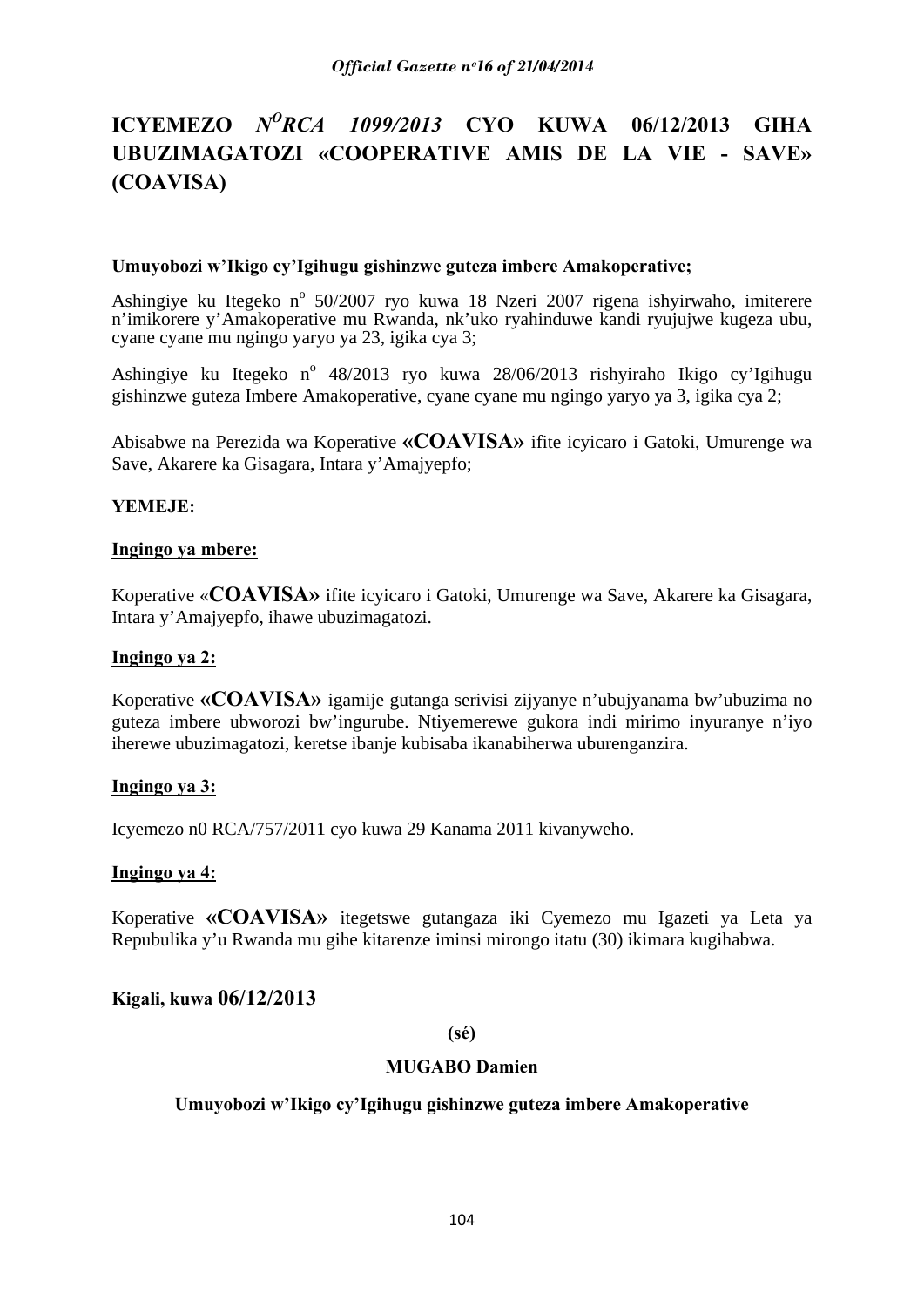# ICYEMEZO $N^{O}$*RCA 1099/2013* CYO KUWA 06/12/2013 GIHA UBUZIMAGATOZI «COOPERATIVE AMIS DE LA VIE - SAVE» (COAVISA)

**Umuyobozi w'Ikigo cy'Igihugu gishinzwe guteza imbere Amakoperative;**

Ashingiye ku Itegeko n° 50/2007 ryo kuwa 18 Nzeri 2007 rigena ishyirwaho, imiterere n'imikorere y'Amakoperative mu Rwanda, nk'uko ryahinduwe kandi ryujujwe kugeza ubu, cyane cyane mu ngingo yaryo ya 23, igika cya 3;

Ashingiye ku Itegeko n° 48/2013 ryo kuwa 28/06/2013 rishyiraho Ikigo cy'Igihugu gishinzwe guteza Imbere Amakoperative, cyane cyane mu ngingo yaryo ya 3, igika cya 2;

Abisabwe na Perezida wa Koperative **«COAVISA»** ifite icyicaro i Gatoki, Umurenge wa Save, Akarere ka Gisagara, Intara y'Amajyepfo;

**YEMEJE:**

**Ingingo ya mbere:**

Koperative «**COAVISA»** ifite icyicaro i Gatoki, Umurenge wa Save, Akarere ka Gisagara, Intara y'Amajyepfo, ihawe ubuzimagatozi.

**Ingingo ya 2:**

Koperative **«COAVISA»** igamije gutanga serivisi zijyanye n'ubujyanama bw'ubuzima no guteza imbere ubworozi bw'ingurube. Ntiyemerewe gukora indi mirimo inyuranye n'iyo iherewe ubuzimagatozi, keretse ibanje kubisaba ikanabiherwa uburenganzira.

**Ingingo ya 3:**

Icyemezo n0 RCA/757/2011 cyo kuwa 29 Kanama 2011 kivanyweho.

**Ingingo ya 4:**

Koperative **«COAVISA»** itegetswe gutangaza iki Cyemezo mu Igazeti ya Leta ya Repubulika y'u Rwanda mu gihe kitarenze iminsi mirongo itatu (30) ikimara kugihabwa.

**Kigali, kuwa 06/12/2013**

**(sé)**

**MUGABO Damien**

**Umuyobozi w'Ikigo cy'Igihugu gishinzwe guteza imbere Amakoperative**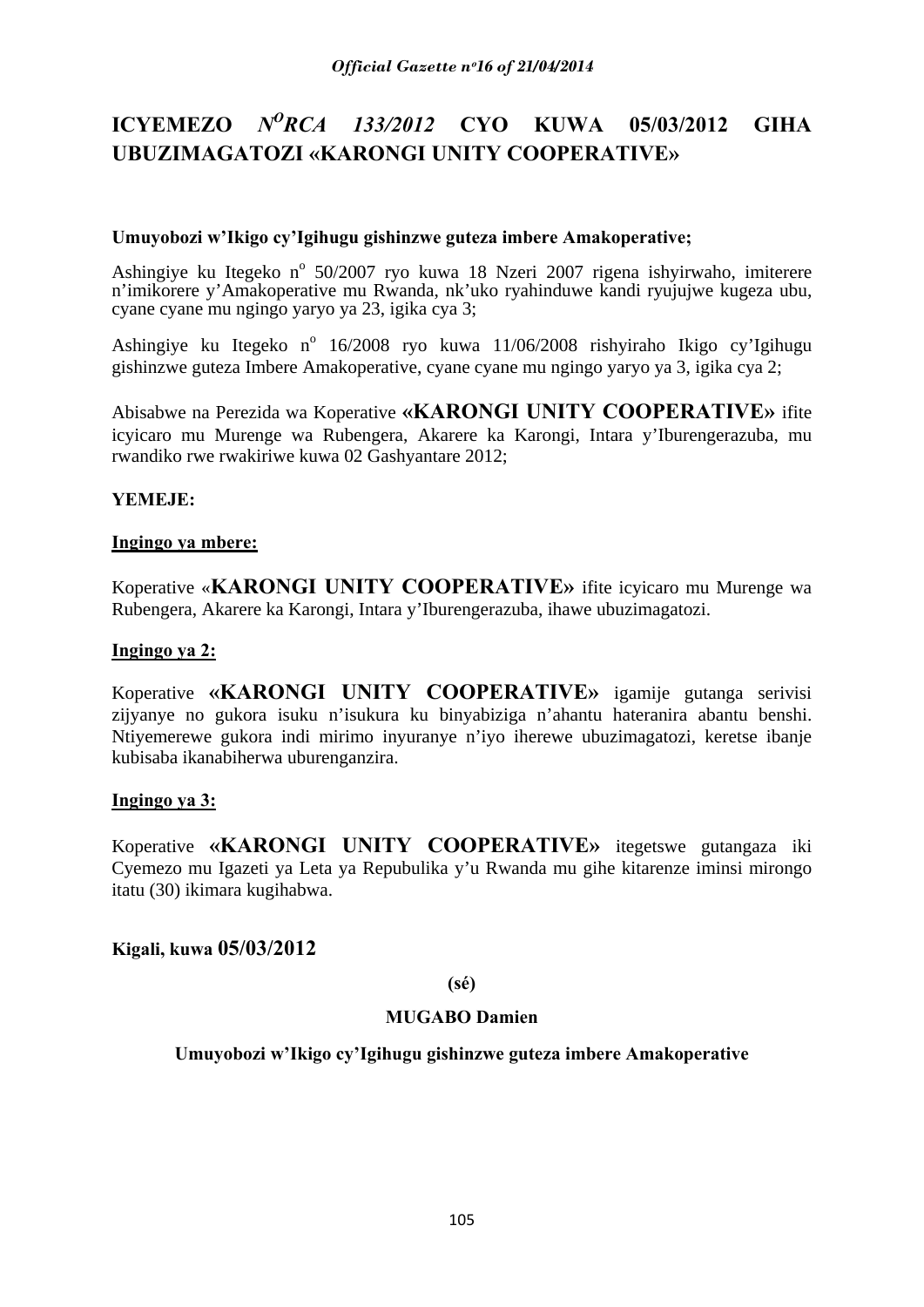# ICYEMEZO *N^O RCA 133/2012* CYO KUWA 05/03/2012 GIHA UBUZIMAGATOZI «KARONGI UNITY COOPERATIVE»

**Umuyobozi w'Ikigo cy'Igihugu gishinzwe guteza imbere Amakoperative;**

Ashingiye ku Itegeko n^o 50/2007 ryo kuwa 18 Nzeri 2007 rigena ishyirwaho, imiterere n'imikorere y'Amakoperative mu Rwanda, nk'uko ryahinduwe kandi ryujujwe kugeza ubu, cyane cyane mu ngingo yaryo ya 23, igika cya 3;

Ashingiye ku Itegeko n^o 16/2008 ryo kuwa 11/06/2008 rishyiraho Ikigo cy'Igihugu gishinzwe guteza Imbere Amakoperative, cyane cyane mu ngingo yaryo ya 3, igika cya 2;

Abisabwe na Perezida wa Koperative **«KARONGI UNITY COOPERATIVE»** ifite icyicaro mu Murenge wa Rubengera, Akarere ka Karongi, Intara y'Iburengerazuba, mu rwandiko rwe rwakiriwe kuwa 02 Gashyantare 2012;

**YEMEJE:**

**Ingingo ya mbere:**

Koperative «**KARONGI UNITY COOPERATIVE»** ifite icyicaro mu Murenge wa Rubengera, Akarere ka Karongi, Intara y'Iburengerazuba, ihawe ubuzimagatozi.

**Ingingo ya 2:**

Koperative **«KARONGI UNITY COOPERATIVE»** igamije gutanga serivisi zijyanye no gukora isuku n'isukura ku binyabiziga n'ahantu hateranira abantu benshi. Ntiyemerewe gukora indi mirimo inyuranye n'iyo iherewe ubuzimagatozi, keretse ibanje kubisaba ikanabiherwa uburenganzira.

**Ingingo ya 3:**

Koperative **«KARONGI UNITY COOPERATIVE»** itegetswe gutangaza iki Cyemezo mu Igazeti ya Leta ya Repubulika y'u Rwanda mu gihe kitarenze iminsi mirongo itatu (30) ikimara kugihabwa.

**Kigali, kuwa 05/03/2012**

**(sé)**

**MUGABO Damien**

**Umuyobozi w'Ikigo cy'Igihugu gishinzwe guteza imbere Amakoperative**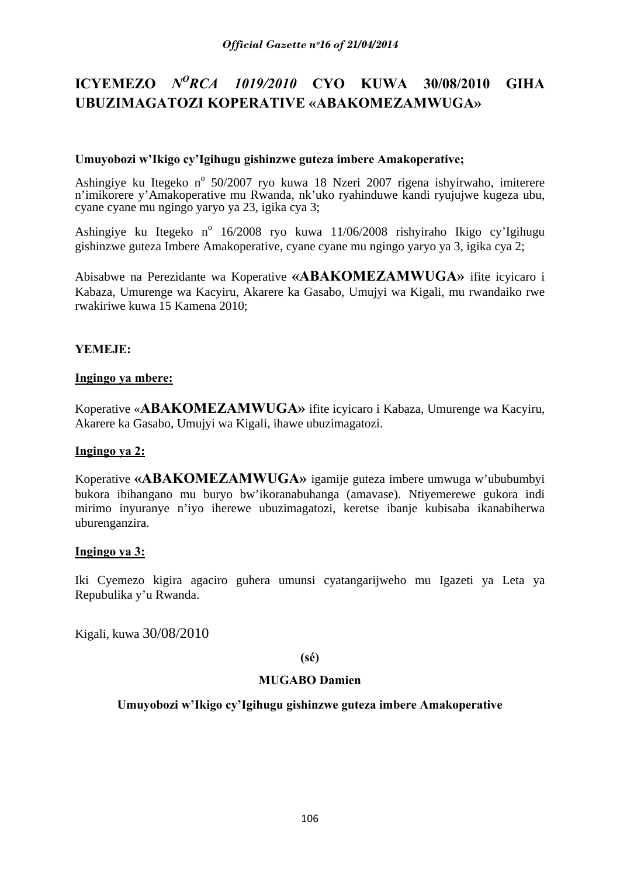# ICYEMEZO $N^{O}$*RCA 1019/2010* CYO KUWA 30/08/2010 GIHA UBUZIMAGATOZI KOPERATIVE «ABAKOMEZAMWUGA»

**Umuyobozi w'Ikigo cy'Igihugu gishinzwe guteza imbere Amakoperative;**

Ashingiye ku Itegeko n° 50/2007 ryo kuwa 18 Nzeri 2007 rigena ishyirwaho, imiterere n'imikorere y'Amakoperative mu Rwanda, nk'uko ryahinduwe kandi ryujujwe kugeza ubu, cyane cyane mu ngingo yaryo ya 23, igika cya 3;

Ashingiye ku Itegeko n° 16/2008 ryo kuwa 11/06/2008 rishyiraho Ikigo cy'Igihugu gishinzwe guteza Imbere Amakoperative, cyane cyane mu ngingo yaryo ya 3, igika cya 2;

Abisabwe na Perezidante wa Koperative **«ABAKOMEZAMWUGA»** ifite icyicaro i Kabaza, Umurenge wa Kacyiru, Akarere ka Gasabo, Umujyi wa Kigali, mu rwandaiko rwe rwakiriwe kuwa 15 Kamena 2010;

**YEMEJE:**

**Ingingo ya mbere:**

Koperative «**ABAKOMEZAMWUGA»** ifite icyicaro i Kabaza, Umurenge wa Kacyiru, Akarere ka Gasabo, Umujyi wa Kigali, ihawe ubuzimagatozi.

**Ingingo ya 2:**

Koperative **«ABAKOMEZAMWUGA»** igamije guteza imbere umwuga w'ububumbyi bukora ibihangano mu buryo bw'ikoranabuhanga (amavase). Ntiyemerewe gukora indi mirimo inyuranye n'iyo iherewe ubuzimagatozi, keretse ibanje kubisaba ikanabiherwa uburenganzira.

**Ingingo ya 3:**

Iki Cyemezo kigira agaciro guhera umunsi cyatangarijweho mu Igazeti ya Leta ya Repubulika y'u Rwanda.

Kigali, kuwa 30/08/2010

**(sé)**

**MUGABO Damien**

**Umuyobozi w'Ikigo cy'Igihugu gishinzwe guteza imbere Amakoperative**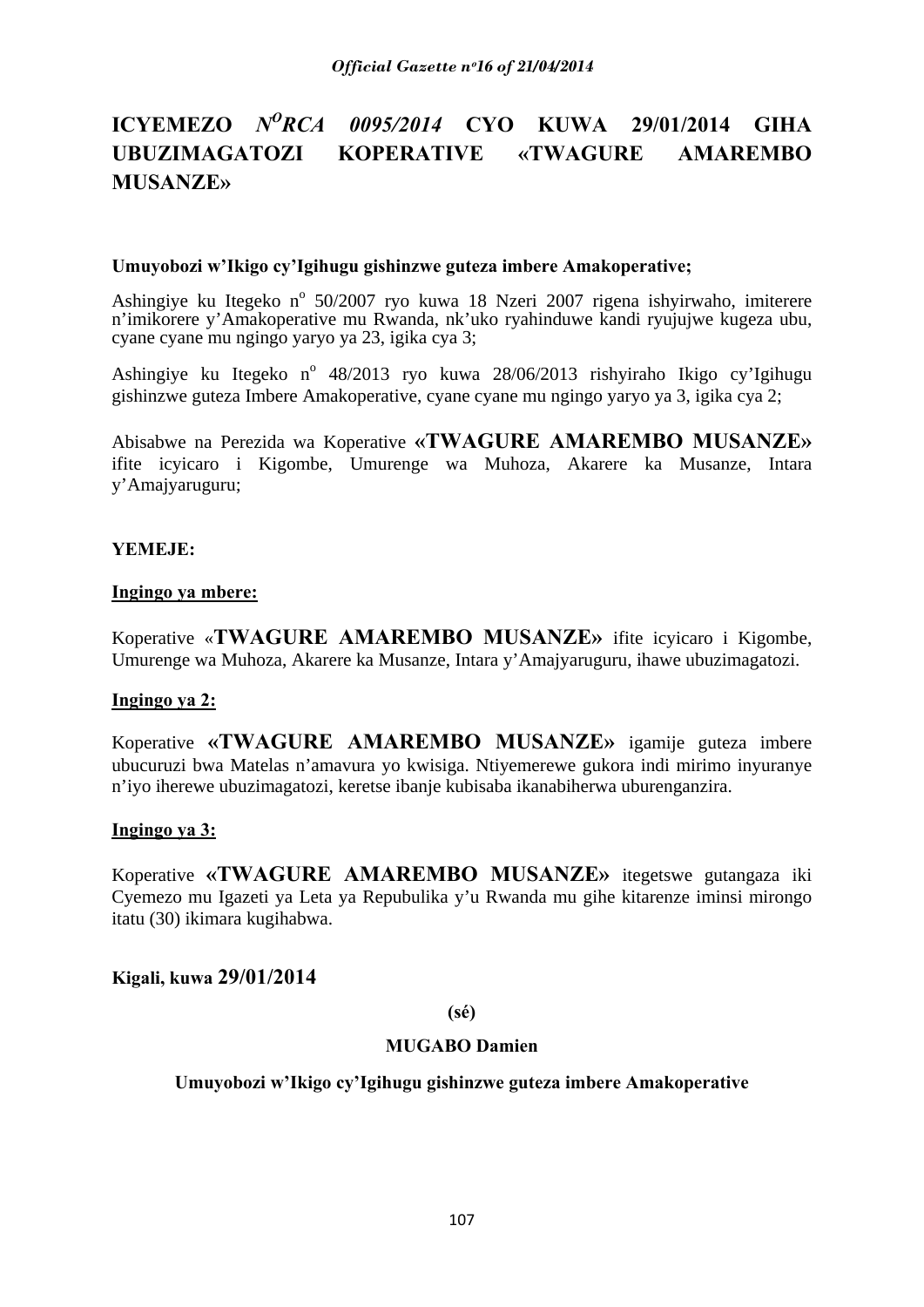# ICYEMEZO *N^O^RCA 0095/2014* CYO KUWA 29/01/2014 GIHA UBUZIMAGATOZI KOPERATIVE «TWAGURE AMAREMBO MUSANZE»

**Umuyobozi w'Ikigo cy'Igihugu gishinzwe guteza imbere Amakoperative;**

Ashingiye ku Itegeko n^o^ 50/2007 ryo kuwa 18 Nzeri 2007 rigena ishyirwaho, imiterere n'imikorere y'Amakoperative mu Rwanda, nk'uko ryahinduwe kandi ryujujwe kugeza ubu, cyane cyane mu ngingo yaryo ya 23, igika cya 3;

Ashingiye ku Itegeko n^o^ 48/2013 ryo kuwa 28/06/2013 rishyiraho Ikigo cy'Igihugu gishinzwe guteza Imbere Amakoperative, cyane cyane mu ngingo yaryo ya 3, igika cya 2;

Abisabwe na Perezida wa Koperative **«TWAGURE AMAREMBO MUSANZE»** ifite icyicaro i Kigombe, Umurenge wa Muhoza, Akarere ka Musanze, Intara y'Amajyaruguru;

**YEMEJE:**

**Ingingo ya mbere:**

Koperative «**TWAGURE AMAREMBO MUSANZE»** ifite icyicaro i Kigombe, Umurenge wa Muhoza, Akarere ka Musanze, Intara y'Amajyaruguru, ihawe ubuzimagatozi.

**Ingingo ya 2:**

Koperative **«TWAGURE AMAREMBO MUSANZE»** igamije guteza imbere ubucuruzi bwa Matelas n'amavura yo kwisiga. Ntiyemerewe gukora indi mirimo inyuranye n'iyo iherewe ubuzimagatozi, keretse ibanje kubisaba ikanabiherwa uburenganzira.

**Ingingo ya 3:**

Koperative **«TWAGURE AMAREMBO MUSANZE»** itegetswe gutangaza iki Cyemezo mu Igazeti ya Leta ya Repubulika y'u Rwanda mu gihe kitarenze iminsi mirongo itatu (30) ikimara kugihabwa.

**Kigali, kuwa 29/01/2014**

**(sé)**

**MUGABO Damien**

**Umuyobozi w'Ikigo cy'Igihugu gishinzwe guteza imbere Amakoperative**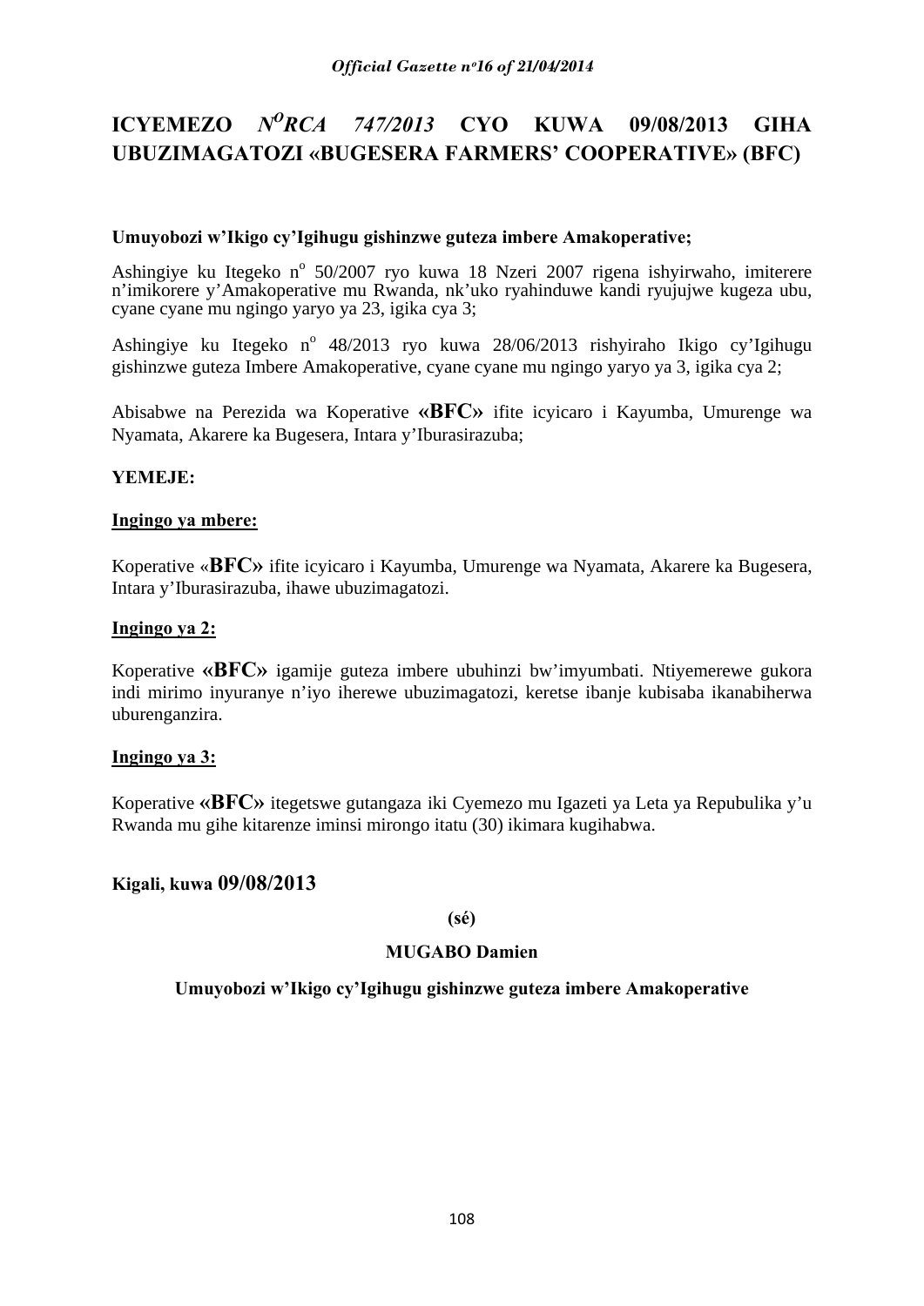# ICYEMEZO *N$^{O}$RCA 747/2013* CYO KUWA 09/08/2013 GIHA UBUZIMAGATOZI «BUGESERA FARMERS' COOPERATIVE» (BFC)

**Umuyobozi w'Ikigo cy'Igihugu gishinzwe guteza imbere Amakoperative;**

Ashingiye ku Itegeko n$^{o}$ 50/2007 ryo kuwa 18 Nzeri 2007 rigena ishyirwaho, imiterere n'imikorere y'Amakoperative mu Rwanda, nk'uko ryahinduwe kandi ryujujwe kugeza ubu, cyane cyane mu ngingo yaryo ya 23, igika cya 3;

Ashingiye ku Itegeko n$^{o}$ 48/2013 ryo kuwa 28/06/2013 rishyiraho Ikigo cy'Igihugu gishinzwe guteza Imbere Amakoperative, cyane cyane mu ngingo yaryo ya 3, igika cya 2;

Abisabwe na Perezida wa Koperative **«BFC»** ifite icyicaro i Kayumba, Umurenge wa Nyamata, Akarere ka Bugesera, Intara y'Iburasirazuba;

**YEMEJE:**

**Ingingo ya mbere:**

Koperative «**BFC»** ifite icyicaro i Kayumba, Umurenge wa Nyamata, Akarere ka Bugesera, Intara y'Iburasirazuba, ihawe ubuzimagatozi.

**Ingingo ya 2:**

Koperative **«BFC»** igamije guteza imbere ubuhinzi bw'imyumbati. Ntiyemerewe gukora indi mirimo inyuranye n'iyo iherewe ubuzimagatozi, keretse ibanje kubisaba ikanabiherwa uburenganzira.

**Ingingo ya 3:**

Koperative **«BFC»** itegetswe gutangaza iki Cyemezo mu Igazeti ya Leta ya Repubulika y'u Rwanda mu gihe kitarenze iminsi mirongo itatu (30) ikimara kugihabwa.

**Kigali, kuwa 09/08/2013**

**(sé)**

**MUGABO Damien**

**Umuyobozi w'Ikigo cy'Igihugu gishinzwe guteza imbere Amakoperative**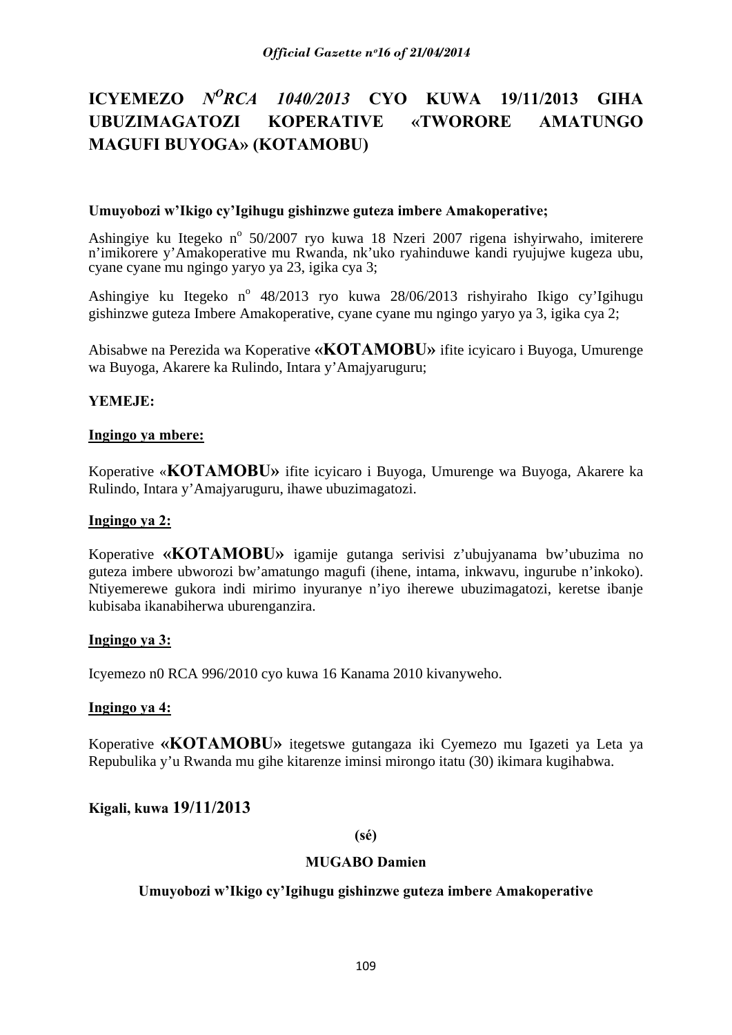# ICYEMEZO *N$^{O}$RCA 1040/2013* CYO KUWA 19/11/2013 GIHA UBUZIMAGATOZI KOPERATIVE «TWORORE AMATUNGO MAGUFI BUYOGA» (KOTAMOBU)

**Umuyobozi w'Ikigo cy'Igihugu gishinzwe guteza imbere Amakoperative;**

Ashingiye ku Itegeko n$^{o}$ 50/2007 ryo kuwa 18 Nzeri 2007 rigena ishyirwaho, imiterere n'imikorere y'Amakoperative mu Rwanda, nk'uko ryahinduwe kandi ryujujwe kugeza ubu, cyane cyane mu ngingo yaryo ya 23, igika cya 3;

Ashingiye ku Itegeko n$^{o}$ 48/2013 ryo kuwa 28/06/2013 rishyiraho Ikigo cy'Igihugu gishinzwe guteza Imbere Amakoperative, cyane cyane mu ngingo yaryo ya 3, igika cya 2;

Abisabwe na Perezida wa Koperative **«KOTAMOBU»** ifite icyicaro i Buyoga, Umurenge wa Buyoga, Akarere ka Rulindo, Intara y'Amajyaruguru;

**YEMEJE:**

**Ingingo ya mbere:**

Koperative «**KOTAMOBU»** ifite icyicaro i Buyoga, Umurenge wa Buyoga, Akarere ka Rulindo, Intara y'Amajyaruguru, ihawe ubuzimagatozi.

**Ingingo ya 2:**

Koperative **«KOTAMOBU»** igamije gutanga serivisi z'ubujyanama bw'ubuzima no guteza imbere ubworozi bw'amatungo magufi (ihene, intama, inkwavu, ingurube n'inkoko). Ntiyemerewe gukora indi mirimo inyuranye n'iyo iherewe ubuzimagatozi, keretse ibanje kubisaba ikanabiherwa uburenganzira.

**Ingingo ya 3:**

Icyemezo n0 RCA 996/2010 cyo kuwa 16 Kanama 2010 kivanyweho.

**Ingingo ya 4:**

Koperative **«KOTAMOBU»** itegetswe gutangaza iki Cyemezo mu Igazeti ya Leta ya Repubulika y'u Rwanda mu gihe kitarenze iminsi mirongo itatu (30) ikimara kugihabwa.

**Kigali, kuwa 19/11/2013**

**(sé)**

**MUGABO Damien**

**Umuyobozi w'Ikigo cy'Igihugu gishinzwe guteza imbere Amakoperative**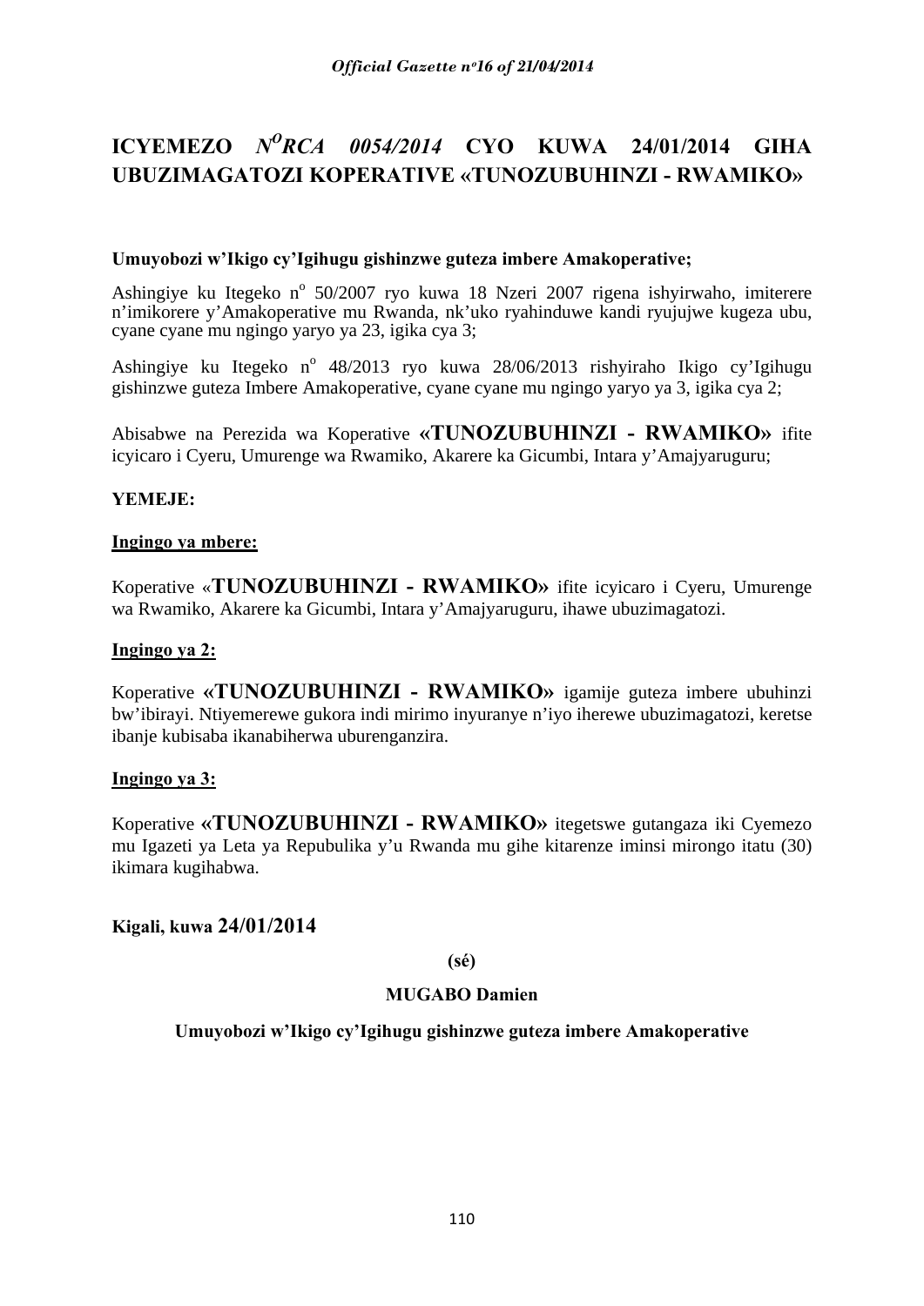# ICYEMEZO *N^O^RCA 0054/2014* CYO KUWA 24/01/2014 GIHA UBUZIMAGATOZI KOPERATIVE «TUNOZUBUHINZI - RWAMIKO»

**Umuyobozi w'Ikigo cy'Igihugu gishinzwe guteza imbere Amakoperative;**

Ashingiye ku Itegeko n° 50/2007 ryo kuwa 18 Nzeri 2007 rigena ishyirwaho, imiterere n'imikorere y'Amakoperative mu Rwanda, nk'uko ryahinduwe kandi ryujujwe kugeza ubu, cyane cyane mu ngingo yaryo ya 23, igika cya 3;

Ashingiye ku Itegeko n° 48/2013 ryo kuwa 28/06/2013 rishyiraho Ikigo cy'Igihugu gishinzwe guteza Imbere Amakoperative, cyane cyane mu ngingo yaryo ya 3, igika cya 2;

Abisabwe na Perezida wa Koperative **«TUNOZUBUHINZI - RWAMIKO»** ifite icyicaro i Cyeru, Umurenge wa Rwamiko, Akarere ka Gicumbi, Intara y'Amajyaruguru;

**YEMEJE:**

**Ingingo ya mbere:**

Koperative «**TUNOZUBUHINZI - RWAMIKO»** ifite icyicaro i Cyeru, Umurenge wa Rwamiko, Akarere ka Gicumbi, Intara y'Amajyaruguru, ihawe ubuzimagatozi.

**Ingingo ya 2:**

Koperative **«TUNOZUBUHINZI - RWAMIKO»** igamije guteza imbere ubuhinzi bw'ibirayi. Ntiyemerewe gukora indi mirimo inyuranye n'iyo iherewe ubuzimagatozi, keretse ibanje kubisaba ikanabiherwa uburenganzira.

**Ingingo ya 3:**

Koperative **«TUNOZUBUHINZI - RWAMIKO»** itegetswe gutangaza iki Cyemezo mu Igazeti ya Leta ya Repubulika y'u Rwanda mu gihe kitarenze iminsi mirongo itatu (30) ikimara kugihabwa.

**Kigali, kuwa 24/01/2014**

**(sé)**

**MUGABO Damien**

**Umuyobozi w'Ikigo cy'Igihugu gishinzwe guteza imbere Amakoperative**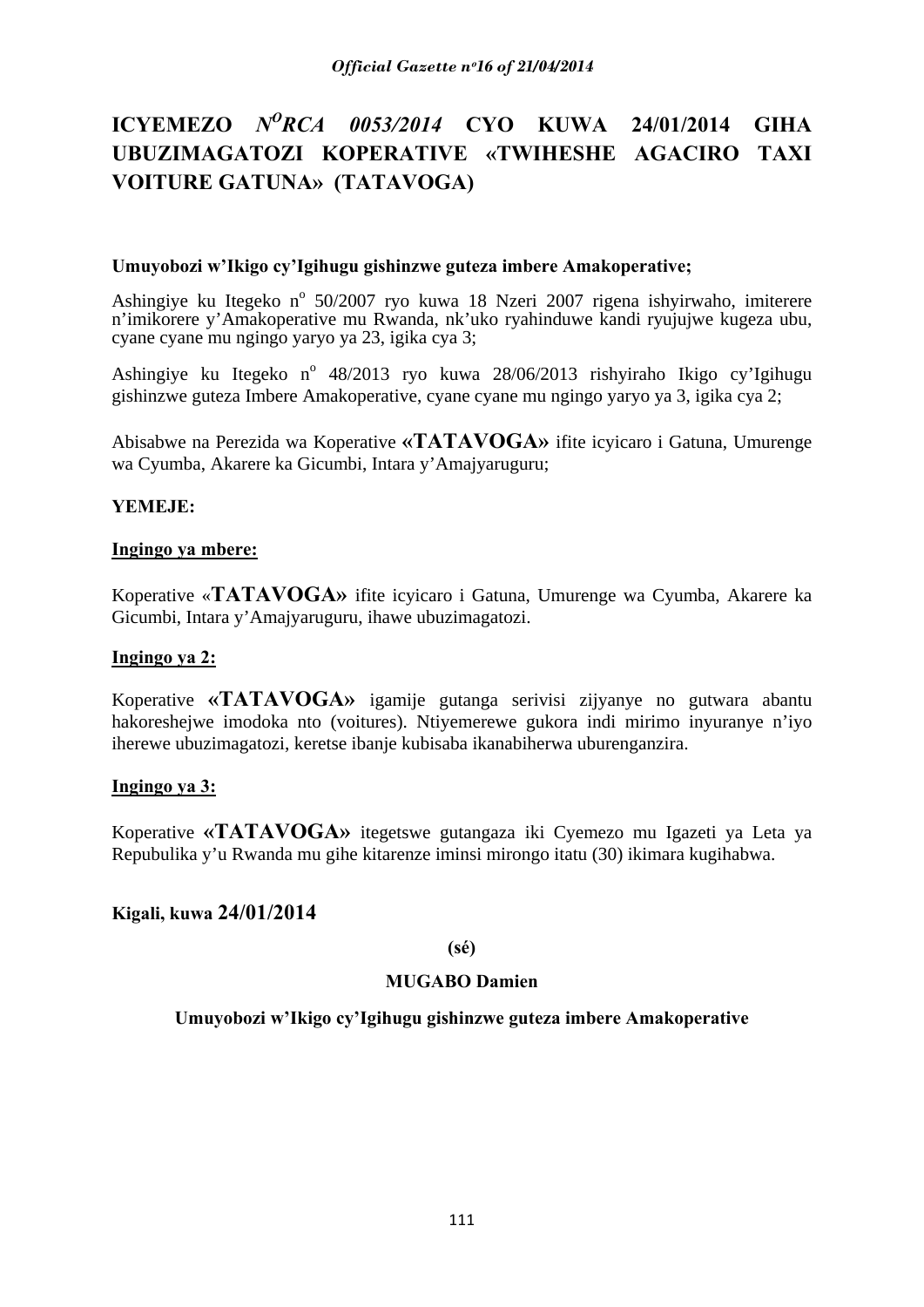# ICYEMEZO *N<sup>O</sup>RCA 0053/2014* CYO KUWA 24/01/2014 GIHA UBUZIMAGATOZI KOPERATIVE «TWIHESHE AGACIRO TAXI VOITURE GATUNA» (TATAVOGA)

**Umuyobozi w'Ikigo cy'Igihugu gishinzwe guteza imbere Amakoperative;**

Ashingiye ku Itegeko n° 50/2007 ryo kuwa 18 Nzeri 2007 rigena ishyirwaho, imiterere n'imikorere y'Amakoperative mu Rwanda, nk'uko ryahinduwe kandi ryujujwe kugeza ubu, cyane cyane mu ngingo yaryo ya 23, igika cya 3;

Ashingiye ku Itegeko n° 48/2013 ryo kuwa 28/06/2013 rishyiraho Ikigo cy'Igihugu gishinzwe guteza Imbere Amakoperative, cyane cyane mu ngingo yaryo ya 3, igika cya 2;

Abisabwe na Perezida wa Koperative **«TATAVOGA»** ifite icyicaro i Gatuna, Umurenge wa Cyumba, Akarere ka Gicumbi, Intara y'Amajyaruguru;

**YEMEJE:**

**<u>Ingingo ya mbere:</u>**

Koperative «**TATAVOGA»** ifite icyicaro i Gatuna, Umurenge wa Cyumba, Akarere ka Gicumbi, Intara y'Amajyaruguru, ihawe ubuzimagatozi.

**<u>Ingingo ya 2:</u>**

Koperative **«TATAVOGA»** igamije gutanga serivisi zijyanye no gutwara abantu hakoreshejwe imodoka nto (voitures). Ntiyemerewe gukora indi mirimo inyuranye n'iyo iherewe ubuzimagatozi, keretse ibanje kubisaba ikanabiherwa uburenganzira.

**<u>Ingingo ya 3:</u>**

Koperative **«TATAVOGA»** itegetswe gutangaza iki Cyemezo mu Igazeti ya Leta ya Repubulika y'u Rwanda mu gihe kitarenze iminsi mirongo itatu (30) ikimara kugihabwa.

**Kigali, kuwa 24/01/2014**

**(sé)**

**MUGABO Damien**

**Umuyobozi w'Ikigo cy'Igihugu gishinzwe guteza imbere Amakoperative**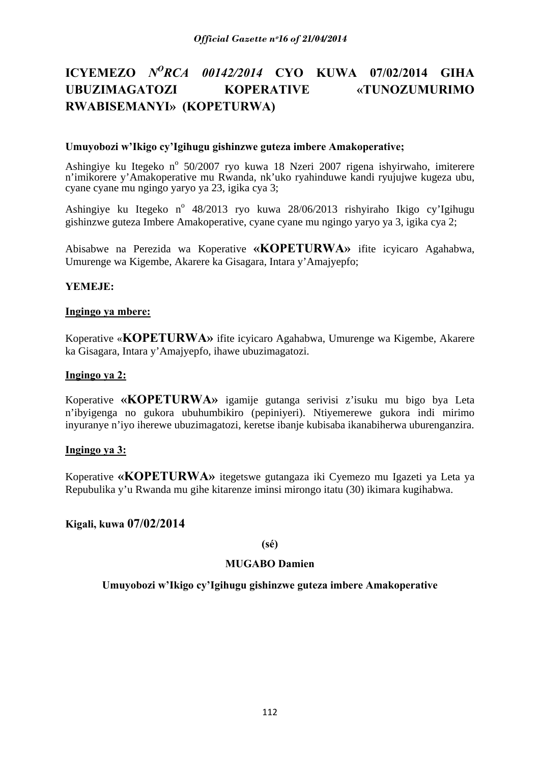# ICYEMEZO *N°RCA 00142/2014* CYO KUWA 07/02/2014 GIHA UBUZIMAGATOZI KOPERATIVE «TUNOZUMURIMO RWABISEMANYI» (KOPETURWA)

**Umuyobozi w'Ikigo cy'Igihugu gishinzwe guteza imbere Amakoperative;**

Ashingiye ku Itegeko n° 50/2007 ryo kuwa 18 Nzeri 2007 rigena ishyirwaho, imiterere n'imikorere y'Amakoperative mu Rwanda, nk'uko ryahinduwe kandi ryujujwe kugeza ubu, cyane cyane mu ngingo yaryo ya 23, igika cya 3;

Ashingiye ku Itegeko n° 48/2013 ryo kuwa 28/06/2013 rishyiraho Ikigo cy'Igihugu gishinzwe guteza Imbere Amakoperative, cyane cyane mu ngingo yaryo ya 3, igika cya 2;

Abisabwe na Perezida wa Koperative **«KOPETURWA»** ifite icyicaro Agahabwa, Umurenge wa Kigembe, Akarere ka Gisagara, Intara y'Amajyepfo;

**YEMEJE:**

**Ingingo ya mbere:**

Koperative «**KOPETURWA»** ifite icyicaro Agahabwa, Umurenge wa Kigembe, Akarere ka Gisagara, Intara y'Amajyepfo, ihawe ubuzimagatozi.

**Ingingo ya 2:**

Koperative **«KOPETURWA»** igamije gutanga serivisi z'isuku mu bigo bya Leta n'ibyigenga no gukora ubuhumbikiro (pepiniyeri). Ntiyemerewe gukora indi mirimo inyuranye n'iyo iherewe ubuzimagatozi, keretse ibanje kubisaba ikanabiherwa uburenganzira.

**Ingingo ya 3:**

Koperative **«KOPETURWA»** itegetswe gutangaza iki Cyemezo mu Igazeti ya Leta ya Repubulika y'u Rwanda mu gihe kitarenze iminsi mirongo itatu (30) ikimara kugihabwa.

**Kigali, kuwa 07/02/2014**

**(sé)**

**MUGABO Damien**

**Umuyobozi w'Ikigo cy'Igihugu gishinzwe guteza imbere Amakoperative**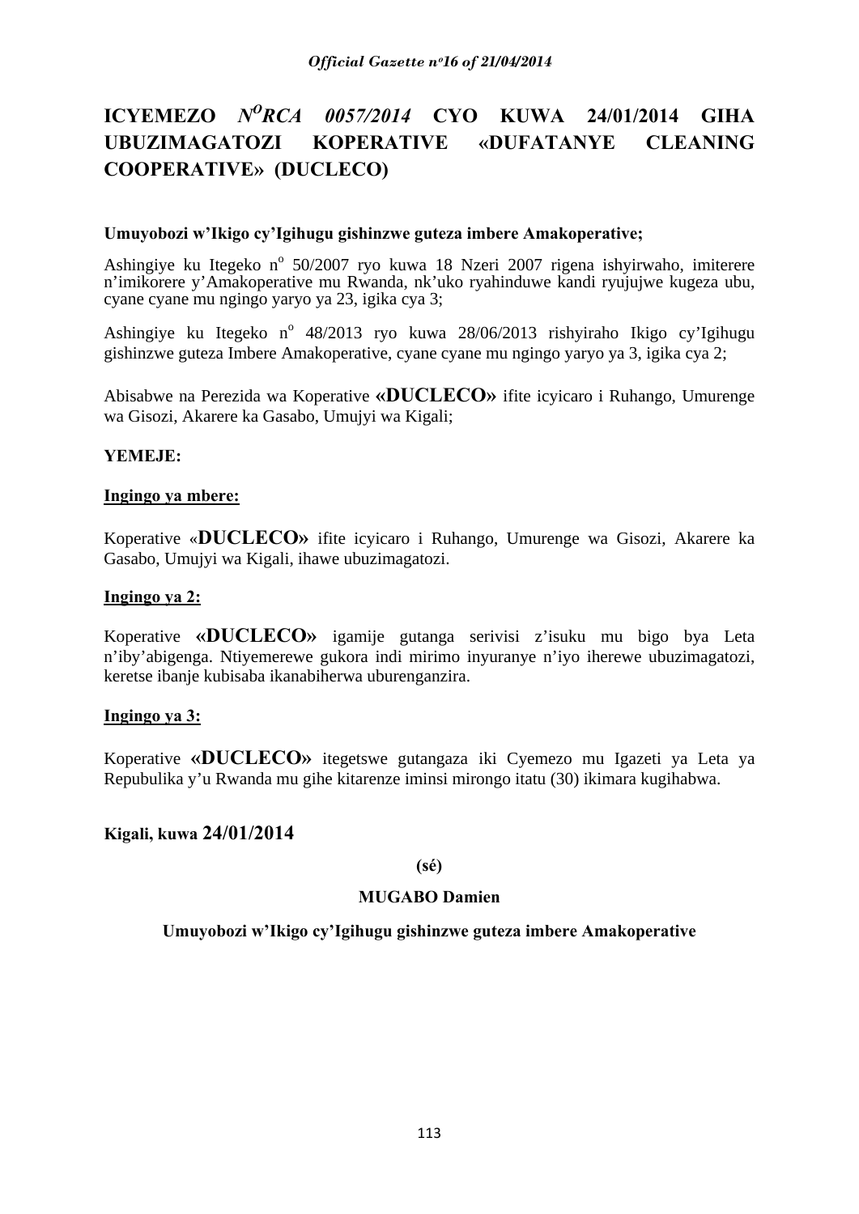# ICYEMEZO *N^O^RCA 0057/2014* CYO KUWA 24/01/2014 GIHA UBUZIMAGATOZI KOPERATIVE «DUFATANYE CLEANING COOPERATIVE» (DUCLECO)

**Umuyobozi w'Ikigo cy'Igihugu gishinzwe guteza imbere Amakoperative;**

Ashingiye ku Itegeko n° 50/2007 ryo kuwa 18 Nzeri 2007 rigena ishyirwaho, imiterere n'imikorere y'Amakoperative mu Rwanda, nk'uko ryahinduwe kandi ryujujwe kugeza ubu, cyane cyane mu ngingo yaryo ya 23, igika cya 3;

Ashingiye ku Itegeko n° 48/2013 ryo kuwa 28/06/2013 rishyiraho Ikigo cy'Igihugu gishinzwe guteza Imbere Amakoperative, cyane cyane mu ngingo yaryo ya 3, igika cya 2;

Abisabwe na Perezida wa Koperative **«DUCLECO»** ifite icyicaro i Ruhango, Umurenge wa Gisozi, Akarere ka Gasabo, Umujyi wa Kigali;

**YEMEJE:**

**Ingingo ya mbere:**

Koperative «**DUCLECO»** ifite icyicaro i Ruhango, Umurenge wa Gisozi, Akarere ka Gasabo, Umujyi wa Kigali, ihawe ubuzimagatozi.

**Ingingo ya 2:**

Koperative **«DUCLECO»** igamije gutanga serivisi z'isuku mu bigo bya Leta n'iby'abigenga. Ntiyemerewe gukora indi mirimo inyuranye n'iyo iherewe ubuzimagatozi, keretse ibanje kubisaba ikanabiherwa uburenganzira.

**Ingingo ya 3:**

Koperative **«DUCLECO»** itegetswe gutangaza iki Cyemezo mu Igazeti ya Leta ya Repubulika y'u Rwanda mu gihe kitarenze iminsi mirongo itatu (30) ikimara kugihabwa.

**Kigali, kuwa 24/01/2014**

**(sé)**

**MUGABO Damien**

**Umuyobozi w'Ikigo cy'Igihugu gishinzwe guteza imbere Amakoperative**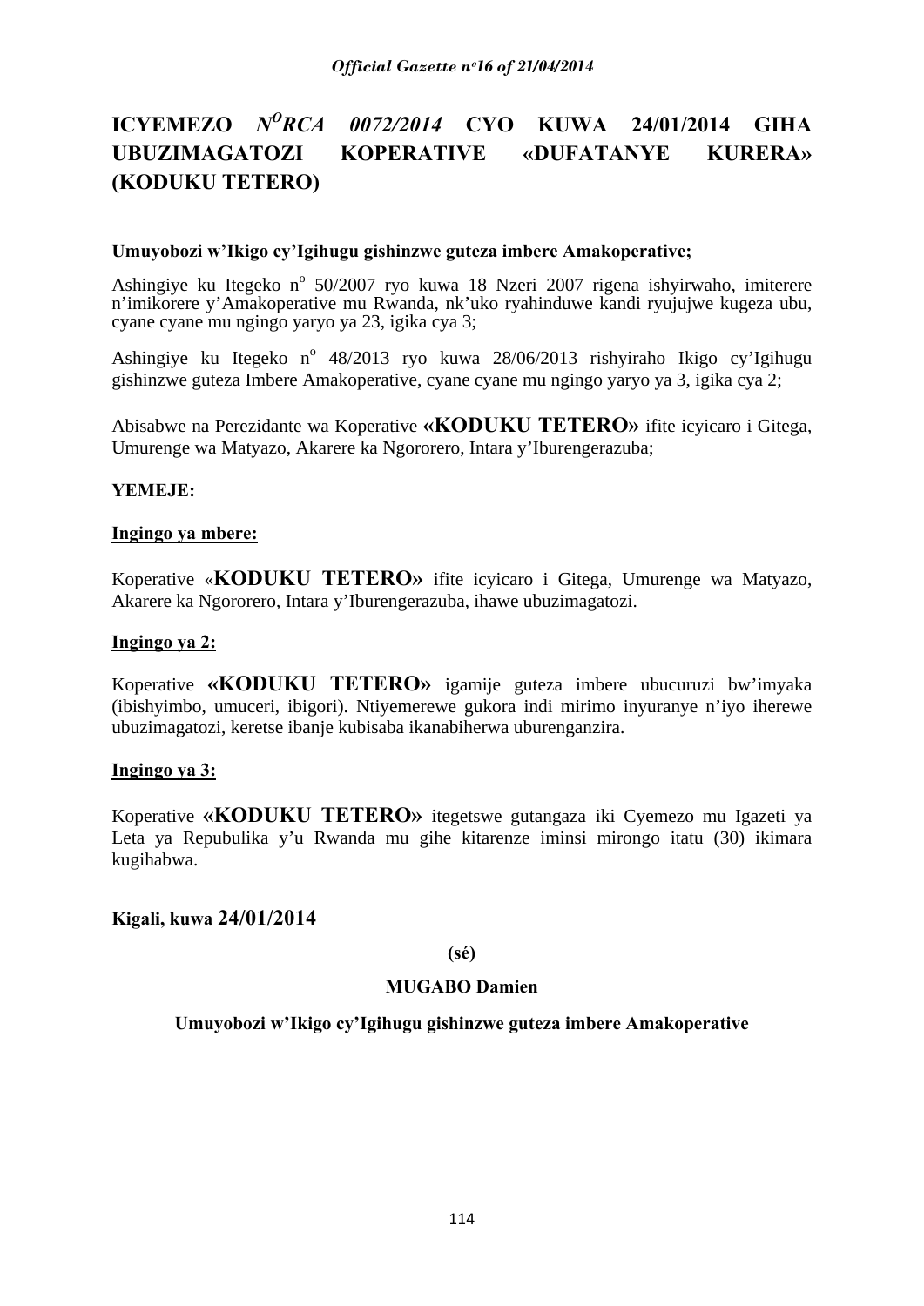# ICYEMEZO *N^O RCA 0072/2014* CYO KUWA 24/01/2014 GIHA UBUZIMAGATOZI KOPERATIVE «DUFATANYE KURERA» (KODUKU TETERO)

**Umuyobozi w'Ikigo cy'Igihugu gishinzwe guteza imbere Amakoperative;**

Ashingiye ku Itegeko n° 50/2007 ryo kuwa 18 Nzeri 2007 rigena ishyirwaho, imiterere n'imikorere y'Amakoperative mu Rwanda, nk'uko ryahinduwe kandi ryujujwe kugeza ubu, cyane cyane mu ngingo yaryo ya 23, igika cya 3;

Ashingiye ku Itegeko n° 48/2013 ryo kuwa 28/06/2013 rishyiraho Ikigo cy'Igihugu gishinzwe guteza Imbere Amakoperative, cyane cyane mu ngingo yaryo ya 3, igika cya 2;

Abisabwe na Perezidante wa Koperative **«KODUKU TETERO»** ifite icyicaro i Gitega, Umurenge wa Matyazo, Akarere ka Ngororero, Intara y'Iburengerazuba;

**YEMEJE:**

**Ingingo ya mbere:**

Koperative «**KODUKU TETERO»** ifite icyicaro i Gitega, Umurenge wa Matyazo, Akarere ka Ngororero, Intara y'Iburengerazuba, ihawe ubuzimagatozi.

**Ingingo ya 2:**

Koperative **«KODUKU TETERO»** igamije guteza imbere ubucuruzi bw'imyaka (ibishyimbo, umuceri, ibigori). Ntiyemerewe gukora indi mirimo inyuranye n'iyo iherewe ubuzimagatozi, keretse ibanje kubisaba ikanabiherwa uburenganzira.

**Ingingo ya 3:**

Koperative **«KODUKU TETERO»** itegetswe gutangaza iki Cyemezo mu Igazeti ya Leta ya Repubulika y'u Rwanda mu gihe kitarenze iminsi mirongo itatu (30) ikimara kugihabwa.

**Kigali, kuwa 24/01/2014**

**(sé)**

**MUGABO Damien**

**Umuyobozi w'Ikigo cy'Igihugu gishinzwe guteza imbere Amakoperative**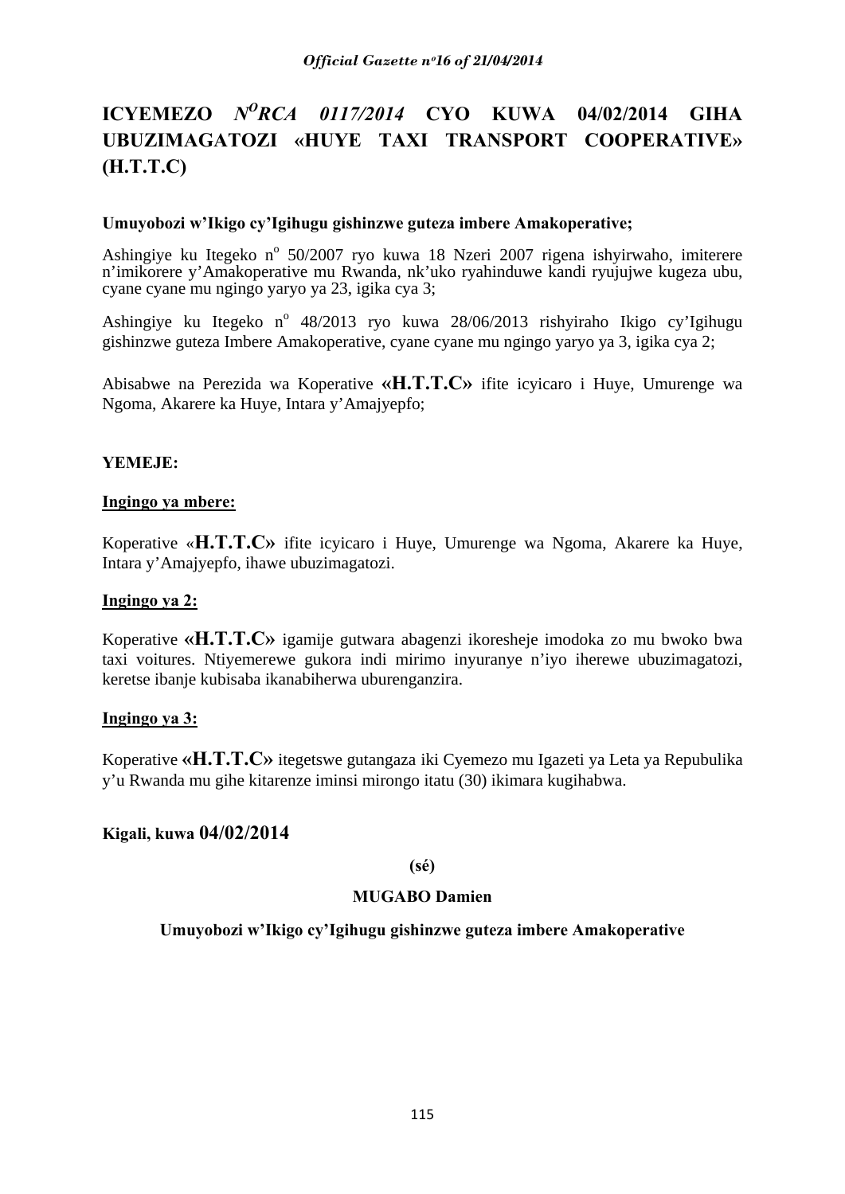# ICYEMEZO *N$^{O}$RCA 0117/2014* CYO KUWA 04/02/2014 GIHA UBUZIMAGATOZI «HUYE TAXI TRANSPORT COOPERATIVE» (H.T.T.C)

**Umuyobozi w'Ikigo cy'Igihugu gishinzwe guteza imbere Amakoperative;**

Ashingiye ku Itegeko n° 50/2007 ryo kuwa 18 Nzeri 2007 rigena ishyirwaho, imiterere n'imikorere y'Amakoperative mu Rwanda, nk'uko ryahinduwe kandi ryujujwe kugeza ubu, cyane cyane mu ngingo yaryo ya 23, igika cya 3;

Ashingiye ku Itegeko n° 48/2013 ryo kuwa 28/06/2013 rishyiraho Ikigo cy'Igihugu gishinzwe guteza Imbere Amakoperative, cyane cyane mu ngingo yaryo ya 3, igika cya 2;

Abisabwe na Perezida wa Koperative **«H.T.T.C»** ifite icyicaro i Huye, Umurenge wa Ngoma, Akarere ka Huye, Intara y'Amajyepfo;

**YEMEJE:**

**Ingingo ya mbere:**

Koperative «**H.T.T.C»** ifite icyicaro i Huye, Umurenge wa Ngoma, Akarere ka Huye, Intara y'Amajyepfo, ihawe ubuzimagatozi.

**Ingingo ya 2:**

Koperative **«H.T.T.C»** igamije gutwara abagenzi ikoresheje imodoka zo mu bwoko bwa taxi voitures. Ntiyemerewe gukora indi mirimo inyuranye n'iyo iherewe ubuzimagatozi, keretse ibanje kubisaba ikanabiherwa uburenganzira.

**Ingingo ya 3:**

Koperative **«H.T.T.C»** itegetswe gutangaza iki Cyemezo mu Igazeti ya Leta ya Repubulika y'u Rwanda mu gihe kitarenze iminsi mirongo itatu (30) ikimara kugihabwa.

**Kigali, kuwa 04/02/2014**

**(sé)**

**MUGABO Damien**

**Umuyobozi w'Ikigo cy'Igihugu gishinzwe guteza imbere Amakoperative**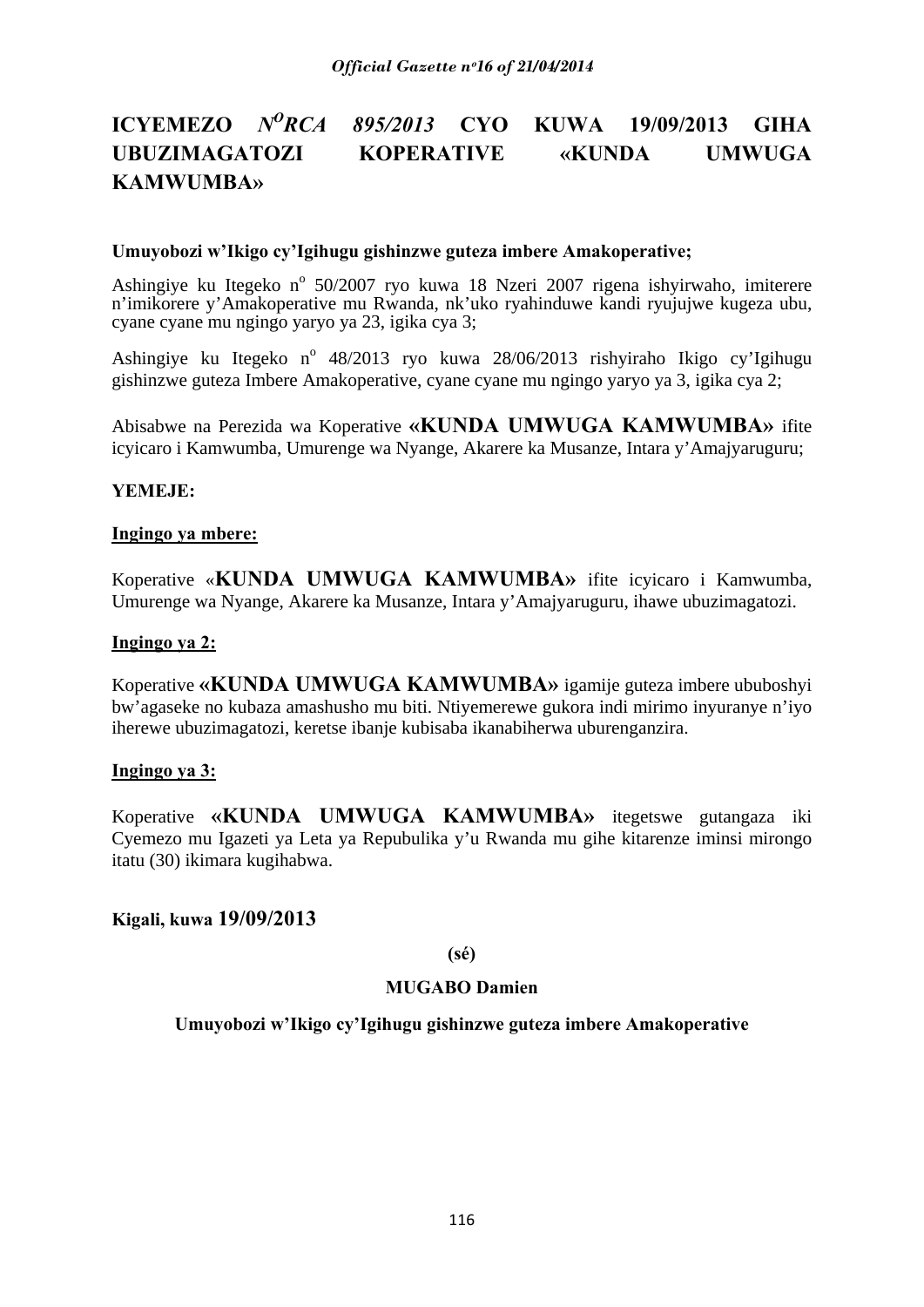# ICYEMEZO *N^O^RCA 895/2013* CYO KUWA 19/09/2013 GIHA UBUZIMAGATOZI KOPERATIVE «KUNDA UMWUGA KAMWUMBA»

**Umuyobozi w'Ikigo cy'Igihugu gishinzwe guteza imbere Amakoperative;**

Ashingiye ku Itegeko n° 50/2007 ryo kuwa 18 Nzeri 2007 rigena ishyirwaho, imiterere n'imikorere y'Amakoperative mu Rwanda, nk'uko ryahinduwe kandi ryujujwe kugeza ubu, cyane cyane mu ngingo yaryo ya 23, igika cya 3;

Ashingiye ku Itegeko n° 48/2013 ryo kuwa 28/06/2013 rishyiraho Ikigo cy'Igihugu gishinzwe guteza Imbere Amakoperative, cyane cyane mu ngingo yaryo ya 3, igika cya 2;

Abisabwe na Perezida wa Koperative **«KUNDA UMWUGA KAMWUMBA»** ifite icyicaro i Kamwumba, Umurenge wa Nyange, Akarere ka Musanze, Intara y'Amajyaruguru;

**YEMEJE:**

**Ingingo ya mbere:**

Koperative «**KUNDA UMWUGA KAMWUMBA»** ifite icyicaro i Kamwumba, Umurenge wa Nyange, Akarere ka Musanze, Intara y'Amajyaruguru, ihawe ubuzimagatozi.

**Ingingo ya 2:**

Koperative **«KUNDA UMWUGA KAMWUMBA»** igamije guteza imbere ububoshyi bw'agaseke no kubaza amashusho mu biti. Ntiyemerewe gukora indi mirimo inyuranye n'iyo iherewe ubuzimagatozi, keretse ibanje kubisaba ikanabiherwa uburenganzira.

**Ingingo ya 3:**

Koperative **«KUNDA UMWUGA KAMWUMBA»** itegetswe gutangaza iki Cyemezo mu Igazeti ya Leta ya Repubulika y'u Rwanda mu gihe kitarenze iminsi mirongo itatu (30) ikimara kugihabwa.

**Kigali, kuwa 19/09/2013**

**(sé)**

**MUGABO Damien**

**Umuyobozi w'Ikigo cy'Igihugu gishinzwe guteza imbere Amakoperative**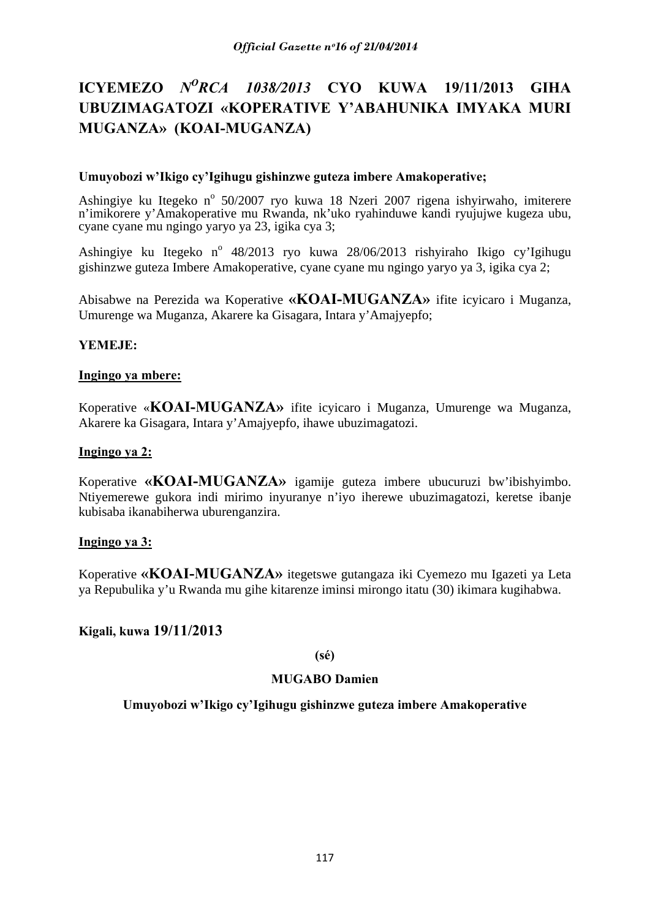# ICYEMEZO *N^O RCA 1038/2013* CYO KUWA 19/11/2013 GIHA UBUZIMAGATOZI «KOPERATIVE Y'ABAHUNIKA IMYAKA MURI MUGANZA» (KOAI-MUGANZA)

**Umuyobozi w'Ikigo cy'Igihugu gishinzwe guteza imbere Amakoperative;**

Ashingiye ku Itegeko n° 50/2007 ryo kuwa 18 Nzeri 2007 rigena ishyirwaho, imiterere n'imikorere y'Amakoperative mu Rwanda, nk'uko ryahinduwe kandi ryujujwe kugeza ubu, cyane cyane mu ngingo yaryo ya 23, igika cya 3;

Ashingiye ku Itegeko n° 48/2013 ryo kuwa 28/06/2013 rishyiraho Ikigo cy'Igihugu gishinzwe guteza Imbere Amakoperative, cyane cyane mu ngingo yaryo ya 3, igika cya 2;

Abisabwe na Perezida wa Koperative **«KOAI-MUGANZA»** ifite icyicaro i Muganza, Umurenge wa Muganza, Akarere ka Gisagara, Intara y'Amajyepfo;

**YEMEJE:**

**Ingingo ya mbere:**

Koperative «**KOAI-MUGANZA»** ifite icyicaro i Muganza, Umurenge wa Muganza, Akarere ka Gisagara, Intara y'Amajyepfo, ihawe ubuzimagatozi.

**Ingingo ya 2:**

Koperative **«KOAI-MUGANZA»** igamije guteza imbere ubucuruzi bw'ibishyimbo. Ntiyemerewe gukora indi mirimo inyuranye n'iyo iherewe ubuzimagatozi, keretse ibanje kubisaba ikanabiherwa uburenganzira.

**Ingingo ya 3:**

Koperative **«KOAI-MUGANZA»** itegetswe gutangaza iki Cyemezo mu Igazeti ya Leta ya Repubulika y'u Rwanda mu gihe kitarenze iminsi mirongo itatu (30) ikimara kugihabwa.

**Kigali, kuwa 19/11/2013**

**(sé)**

**MUGABO Damien**

**Umuyobozi w'Ikigo cy'Igihugu gishinzwe guteza imbere Amakoperative**